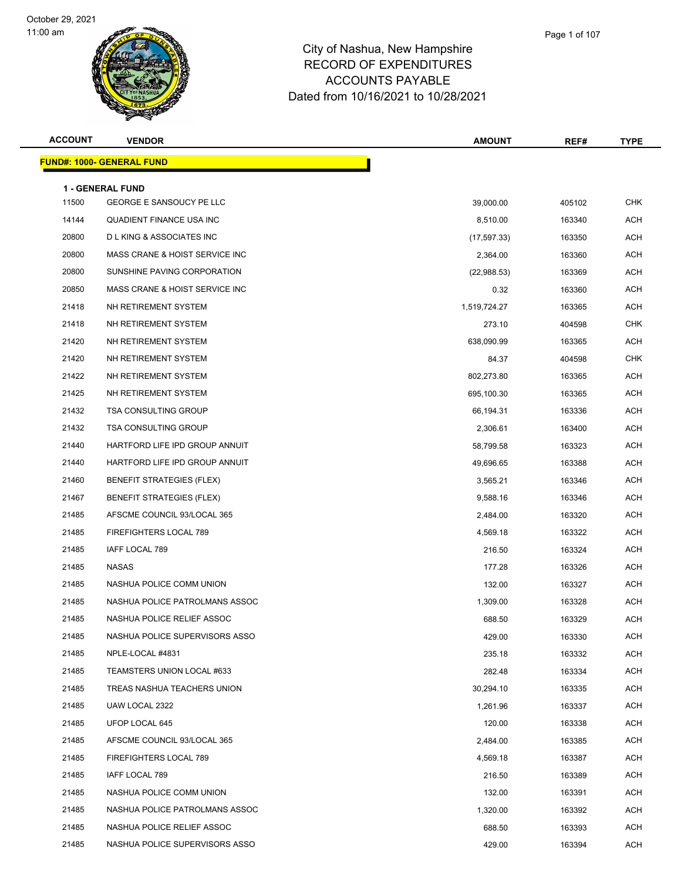October 29, 2021
11:00 am

# City of Nashua, New Hampshire
## RECORD OF EXPENDITURES
## ACCOUNTS PAYABLE
## Dated from 10/16/2021 to 10/28/2021

**FUND#: 1000- GENERAL FUND**

**1 - GENERAL FUND**

| ACCOUNT | VENDOR | AMOUNT | REF# | TYPE |
|---|---|---|---|---|
| 11500 | GEORGE E SANSOUCY PE LLC | 39,000.00 | 405102 | CHK |
| 14144 | QUADIENT FINANCE USA INC | 8,510.00 | 163340 | ACH |
| 20800 | D L KING & ASSOCIATES INC | (17,597.33) | 163350 | ACH |
| 20800 | MASS CRANE & HOIST SERVICE INC | 2,364.00 | 163360 | ACH |
| 20800 | SUNSHINE PAVING CORPORATION | (22,988.53) | 163369 | ACH |
| 20850 | MASS CRANE & HOIST SERVICE INC | 0.32 | 163360 | ACH |
| 21418 | NH RETIREMENT SYSTEM | 1,519,724.27 | 163365 | ACH |
| 21418 | NH RETIREMENT SYSTEM | 273.10 | 404598 | CHK |
| 21420 | NH RETIREMENT SYSTEM | 638,090.99 | 163365 | ACH |
| 21420 | NH RETIREMENT SYSTEM | 84.37 | 404598 | CHK |
| 21422 | NH RETIREMENT SYSTEM | 802,273.80 | 163365 | ACH |
| 21425 | NH RETIREMENT SYSTEM | 695,100.30 | 163365 | ACH |
| 21432 | TSA CONSULTING GROUP | 66,194.31 | 163336 | ACH |
| 21432 | TSA CONSULTING GROUP | 2,306.61 | 163400 | ACH |
| 21440 | HARTFORD LIFE IPD GROUP ANNUIT | 58,799.58 | 163323 | ACH |
| 21440 | HARTFORD LIFE IPD GROUP ANNUIT | 49,696.65 | 163388 | ACH |
| 21460 | BENEFIT STRATEGIES (FLEX) | 3,565.21 | 163346 | ACH |
| 21467 | BENEFIT STRATEGIES (FLEX) | 9,588.16 | 163346 | ACH |
| 21485 | AFSCME COUNCIL 93/LOCAL 365 | 2,484.00 | 163320 | ACH |
| 21485 | FIREFIGHTERS LOCAL 789 | 4,569.18 | 163322 | ACH |
| 21485 | IAFF LOCAL 789 | 216.50 | 163324 | ACH |
| 21485 | NASAS | 177.28 | 163326 | ACH |
| 21485 | NASHUA POLICE COMM UNION | 132.00 | 163327 | ACH |
| 21485 | NASHUA POLICE PATROLMANS ASSOC | 1,309.00 | 163328 | ACH |
| 21485 | NASHUA POLICE RELIEF ASSOC | 688.50 | 163329 | ACH |
| 21485 | NASHUA POLICE SUPERVISORS ASSO | 429.00 | 163330 | ACH |
| 21485 | NPLE-LOCAL #4831 | 235.18 | 163332 | ACH |
| 21485 | TEAMSTERS UNION LOCAL #633 | 282.48 | 163334 | ACH |
| 21485 | TREAS NASHUA TEACHERS UNION | 30,294.10 | 163335 | ACH |
| 21485 | UAW LOCAL 2322 | 1,261.96 | 163337 | ACH |
| 21485 | UFOP LOCAL 645 | 120.00 | 163338 | ACH |
| 21485 | AFSCME COUNCIL 93/LOCAL 365 | 2,484.00 | 163385 | ACH |
| 21485 | FIREFIGHTERS LOCAL 789 | 4,569.18 | 163387 | ACH |
| 21485 | IAFF LOCAL 789 | 216.50 | 163389 | ACH |
| 21485 | NASHUA POLICE COMM UNION | 132.00 | 163391 | ACH |
| 21485 | NASHUA POLICE PATROLMANS ASSOC | 1,320.00 | 163392 | ACH |
| 21485 | NASHUA POLICE RELIEF ASSOC | 688.50 | 163393 | ACH |
| 21485 | NASHUA POLICE SUPERVISORS ASSO | 429.00 | 163394 | ACH |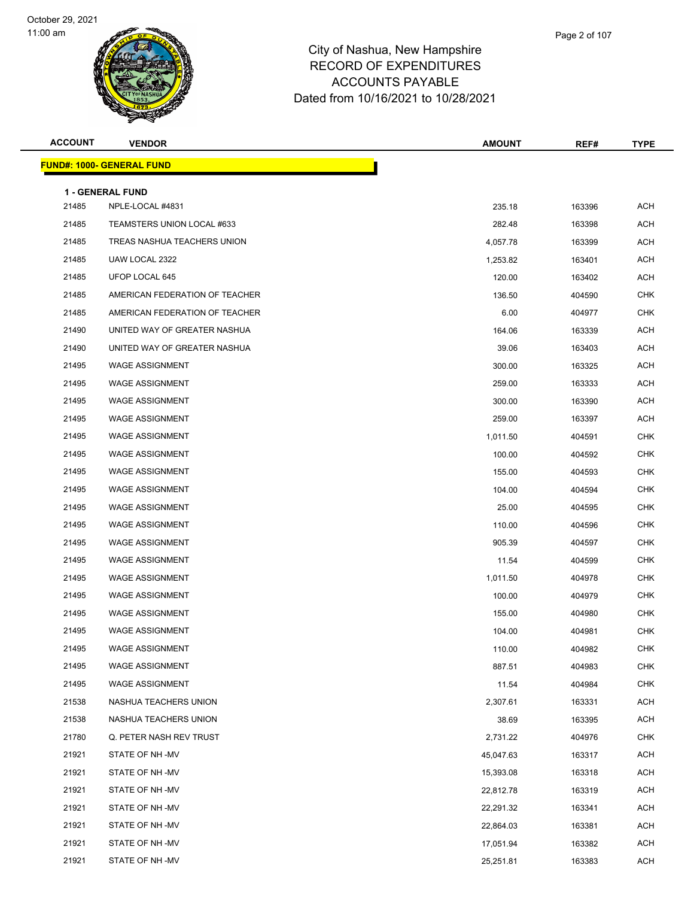City of Nashua, New Hampshire
RECORD OF EXPENDITURES
ACCOUNTS PAYABLE
Dated from 10/16/2021 to 10/28/2021

| ACCOUNT | VENDOR | AMOUNT | REF# | TYPE |
|---|---|---|---|---|

**FUND#: 1000- GENERAL FUND**

**1 - GENERAL FUND**

| ACCOUNT | VENDOR | AMOUNT | REF# | TYPE |
|---|---|---|---|---|
| 21485 | NPLE-LOCAL #4831 | 235.18 | 163396 | ACH |
| 21485 | TEAMSTERS UNION LOCAL #633 | 282.48 | 163398 | ACH |
| 21485 | TREAS NASHUA TEACHERS UNION | 4,057.78 | 163399 | ACH |
| 21485 | UAW LOCAL 2322 | 1,253.82 | 163401 | ACH |
| 21485 | UFOP LOCAL 645 | 120.00 | 163402 | ACH |
| 21485 | AMERICAN FEDERATION OF TEACHER | 136.50 | 404590 | CHK |
| 21485 | AMERICAN FEDERATION OF TEACHER | 6.00 | 404977 | CHK |
| 21490 | UNITED WAY OF GREATER NASHUA | 164.06 | 163339 | ACH |
| 21490 | UNITED WAY OF GREATER NASHUA | 39.06 | 163403 | ACH |
| 21495 | WAGE ASSIGNMENT | 300.00 | 163325 | ACH |
| 21495 | WAGE ASSIGNMENT | 259.00 | 163333 | ACH |
| 21495 | WAGE ASSIGNMENT | 300.00 | 163390 | ACH |
| 21495 | WAGE ASSIGNMENT | 259.00 | 163397 | ACH |
| 21495 | WAGE ASSIGNMENT | 1,011.50 | 404591 | CHK |
| 21495 | WAGE ASSIGNMENT | 100.00 | 404592 | CHK |
| 21495 | WAGE ASSIGNMENT | 155.00 | 404593 | CHK |
| 21495 | WAGE ASSIGNMENT | 104.00 | 404594 | CHK |
| 21495 | WAGE ASSIGNMENT | 25.00 | 404595 | CHK |
| 21495 | WAGE ASSIGNMENT | 110.00 | 404596 | CHK |
| 21495 | WAGE ASSIGNMENT | 905.39 | 404597 | CHK |
| 21495 | WAGE ASSIGNMENT | 11.54 | 404599 | CHK |
| 21495 | WAGE ASSIGNMENT | 1,011.50 | 404978 | CHK |
| 21495 | WAGE ASSIGNMENT | 100.00 | 404979 | CHK |
| 21495 | WAGE ASSIGNMENT | 155.00 | 404980 | CHK |
| 21495 | WAGE ASSIGNMENT | 104.00 | 404981 | CHK |
| 21495 | WAGE ASSIGNMENT | 110.00 | 404982 | CHK |
| 21495 | WAGE ASSIGNMENT | 887.51 | 404983 | CHK |
| 21495 | WAGE ASSIGNMENT | 11.54 | 404984 | CHK |
| 21538 | NASHUA TEACHERS UNION | 2,307.61 | 163331 | ACH |
| 21538 | NASHUA TEACHERS UNION | 38.69 | 163395 | ACH |
| 21780 | Q. PETER NASH REV TRUST | 2,731.22 | 404976 | CHK |
| 21921 | STATE OF NH -MV | 45,047.63 | 163317 | ACH |
| 21921 | STATE OF NH -MV | 15,393.08 | 163318 | ACH |
| 21921 | STATE OF NH -MV | 22,812.78 | 163319 | ACH |
| 21921 | STATE OF NH -MV | 22,291.32 | 163341 | ACH |
| 21921 | STATE OF NH -MV | 22,864.03 | 163381 | ACH |
| 21921 | STATE OF NH -MV | 17,051.94 | 163382 | ACH |
| 21921 | STATE OF NH -MV | 25,251.81 | 163383 | ACH |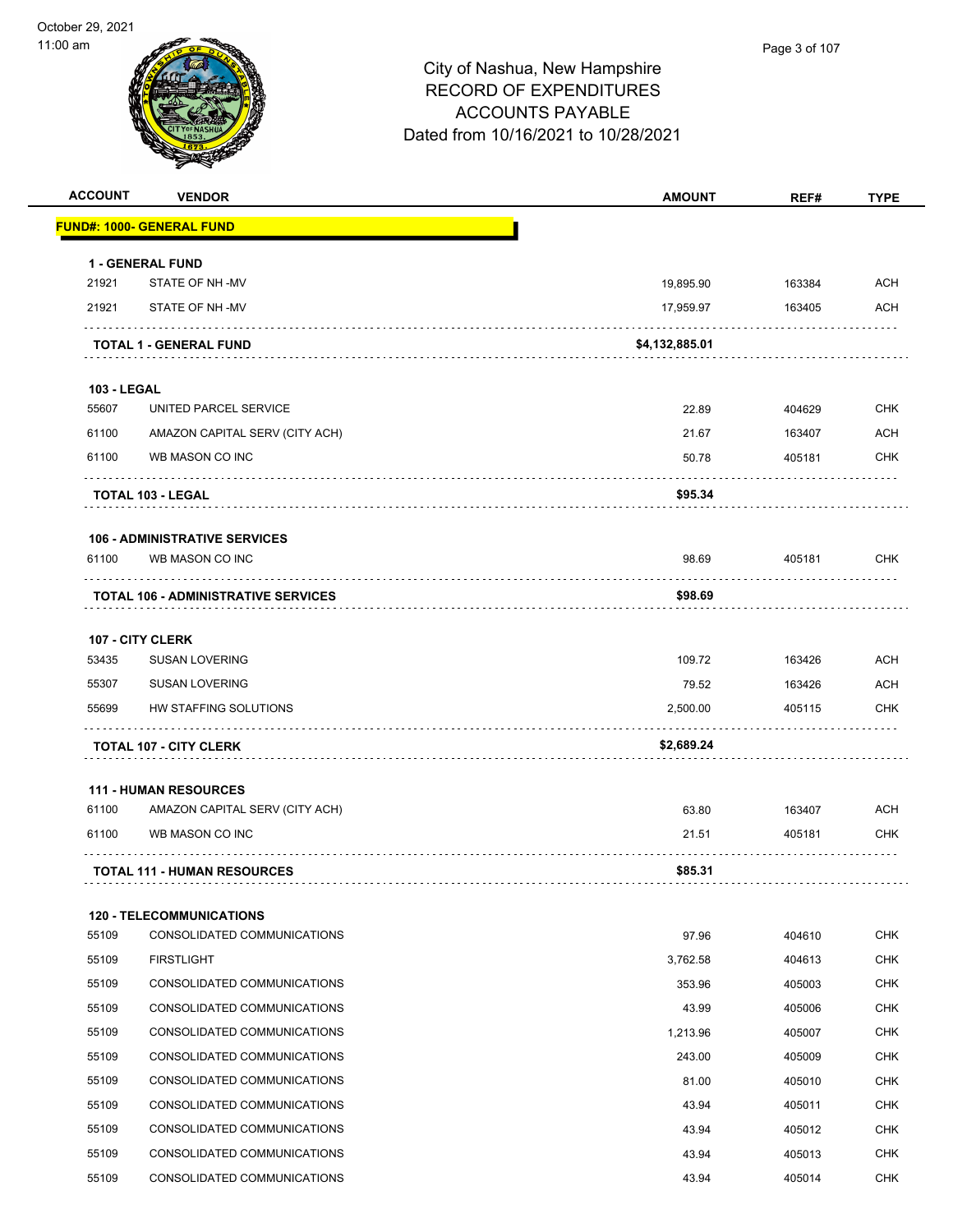# City of Nashua, New Hampshire
## RECORD OF EXPENDITURES
## ACCOUNTS PAYABLE
## Dated from 10/16/2021 to 10/28/2021

October 29, 2021
11:00 am

| ACCOUNT | VENDOR | AMOUNT | REF# | TYPE |
|---|---|---|---|---|
| **FUND#: 1000- GENERAL FUND** | | | | |
| **1 - GENERAL FUND** | | | | |
| 21921 | STATE OF NH -MV | 19,895.90 | 163384 | ACH |
| 21921 | STATE OF NH -MV | 17,959.97 | 163405 | ACH |
| **TOTAL 1 - GENERAL FUND** | | **$4,132,885.01** | | |
| **103 - LEGAL** | | | | |
| 55607 | UNITED PARCEL SERVICE | 22.89 | 404629 | CHK |
| 61100 | AMAZON CAPITAL SERV (CITY ACH) | 21.67 | 163407 | ACH |
| 61100 | WB MASON CO INC | 50.78 | 405181 | CHK |
| **TOTAL 103 - LEGAL** | | **$95.34** | | |
| **106 - ADMINISTRATIVE SERVICES** | | | | |
| 61100 | WB MASON CO INC | 98.69 | 405181 | CHK |
| **TOTAL 106 - ADMINISTRATIVE SERVICES** | | **$98.69** | | |
| **107 - CITY CLERK** | | | | |
| 53435 | SUSAN LOVERING | 109.72 | 163426 | ACH |
| 55307 | SUSAN LOVERING | 79.52 | 163426 | ACH |
| 55699 | HW STAFFING SOLUTIONS | 2,500.00 | 405115 | CHK |
| **TOTAL 107 - CITY CLERK** | | **$2,689.24** | | |
| **111 - HUMAN RESOURCES** | | | | |
| 61100 | AMAZON CAPITAL SERV (CITY ACH) | 63.80 | 163407 | ACH |
| 61100 | WB MASON CO INC | 21.51 | 405181 | CHK |
| **TOTAL 111 - HUMAN RESOURCES** | | **$85.31** | | |
| **120 - TELECOMMUNICATIONS** | | | | |
| 55109 | CONSOLIDATED COMMUNICATIONS | 97.96 | 404610 | CHK |
| 55109 | FIRSTLIGHT | 3,762.58 | 404613 | CHK |
| 55109 | CONSOLIDATED COMMUNICATIONS | 353.96 | 405003 | CHK |
| 55109 | CONSOLIDATED COMMUNICATIONS | 43.99 | 405006 | CHK |
| 55109 | CONSOLIDATED COMMUNICATIONS | 1,213.96 | 405007 | CHK |
| 55109 | CONSOLIDATED COMMUNICATIONS | 243.00 | 405009 | CHK |
| 55109 | CONSOLIDATED COMMUNICATIONS | 81.00 | 405010 | CHK |
| 55109 | CONSOLIDATED COMMUNICATIONS | 43.94 | 405011 | CHK |
| 55109 | CONSOLIDATED COMMUNICATIONS | 43.94 | 405012 | CHK |
| 55109 | CONSOLIDATED COMMUNICATIONS | 43.94 | 405013 | CHK |
| 55109 | CONSOLIDATED COMMUNICATIONS | 43.94 | 405014 | CHK |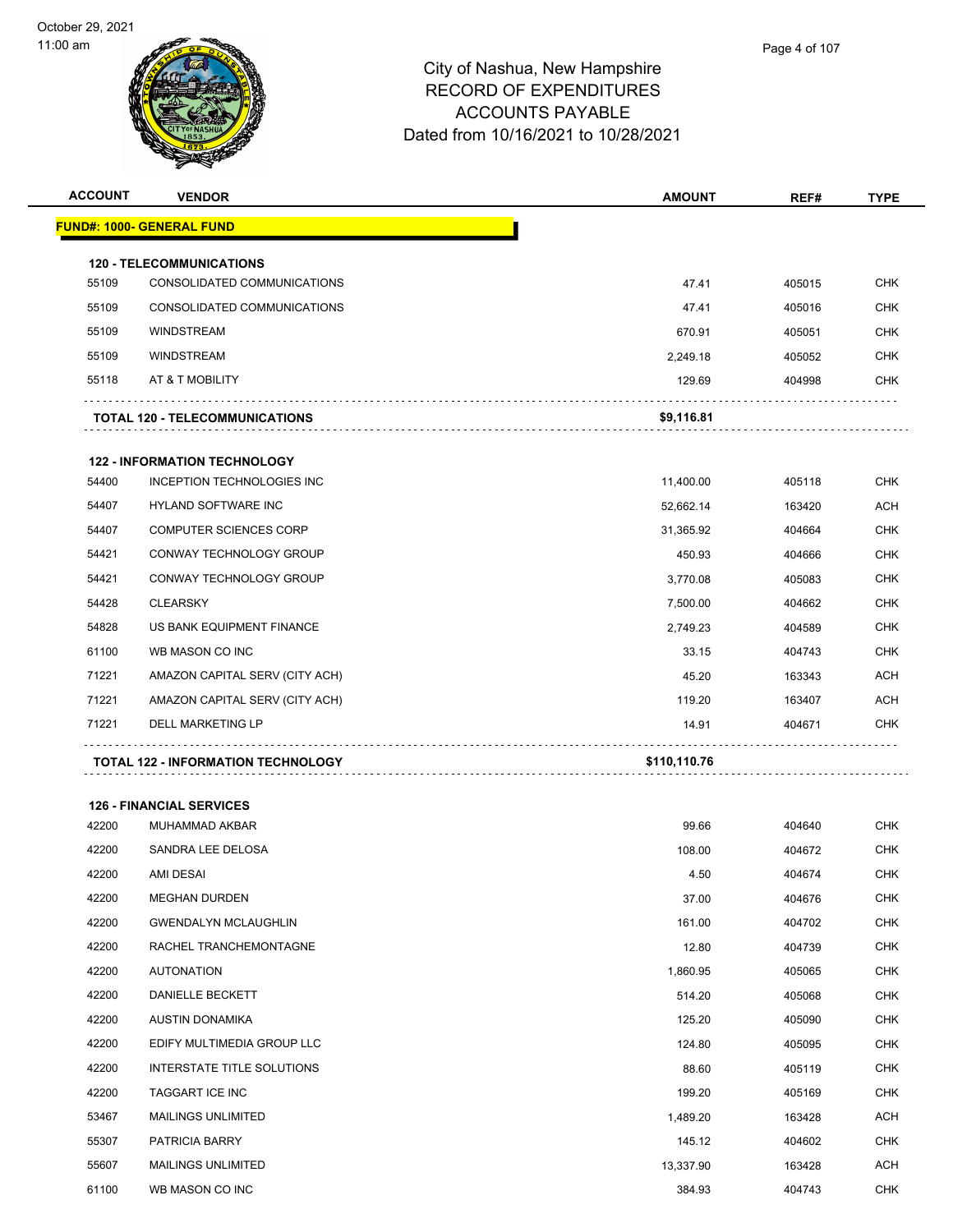City of Nashua, New Hampshire
RECORD OF EXPENDITURES
ACCOUNTS PAYABLE
Dated from 10/16/2021 to 10/28/2021

| ACCOUNT | VENDOR | AMOUNT | REF# | TYPE |
|---|---|---|---|---|
| **FUND#: 1000- GENERAL FUND** | | | | |
| **120 - TELECOMMUNICATIONS** | | | | |
| 55109 | CONSOLIDATED COMMUNICATIONS | 47.41 | 405015 | CHK |
| 55109 | CONSOLIDATED COMMUNICATIONS | 47.41 | 405016 | CHK |
| 55109 | WINDSTREAM | 670.91 | 405051 | CHK |
| 55109 | WINDSTREAM | 2,249.18 | 405052 | CHK |
| 55118 | AT & T MOBILITY | 129.69 | 404998 | CHK |
| | **TOTAL 120 - TELECOMMUNICATIONS** | **$9,116.81** | | |
| **122 - INFORMATION TECHNOLOGY** | | | | |
| 54400 | INCEPTION TECHNOLOGIES INC | 11,400.00 | 405118 | CHK |
| 54407 | HYLAND SOFTWARE INC | 52,662.14 | 163420 | ACH |
| 54407 | COMPUTER SCIENCES CORP | 31,365.92 | 404664 | CHK |
| 54421 | CONWAY TECHNOLOGY GROUP | 450.93 | 404666 | CHK |
| 54421 | CONWAY TECHNOLOGY GROUP | 3,770.08 | 405083 | CHK |
| 54428 | CLEARSKY | 7,500.00 | 404662 | CHK |
| 54828 | US BANK EQUIPMENT FINANCE | 2,749.23 | 404589 | CHK |
| 61100 | WB MASON CO INC | 33.15 | 404743 | CHK |
| 71221 | AMAZON CAPITAL SERV (CITY ACH) | 45.20 | 163343 | ACH |
| 71221 | AMAZON CAPITAL SERV (CITY ACH) | 119.20 | 163407 | ACH |
| 71221 | DELL MARKETING LP | 14.91 | 404671 | CHK |
| | **TOTAL 122 - INFORMATION TECHNOLOGY** | **$110,110.76** | | |
| **126 - FINANCIAL SERVICES** | | | | |
| 42200 | MUHAMMAD AKBAR | 99.66 | 404640 | CHK |
| 42200 | SANDRA LEE DELOSA | 108.00 | 404672 | CHK |
| 42200 | AMI DESAI | 4.50 | 404674 | CHK |
| 42200 | MEGHAN DURDEN | 37.00 | 404676 | CHK |
| 42200 | GWENDALYN MCLAUGHLIN | 161.00 | 404702 | CHK |
| 42200 | RACHEL TRANCHEMONTAGNE | 12.80 | 404739 | CHK |
| 42200 | AUTONATION | 1,860.95 | 405065 | CHK |
| 42200 | DANIELLE BECKETT | 514.20 | 405068 | CHK |
| 42200 | AUSTIN DONAMIKA | 125.20 | 405090 | CHK |
| 42200 | EDIFY MULTIMEDIA GROUP LLC | 124.80 | 405095 | CHK |
| 42200 | INTERSTATE TITLE SOLUTIONS | 88.60 | 405119 | CHK |
| 42200 | TAGGART ICE INC | 199.20 | 405169 | CHK |
| 53467 | MAILINGS UNLIMITED | 1,489.20 | 163428 | ACH |
| 55307 | PATRICIA BARRY | 145.12 | 404602 | CHK |
| 55607 | MAILINGS UNLIMITED | 13,337.90 | 163428 | ACH |
| 61100 | WB MASON CO INC | 384.93 | 404743 | CHK |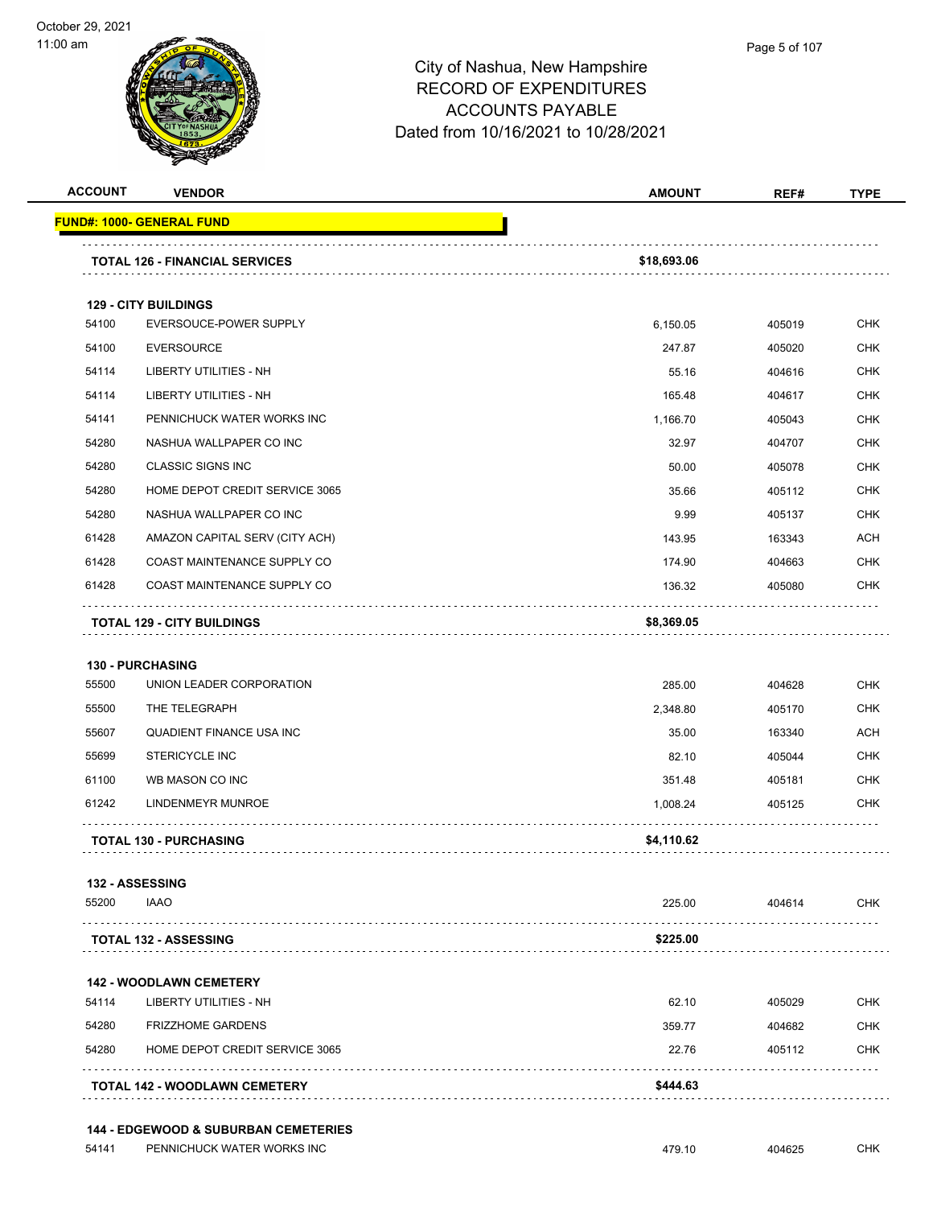# City of Nashua, New Hampshire
## RECORD OF EXPENDITURES
## ACCOUNTS PAYABLE
## Dated from 10/16/2021 to 10/28/2021

| ACCOUNT | VENDOR | AMOUNT | REF# | TYPE |
|---|---|---|---|---|
| **FUND#: 1000- GENERAL FUND** | | | | |
| | **TOTAL 126 - FINANCIAL SERVICES** | **$18,693.06** | | |
| **129 - CITY BUILDINGS** | | | | |
| 54100 | EVERSOUCE-POWER SUPPLY | 6,150.05 | 405019 | CHK |
| 54100 | EVERSOURCE | 247.87 | 405020 | CHK |
| 54114 | LIBERTY UTILITIES - NH | 55.16 | 404616 | CHK |
| 54114 | LIBERTY UTILITIES - NH | 165.48 | 404617 | CHK |
| 54141 | PENNICHUCK WATER WORKS INC | 1,166.70 | 405043 | CHK |
| 54280 | NASHUA WALLPAPER CO INC | 32.97 | 404707 | CHK |
| 54280 | CLASSIC SIGNS INC | 50.00 | 405078 | CHK |
| 54280 | HOME DEPOT CREDIT SERVICE 3065 | 35.66 | 405112 | CHK |
| 54280 | NASHUA WALLPAPER CO INC | 9.99 | 405137 | CHK |
| 61428 | AMAZON CAPITAL SERV (CITY ACH) | 143.95 | 163343 | ACH |
| 61428 | COAST MAINTENANCE SUPPLY CO | 174.90 | 404663 | CHK |
| 61428 | COAST MAINTENANCE SUPPLY CO | 136.32 | 405080 | CHK |
| | **TOTAL 129 - CITY BUILDINGS** | **$8,369.05** | | |
| **130 - PURCHASING** | | | | |
| 55500 | UNION LEADER CORPORATION | 285.00 | 404628 | CHK |
| 55500 | THE TELEGRAPH | 2,348.80 | 405170 | CHK |
| 55607 | QUADIENT FINANCE USA INC | 35.00 | 163340 | ACH |
| 55699 | STERICYCLE INC | 82.10 | 405044 | CHK |
| 61100 | WB MASON CO INC | 351.48 | 405181 | CHK |
| 61242 | LINDENMEYR MUNROE | 1,008.24 | 405125 | CHK |
| | **TOTAL 130 - PURCHASING** | **$4,110.62** | | |
| **132 - ASSESSING** | | | | |
| 55200 | IAAO | 225.00 | 404614 | CHK |
| | **TOTAL 132 - ASSESSING** | **$225.00** | | |
| **142 - WOODLAWN CEMETERY** | | | | |
| 54114 | LIBERTY UTILITIES - NH | 62.10 | 405029 | CHK |
| 54280 | FRIZZHOME GARDENS | 359.77 | 404682 | CHK |
| 54280 | HOME DEPOT CREDIT SERVICE 3065 | 22.76 | 405112 | CHK |
| | **TOTAL 142 - WOODLAWN CEMETERY** | **$444.63** | | |
| **144 - EDGEWOOD & SUBURBAN CEMETERIES** | | | | |
| 54141 | PENNICHUCK WATER WORKS INC | 479.10 | 404625 | CHK |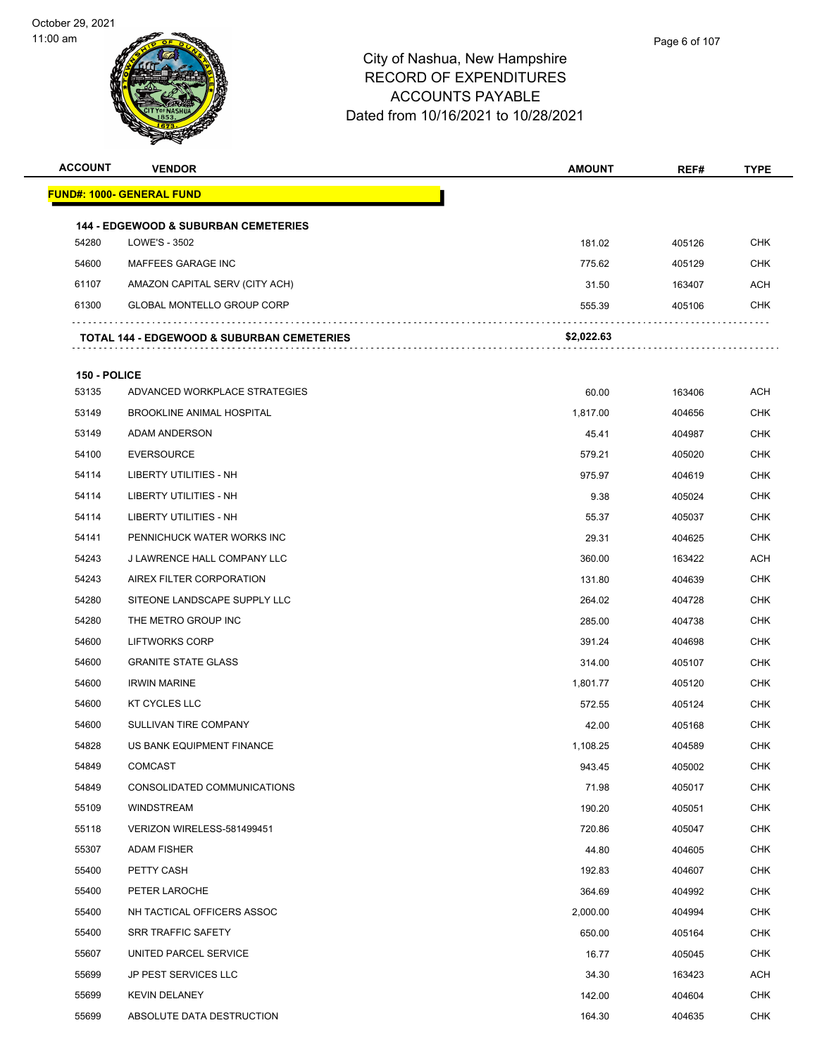# City of Nashua, New Hampshire
## RECORD OF EXPENDITURES
## ACCOUNTS PAYABLE
## Dated from 10/16/2021 to 10/28/2021

| ACCOUNT | VENDOR | AMOUNT | REF# | TYPE |
|---|---|---|---|---|
| **FUND#: 1000- GENERAL FUND** | | | | |
| **144 - EDGEWOOD & SUBURBAN CEMETERIES** | | | | |
| 54280 | LOWE'S - 3502 | 181.02 | 405126 | CHK |
| 54600 | MAFFEES GARAGE INC | 775.62 | 405129 | CHK |
| 61107 | AMAZON CAPITAL SERV (CITY ACH) | 31.50 | 163407 | ACH |
| 61300 | GLOBAL MONTELLO GROUP CORP | 555.39 | 405106 | CHK |
| **TOTAL 144 - EDGEWOOD & SUBURBAN CEMETERIES** | | **$2,022.63** | | |
| **150 - POLICE** | | | | |
| 53135 | ADVANCED WORKPLACE STRATEGIES | 60.00 | 163406 | ACH |
| 53149 | BROOKLINE ANIMAL HOSPITAL | 1,817.00 | 404656 | CHK |
| 53149 | ADAM ANDERSON | 45.41 | 404987 | CHK |
| 54100 | EVERSOURCE | 579.21 | 405020 | CHK |
| 54114 | LIBERTY UTILITIES - NH | 975.97 | 404619 | CHK |
| 54114 | LIBERTY UTILITIES - NH | 9.38 | 405024 | CHK |
| 54114 | LIBERTY UTILITIES - NH | 55.37 | 405037 | CHK |
| 54141 | PENNICHUCK WATER WORKS INC | 29.31 | 404625 | CHK |
| 54243 | J LAWRENCE HALL COMPANY LLC | 360.00 | 163422 | ACH |
| 54243 | AIREX FILTER CORPORATION | 131.80 | 404639 | CHK |
| 54280 | SITEONE LANDSCAPE SUPPLY LLC | 264.02 | 404728 | CHK |
| 54280 | THE METRO GROUP INC | 285.00 | 404738 | CHK |
| 54600 | LIFTWORKS CORP | 391.24 | 404698 | CHK |
| 54600 | GRANITE STATE GLASS | 314.00 | 405107 | CHK |
| 54600 | IRWIN MARINE | 1,801.77 | 405120 | CHK |
| 54600 | KT CYCLES LLC | 572.55 | 405124 | CHK |
| 54600 | SULLIVAN TIRE COMPANY | 42.00 | 405168 | CHK |
| 54828 | US BANK EQUIPMENT FINANCE | 1,108.25 | 404589 | CHK |
| 54849 | COMCAST | 943.45 | 405002 | CHK |
| 54849 | CONSOLIDATED COMMUNICATIONS | 71.98 | 405017 | CHK |
| 55109 | WINDSTREAM | 190.20 | 405051 | CHK |
| 55118 | VERIZON WIRELESS-581499451 | 720.86 | 405047 | CHK |
| 55307 | ADAM FISHER | 44.80 | 404605 | CHK |
| 55400 | PETTY CASH | 192.83 | 404607 | CHK |
| 55400 | PETER LAROCHE | 364.69 | 404992 | CHK |
| 55400 | NH TACTICAL OFFICERS ASSOC | 2,000.00 | 404994 | CHK |
| 55400 | SRR TRAFFIC SAFETY | 650.00 | 405164 | CHK |
| 55607 | UNITED PARCEL SERVICE | 16.77 | 405045 | CHK |
| 55699 | JP PEST SERVICES LLC | 34.30 | 163423 | ACH |
| 55699 | KEVIN DELANEY | 142.00 | 404604 | CHK |
| 55699 | ABSOLUTE DATA DESTRUCTION | 164.30 | 404635 | CHK |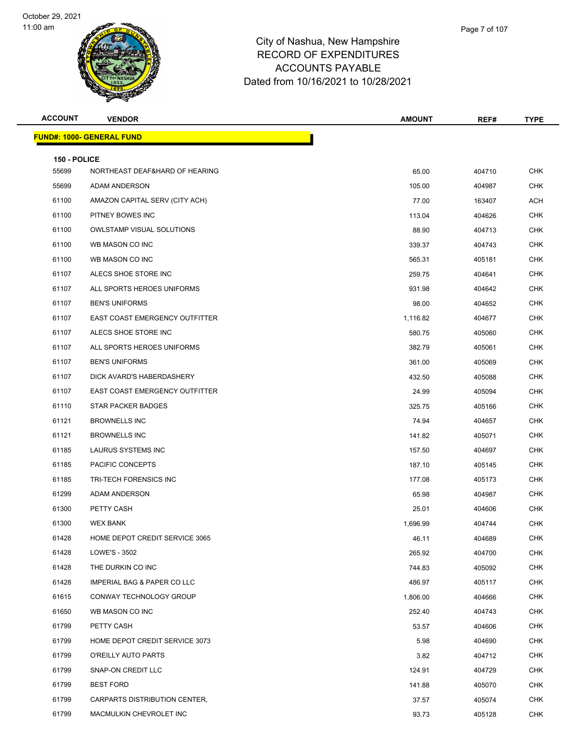City of Nashua, New Hampshire
RECORD OF EXPENDITURES
ACCOUNTS PAYABLE
Dated from 10/16/2021 to 10/28/2021

October 29, 2021
11:00 am

| ACCOUNT | VENDOR | AMOUNT | REF# | TYPE |
|---|---|---|---|---|

**FUND#: 1000- GENERAL FUND**

**150 - POLICE**

| ACCOUNT | VENDOR | AMOUNT | REF# | TYPE |
|---|---|---|---|---|
| 55699 | NORTHEAST DEAF&HARD OF HEARING | 65.00 | 404710 | CHK |
| 55699 | ADAM ANDERSON | 105.00 | 404987 | CHK |
| 61100 | AMAZON CAPITAL SERV (CITY ACH) | 77.00 | 163407 | ACH |
| 61100 | PITNEY BOWES INC | 113.04 | 404626 | CHK |
| 61100 | OWLSTAMP VISUAL SOLUTIONS | 88.90 | 404713 | CHK |
| 61100 | WB MASON CO INC | 339.37 | 404743 | CHK |
| 61100 | WB MASON CO INC | 565.31 | 405181 | CHK |
| 61107 | ALECS SHOE STORE INC | 259.75 | 404641 | CHK |
| 61107 | ALL SPORTS HEROES UNIFORMS | 931.98 | 404642 | CHK |
| 61107 | BEN'S UNIFORMS | 98.00 | 404652 | CHK |
| 61107 | EAST COAST EMERGENCY OUTFITTER | 1,116.82 | 404677 | CHK |
| 61107 | ALECS SHOE STORE INC | 580.75 | 405060 | CHK |
| 61107 | ALL SPORTS HEROES UNIFORMS | 382.79 | 405061 | CHK |
| 61107 | BEN'S UNIFORMS | 361.00 | 405069 | CHK |
| 61107 | DICK AVARD'S HABERDASHERY | 432.50 | 405088 | CHK |
| 61107 | EAST COAST EMERGENCY OUTFITTER | 24.99 | 405094 | CHK |
| 61110 | STAR PACKER BADGES | 325.75 | 405166 | CHK |
| 61121 | BROWNELLS INC | 74.94 | 404657 | CHK |
| 61121 | BROWNELLS INC | 141.82 | 405071 | CHK |
| 61185 | LAURUS SYSTEMS INC | 157.50 | 404697 | CHK |
| 61185 | PACIFIC CONCEPTS | 187.10 | 405145 | CHK |
| 61185 | TRI-TECH FORENSICS INC | 177.08 | 405173 | CHK |
| 61299 | ADAM ANDERSON | 65.98 | 404987 | CHK |
| 61300 | PETTY CASH | 25.01 | 404606 | CHK |
| 61300 | WEX BANK | 1,696.99 | 404744 | CHK |
| 61428 | HOME DEPOT CREDIT SERVICE 3065 | 46.11 | 404689 | CHK |
| 61428 | LOWE'S - 3502 | 265.92 | 404700 | CHK |
| 61428 | THE DURKIN CO INC | 744.83 | 405092 | CHK |
| 61428 | IMPERIAL BAG & PAPER CO LLC | 486.97 | 405117 | CHK |
| 61615 | CONWAY TECHNOLOGY GROUP | 1,806.00 | 404666 | CHK |
| 61650 | WB MASON CO INC | 252.40 | 404743 | CHK |
| 61799 | PETTY CASH | 53.57 | 404606 | CHK |
| 61799 | HOME DEPOT CREDIT SERVICE 3073 | 5.98 | 404690 | CHK |
| 61799 | O'REILLY AUTO PARTS | 3.82 | 404712 | CHK |
| 61799 | SNAP-ON CREDIT LLC | 124.91 | 404729 | CHK |
| 61799 | BEST FORD | 141.88 | 405070 | CHK |
| 61799 | CARPARTS DISTRIBUTION CENTER, | 37.57 | 405074 | CHK |
| 61799 | MACMULKIN CHEVROLET INC | 93.73 | 405128 | CHK |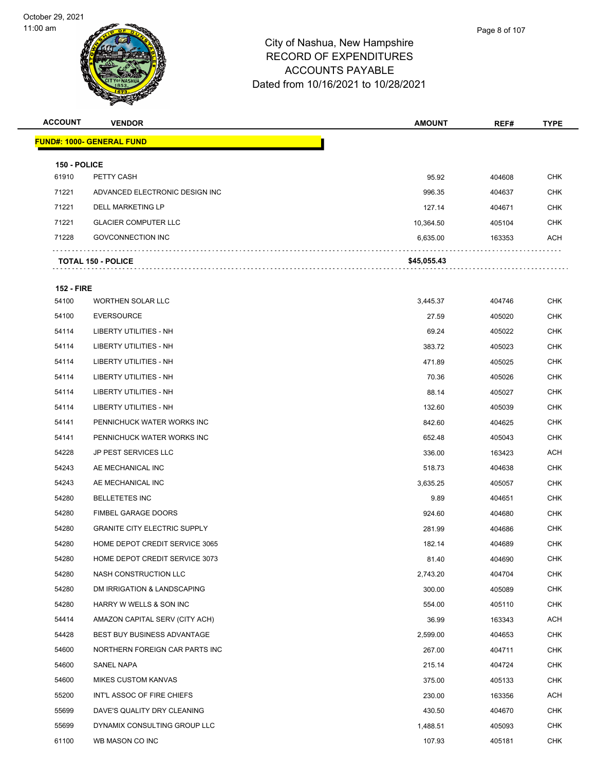# City of Nashua, New Hampshire
## RECORD OF EXPENDITURES
## ACCOUNTS PAYABLE
## Dated from 10/16/2021 to 10/28/2021

| ACCOUNT | VENDOR | AMOUNT | REF# | TYPE |
|---|---|---|---|---|
| **FUND#: 1000- GENERAL FUND** | | | | |
| **150 - POLICE** | | | | |
| 61910 | PETTY CASH | 95.92 | 404608 | CHK |
| 71221 | ADVANCED ELECTRONIC DESIGN INC | 996.35 | 404637 | CHK |
| 71221 | DELL MARKETING LP | 127.14 | 404671 | CHK |
| 71221 | GLACIER COMPUTER LLC | 10,364.50 | 405104 | CHK |
| 71228 | GOVCONNECTION INC | 6,635.00 | 163353 | ACH |
| **TOTAL 150 - POLICE** | | **$45,055.43** | | |
| **152 - FIRE** | | | | |
| 54100 | WORTHEN SOLAR LLC | 3,445.37 | 404746 | CHK |
| 54100 | EVERSOURCE | 27.59 | 405020 | CHK |
| 54114 | LIBERTY UTILITIES - NH | 69.24 | 405022 | CHK |
| 54114 | LIBERTY UTILITIES - NH | 383.72 | 405023 | CHK |
| 54114 | LIBERTY UTILITIES - NH | 471.89 | 405025 | CHK |
| 54114 | LIBERTY UTILITIES - NH | 70.36 | 405026 | CHK |
| 54114 | LIBERTY UTILITIES - NH | 88.14 | 405027 | CHK |
| 54114 | LIBERTY UTILITIES - NH | 132.60 | 405039 | CHK |
| 54141 | PENNICHUCK WATER WORKS INC | 842.60 | 404625 | CHK |
| 54141 | PENNICHUCK WATER WORKS INC | 652.48 | 405043 | CHK |
| 54228 | JP PEST SERVICES LLC | 336.00 | 163423 | ACH |
| 54243 | AE MECHANICAL INC | 518.73 | 404638 | CHK |
| 54243 | AE MECHANICAL INC | 3,635.25 | 405057 | CHK |
| 54280 | BELLETETES INC | 9.89 | 404651 | CHK |
| 54280 | FIMBEL GARAGE DOORS | 924.60 | 404680 | CHK |
| 54280 | GRANITE CITY ELECTRIC SUPPLY | 281.99 | 404686 | CHK |
| 54280 | HOME DEPOT CREDIT SERVICE 3065 | 182.14 | 404689 | CHK |
| 54280 | HOME DEPOT CREDIT SERVICE 3073 | 81.40 | 404690 | CHK |
| 54280 | NASH CONSTRUCTION LLC | 2,743.20 | 404704 | CHK |
| 54280 | DM IRRIGATION & LANDSCAPING | 300.00 | 405089 | CHK |
| 54280 | HARRY W WELLS & SON INC | 554.00 | 405110 | CHK |
| 54414 | AMAZON CAPITAL SERV (CITY ACH) | 36.99 | 163343 | ACH |
| 54428 | BEST BUY BUSINESS ADVANTAGE | 2,599.00 | 404653 | CHK |
| 54600 | NORTHERN FOREIGN CAR PARTS INC | 267.00 | 404711 | CHK |
| 54600 | SANEL NAPA | 215.14 | 404724 | CHK |
| 54600 | MIKES CUSTOM KANVAS | 375.00 | 405133 | CHK |
| 55200 | INT'L ASSOC OF FIRE CHIEFS | 230.00 | 163356 | ACH |
| 55699 | DAVE'S QUALITY DRY CLEANING | 430.50 | 404670 | CHK |
| 55699 | DYNAMIX CONSULTING GROUP LLC | 1,488.51 | 405093 | CHK |
| 61100 | WB MASON CO INC | 107.93 | 405181 | CHK |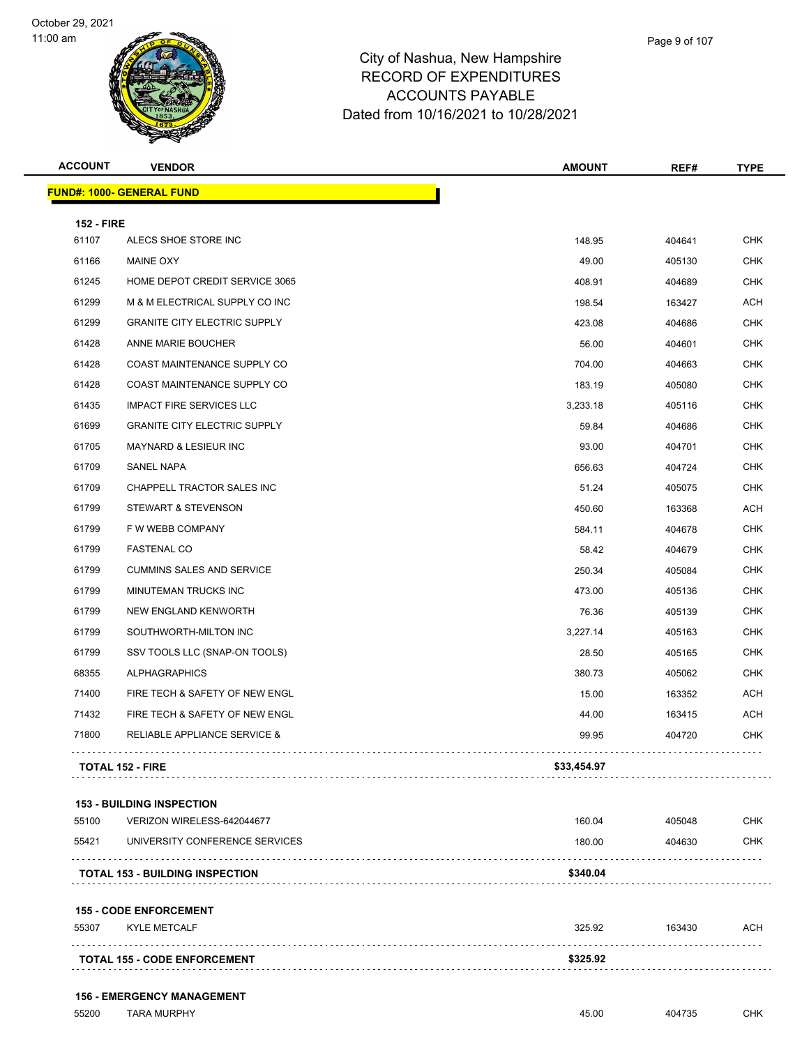# City of Nashua, New Hampshire
## RECORD OF EXPENDITURES
## ACCOUNTS PAYABLE
## Dated from 10/16/2021 to 10/28/2021

| ACCOUNT | VENDOR | AMOUNT | REF# | TYPE |
|---|---|---|---|---|
| **FUND#: 1000- GENERAL FUND** | | | | |
| **152 - FIRE** | | | | |
| 61107 | ALECS SHOE STORE INC | 148.95 | 404641 | CHK |
| 61166 | MAINE OXY | 49.00 | 405130 | CHK |
| 61245 | HOME DEPOT CREDIT SERVICE 3065 | 408.91 | 404689 | CHK |
| 61299 | M & M ELECTRICAL SUPPLY CO INC | 198.54 | 163427 | ACH |
| 61299 | GRANITE CITY ELECTRIC SUPPLY | 423.08 | 404686 | CHK |
| 61428 | ANNE MARIE BOUCHER | 56.00 | 404601 | CHK |
| 61428 | COAST MAINTENANCE SUPPLY CO | 704.00 | 404663 | CHK |
| 61428 | COAST MAINTENANCE SUPPLY CO | 183.19 | 405080 | CHK |
| 61435 | IMPACT FIRE SERVICES LLC | 3,233.18 | 405116 | CHK |
| 61699 | GRANITE CITY ELECTRIC SUPPLY | 59.84 | 404686 | CHK |
| 61705 | MAYNARD & LESIEUR INC | 93.00 | 404701 | CHK |
| 61709 | SANEL NAPA | 656.63 | 404724 | CHK |
| 61709 | CHAPPELL TRACTOR SALES INC | 51.24 | 405075 | CHK |
| 61799 | STEWART & STEVENSON | 450.60 | 163368 | ACH |
| 61799 | F W WEBB COMPANY | 584.11 | 404678 | CHK |
| 61799 | FASTENAL CO | 58.42 | 404679 | CHK |
| 61799 | CUMMINS SALES AND SERVICE | 250.34 | 405084 | CHK |
| 61799 | MINUTEMAN TRUCKS INC | 473.00 | 405136 | CHK |
| 61799 | NEW ENGLAND KENWORTH | 76.36 | 405139 | CHK |
| 61799 | SOUTHWORTH-MILTON INC | 3,227.14 | 405163 | CHK |
| 61799 | SSV TOOLS LLC (SNAP-ON TOOLS) | 28.50 | 405165 | CHK |
| 68355 | ALPHAGRAPHICS | 380.73 | 405062 | CHK |
| 71400 | FIRE TECH & SAFETY OF NEW ENGL | 15.00 | 163352 | ACH |
| 71432 | FIRE TECH & SAFETY OF NEW ENGL | 44.00 | 163415 | ACH |
| 71800 | RELIABLE APPLIANCE SERVICE & | 99.95 | 404720 | CHK |
| **TOTAL 152 - FIRE** | | **$33,454.97** | | |
| **153 - BUILDING INSPECTION** | | | | |
| 55100 | VERIZON WIRELESS-642044677 | 160.04 | 405048 | CHK |
| 55421 | UNIVERSITY CONFERENCE SERVICES | 180.00 | 404630 | CHK |
| **TOTAL 153 - BUILDING INSPECTION** | | **$340.04** | | |
| **155 - CODE ENFORCEMENT** | | | | |
| 55307 | KYLE METCALF | 325.92 | 163430 | ACH |
| **TOTAL 155 - CODE ENFORCEMENT** | | **$325.92** | | |
| **156 - EMERGENCY MANAGEMENT** | | | | |
| 55200 | TARA MURPHY | 45.00 | 404735 | CHK |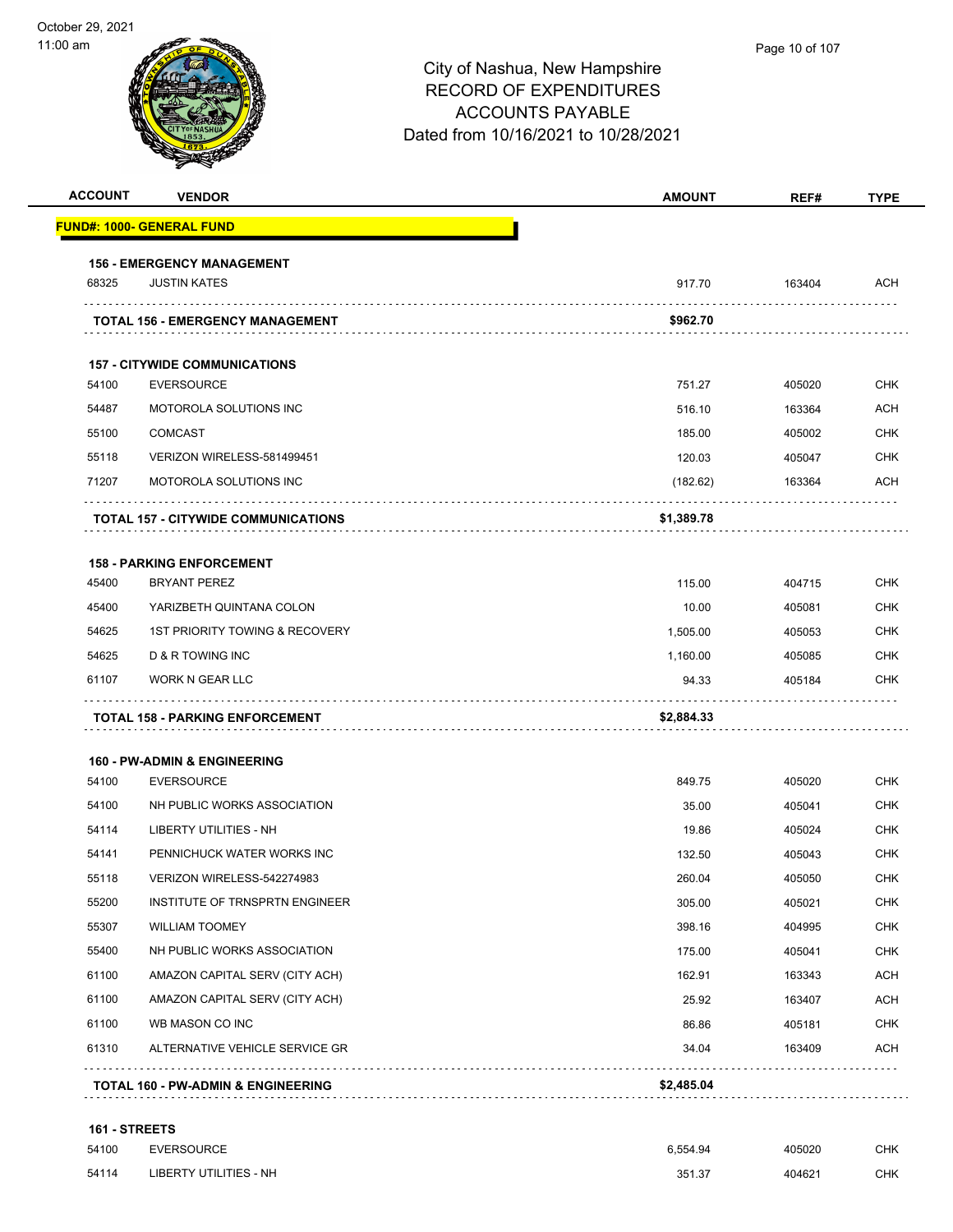# City of Nashua, New Hampshire
## RECORD OF EXPENDITURES
## ACCOUNTS PAYABLE
## Dated from 10/16/2021 to 10/28/2021

| ACCOUNT | VENDOR | AMOUNT | REF# | TYPE |
|---|---|---|---|---|
| **FUND#: 1000- GENERAL FUND** | | | | |
| **156 - EMERGENCY MANAGEMENT** | | | | |
| 68325 | JUSTIN KATES | 917.70 | 163404 | ACH |
| | **TOTAL 156 - EMERGENCY MANAGEMENT** | **$962.70** | | |
| **157 - CITYWIDE COMMUNICATIONS** | | | | |
| 54100 | EVERSOURCE | 751.27 | 405020 | CHK |
| 54487 | MOTOROLA SOLUTIONS INC | 516.10 | 163364 | ACH |
| 55100 | COMCAST | 185.00 | 405002 | CHK |
| 55118 | VERIZON WIRELESS-581499451 | 120.03 | 405047 | CHK |
| 71207 | MOTOROLA SOLUTIONS INC | (182.62) | 163364 | ACH |
| | **TOTAL 157 - CITYWIDE COMMUNICATIONS** | **$1,389.78** | | |
| **158 - PARKING ENFORCEMENT** | | | | |
| 45400 | BRYANT PEREZ | 115.00 | 404715 | CHK |
| 45400 | YARIZBETH QUINTANA COLON | 10.00 | 405081 | CHK |
| 54625 | 1ST PRIORITY TOWING & RECOVERY | 1,505.00 | 405053 | CHK |
| 54625 | D & R TOWING INC | 1,160.00 | 405085 | CHK |
| 61107 | WORK N GEAR LLC | 94.33 | 405184 | CHK |
| | **TOTAL 158 - PARKING ENFORCEMENT** | **$2,884.33** | | |
| **160 - PW-ADMIN & ENGINEERING** | | | | |
| 54100 | EVERSOURCE | 849.75 | 405020 | CHK |
| 54100 | NH PUBLIC WORKS ASSOCIATION | 35.00 | 405041 | CHK |
| 54114 | LIBERTY UTILITIES - NH | 19.86 | 405024 | CHK |
| 54141 | PENNICHUCK WATER WORKS INC | 132.50 | 405043 | CHK |
| 55118 | VERIZON WIRELESS-542274983 | 260.04 | 405050 | CHK |
| 55200 | INSTITUTE OF TRNSPRTN ENGINEER | 305.00 | 405021 | CHK |
| 55307 | WILLIAM TOOMEY | 398.16 | 404995 | CHK |
| 55400 | NH PUBLIC WORKS ASSOCIATION | 175.00 | 405041 | CHK |
| 61100 | AMAZON CAPITAL SERV (CITY ACH) | 162.91 | 163343 | ACH |
| 61100 | AMAZON CAPITAL SERV (CITY ACH) | 25.92 | 163407 | ACH |
| 61100 | WB MASON CO INC | 86.86 | 405181 | CHK |
| 61310 | ALTERNATIVE VEHICLE SERVICE GR | 34.04 | 163409 | ACH |
| | **TOTAL 160 - PW-ADMIN & ENGINEERING** | **$2,485.04** | | |
| **161 - STREETS** | | | | |
| 54100 | EVERSOURCE | 6,554.94 | 405020 | CHK |
| 54114 | LIBERTY UTILITIES - NH | 351.37 | 404621 | CHK |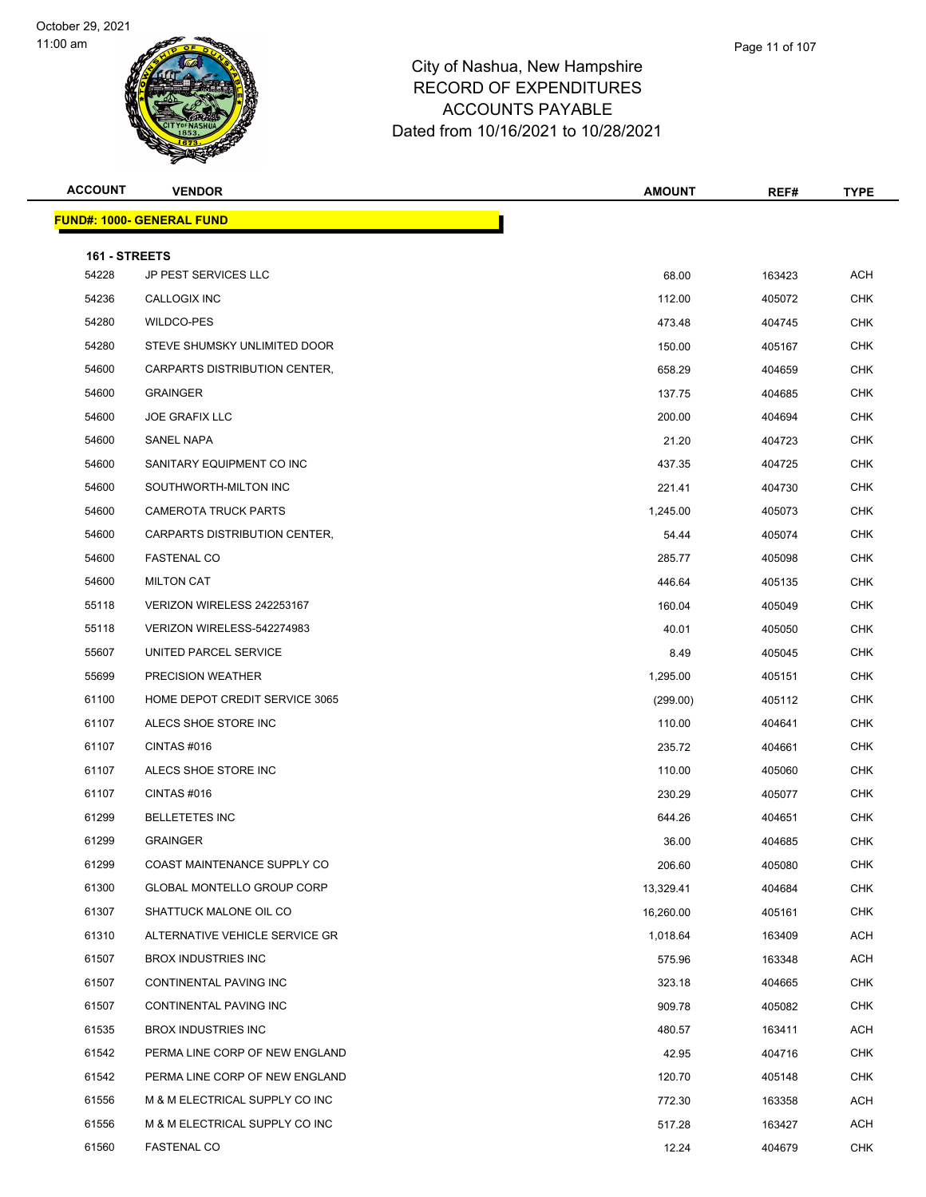# City of Nashua, New Hampshire
## RECORD OF EXPENDITURES
## ACCOUNTS PAYABLE
## Dated from 10/16/2021 to 10/28/2021

| ACCOUNT | VENDOR | AMOUNT | REF# | TYPE |
|---|---|---|---|---|

**FUND#: 1000- GENERAL FUND**

**161 - STREETS**

| ACCOUNT | VENDOR | AMOUNT | REF# | TYPE |
|---|---|---|---|---|
| 54228 | JP PEST SERVICES LLC | 68.00 | 163423 | ACH |
| 54236 | CALLOGIX INC | 112.00 | 405072 | CHK |
| 54280 | WILDCO-PES | 473.48 | 404745 | CHK |
| 54280 | STEVE SHUMSKY UNLIMITED DOOR | 150.00 | 405167 | CHK |
| 54600 | CARPARTS DISTRIBUTION CENTER, | 658.29 | 404659 | CHK |
| 54600 | GRAINGER | 137.75 | 404685 | CHK |
| 54600 | JOE GRAFIX LLC | 200.00 | 404694 | CHK |
| 54600 | SANEL NAPA | 21.20 | 404723 | CHK |
| 54600 | SANITARY EQUIPMENT CO INC | 437.35 | 404725 | CHK |
| 54600 | SOUTHWORTH-MILTON INC | 221.41 | 404730 | CHK |
| 54600 | CAMEROTA TRUCK PARTS | 1,245.00 | 405073 | CHK |
| 54600 | CARPARTS DISTRIBUTION CENTER, | 54.44 | 405074 | CHK |
| 54600 | FASTENAL CO | 285.77 | 405098 | CHK |
| 54600 | MILTON CAT | 446.64 | 405135 | CHK |
| 55118 | VERIZON WIRELESS 242253167 | 160.04 | 405049 | CHK |
| 55118 | VERIZON WIRELESS-542274983 | 40.01 | 405050 | CHK |
| 55607 | UNITED PARCEL SERVICE | 8.49 | 405045 | CHK |
| 55699 | PRECISION WEATHER | 1,295.00 | 405151 | CHK |
| 61100 | HOME DEPOT CREDIT SERVICE 3065 | (299.00) | 405112 | CHK |
| 61107 | ALECS SHOE STORE INC | 110.00 | 404641 | CHK |
| 61107 | CINTAS #016 | 235.72 | 404661 | CHK |
| 61107 | ALECS SHOE STORE INC | 110.00 | 405060 | CHK |
| 61107 | CINTAS #016 | 230.29 | 405077 | CHK |
| 61299 | BELLETETES INC | 644.26 | 404651 | CHK |
| 61299 | GRAINGER | 36.00 | 404685 | CHK |
| 61299 | COAST MAINTENANCE SUPPLY CO | 206.60 | 405080 | CHK |
| 61300 | GLOBAL MONTELLO GROUP CORP | 13,329.41 | 404684 | CHK |
| 61307 | SHATTUCK MALONE OIL CO | 16,260.00 | 405161 | CHK |
| 61310 | ALTERNATIVE VEHICLE SERVICE GR | 1,018.64 | 163409 | ACH |
| 61507 | BROX INDUSTRIES INC | 575.96 | 163348 | ACH |
| 61507 | CONTINENTAL PAVING INC | 323.18 | 404665 | CHK |
| 61507 | CONTINENTAL PAVING INC | 909.78 | 405082 | CHK |
| 61535 | BROX INDUSTRIES INC | 480.57 | 163411 | ACH |
| 61542 | PERMA LINE CORP OF NEW ENGLAND | 42.95 | 404716 | CHK |
| 61542 | PERMA LINE CORP OF NEW ENGLAND | 120.70 | 405148 | CHK |
| 61556 | M & M ELECTRICAL SUPPLY CO INC | 772.30 | 163358 | ACH |
| 61556 | M & M ELECTRICAL SUPPLY CO INC | 517.28 | 163427 | ACH |
| 61560 | FASTENAL CO | 12.24 | 404679 | CHK |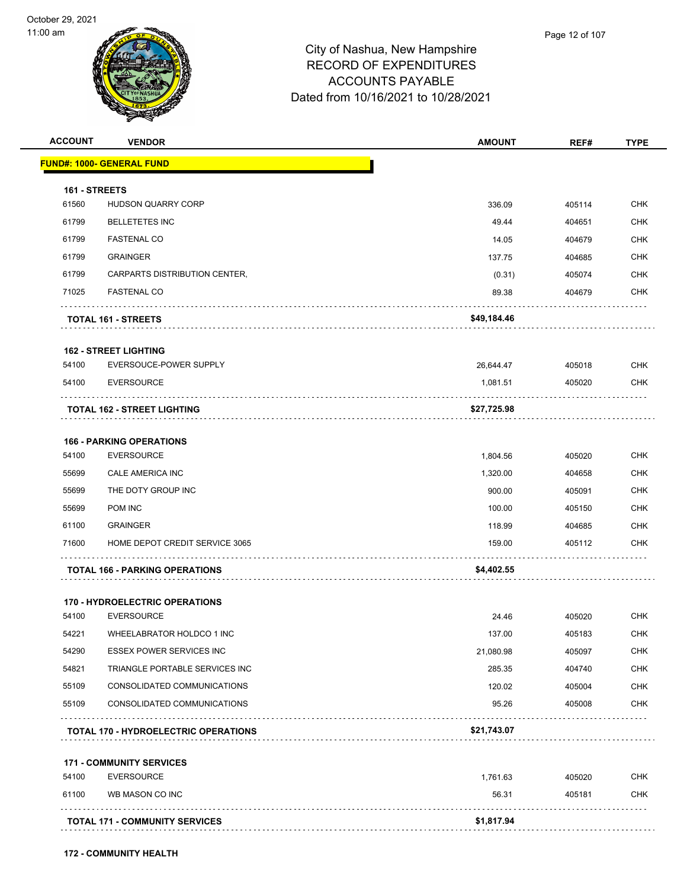City of Nashua, New Hampshire
RECORD OF EXPENDITURES
ACCOUNTS PAYABLE
Dated from 10/16/2021 to 10/28/2021

| ACCOUNT | VENDOR | AMOUNT | REF# | TYPE |
|---|---|---|---|---|
| **FUND#: 1000- GENERAL FUND** | | | | |
| **161 - STREETS** | | | | |
| 61560 | HUDSON QUARRY CORP | 336.09 | 405114 | CHK |
| 61799 | BELLETETES INC | 49.44 | 404651 | CHK |
| 61799 | FASTENAL CO | 14.05 | 404679 | CHK |
| 61799 | GRAINGER | 137.75 | 404685 | CHK |
| 61799 | CARPARTS DISTRIBUTION CENTER, | (0.31) | 405074 | CHK |
| 71025 | FASTENAL CO | 89.38 | 404679 | CHK |
| | **TOTAL 161 - STREETS** | **$49,184.46** | | |
| **162 - STREET LIGHTING** | | | | |
| 54100 | EVERSOUCE-POWER SUPPLY | 26,644.47 | 405018 | CHK |
| 54100 | EVERSOURCE | 1,081.51 | 405020 | CHK |
| | **TOTAL 162 - STREET LIGHTING** | **$27,725.98** | | |
| **166 - PARKING OPERATIONS** | | | | |
| 54100 | EVERSOURCE | 1,804.56 | 405020 | CHK |
| 55699 | CALE AMERICA INC | 1,320.00 | 404658 | CHK |
| 55699 | THE DOTY GROUP INC | 900.00 | 405091 | CHK |
| 55699 | POM INC | 100.00 | 405150 | CHK |
| 61100 | GRAINGER | 118.99 | 404685 | CHK |
| 71600 | HOME DEPOT CREDIT SERVICE 3065 | 159.00 | 405112 | CHK |
| | **TOTAL 166 - PARKING OPERATIONS** | **$4,402.55** | | |
| **170 - HYDROELECTRIC OPERATIONS** | | | | |
| 54100 | EVERSOURCE | 24.46 | 405020 | CHK |
| 54221 | WHEELABRATOR HOLDCO 1 INC | 137.00 | 405183 | CHK |
| 54290 | ESSEX POWER SERVICES INC | 21,080.98 | 405097 | CHK |
| 54821 | TRIANGLE PORTABLE SERVICES INC | 285.35 | 404740 | CHK |
| 55109 | CONSOLIDATED COMMUNICATIONS | 120.02 | 405004 | CHK |
| 55109 | CONSOLIDATED COMMUNICATIONS | 95.26 | 405008 | CHK |
| | **TOTAL 170 - HYDROELECTRIC OPERATIONS** | **$21,743.07** | | |
| **171 - COMMUNITY SERVICES** | | | | |
| 54100 | EVERSOURCE | 1,761.63 | 405020 | CHK |
| 61100 | WB MASON CO INC | 56.31 | 405181 | CHK |
| | **TOTAL 171 - COMMUNITY SERVICES** | **$1,817.94** | | |
| **172 - COMMUNITY HEALTH** | | | | |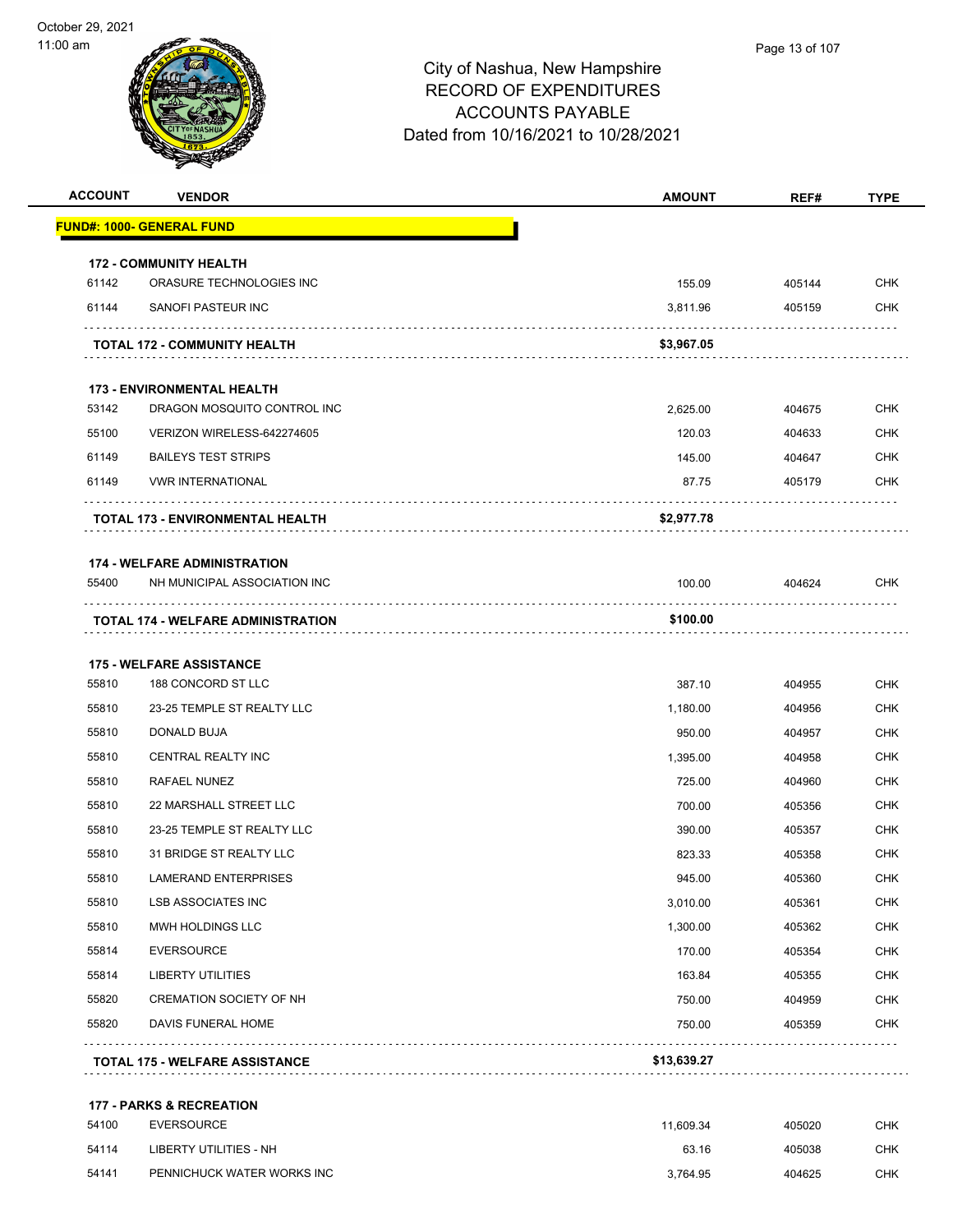# City of Nashua, New Hampshire
## RECORD OF EXPENDITURES
## ACCOUNTS PAYABLE
## Dated from 10/16/2021 to 10/28/2021

| ACCOUNT | VENDOR | AMOUNT | REF# | TYPE |
|---|---|---|---|---|
| **FUND#: 1000- GENERAL FUND** | | | | |
| **172 - COMMUNITY HEALTH** | | | | |
| 61142 | ORASURE TECHNOLOGIES INC | 155.09 | 405144 | CHK |
| 61144 | SANOFI PASTEUR INC | 3,811.96 | 405159 | CHK |
| | **TOTAL 172 - COMMUNITY HEALTH** | **$3,967.05** | | |
| **173 - ENVIRONMENTAL HEALTH** | | | | |
| 53142 | DRAGON MOSQUITO CONTROL INC | 2,625.00 | 404675 | CHK |
| 55100 | VERIZON WIRELESS-642274605 | 120.03 | 404633 | CHK |
| 61149 | BAILEYS TEST STRIPS | 145.00 | 404647 | CHK |
| 61149 | VWR INTERNATIONAL | 87.75 | 405179 | CHK |
| | **TOTAL 173 - ENVIRONMENTAL HEALTH** | **$2,977.78** | | |
| **174 - WELFARE ADMINISTRATION** | | | | |
| 55400 | NH MUNICIPAL ASSOCIATION INC | 100.00 | 404624 | CHK |
| | **TOTAL 174 - WELFARE ADMINISTRATION** | **$100.00** | | |
| **175 - WELFARE ASSISTANCE** | | | | |
| 55810 | 188 CONCORD ST LLC | 387.10 | 404955 | CHK |
| 55810 | 23-25 TEMPLE ST REALTY LLC | 1,180.00 | 404956 | CHK |
| 55810 | DONALD BUJA | 950.00 | 404957 | CHK |
| 55810 | CENTRAL REALTY INC | 1,395.00 | 404958 | CHK |
| 55810 | RAFAEL NUNEZ | 725.00 | 404960 | CHK |
| 55810 | 22 MARSHALL STREET LLC | 700.00 | 405356 | CHK |
| 55810 | 23-25 TEMPLE ST REALTY LLC | 390.00 | 405357 | CHK |
| 55810 | 31 BRIDGE ST REALTY LLC | 823.33 | 405358 | CHK |
| 55810 | LAMERAND ENTERPRISES | 945.00 | 405360 | CHK |
| 55810 | LSB ASSOCIATES INC | 3,010.00 | 405361 | CHK |
| 55810 | MWH HOLDINGS LLC | 1,300.00 | 405362 | CHK |
| 55814 | EVERSOURCE | 170.00 | 405354 | CHK |
| 55814 | LIBERTY UTILITIES | 163.84 | 405355 | CHK |
| 55820 | CREMATION SOCIETY OF NH | 750.00 | 404959 | CHK |
| 55820 | DAVIS FUNERAL HOME | 750.00 | 405359 | CHK |
| | **TOTAL 175 - WELFARE ASSISTANCE** | **$13,639.27** | | |
| **177 - PARKS & RECREATION** | | | | |
| 54100 | EVERSOURCE | 11,609.34 | 405020 | CHK |
| 54114 | LIBERTY UTILITIES - NH | 63.16 | 405038 | CHK |
| 54141 | PENNICHUCK WATER WORKS INC | 3,764.95 | 404625 | CHK |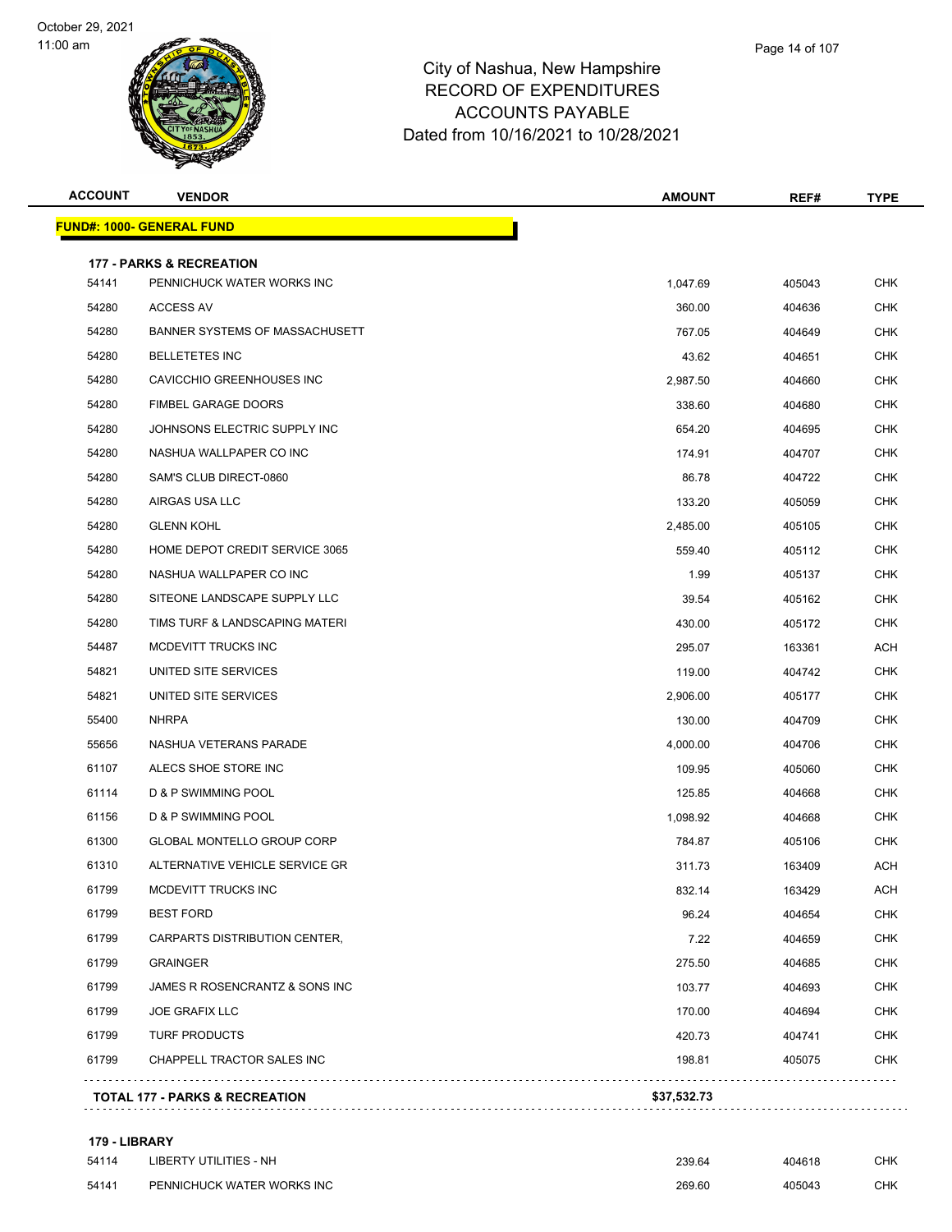# City of Nashua, New Hampshire
## RECORD OF EXPENDITURES
## ACCOUNTS PAYABLE
### Dated from 10/16/2021 to 10/28/2021

| ACCOUNT | VENDOR | AMOUNT | REF# | TYPE |
|---|---|---|---|---|
| **FUND#: 1000- GENERAL FUND** | | | | |
| **177 - PARKS & RECREATION** | | | | |
| 54141 | PENNICHUCK WATER WORKS INC | 1,047.69 | 405043 | CHK |
| 54280 | ACCESS AV | 360.00 | 404636 | CHK |
| 54280 | BANNER SYSTEMS OF MASSACHUSETT | 767.05 | 404649 | CHK |
| 54280 | BELLETETES INC | 43.62 | 404651 | CHK |
| 54280 | CAVICCHIO GREENHOUSES INC | 2,987.50 | 404660 | CHK |
| 54280 | FIMBEL GARAGE DOORS | 338.60 | 404680 | CHK |
| 54280 | JOHNSONS ELECTRIC SUPPLY INC | 654.20 | 404695 | CHK |
| 54280 | NASHUA WALLPAPER CO INC | 174.91 | 404707 | CHK |
| 54280 | SAM'S CLUB DIRECT-0860 | 86.78 | 404722 | CHK |
| 54280 | AIRGAS USA LLC | 133.20 | 405059 | CHK |
| 54280 | GLENN KOHL | 2,485.00 | 405105 | CHK |
| 54280 | HOME DEPOT CREDIT SERVICE 3065 | 559.40 | 405112 | CHK |
| 54280 | NASHUA WALLPAPER CO INC | 1.99 | 405137 | CHK |
| 54280 | SITEONE LANDSCAPE SUPPLY LLC | 39.54 | 405162 | CHK |
| 54280 | TIMS TURF & LANDSCAPING MATERI | 430.00 | 405172 | CHK |
| 54487 | MCDEVITT TRUCKS INC | 295.07 | 163361 | ACH |
| 54821 | UNITED SITE SERVICES | 119.00 | 404742 | CHK |
| 54821 | UNITED SITE SERVICES | 2,906.00 | 405177 | CHK |
| 55400 | NHRPA | 130.00 | 404709 | CHK |
| 55656 | NASHUA VETERANS PARADE | 4,000.00 | 404706 | CHK |
| 61107 | ALECS SHOE STORE INC | 109.95 | 405060 | CHK |
| 61114 | D & P SWIMMING POOL | 125.85 | 404668 | CHK |
| 61156 | D & P SWIMMING POOL | 1,098.92 | 404668 | CHK |
| 61300 | GLOBAL MONTELLO GROUP CORP | 784.87 | 405106 | CHK |
| 61310 | ALTERNATIVE VEHICLE SERVICE GR | 311.73 | 163409 | ACH |
| 61799 | MCDEVITT TRUCKS INC | 832.14 | 163429 | ACH |
| 61799 | BEST FORD | 96.24 | 404654 | CHK |
| 61799 | CARPARTS DISTRIBUTION CENTER, | 7.22 | 404659 | CHK |
| 61799 | GRAINGER | 275.50 | 404685 | CHK |
| 61799 | JAMES R ROSENCRANTZ & SONS INC | 103.77 | 404693 | CHK |
| 61799 | JOE GRAFIX LLC | 170.00 | 404694 | CHK |
| 61799 | TURF PRODUCTS | 420.73 | 404741 | CHK |
| 61799 | CHAPPELL TRACTOR SALES INC | 198.81 | 405075 | CHK |
| **TOTAL 177 - PARKS & RECREATION** | | **$37,532.73** | | |
| **179 - LIBRARY** | | | | |
| 54114 | LIBERTY UTILITIES - NH | 239.64 | 404618 | CHK |
| 54141 | PENNICHUCK WATER WORKS INC | 269.60 | 405043 | CHK |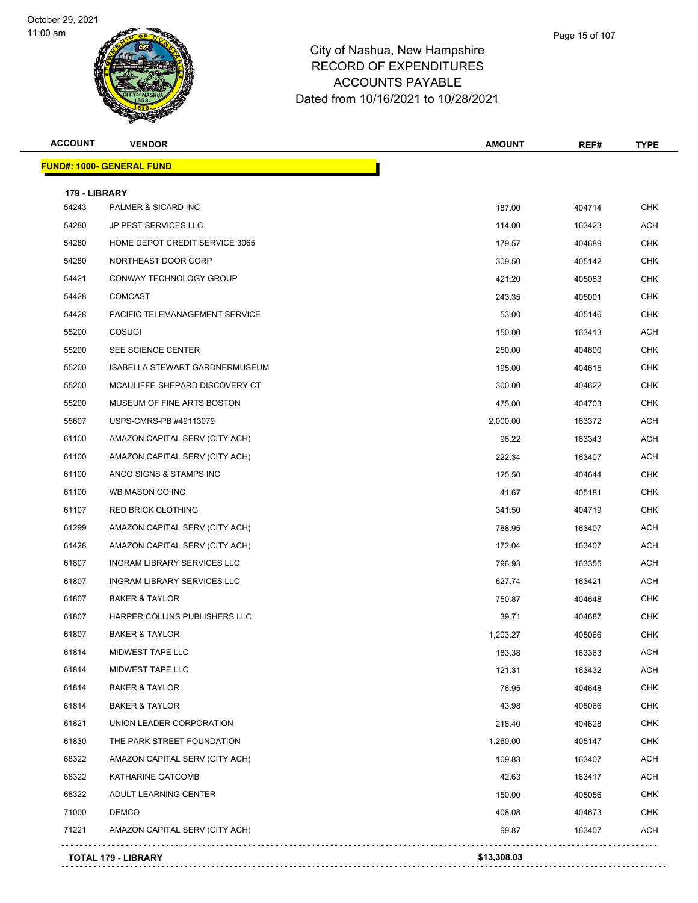# City of Nashua, New Hampshire
## RECORD OF EXPENDITURES
## ACCOUNTS PAYABLE
## Dated from 10/16/2021 to 10/28/2021

| ACCOUNT | VENDOR | AMOUNT | REF# | TYPE |
|---|---|---|---|---|
| **FUND#: 1000- GENERAL FUND** | | | | |
| **179 - LIBRARY** | | | | |
| 54243 | PALMER & SICARD INC | 187.00 | 404714 | CHK |
| 54280 | JP PEST SERVICES LLC | 114.00 | 163423 | ACH |
| 54280 | HOME DEPOT CREDIT SERVICE 3065 | 179.57 | 404689 | CHK |
| 54280 | NORTHEAST DOOR CORP | 309.50 | 405142 | CHK |
| 54421 | CONWAY TECHNOLOGY GROUP | 421.20 | 405083 | CHK |
| 54428 | COMCAST | 243.35 | 405001 | CHK |
| 54428 | PACIFIC TELEMANAGEMENT SERVICE | 53.00 | 405146 | CHK |
| 55200 | COSUGI | 150.00 | 163413 | ACH |
| 55200 | SEE SCIENCE CENTER | 250.00 | 404600 | CHK |
| 55200 | ISABELLA STEWART GARDNERMUSEUM | 195.00 | 404615 | CHK |
| 55200 | MCAULIFFE-SHEPARD DISCOVERY CT | 300.00 | 404622 | CHK |
| 55200 | MUSEUM OF FINE ARTS BOSTON | 475.00 | 404703 | CHK |
| 55607 | USPS-CMRS-PB #49113079 | 2,000.00 | 163372 | ACH |
| 61100 | AMAZON CAPITAL SERV (CITY ACH) | 96.22 | 163343 | ACH |
| 61100 | AMAZON CAPITAL SERV (CITY ACH) | 222.34 | 163407 | ACH |
| 61100 | ANCO SIGNS & STAMPS INC | 125.50 | 404644 | CHK |
| 61100 | WB MASON CO INC | 41.67 | 405181 | CHK |
| 61107 | RED BRICK CLOTHING | 341.50 | 404719 | CHK |
| 61299 | AMAZON CAPITAL SERV (CITY ACH) | 788.95 | 163407 | ACH |
| 61428 | AMAZON CAPITAL SERV (CITY ACH) | 172.04 | 163407 | ACH |
| 61807 | INGRAM LIBRARY SERVICES LLC | 796.93 | 163355 | ACH |
| 61807 | INGRAM LIBRARY SERVICES LLC | 627.74 | 163421 | ACH |
| 61807 | BAKER & TAYLOR | 750.87 | 404648 | CHK |
| 61807 | HARPER COLLINS PUBLISHERS LLC | 39.71 | 404687 | CHK |
| 61807 | BAKER & TAYLOR | 1,203.27 | 405066 | CHK |
| 61814 | MIDWEST TAPE LLC | 183.38 | 163363 | ACH |
| 61814 | MIDWEST TAPE LLC | 121.31 | 163432 | ACH |
| 61814 | BAKER & TAYLOR | 76.95 | 404648 | CHK |
| 61814 | BAKER & TAYLOR | 43.98 | 405066 | CHK |
| 61821 | UNION LEADER CORPORATION | 218.40 | 404628 | CHK |
| 61830 | THE PARK STREET FOUNDATION | 1,260.00 | 405147 | CHK |
| 68322 | AMAZON CAPITAL SERV (CITY ACH) | 109.83 | 163407 | ACH |
| 68322 | KATHARINE GATCOMB | 42.63 | 163417 | ACH |
| 68322 | ADULT LEARNING CENTER | 150.00 | 405056 | CHK |
| 71000 | DEMCO | 408.08 | 404673 | CHK |
| 71221 | AMAZON CAPITAL SERV (CITY ACH) | 99.87 | 163407 | ACH |
| **TOTAL 179 - LIBRARY** | | **$13,308.03** | | |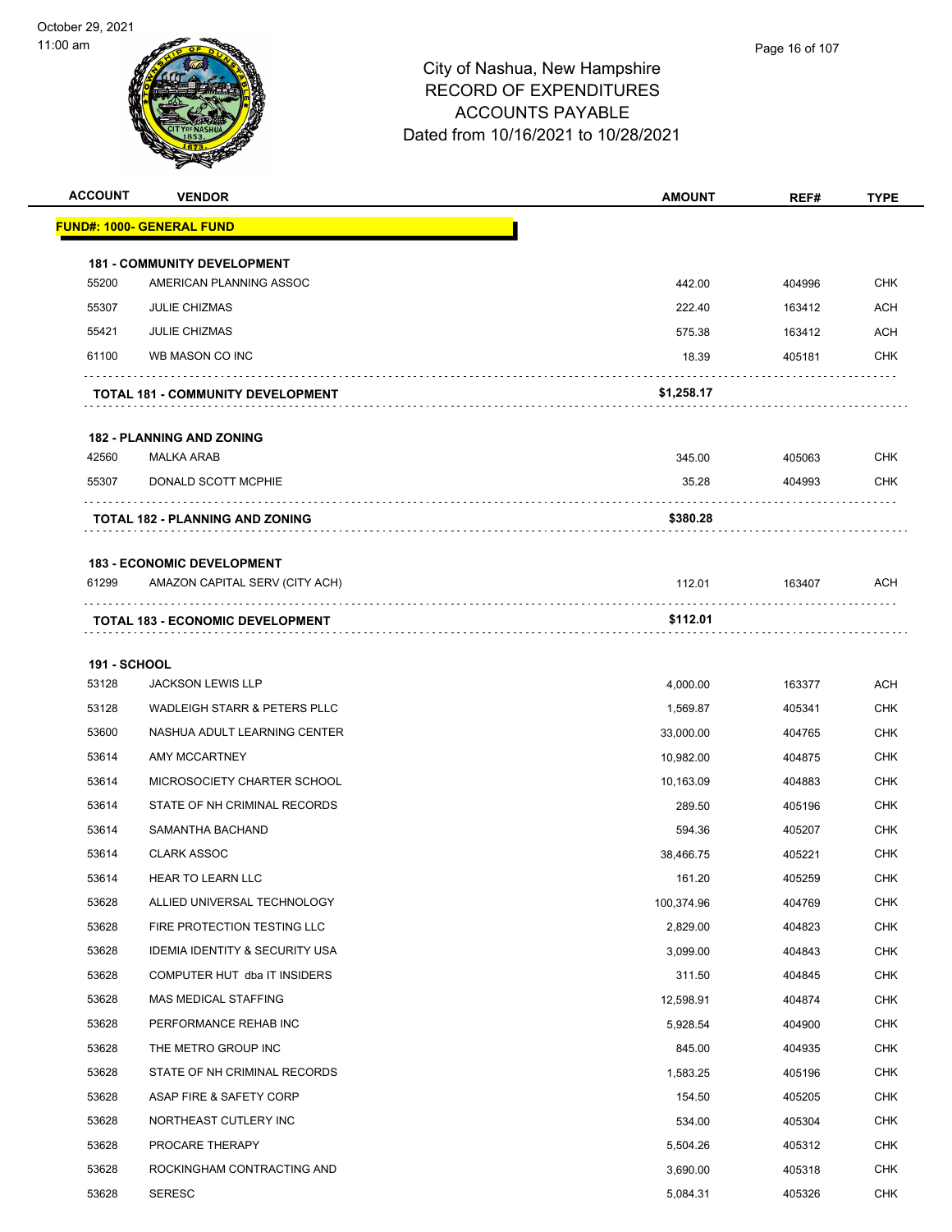# City of Nashua, New Hampshire
## RECORD OF EXPENDITURES
## ACCOUNTS PAYABLE
## Dated from 10/16/2021 to 10/28/2021

October 29, 2021
11:00 am

| ACCOUNT | VENDOR | AMOUNT | REF# | TYPE |
|---|---|---|---|---|
| **FUND#: 1000- GENERAL FUND** | | | | |
| **181 - COMMUNITY DEVELOPMENT** | | | | |
| 55200 | AMERICAN PLANNING ASSOC | 442.00 | 404996 | CHK |
| 55307 | JULIE CHIZMAS | 222.40 | 163412 | ACH |
| 55421 | JULIE CHIZMAS | 575.38 | 163412 | ACH |
| 61100 | WB MASON CO INC | 18.39 | 405181 | CHK |
| | **TOTAL 181 - COMMUNITY DEVELOPMENT** | **$1,258.17** | | |
| **182 - PLANNING AND ZONING** | | | | |
| 42560 | MALKA ARAB | 345.00 | 405063 | CHK |
| 55307 | DONALD SCOTT MCPHIE | 35.28 | 404993 | CHK |
| | **TOTAL 182 - PLANNING AND ZONING** | **$380.28** | | |
| **183 - ECONOMIC DEVELOPMENT** | | | | |
| 61299 | AMAZON CAPITAL SERV (CITY ACH) | 112.01 | 163407 | ACH |
| | **TOTAL 183 - ECONOMIC DEVELOPMENT** | **$112.01** | | |
| **191 - SCHOOL** | | | | |
| 53128 | JACKSON LEWIS LLP | 4,000.00 | 163377 | ACH |
| 53128 | WADLEIGH STARR & PETERS PLLC | 1,569.87 | 405341 | CHK |
| 53600 | NASHUA ADULT LEARNING CENTER | 33,000.00 | 404765 | CHK |
| 53614 | AMY MCCARTNEY | 10,982.00 | 404875 | CHK |
| 53614 | MICROSOCIETY CHARTER SCHOOL | 10,163.09 | 404883 | CHK |
| 53614 | STATE OF NH CRIMINAL RECORDS | 289.50 | 405196 | CHK |
| 53614 | SAMANTHA BACHAND | 594.36 | 405207 | CHK |
| 53614 | CLARK ASSOC | 38,466.75 | 405221 | CHK |
| 53614 | HEAR TO LEARN LLC | 161.20 | 405259 | CHK |
| 53628 | ALLIED UNIVERSAL TECHNOLOGY | 100,374.96 | 404769 | CHK |
| 53628 | FIRE PROTECTION TESTING LLC | 2,829.00 | 404823 | CHK |
| 53628 | IDEMIA IDENTITY & SECURITY USA | 3,099.00 | 404843 | CHK |
| 53628 | COMPUTER HUT dba IT INSIDERS | 311.50 | 404845 | CHK |
| 53628 | MAS MEDICAL STAFFING | 12,598.91 | 404874 | CHK |
| 53628 | PERFORMANCE REHAB INC | 5,928.54 | 404900 | CHK |
| 53628 | THE METRO GROUP INC | 845.00 | 404935 | CHK |
| 53628 | STATE OF NH CRIMINAL RECORDS | 1,583.25 | 405196 | CHK |
| 53628 | ASAP FIRE & SAFETY CORP | 154.50 | 405205 | CHK |
| 53628 | NORTHEAST CUTLERY INC | 534.00 | 405304 | CHK |
| 53628 | PROCARE THERAPY | 5,504.26 | 405312 | CHK |
| 53628 | ROCKINGHAM CONTRACTING AND | 3,690.00 | 405318 | CHK |
| 53628 | SERESC | 5,084.31 | 405326 | CHK |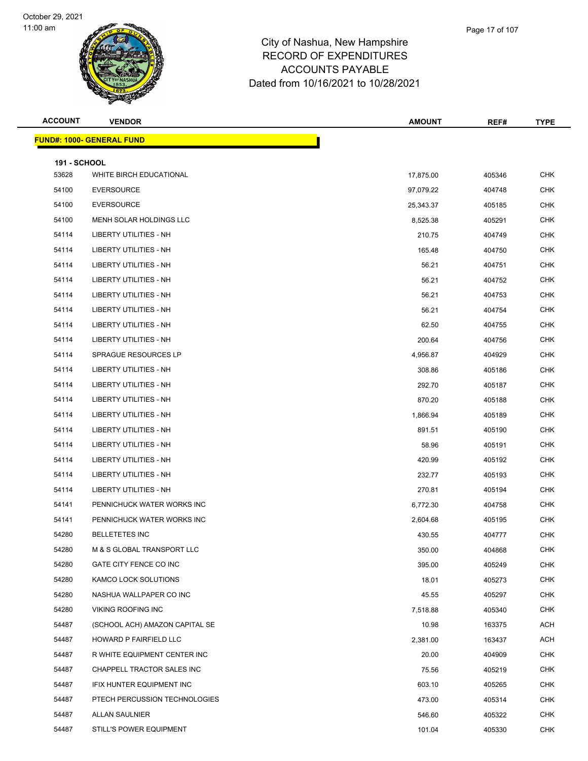# City of Nashua, New Hampshire
## RECORD OF EXPENDITURES
## ACCOUNTS PAYABLE
### Dated from 10/16/2021 to 10/28/2021

October 29, 2021
11:00 am

| ACCOUNT | VENDOR | AMOUNT | REF# | TYPE |
|---|---|---|---|---|
| **FUND#: 1000- GENERAL FUND** | | | | |
| **191 - SCHOOL** | | | | |
| 53628 | WHITE BIRCH EDUCATIONAL | 17,875.00 | 405346 | CHK |
| 54100 | EVERSOURCE | 97,079.22 | 404748 | CHK |
| 54100 | EVERSOURCE | 25,343.37 | 405185 | CHK |
| 54100 | MENH SOLAR HOLDINGS LLC | 8,525.38 | 405291 | CHK |
| 54114 | LIBERTY UTILITIES - NH | 210.75 | 404749 | CHK |
| 54114 | LIBERTY UTILITIES - NH | 165.48 | 404750 | CHK |
| 54114 | LIBERTY UTILITIES - NH | 56.21 | 404751 | CHK |
| 54114 | LIBERTY UTILITIES - NH | 56.21 | 404752 | CHK |
| 54114 | LIBERTY UTILITIES - NH | 56.21 | 404753 | CHK |
| 54114 | LIBERTY UTILITIES - NH | 56.21 | 404754 | CHK |
| 54114 | LIBERTY UTILITIES - NH | 62.50 | 404755 | CHK |
| 54114 | LIBERTY UTILITIES - NH | 200.64 | 404756 | CHK |
| 54114 | SPRAGUE RESOURCES LP | 4,956.87 | 404929 | CHK |
| 54114 | LIBERTY UTILITIES - NH | 308.86 | 405186 | CHK |
| 54114 | LIBERTY UTILITIES - NH | 292.70 | 405187 | CHK |
| 54114 | LIBERTY UTILITIES - NH | 870.20 | 405188 | CHK |
| 54114 | LIBERTY UTILITIES - NH | 1,866.94 | 405189 | CHK |
| 54114 | LIBERTY UTILITIES - NH | 891.51 | 405190 | CHK |
| 54114 | LIBERTY UTILITIES - NH | 58.96 | 405191 | CHK |
| 54114 | LIBERTY UTILITIES - NH | 420.99 | 405192 | CHK |
| 54114 | LIBERTY UTILITIES - NH | 232.77 | 405193 | CHK |
| 54114 | LIBERTY UTILITIES - NH | 270.81 | 405194 | CHK |
| 54141 | PENNICHUCK WATER WORKS INC | 6,772.30 | 404758 | CHK |
| 54141 | PENNICHUCK WATER WORKS INC | 2,604.68 | 405195 | CHK |
| 54280 | BELLETETES INC | 430.55 | 404777 | CHK |
| 54280 | M & S GLOBAL TRANSPORT LLC | 350.00 | 404868 | CHK |
| 54280 | GATE CITY FENCE CO INC | 395.00 | 405249 | CHK |
| 54280 | KAMCO LOCK SOLUTIONS | 18.01 | 405273 | CHK |
| 54280 | NASHUA WALLPAPER CO INC | 45.55 | 405297 | CHK |
| 54280 | VIKING ROOFING INC | 7,518.88 | 405340 | CHK |
| 54487 | (SCHOOL ACH) AMAZON CAPITAL SE | 10.98 | 163375 | ACH |
| 54487 | HOWARD P FAIRFIELD LLC | 2,381.00 | 163437 | ACH |
| 54487 | R WHITE EQUIPMENT CENTER INC | 20.00 | 404909 | CHK |
| 54487 | CHAPPELL TRACTOR SALES INC | 75.56 | 405219 | CHK |
| 54487 | IFIX HUNTER EQUIPMENT INC | 603.10 | 405265 | CHK |
| 54487 | PTECH PERCUSSION TECHNOLOGIES | 473.00 | 405314 | CHK |
| 54487 | ALLAN SAULNIER | 546.60 | 405322 | CHK |
| 54487 | STILL'S POWER EQUIPMENT | 101.04 | 405330 | CHK |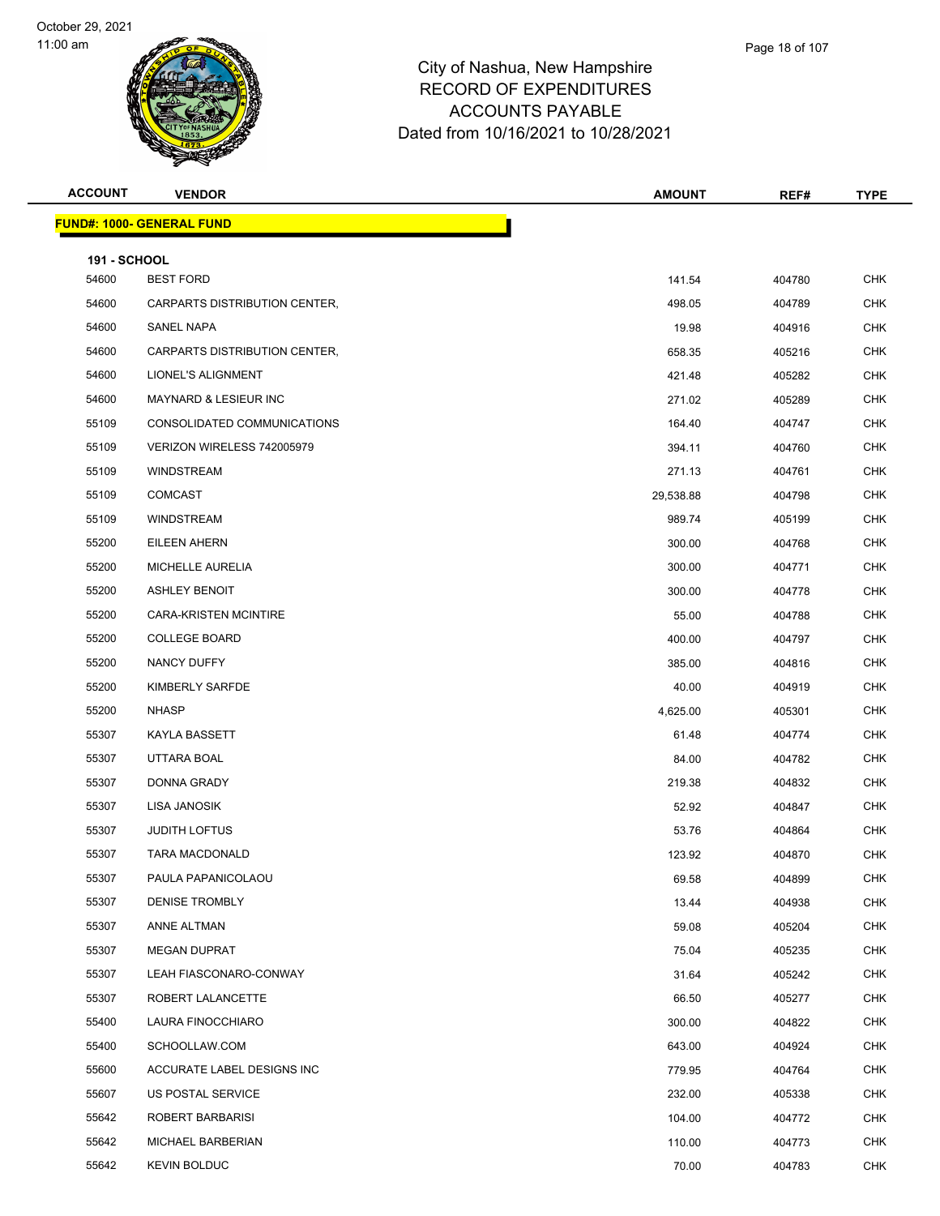# City of Nashua, New Hampshire
## RECORD OF EXPENDITURES
## ACCOUNTS PAYABLE
## Dated from 10/16/2021 to 10/28/2021

| ACCOUNT | VENDOR | AMOUNT | REF# | TYPE |
|---|---|---|---|---|
| **FUND#: 1000- GENERAL FUND** | | | | |
| **191 - SCHOOL** | | | | |
| 54600 | BEST FORD | 141.54 | 404780 | CHK |
| 54600 | CARPARTS DISTRIBUTION CENTER, | 498.05 | 404789 | CHK |
| 54600 | SANEL NAPA | 19.98 | 404916 | CHK |
| 54600 | CARPARTS DISTRIBUTION CENTER, | 658.35 | 405216 | CHK |
| 54600 | LIONEL'S ALIGNMENT | 421.48 | 405282 | CHK |
| 54600 | MAYNARD & LESIEUR INC | 271.02 | 405289 | CHK |
| 55109 | CONSOLIDATED COMMUNICATIONS | 164.40 | 404747 | CHK |
| 55109 | VERIZON WIRELESS 742005979 | 394.11 | 404760 | CHK |
| 55109 | WINDSTREAM | 271.13 | 404761 | CHK |
| 55109 | COMCAST | 29,538.88 | 404798 | CHK |
| 55109 | WINDSTREAM | 989.74 | 405199 | CHK |
| 55200 | EILEEN AHERN | 300.00 | 404768 | CHK |
| 55200 | MICHELLE AURELIA | 300.00 | 404771 | CHK |
| 55200 | ASHLEY BENOIT | 300.00 | 404778 | CHK |
| 55200 | CARA-KRISTEN MCINTIRE | 55.00 | 404788 | CHK |
| 55200 | COLLEGE BOARD | 400.00 | 404797 | CHK |
| 55200 | NANCY DUFFY | 385.00 | 404816 | CHK |
| 55200 | KIMBERLY SARFDE | 40.00 | 404919 | CHK |
| 55200 | NHASP | 4,625.00 | 405301 | CHK |
| 55307 | KAYLA BASSETT | 61.48 | 404774 | CHK |
| 55307 | UTTARA BOAL | 84.00 | 404782 | CHK |
| 55307 | DONNA GRADY | 219.38 | 404832 | CHK |
| 55307 | LISA JANOSIK | 52.92 | 404847 | CHK |
| 55307 | JUDITH LOFTUS | 53.76 | 404864 | CHK |
| 55307 | TARA MACDONALD | 123.92 | 404870 | CHK |
| 55307 | PAULA PAPANICOLAOU | 69.58 | 404899 | CHK |
| 55307 | DENISE TROMBLY | 13.44 | 404938 | CHK |
| 55307 | ANNE ALTMAN | 59.08 | 405204 | CHK |
| 55307 | MEGAN DUPRAT | 75.04 | 405235 | CHK |
| 55307 | LEAH FIASCONARO-CONWAY | 31.64 | 405242 | CHK |
| 55307 | ROBERT LALANCETTE | 66.50 | 405277 | CHK |
| 55400 | LAURA FINOCCHIARO | 300.00 | 404822 | CHK |
| 55400 | SCHOOLLAW.COM | 643.00 | 404924 | CHK |
| 55600 | ACCURATE LABEL DESIGNS INC | 779.95 | 404764 | CHK |
| 55607 | US POSTAL SERVICE | 232.00 | 405338 | CHK |
| 55642 | ROBERT BARBARISI | 104.00 | 404772 | CHK |
| 55642 | MICHAEL BARBERIAN | 110.00 | 404773 | CHK |
| 55642 | KEVIN BOLDUC | 70.00 | 404783 | CHK |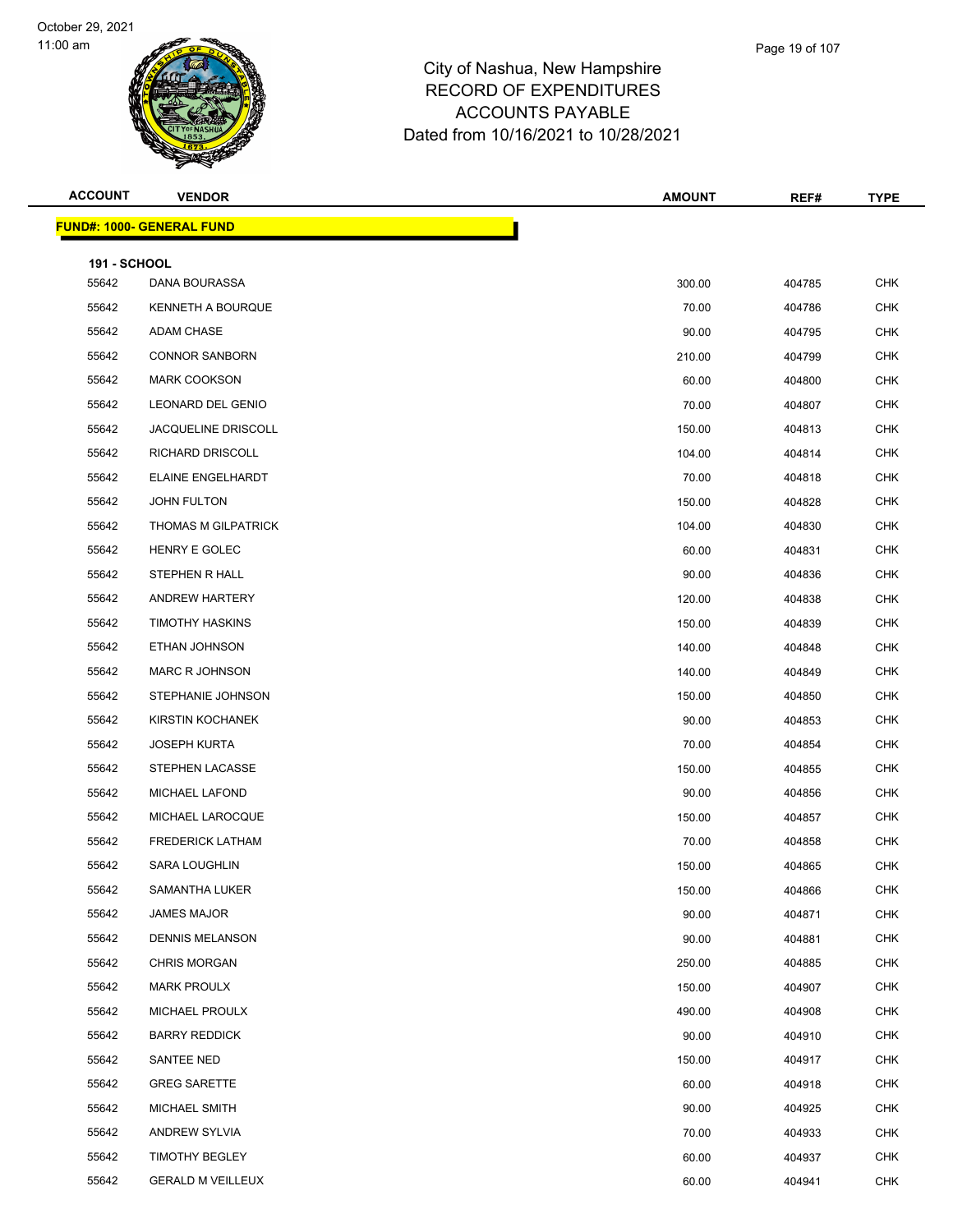# City of Nashua, New Hampshire
## RECORD OF EXPENDITURES
## ACCOUNTS PAYABLE
### Dated from 10/16/2021 to 10/28/2021

| ACCOUNT | VENDOR | AMOUNT | REF# | TYPE |
|---|---|---|---|---|
| **FUND#: 1000- GENERAL FUND** | | | | |
| **191 - SCHOOL** | | | | |
| 55642 | DANA BOURASSA | 300.00 | 404785 | CHK |
| 55642 | KENNETH A BOURQUE | 70.00 | 404786 | CHK |
| 55642 | ADAM CHASE | 90.00 | 404795 | CHK |
| 55642 | CONNOR SANBORN | 210.00 | 404799 | CHK |
| 55642 | MARK COOKSON | 60.00 | 404800 | CHK |
| 55642 | LEONARD DEL GENIO | 70.00 | 404807 | CHK |
| 55642 | JACQUELINE DRISCOLL | 150.00 | 404813 | CHK |
| 55642 | RICHARD DRISCOLL | 104.00 | 404814 | CHK |
| 55642 | ELAINE ENGELHARDT | 70.00 | 404818 | CHK |
| 55642 | JOHN FULTON | 150.00 | 404828 | CHK |
| 55642 | THOMAS M GILPATRICK | 104.00 | 404830 | CHK |
| 55642 | HENRY E GOLEC | 60.00 | 404831 | CHK |
| 55642 | STEPHEN R HALL | 90.00 | 404836 | CHK |
| 55642 | ANDREW HARTERY | 120.00 | 404838 | CHK |
| 55642 | TIMOTHY HASKINS | 150.00 | 404839 | CHK |
| 55642 | ETHAN JOHNSON | 140.00 | 404848 | CHK |
| 55642 | MARC R JOHNSON | 140.00 | 404849 | CHK |
| 55642 | STEPHANIE JOHNSON | 150.00 | 404850 | CHK |
| 55642 | KIRSTIN KOCHANEK | 90.00 | 404853 | CHK |
| 55642 | JOSEPH KURTA | 70.00 | 404854 | CHK |
| 55642 | STEPHEN LACASSE | 150.00 | 404855 | CHK |
| 55642 | MICHAEL LAFOND | 90.00 | 404856 | CHK |
| 55642 | MICHAEL LAROCQUE | 150.00 | 404857 | CHK |
| 55642 | FREDERICK LATHAM | 70.00 | 404858 | CHK |
| 55642 | SARA LOUGHLIN | 150.00 | 404865 | CHK |
| 55642 | SAMANTHA LUKER | 150.00 | 404866 | CHK |
| 55642 | JAMES MAJOR | 90.00 | 404871 | CHK |
| 55642 | DENNIS MELANSON | 90.00 | 404881 | CHK |
| 55642 | CHRIS MORGAN | 250.00 | 404885 | CHK |
| 55642 | MARK PROULX | 150.00 | 404907 | CHK |
| 55642 | MICHAEL PROULX | 490.00 | 404908 | CHK |
| 55642 | BARRY REDDICK | 90.00 | 404910 | CHK |
| 55642 | SANTEE NED | 150.00 | 404917 | CHK |
| 55642 | GREG SARETTE | 60.00 | 404918 | CHK |
| 55642 | MICHAEL SMITH | 90.00 | 404925 | CHK |
| 55642 | ANDREW SYLVIA | 70.00 | 404933 | CHK |
| 55642 | TIMOTHY BEGLEY | 60.00 | 404937 | CHK |
| 55642 | GERALD M VEILLEUX | 60.00 | 404941 | CHK |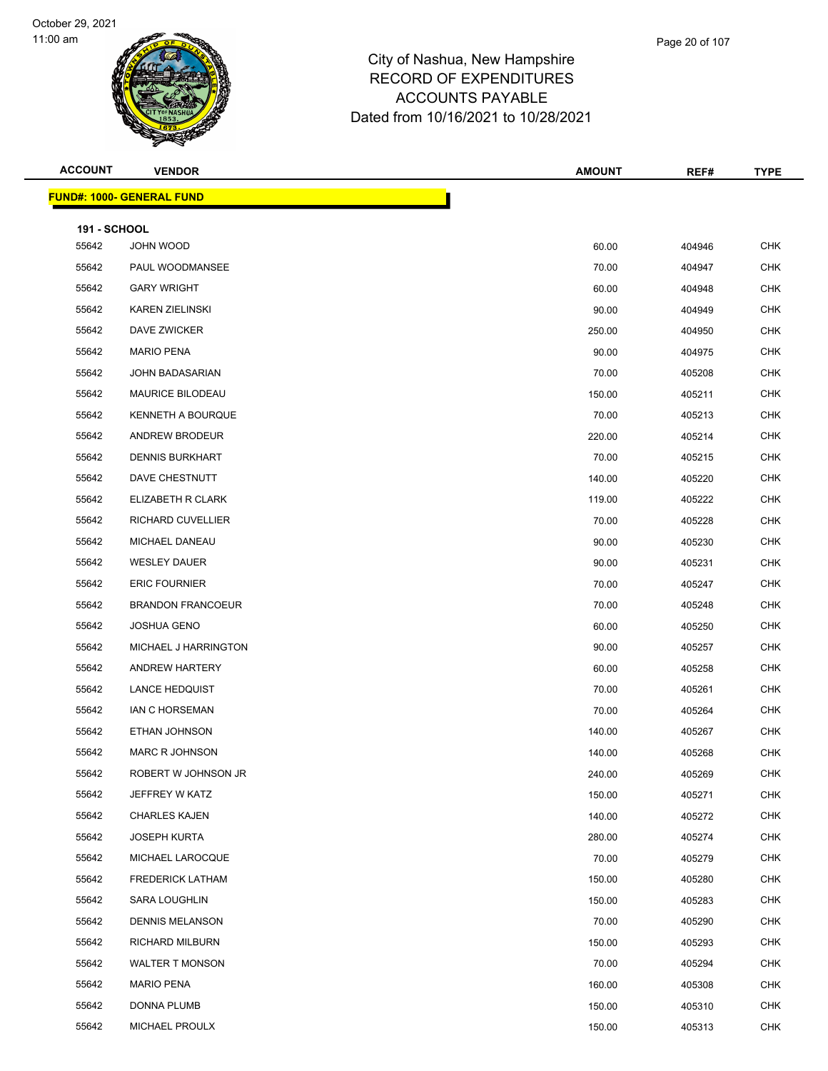# City of Nashua, New Hampshire
## RECORD OF EXPENDITURES
## ACCOUNTS PAYABLE
## Dated from 10/16/2021 to 10/28/2021

October 29, 2021
11:00 am

| ACCOUNT | VENDOR | AMOUNT | REF# | TYPE |
|---|---|---|---|---|
| **FUND#: 1000- GENERAL FUND** | | | | |
| **191 - SCHOOL** | | | | |
| 55642 | JOHN WOOD | 60.00 | 404946 | CHK |
| 55642 | PAUL WOODMANSEE | 70.00 | 404947 | CHK |
| 55642 | GARY WRIGHT | 60.00 | 404948 | CHK |
| 55642 | KAREN ZIELINSKI | 90.00 | 404949 | CHK |
| 55642 | DAVE ZWICKER | 250.00 | 404950 | CHK |
| 55642 | MARIO PENA | 90.00 | 404975 | CHK |
| 55642 | JOHN BADASARIAN | 70.00 | 405208 | CHK |
| 55642 | MAURICE BILODEAU | 150.00 | 405211 | CHK |
| 55642 | KENNETH A BOURQUE | 70.00 | 405213 | CHK |
| 55642 | ANDREW BRODEUR | 220.00 | 405214 | CHK |
| 55642 | DENNIS BURKHART | 70.00 | 405215 | CHK |
| 55642 | DAVE CHESTNUTT | 140.00 | 405220 | CHK |
| 55642 | ELIZABETH R CLARK | 119.00 | 405222 | CHK |
| 55642 | RICHARD CUVELLIER | 70.00 | 405228 | CHK |
| 55642 | MICHAEL DANEAU | 90.00 | 405230 | CHK |
| 55642 | WESLEY DAUER | 90.00 | 405231 | CHK |
| 55642 | ERIC FOURNIER | 70.00 | 405247 | CHK |
| 55642 | BRANDON FRANCOEUR | 70.00 | 405248 | CHK |
| 55642 | JOSHUA GENO | 60.00 | 405250 | CHK |
| 55642 | MICHAEL J HARRINGTON | 90.00 | 405257 | CHK |
| 55642 | ANDREW HARTERY | 60.00 | 405258 | CHK |
| 55642 | LANCE HEDQUIST | 70.00 | 405261 | CHK |
| 55642 | IAN C HORSEMAN | 70.00 | 405264 | CHK |
| 55642 | ETHAN JOHNSON | 140.00 | 405267 | CHK |
| 55642 | MARC R JOHNSON | 140.00 | 405268 | CHK |
| 55642 | ROBERT W JOHNSON JR | 240.00 | 405269 | CHK |
| 55642 | JEFFREY W KATZ | 150.00 | 405271 | CHK |
| 55642 | CHARLES KAJEN | 140.00 | 405272 | CHK |
| 55642 | JOSEPH KURTA | 280.00 | 405274 | CHK |
| 55642 | MICHAEL LAROCQUE | 70.00 | 405279 | CHK |
| 55642 | FREDERICK LATHAM | 150.00 | 405280 | CHK |
| 55642 | SARA LOUGHLIN | 150.00 | 405283 | CHK |
| 55642 | DENNIS MELANSON | 70.00 | 405290 | CHK |
| 55642 | RICHARD MILBURN | 150.00 | 405293 | CHK |
| 55642 | WALTER T MONSON | 70.00 | 405294 | CHK |
| 55642 | MARIO PENA | 160.00 | 405308 | CHK |
| 55642 | DONNA PLUMB | 150.00 | 405310 | CHK |
| 55642 | MICHAEL PROULX | 150.00 | 405313 | CHK |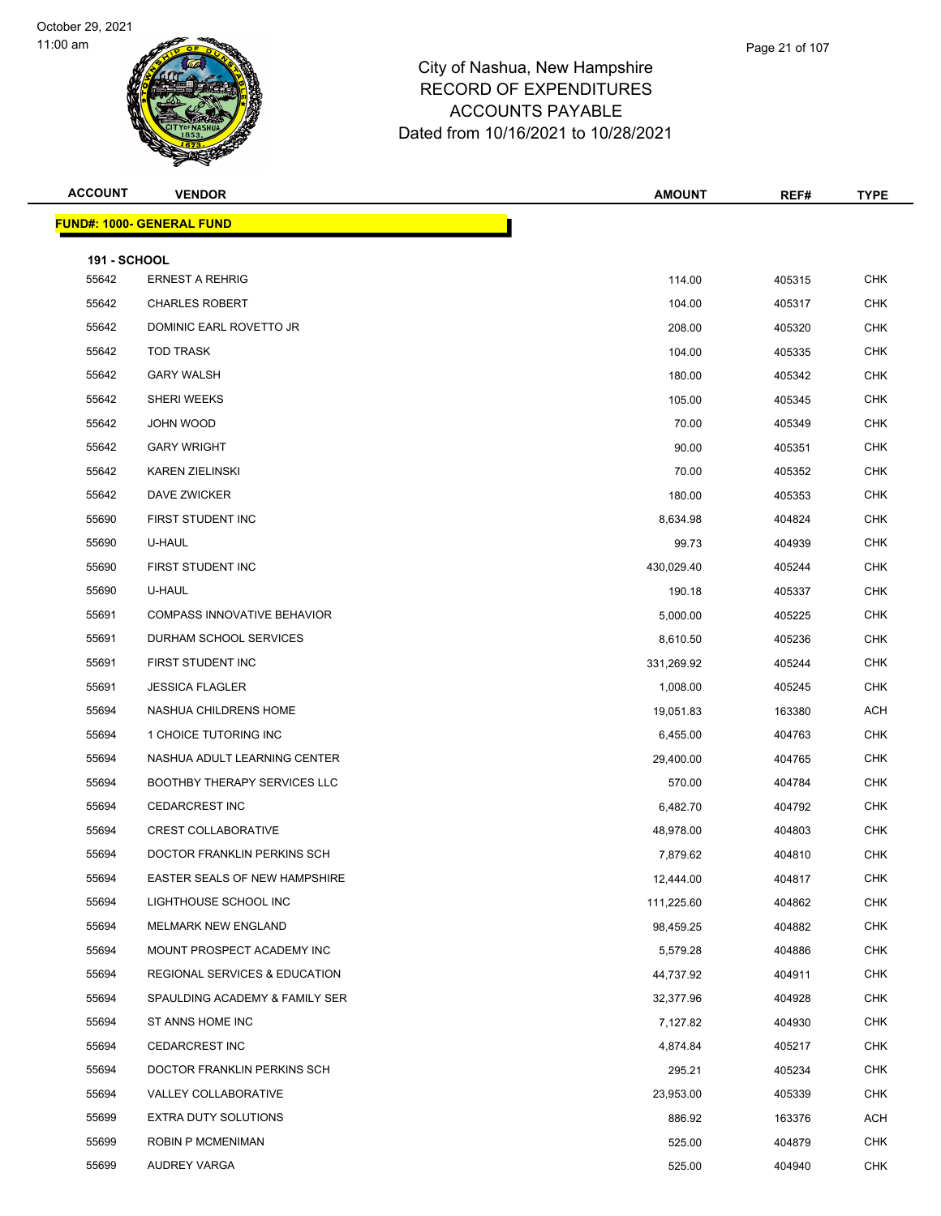# City of Nashua, New Hampshire
# RECORD OF EXPENDITURES
# ACCOUNTS PAYABLE
# Dated from 10/16/2021 to 10/28/2021

| ACCOUNT | VENDOR | AMOUNT | REF# | TYPE |
|---|---|---|---|---|
| **FUND#: 1000- GENERAL FUND** | | | | |
| **191 - SCHOOL** | | | | |
| 55642 | ERNEST A REHRIG | 114.00 | 405315 | CHK |
| 55642 | CHARLES ROBERT | 104.00 | 405317 | CHK |
| 55642 | DOMINIC EARL ROVETTO JR | 208.00 | 405320 | CHK |
| 55642 | TOD TRASK | 104.00 | 405335 | CHK |
| 55642 | GARY WALSH | 180.00 | 405342 | CHK |
| 55642 | SHERI WEEKS | 105.00 | 405345 | CHK |
| 55642 | JOHN WOOD | 70.00 | 405349 | CHK |
| 55642 | GARY WRIGHT | 90.00 | 405351 | CHK |
| 55642 | KAREN ZIELINSKI | 70.00 | 405352 | CHK |
| 55642 | DAVE ZWICKER | 180.00 | 405353 | CHK |
| 55690 | FIRST STUDENT INC | 8,634.98 | 404824 | CHK |
| 55690 | U-HAUL | 99.73 | 404939 | CHK |
| 55690 | FIRST STUDENT INC | 430,029.40 | 405244 | CHK |
| 55690 | U-HAUL | 190.18 | 405337 | CHK |
| 55691 | COMPASS INNOVATIVE BEHAVIOR | 5,000.00 | 405225 | CHK |
| 55691 | DURHAM SCHOOL SERVICES | 8,610.50 | 405236 | CHK |
| 55691 | FIRST STUDENT INC | 331,269.92 | 405244 | CHK |
| 55691 | JESSICA FLAGLER | 1,008.00 | 405245 | CHK |
| 55694 | NASHUA CHILDRENS HOME | 19,051.83 | 163380 | ACH |
| 55694 | 1 CHOICE TUTORING INC | 6,455.00 | 404763 | CHK |
| 55694 | NASHUA ADULT LEARNING CENTER | 29,400.00 | 404765 | CHK |
| 55694 | BOOTHBY THERAPY SERVICES LLC | 570.00 | 404784 | CHK |
| 55694 | CEDARCREST INC | 6,482.70 | 404792 | CHK |
| 55694 | CREST COLLABORATIVE | 48,978.00 | 404803 | CHK |
| 55694 | DOCTOR FRANKLIN PERKINS SCH | 7,879.62 | 404810 | CHK |
| 55694 | EASTER SEALS OF NEW HAMPSHIRE | 12,444.00 | 404817 | CHK |
| 55694 | LIGHTHOUSE SCHOOL INC | 111,225.60 | 404862 | CHK |
| 55694 | MELMARK NEW ENGLAND | 98,459.25 | 404882 | CHK |
| 55694 | MOUNT PROSPECT ACADEMY INC | 5,579.28 | 404886 | CHK |
| 55694 | REGIONAL SERVICES & EDUCATION | 44,737.92 | 404911 | CHK |
| 55694 | SPAULDING ACADEMY & FAMILY SER | 32,377.96 | 404928 | CHK |
| 55694 | ST ANNS HOME INC | 7,127.82 | 404930 | CHK |
| 55694 | CEDARCREST INC | 4,874.84 | 405217 | CHK |
| 55694 | DOCTOR FRANKLIN PERKINS SCH | 295.21 | 405234 | CHK |
| 55694 | VALLEY COLLABORATIVE | 23,953.00 | 405339 | CHK |
| 55699 | EXTRA DUTY SOLUTIONS | 886.92 | 163376 | ACH |
| 55699 | ROBIN P MCMENIMAN | 525.00 | 404879 | CHK |
| 55699 | AUDREY VARGA | 525.00 | 404940 | CHK |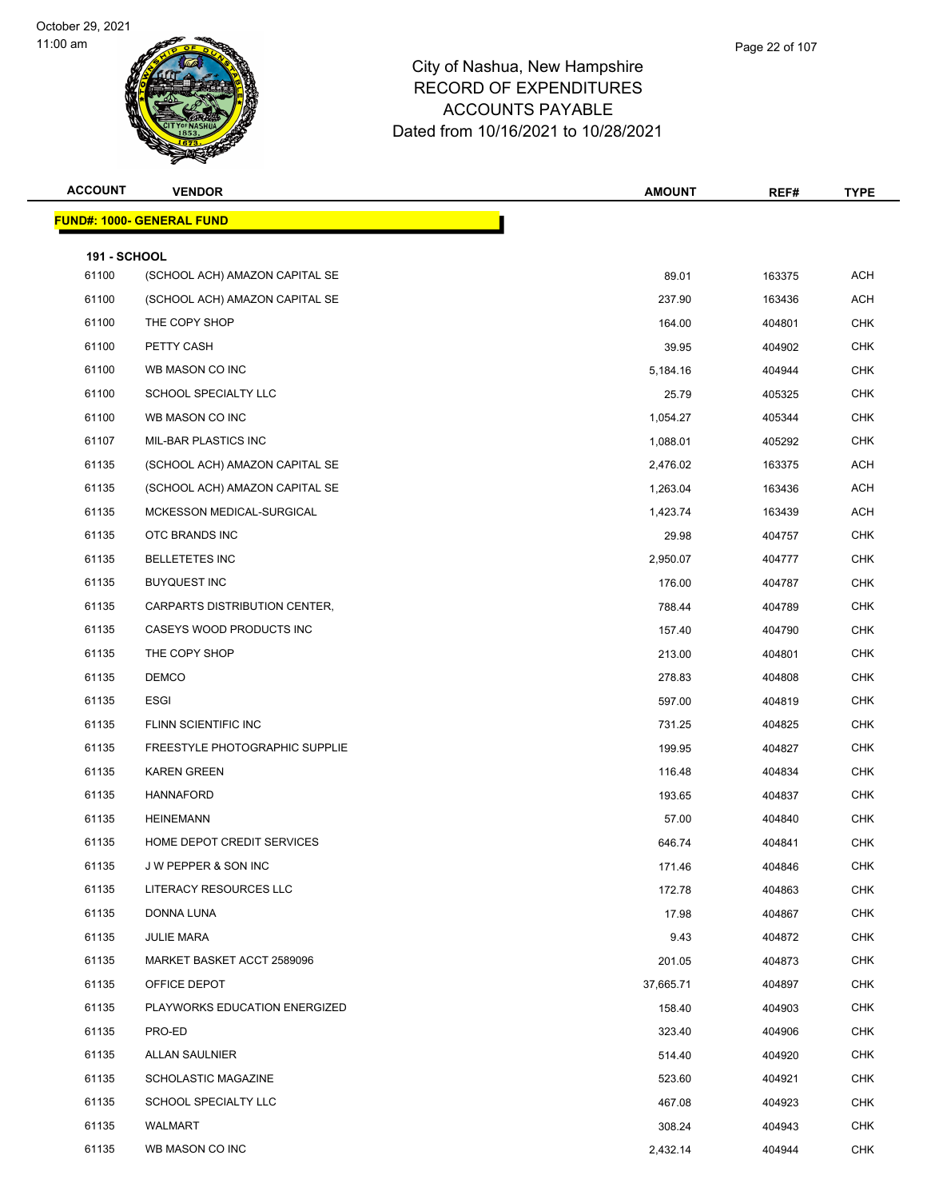# City of Nashua, New Hampshire
## RECORD OF EXPENDITURES
## ACCOUNTS PAYABLE
## Dated from 10/16/2021 to 10/28/2021

| ACCOUNT | VENDOR | AMOUNT | REF# | TYPE |
|---|---|---|---|---|
| **FUND#: 1000- GENERAL FUND** | | | | |
| **191 - SCHOOL** | | | | |
| 61100 | (SCHOOL ACH) AMAZON CAPITAL SE | 89.01 | 163375 | ACH |
| 61100 | (SCHOOL ACH) AMAZON CAPITAL SE | 237.90 | 163436 | ACH |
| 61100 | THE COPY SHOP | 164.00 | 404801 | CHK |
| 61100 | PETTY CASH | 39.95 | 404902 | CHK |
| 61100 | WB MASON CO INC | 5,184.16 | 404944 | CHK |
| 61100 | SCHOOL SPECIALTY LLC | 25.79 | 405325 | CHK |
| 61100 | WB MASON CO INC | 1,054.27 | 405344 | CHK |
| 61107 | MIL-BAR PLASTICS INC | 1,088.01 | 405292 | CHK |
| 61135 | (SCHOOL ACH) AMAZON CAPITAL SE | 2,476.02 | 163375 | ACH |
| 61135 | (SCHOOL ACH) AMAZON CAPITAL SE | 1,263.04 | 163436 | ACH |
| 61135 | MCKESSON MEDICAL-SURGICAL | 1,423.74 | 163439 | ACH |
| 61135 | OTC BRANDS INC | 29.98 | 404757 | CHK |
| 61135 | BELLETETES INC | 2,950.07 | 404777 | CHK |
| 61135 | BUYQUEST INC | 176.00 | 404787 | CHK |
| 61135 | CARPARTS DISTRIBUTION CENTER, | 788.44 | 404789 | CHK |
| 61135 | CASEYS WOOD PRODUCTS INC | 157.40 | 404790 | CHK |
| 61135 | THE COPY SHOP | 213.00 | 404801 | CHK |
| 61135 | DEMCO | 278.83 | 404808 | CHK |
| 61135 | ESGI | 597.00 | 404819 | CHK |
| 61135 | FLINN SCIENTIFIC INC | 731.25 | 404825 | CHK |
| 61135 | FREESTYLE PHOTOGRAPHIC SUPPLIE | 199.95 | 404827 | CHK |
| 61135 | KAREN GREEN | 116.48 | 404834 | CHK |
| 61135 | HANNAFORD | 193.65 | 404837 | CHK |
| 61135 | HEINEMANN | 57.00 | 404840 | CHK |
| 61135 | HOME DEPOT CREDIT SERVICES | 646.74 | 404841 | CHK |
| 61135 | J W PEPPER & SON INC | 171.46 | 404846 | CHK |
| 61135 | LITERACY RESOURCES LLC | 172.78 | 404863 | CHK |
| 61135 | DONNA LUNA | 17.98 | 404867 | CHK |
| 61135 | JULIE MARA | 9.43 | 404872 | CHK |
| 61135 | MARKET BASKET ACCT 2589096 | 201.05 | 404873 | CHK |
| 61135 | OFFICE DEPOT | 37,665.71 | 404897 | CHK |
| 61135 | PLAYWORKS EDUCATION ENERGIZED | 158.40 | 404903 | CHK |
| 61135 | PRO-ED | 323.40 | 404906 | CHK |
| 61135 | ALLAN SAULNIER | 514.40 | 404920 | CHK |
| 61135 | SCHOLASTIC MAGAZINE | 523.60 | 404921 | CHK |
| 61135 | SCHOOL SPECIALTY LLC | 467.08 | 404923 | CHK |
| 61135 | WALMART | 308.24 | 404943 | CHK |
| 61135 | WB MASON CO INC | 2,432.14 | 404944 | CHK |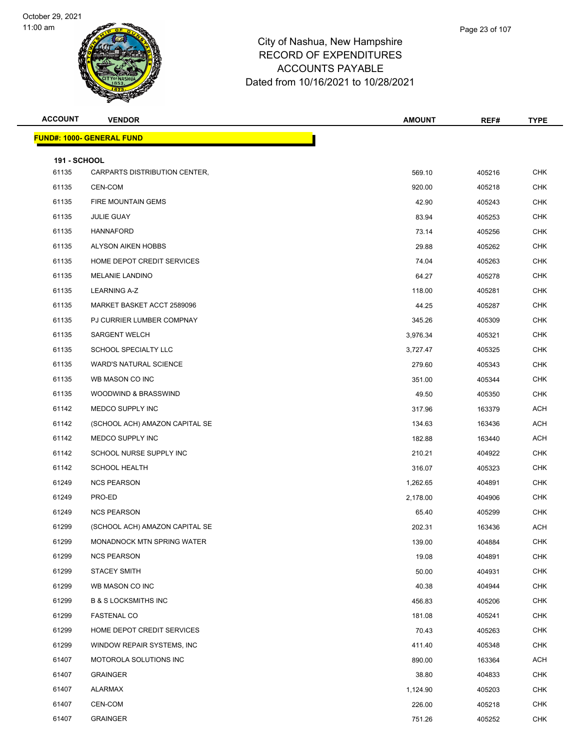City of Nashua, New Hampshire
RECORD OF EXPENDITURES
ACCOUNTS PAYABLE
Dated from 10/16/2021 to 10/28/2021

| ACCOUNT | VENDOR | AMOUNT | REF# | TYPE |
|---|---|---|---|---|
| **FUND#: 1000- GENERAL FUND** | | | | |
| **191 - SCHOOL** | | | | |
| 61135 | CARPARTS DISTRIBUTION CENTER, | 569.10 | 405216 | CHK |
| 61135 | CEN-COM | 920.00 | 405218 | CHK |
| 61135 | FIRE MOUNTAIN GEMS | 42.90 | 405243 | CHK |
| 61135 | JULIE GUAY | 83.94 | 405253 | CHK |
| 61135 | HANNAFORD | 73.14 | 405256 | CHK |
| 61135 | ALYSON AIKEN HOBBS | 29.88 | 405262 | CHK |
| 61135 | HOME DEPOT CREDIT SERVICES | 74.04 | 405263 | CHK |
| 61135 | MELANIE LANDINO | 64.27 | 405278 | CHK |
| 61135 | LEARNING A-Z | 118.00 | 405281 | CHK |
| 61135 | MARKET BASKET ACCT 2589096 | 44.25 | 405287 | CHK |
| 61135 | PJ CURRIER LUMBER COMPNAY | 345.26 | 405309 | CHK |
| 61135 | SARGENT WELCH | 3,976.34 | 405321 | CHK |
| 61135 | SCHOOL SPECIALTY LLC | 3,727.47 | 405325 | CHK |
| 61135 | WARD'S NATURAL SCIENCE | 279.60 | 405343 | CHK |
| 61135 | WB MASON CO INC | 351.00 | 405344 | CHK |
| 61135 | WOODWIND & BRASSWIND | 49.50 | 405350 | CHK |
| 61142 | MEDCO SUPPLY INC | 317.96 | 163379 | ACH |
| 61142 | (SCHOOL ACH) AMAZON CAPITAL SE | 134.63 | 163436 | ACH |
| 61142 | MEDCO SUPPLY INC | 182.88 | 163440 | ACH |
| 61142 | SCHOOL NURSE SUPPLY INC | 210.21 | 404922 | CHK |
| 61142 | SCHOOL HEALTH | 316.07 | 405323 | CHK |
| 61249 | NCS PEARSON | 1,262.65 | 404891 | CHK |
| 61249 | PRO-ED | 2,178.00 | 404906 | CHK |
| 61249 | NCS PEARSON | 65.40 | 405299 | CHK |
| 61299 | (SCHOOL ACH) AMAZON CAPITAL SE | 202.31 | 163436 | ACH |
| 61299 | MONADNOCK MTN SPRING WATER | 139.00 | 404884 | CHK |
| 61299 | NCS PEARSON | 19.08 | 404891 | CHK |
| 61299 | STACEY SMITH | 50.00 | 404931 | CHK |
| 61299 | WB MASON CO INC | 40.38 | 404944 | CHK |
| 61299 | B & S LOCKSMITHS INC | 456.83 | 405206 | CHK |
| 61299 | FASTENAL CO | 181.08 | 405241 | CHK |
| 61299 | HOME DEPOT CREDIT SERVICES | 70.43 | 405263 | CHK |
| 61299 | WINDOW REPAIR SYSTEMS, INC | 411.40 | 405348 | CHK |
| 61407 | MOTOROLA SOLUTIONS INC | 890.00 | 163364 | ACH |
| 61407 | GRAINGER | 38.80 | 404833 | CHK |
| 61407 | ALARMAX | 1,124.90 | 405203 | CHK |
| 61407 | CEN-COM | 226.00 | 405218 | CHK |
| 61407 | GRAINGER | 751.26 | 405252 | CHK |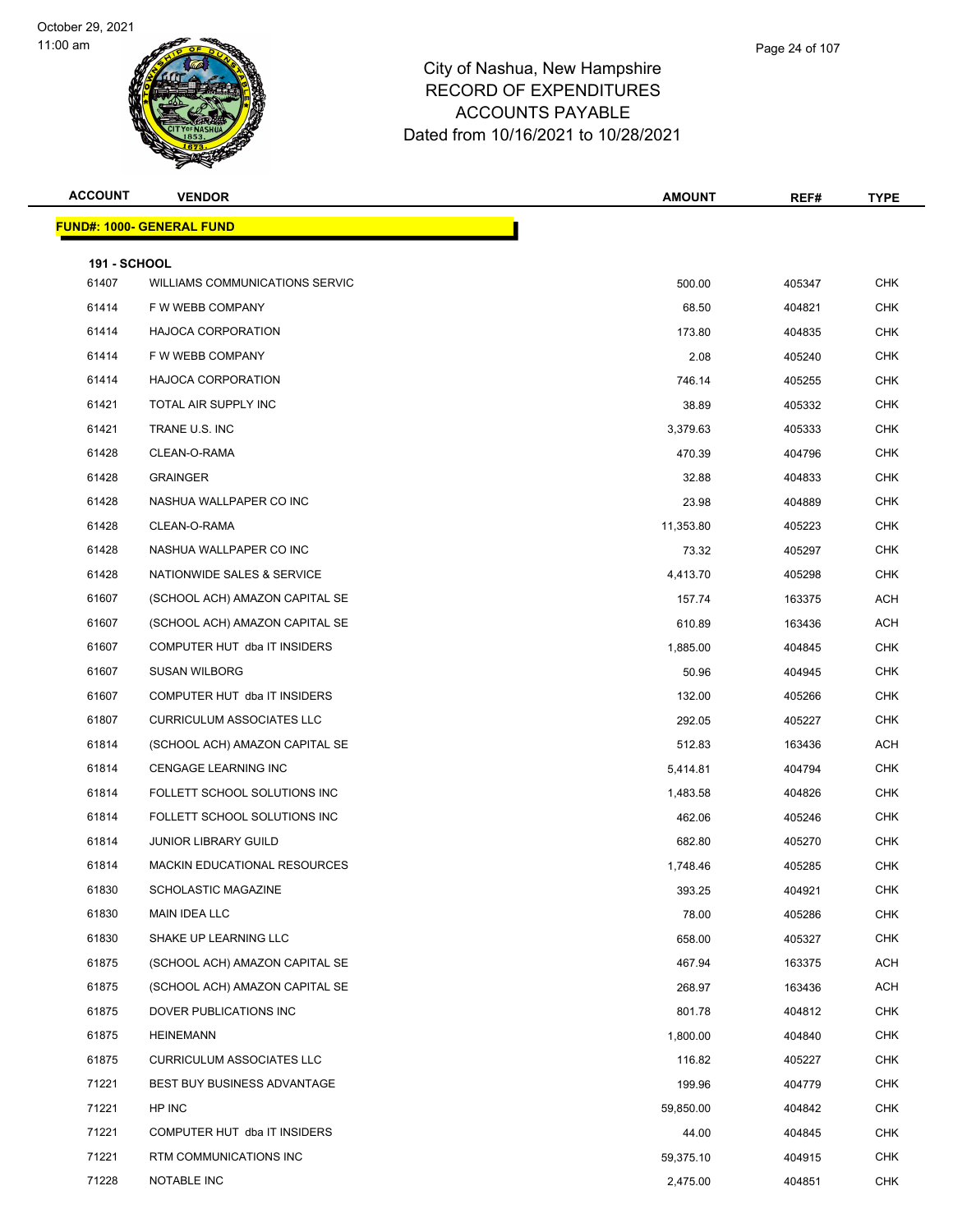# City of Nashua, New Hampshire
# RECORD OF EXPENDITURES
# ACCOUNTS PAYABLE
# Dated from 10/16/2021 to 10/28/2021

October 29, 2021
11:00 am

| ACCOUNT | VENDOR | AMOUNT | REF# | TYPE |
|---|---|---|---|---|
| **FUND#: 1000- GENERAL FUND** | | | | |
| **191 - SCHOOL** | | | | |
| 61407 | WILLIAMS COMMUNICATIONS SERVIC | 500.00 | 405347 | CHK |
| 61414 | F W WEBB COMPANY | 68.50 | 404821 | CHK |
| 61414 | HAJOCA CORPORATION | 173.80 | 404835 | CHK |
| 61414 | F W WEBB COMPANY | 2.08 | 405240 | CHK |
| 61414 | HAJOCA CORPORATION | 746.14 | 405255 | CHK |
| 61421 | TOTAL AIR SUPPLY INC | 38.89 | 405332 | CHK |
| 61421 | TRANE U.S. INC | 3,379.63 | 405333 | CHK |
| 61428 | CLEAN-O-RAMA | 470.39 | 404796 | CHK |
| 61428 | GRAINGER | 32.88 | 404833 | CHK |
| 61428 | NASHUA WALLPAPER CO INC | 23.98 | 404889 | CHK |
| 61428 | CLEAN-O-RAMA | 11,353.80 | 405223 | CHK |
| 61428 | NASHUA WALLPAPER CO INC | 73.32 | 405297 | CHK |
| 61428 | NATIONWIDE SALES & SERVICE | 4,413.70 | 405298 | CHK |
| 61607 | (SCHOOL ACH) AMAZON CAPITAL SE | 157.74 | 163375 | ACH |
| 61607 | (SCHOOL ACH) AMAZON CAPITAL SE | 610.89 | 163436 | ACH |
| 61607 | COMPUTER HUT dba IT INSIDERS | 1,885.00 | 404845 | CHK |
| 61607 | SUSAN WILBORG | 50.96 | 404945 | CHK |
| 61607 | COMPUTER HUT dba IT INSIDERS | 132.00 | 405266 | CHK |
| 61807 | CURRICULUM ASSOCIATES LLC | 292.05 | 405227 | CHK |
| 61814 | (SCHOOL ACH) AMAZON CAPITAL SE | 512.83 | 163436 | ACH |
| 61814 | CENGAGE LEARNING INC | 5,414.81 | 404794 | CHK |
| 61814 | FOLLETT SCHOOL SOLUTIONS INC | 1,483.58 | 404826 | CHK |
| 61814 | FOLLETT SCHOOL SOLUTIONS INC | 462.06 | 405246 | CHK |
| 61814 | JUNIOR LIBRARY GUILD | 682.80 | 405270 | CHK |
| 61814 | MACKIN EDUCATIONAL RESOURCES | 1,748.46 | 405285 | CHK |
| 61830 | SCHOLASTIC MAGAZINE | 393.25 | 404921 | CHK |
| 61830 | MAIN IDEA LLC | 78.00 | 405286 | CHK |
| 61830 | SHAKE UP LEARNING LLC | 658.00 | 405327 | CHK |
| 61875 | (SCHOOL ACH) AMAZON CAPITAL SE | 467.94 | 163375 | ACH |
| 61875 | (SCHOOL ACH) AMAZON CAPITAL SE | 268.97 | 163436 | ACH |
| 61875 | DOVER PUBLICATIONS INC | 801.78 | 404812 | CHK |
| 61875 | HEINEMANN | 1,800.00 | 404840 | CHK |
| 61875 | CURRICULUM ASSOCIATES LLC | 116.82 | 405227 | CHK |
| 71221 | BEST BUY BUSINESS ADVANTAGE | 199.96 | 404779 | CHK |
| 71221 | HP INC | 59,850.00 | 404842 | CHK |
| 71221 | COMPUTER HUT dba IT INSIDERS | 44.00 | 404845 | CHK |
| 71221 | RTM COMMUNICATIONS INC | 59,375.10 | 404915 | CHK |
| 71228 | NOTABLE INC | 2,475.00 | 404851 | CHK |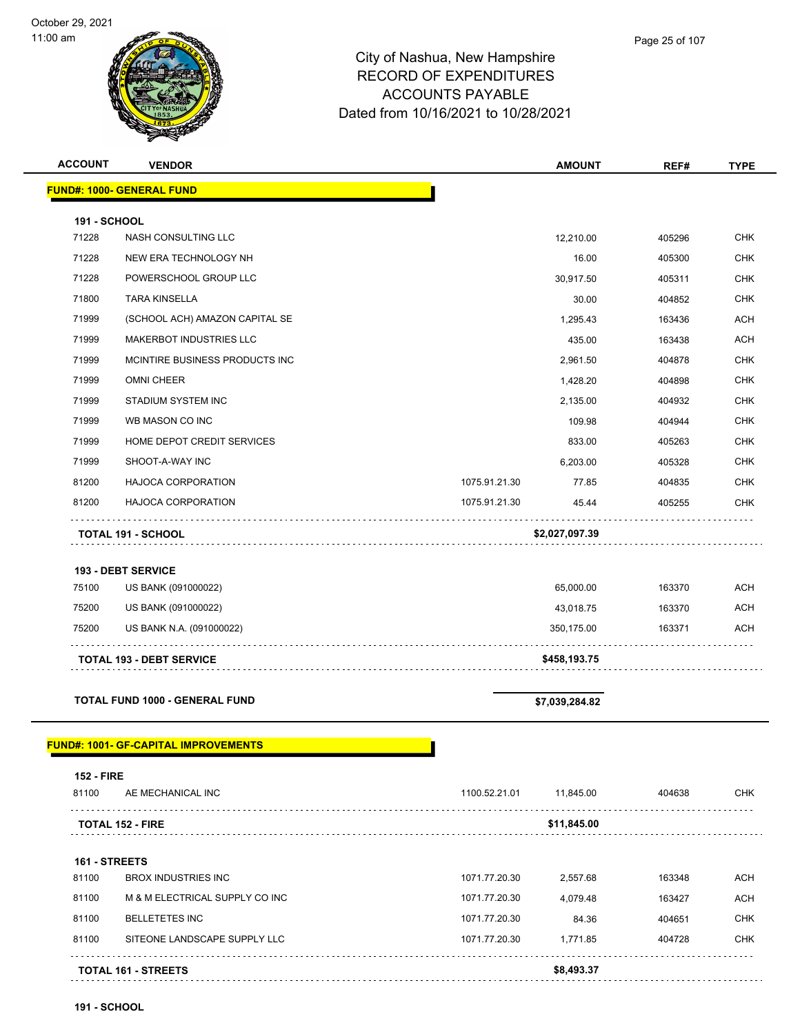# City of Nashua, New Hampshire
## RECORD OF EXPENDITURES
## ACCOUNTS PAYABLE
## Dated from 10/16/2021 to 10/28/2021

| ACCOUNT | VENDOR | | AMOUNT | REF# | TYPE |
|---|---|---|---|---|---|
| **FUND#: 1000- GENERAL FUND** | | | | | |
| **191 - SCHOOL** | | | | | |
| 71228 | NASH CONSULTING LLC | | 12,210.00 | 405296 | CHK |
| 71228 | NEW ERA TECHNOLOGY NH | | 16.00 | 405300 | CHK |
| 71228 | POWERSCHOOL GROUP LLC | | 30,917.50 | 405311 | CHK |
| 71800 | TARA KINSELLA | | 30.00 | 404852 | CHK |
| 71999 | (SCHOOL ACH) AMAZON CAPITAL SE | | 1,295.43 | 163436 | ACH |
| 71999 | MAKERBOT INDUSTRIES LLC | | 435.00 | 163438 | ACH |
| 71999 | MCINTIRE BUSINESS PRODUCTS INC | | 2,961.50 | 404878 | CHK |
| 71999 | OMNI CHEER | | 1,428.20 | 404898 | CHK |
| 71999 | STADIUM SYSTEM INC | | 2,135.00 | 404932 | CHK |
| 71999 | WB MASON CO INC | | 109.98 | 404944 | CHK |
| 71999 | HOME DEPOT CREDIT SERVICES | | 833.00 | 405263 | CHK |
| 71999 | SHOOT-A-WAY INC | | 6,203.00 | 405328 | CHK |
| 81200 | HAJOCA CORPORATION | 1075.91.21.30 | 77.85 | 404835 | CHK |
| 81200 | HAJOCA CORPORATION | 1075.91.21.30 | 45.44 | 405255 | CHK |
| **TOTAL 191 - SCHOOL** | | | **$2,027,097.39** | | |
| **193 - DEBT SERVICE** | | | | | |
| 75100 | US BANK (091000022) | | 65,000.00 | 163370 | ACH |
| 75200 | US BANK (091000022) | | 43,018.75 | 163370 | ACH |
| 75200 | US BANK N.A. (091000022) | | 350,175.00 | 163371 | ACH |
| **TOTAL 193 - DEBT SERVICE** | | | **$458,193.75** | | |
| **TOTAL FUND 1000 - GENERAL FUND** | | | **$7,039,284.82** | | |
| **FUND#: 1001- GF-CAPITAL IMPROVEMENTS** | | | | | |
| **152 - FIRE** | | | | | |
| 81100 | AE MECHANICAL INC | 1100.52.21.01 | 11,845.00 | 404638 | CHK |
| **TOTAL 152 - FIRE** | | | **$11,845.00** | | |
| **161 - STREETS** | | | | | |
| 81100 | BROX INDUSTRIES INC | 1071.77.20.30 | 2,557.68 | 163348 | ACH |
| 81100 | M & M ELECTRICAL SUPPLY CO INC | 1071.77.20.30 | 4,079.48 | 163427 | ACH |
| 81100 | BELLETETES INC | 1071.77.20.30 | 84.36 | 404651 | CHK |
| 81100 | SITEONE LANDSCAPE SUPPLY LLC | 1071.77.20.30 | 1,771.85 | 404728 | CHK |
| **TOTAL 161 - STREETS** | | | **$8,493.37** | | |
| **191 - SCHOOL** | | | | | |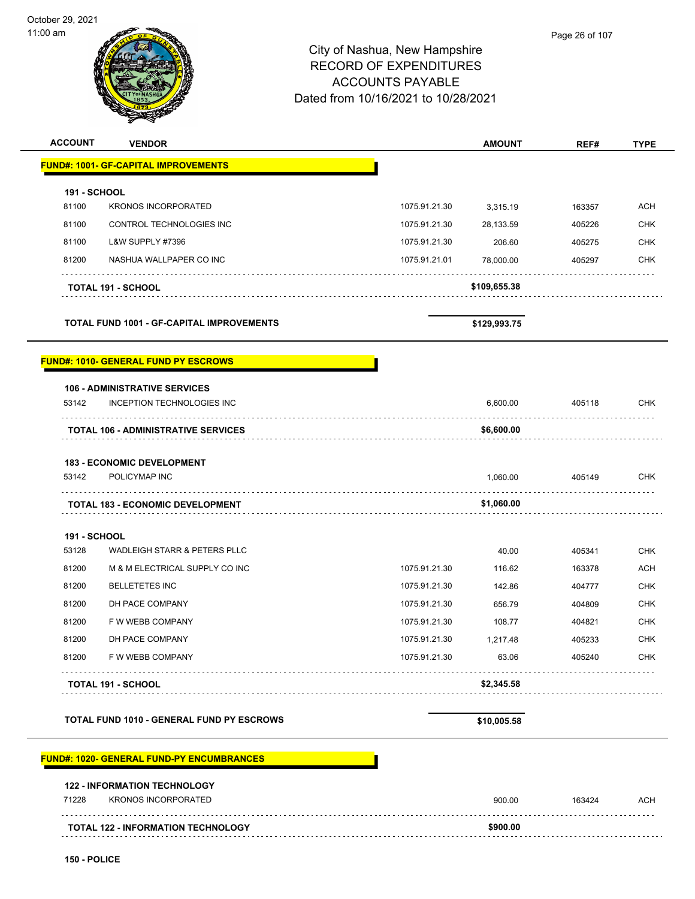City of Nashua, New Hampshire
RECORD OF EXPENDITURES
ACCOUNTS PAYABLE
Dated from 10/16/2021 to 10/28/2021

| ACCOUNT | VENDOR | | AMOUNT | REF# | TYPE |
|---|---|---|---|---|---|
| **FUND#: 1001- GF-CAPITAL IMPROVEMENTS** | | | | | |
| **191 - SCHOOL** | | | | | |
| 81100 | KRONOS INCORPORATED | 1075.91.21.30 | 3,315.19 | 163357 | ACH |
| 81100 | CONTROL TECHNOLOGIES INC | 1075.91.21.30 | 28,133.59 | 405226 | CHK |
| 81100 | L&W SUPPLY #7396 | 1075.91.21.30 | 206.60 | 405275 | CHK |
| 81200 | NASHUA WALLPAPER CO INC | 1075.91.21.01 | 78,000.00 | 405297 | CHK |
| | **TOTAL 191 - SCHOOL** | | **$109,655.38** | | |
| | **TOTAL FUND 1001 - GF-CAPITAL IMPROVEMENTS** | | **$129,993.75** | | |
| **FUND#: 1010- GENERAL FUND PY ESCROWS** | | | | | |
| **106 - ADMINISTRATIVE SERVICES** | | | | | |
| 53142 | INCEPTION TECHNOLOGIES INC | | 6,600.00 | 405118 | CHK |
| | **TOTAL 106 - ADMINISTRATIVE SERVICES** | | **$6,600.00** | | |
| **183 - ECONOMIC DEVELOPMENT** | | | | | |
| 53142 | POLICYMAP INC | | 1,060.00 | 405149 | CHK |
| | **TOTAL 183 - ECONOMIC DEVELOPMENT** | | **$1,060.00** | | |
| **191 - SCHOOL** | | | | | |
| 53128 | WADLEIGH STARR & PETERS PLLC | | 40.00 | 405341 | CHK |
| 81200 | M & M ELECTRICAL SUPPLY CO INC | 1075.91.21.30 | 116.62 | 163378 | ACH |
| 81200 | BELLETETES INC | 1075.91.21.30 | 142.86 | 404777 | CHK |
| 81200 | DH PACE COMPANY | 1075.91.21.30 | 656.79 | 404809 | CHK |
| 81200 | F W WEBB COMPANY | 1075.91.21.30 | 108.77 | 404821 | CHK |
| 81200 | DH PACE COMPANY | 1075.91.21.30 | 1,217.48 | 405233 | CHK |
| 81200 | F W WEBB COMPANY | 1075.91.21.30 | 63.06 | 405240 | CHK |
| | **TOTAL 191 - SCHOOL** | | **$2,345.58** | | |
| | **TOTAL FUND 1010 - GENERAL FUND PY ESCROWS** | | **$10,005.58** | | |
| **FUND#: 1020- GENERAL FUND-PY ENCUMBRANCES** | | | | | |
| **122 - INFORMATION TECHNOLOGY** | | | | | |
| 71228 | KRONOS INCORPORATED | | 900.00 | 163424 | ACH |
| | **TOTAL 122 - INFORMATION TECHNOLOGY** | | **$900.00** | | |
| **150 - POLICE** | | | | | |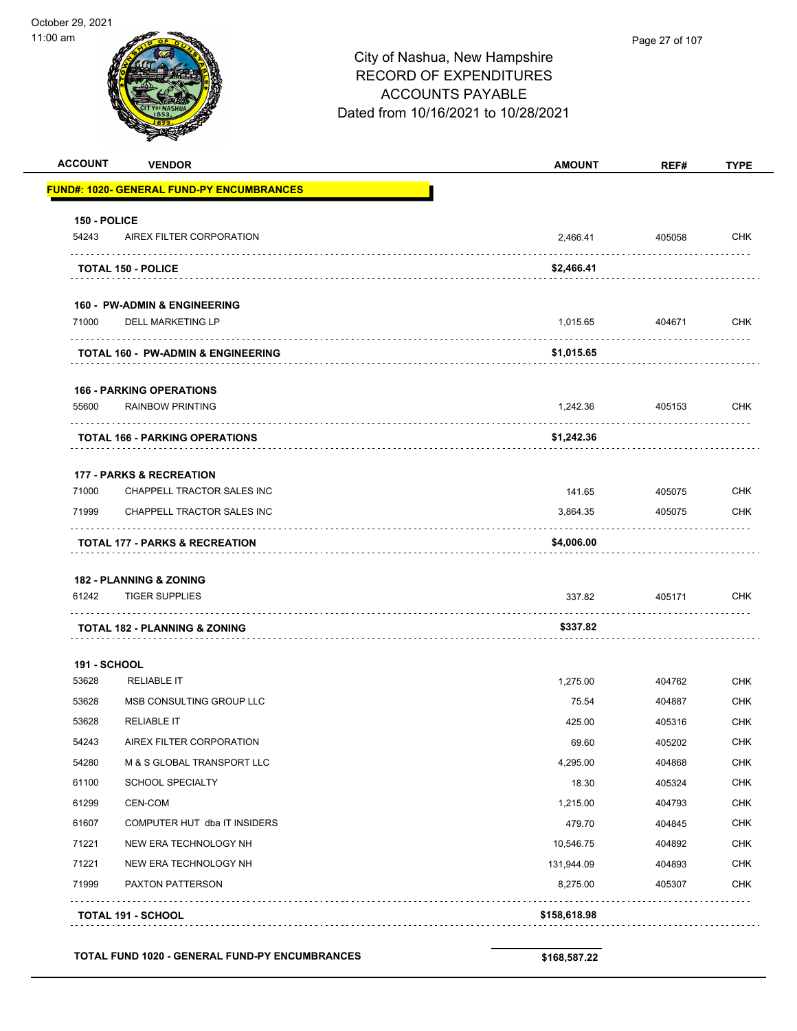# City of Nashua, New Hampshire
## RECORD OF EXPENDITURES
## ACCOUNTS PAYABLE
### Dated from 10/16/2021 to 10/28/2021

| ACCOUNT | VENDOR | AMOUNT | REF# | TYPE |
|---|---|---|---|---|
| **FUND#: 1020- GENERAL FUND-PY ENCUMBRANCES** | | | | |
| **150 - POLICE** | | | | |
| 54243 | AIREX FILTER CORPORATION | 2,466.41 | 405058 | CHK |
| | **TOTAL 150 - POLICE** | **$2,466.41** | | |
| **160 - PW-ADMIN & ENGINEERING** | | | | |
| 71000 | DELL MARKETING LP | 1,015.65 | 404671 | CHK |
| | **TOTAL 160 - PW-ADMIN & ENGINEERING** | **$1,015.65** | | |
| **166 - PARKING OPERATIONS** | | | | |
| 55600 | RAINBOW PRINTING | 1,242.36 | 405153 | CHK |
| | **TOTAL 166 - PARKING OPERATIONS** | **$1,242.36** | | |
| **177 - PARKS & RECREATION** | | | | |
| 71000 | CHAPPELL TRACTOR SALES INC | 141.65 | 405075 | CHK |
| 71999 | CHAPPELL TRACTOR SALES INC | 3,864.35 | 405075 | CHK |
| | **TOTAL 177 - PARKS & RECREATION** | **$4,006.00** | | |
| **182 - PLANNING & ZONING** | | | | |
| 61242 | TIGER SUPPLIES | 337.82 | 405171 | CHK |
| | **TOTAL 182 - PLANNING & ZONING** | **$337.82** | | |
| **191 - SCHOOL** | | | | |
| 53628 | RELIABLE IT | 1,275.00 | 404762 | CHK |
| 53628 | MSB CONSULTING GROUP LLC | 75.54 | 404887 | CHK |
| 53628 | RELIABLE IT | 425.00 | 405316 | CHK |
| 54243 | AIREX FILTER CORPORATION | 69.60 | 405202 | CHK |
| 54280 | M & S GLOBAL TRANSPORT LLC | 4,295.00 | 404868 | CHK |
| 61100 | SCHOOL SPECIALTY | 18.30 | 405324 | CHK |
| 61299 | CEN-COM | 1,215.00 | 404793 | CHK |
| 61607 | COMPUTER HUT dba IT INSIDERS | 479.70 | 404845 | CHK |
| 71221 | NEW ERA TECHNOLOGY NH | 10,546.75 | 404892 | CHK |
| 71221 | NEW ERA TECHNOLOGY NH | 131,944.09 | 404893 | CHK |
| 71999 | PAXTON PATTERSON | 8,275.00 | 405307 | CHK |
| | **TOTAL 191 - SCHOOL** | **$158,618.98** | | |
| | **TOTAL FUND 1020 - GENERAL FUND-PY ENCUMBRANCES** | **$168,587.22** | | |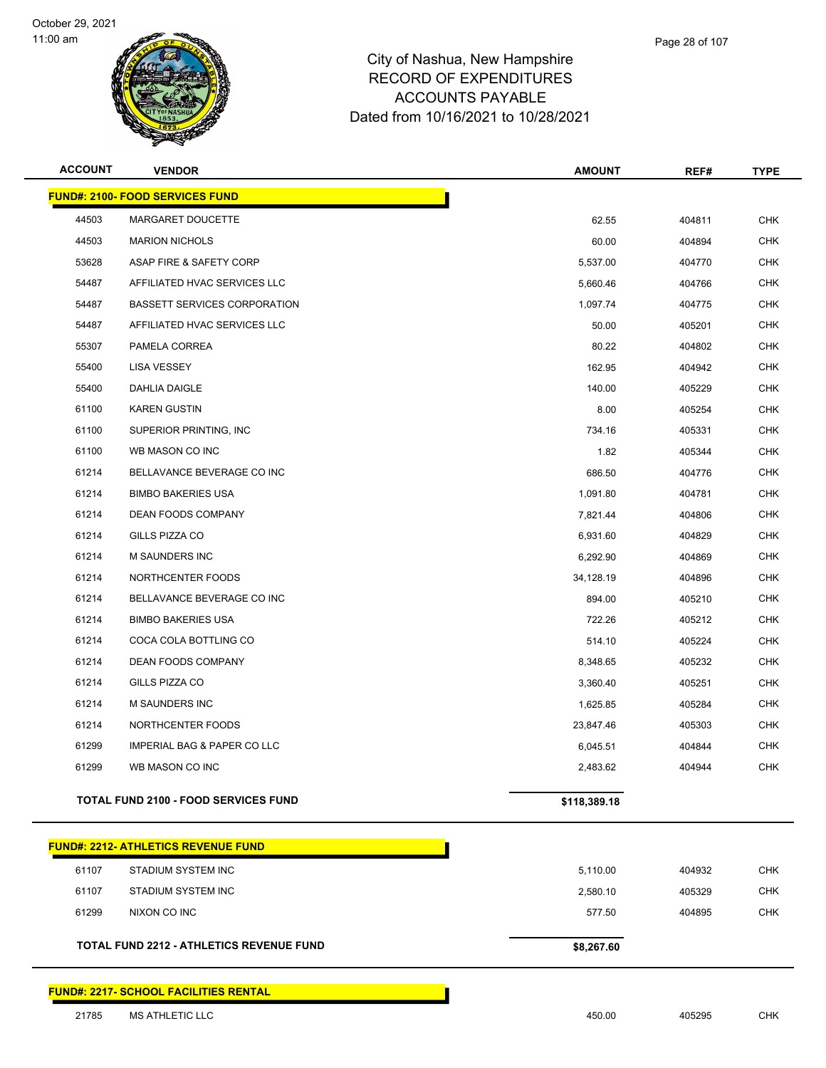# City of Nashua, New Hampshire
## RECORD OF EXPENDITURES
## ACCOUNTS PAYABLE
## Dated from 10/16/2021 to 10/28/2021

| ACCOUNT | VENDOR | AMOUNT | REF# | TYPE |
|---|---|---|---|---|
| **FUND#: 2100- FOOD SERVICES FUND** | | | | |
| 44503 | MARGARET DOUCETTE | 62.55 | 404811 | CHK |
| 44503 | MARION NICHOLS | 60.00 | 404894 | CHK |
| 53628 | ASAP FIRE & SAFETY CORP | 5,537.00 | 404770 | CHK |
| 54487 | AFFILIATED HVAC SERVICES LLC | 5,660.46 | 404766 | CHK |
| 54487 | BASSETT SERVICES CORPORATION | 1,097.74 | 404775 | CHK |
| 54487 | AFFILIATED HVAC SERVICES LLC | 50.00 | 405201 | CHK |
| 55307 | PAMELA CORREA | 80.22 | 404802 | CHK |
| 55400 | LISA VESSEY | 162.95 | 404942 | CHK |
| 55400 | DAHLIA DAIGLE | 140.00 | 405229 | CHK |
| 61100 | KAREN GUSTIN | 8.00 | 405254 | CHK |
| 61100 | SUPERIOR PRINTING, INC | 734.16 | 405331 | CHK |
| 61100 | WB MASON CO INC | 1.82 | 405344 | CHK |
| 61214 | BELLAVANCE BEVERAGE CO INC | 686.50 | 404776 | CHK |
| 61214 | BIMBO BAKERIES USA | 1,091.80 | 404781 | CHK |
| 61214 | DEAN FOODS COMPANY | 7,821.44 | 404806 | CHK |
| 61214 | GILLS PIZZA CO | 6,931.60 | 404829 | CHK |
| 61214 | M SAUNDERS INC | 6,292.90 | 404869 | CHK |
| 61214 | NORTHCENTER FOODS | 34,128.19 | 404896 | CHK |
| 61214 | BELLAVANCE BEVERAGE CO INC | 894.00 | 405210 | CHK |
| 61214 | BIMBO BAKERIES USA | 722.26 | 405212 | CHK |
| 61214 | COCA COLA BOTTLING CO | 514.10 | 405224 | CHK |
| 61214 | DEAN FOODS COMPANY | 8,348.65 | 405232 | CHK |
| 61214 | GILLS PIZZA CO | 3,360.40 | 405251 | CHK |
| 61214 | M SAUNDERS INC | 1,625.85 | 405284 | CHK |
| 61214 | NORTHCENTER FOODS | 23,847.46 | 405303 | CHK |
| 61299 | IMPERIAL BAG & PAPER CO LLC | 6,045.51 | 404844 | CHK |
| 61299 | WB MASON CO INC | 2,483.62 | 404944 | CHK |
| **TOTAL FUND 2100 - FOOD SERVICES FUND** | | **$118,389.18** | | |
| **FUND#: 2212- ATHLETICS REVENUE FUND** | | | | |
| 61107 | STADIUM SYSTEM INC | 5,110.00 | 404932 | CHK |
| 61107 | STADIUM SYSTEM INC | 2,580.10 | 405329 | CHK |
| 61299 | NIXON CO INC | 577.50 | 404895 | CHK |
| **TOTAL FUND 2212 - ATHLETICS REVENUE FUND** | | **$8,267.60** | | |
| **FUND#: 2217- SCHOOL FACILITIES RENTAL** | | | | |
| 21785 | MS ATHLETIC LLC | 450.00 | 405295 | CHK |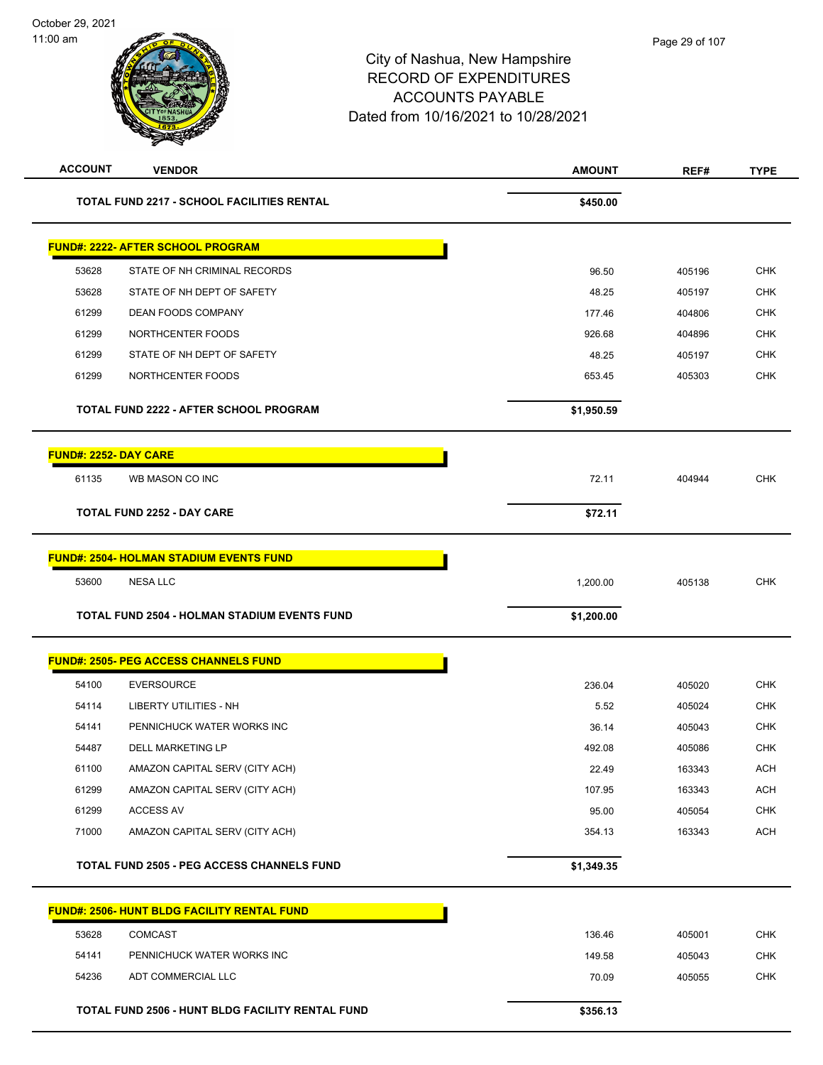City of Nashua, New Hampshire
RECORD OF EXPENDITURES
ACCOUNTS PAYABLE
Dated from 10/16/2021 to 10/28/2021

| ACCOUNT | VENDOR | AMOUNT | REF# | TYPE |
|---|---|---|---|---|
| | **TOTAL FUND 2217 - SCHOOL FACILITIES RENTAL** | **$450.00** | | |
| | **FUND#: 2222- AFTER SCHOOL PROGRAM** | | | |
| 53628 | STATE OF NH CRIMINAL RECORDS | 96.50 | 405196 | CHK |
| 53628 | STATE OF NH DEPT OF SAFETY | 48.25 | 405197 | CHK |
| 61299 | DEAN FOODS COMPANY | 177.46 | 404806 | CHK |
| 61299 | NORTHCENTER FOODS | 926.68 | 404896 | CHK |
| 61299 | STATE OF NH DEPT OF SAFETY | 48.25 | 405197 | CHK |
| 61299 | NORTHCENTER FOODS | 653.45 | 405303 | CHK |
| | **TOTAL FUND 2222 - AFTER SCHOOL PROGRAM** | **$1,950.59** | | |
| | **FUND#: 2252- DAY CARE** | | | |
| 61135 | WB MASON CO INC | 72.11 | 404944 | CHK |
| | **TOTAL FUND 2252 - DAY CARE** | **$72.11** | | |
| | **FUND#: 2504- HOLMAN STADIUM EVENTS FUND** | | | |
| 53600 | NESA LLC | 1,200.00 | 405138 | CHK |
| | **TOTAL FUND 2504 - HOLMAN STADIUM EVENTS FUND** | **$1,200.00** | | |
| | **FUND#: 2505- PEG ACCESS CHANNELS FUND** | | | |
| 54100 | EVERSOURCE | 236.04 | 405020 | CHK |
| 54114 | LIBERTY UTILITIES - NH | 5.52 | 405024 | CHK |
| 54141 | PENNICHUCK WATER WORKS INC | 36.14 | 405043 | CHK |
| 54487 | DELL MARKETING LP | 492.08 | 405086 | CHK |
| 61100 | AMAZON CAPITAL SERV (CITY ACH) | 22.49 | 163343 | ACH |
| 61299 | AMAZON CAPITAL SERV (CITY ACH) | 107.95 | 163343 | ACH |
| 61299 | ACCESS AV | 95.00 | 405054 | CHK |
| 71000 | AMAZON CAPITAL SERV (CITY ACH) | 354.13 | 163343 | ACH |
| | **TOTAL FUND 2505 - PEG ACCESS CHANNELS FUND** | **$1,349.35** | | |
| | **FUND#: 2506- HUNT BLDG FACILITY RENTAL FUND** | | | |
| 53628 | COMCAST | 136.46 | 405001 | CHK |
| 54141 | PENNICHUCK WATER WORKS INC | 149.58 | 405043 | CHK |
| 54236 | ADT COMMERCIAL LLC | 70.09 | 405055 | CHK |
| | **TOTAL FUND 2506 - HUNT BLDG FACILITY RENTAL FUND** | **$356.13** | | |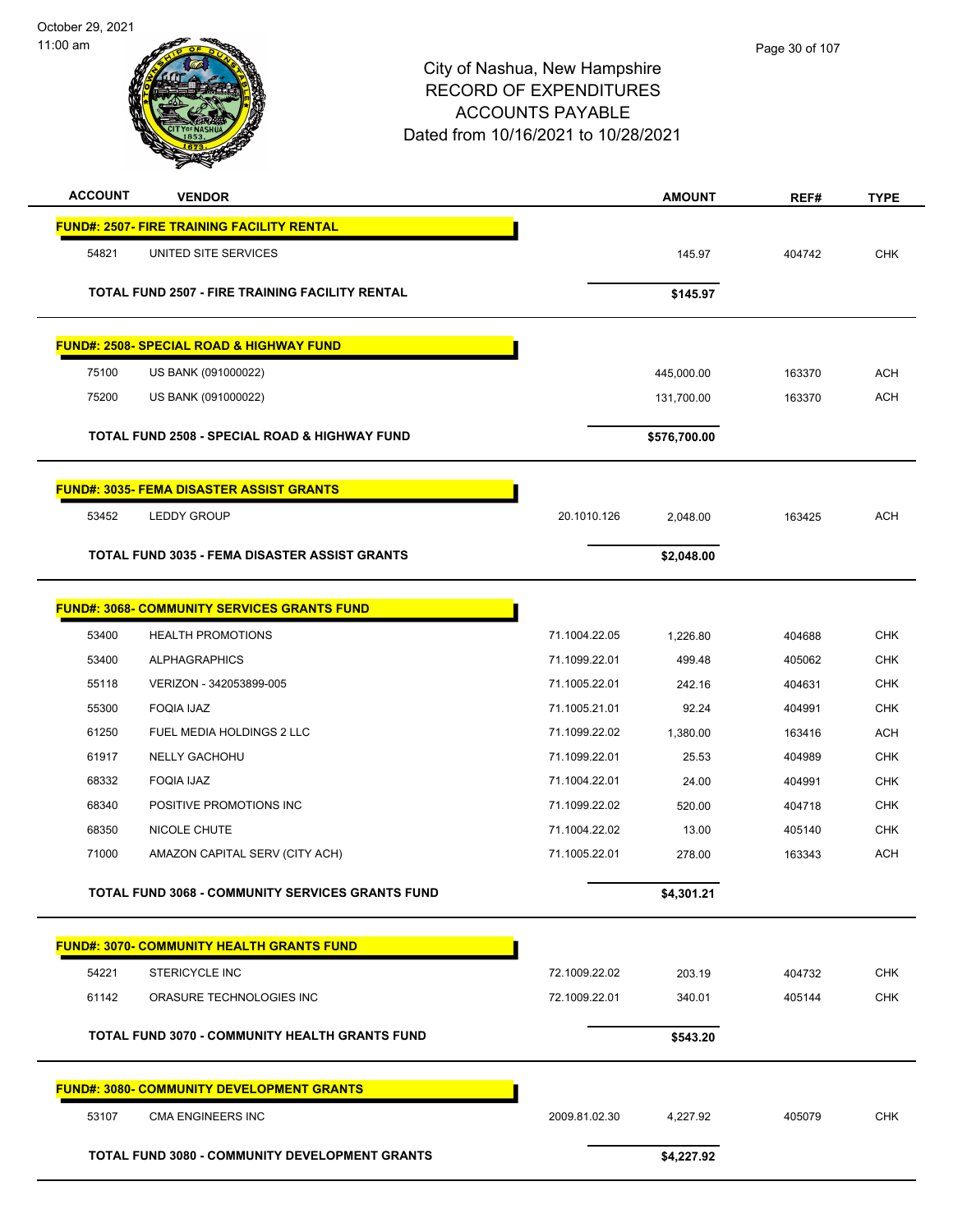# City of Nashua, New Hampshire
## RECORD OF EXPENDITURES
## ACCOUNTS PAYABLE
## Dated from 10/16/2021 to 10/28/2021

October 29, 2021
11:00 am

| ACCOUNT | VENDOR | | AMOUNT | REF# | TYPE |
|---|---|---|---|---|---|
| **FUND#: 2507- FIRE TRAINING FACILITY RENTAL** | | | | | |
| 54821 | UNITED SITE SERVICES | | 145.97 | 404742 | CHK |
| | **TOTAL FUND 2507 - FIRE TRAINING FACILITY RENTAL** | | **$145.97** | | |
| **FUND#: 2508- SPECIAL ROAD & HIGHWAY FUND** | | | | | |
| 75100 | US BANK (091000022) | | 445,000.00 | 163370 | ACH |
| 75200 | US BANK (091000022) | | 131,700.00 | 163370 | ACH |
| | **TOTAL FUND 2508 - SPECIAL ROAD & HIGHWAY FUND** | | **$576,700.00** | | |
| **FUND#: 3035- FEMA DISASTER ASSIST GRANTS** | | | | | |
| 53452 | LEDDY GROUP | 20.1010.126 | 2,048.00 | 163425 | ACH |
| | **TOTAL FUND 3035 - FEMA DISASTER ASSIST GRANTS** | | **$2,048.00** | | |
| **FUND#: 3068- COMMUNITY SERVICES GRANTS FUND** | | | | | |
| 53400 | HEALTH PROMOTIONS | 71.1004.22.05 | 1,226.80 | 404688 | CHK |
| 53400 | ALPHAGRAPHICS | 71.1099.22.01 | 499.48 | 405062 | CHK |
| 55118 | VERIZON - 342053899-005 | 71.1005.22.01 | 242.16 | 404631 | CHK |
| 55300 | FOQIA IJAZ | 71.1005.21.01 | 92.24 | 404991 | CHK |
| 61250 | FUEL MEDIA HOLDINGS 2 LLC | 71.1099.22.02 | 1,380.00 | 163416 | ACH |
| 61917 | NELLY GACHOHU | 71.1099.22.01 | 25.53 | 404989 | CHK |
| 68332 | FOQIA IJAZ | 71.1004.22.01 | 24.00 | 404991 | CHK |
| 68340 | POSITIVE PROMOTIONS INC | 71.1099.22.02 | 520.00 | 404718 | CHK |
| 68350 | NICOLE CHUTE | 71.1004.22.02 | 13.00 | 405140 | CHK |
| 71000 | AMAZON CAPITAL SERV (CITY ACH) | 71.1005.22.01 | 278.00 | 163343 | ACH |
| | **TOTAL FUND 3068 - COMMUNITY SERVICES GRANTS FUND** | | **$4,301.21** | | |
| **FUND#: 3070- COMMUNITY HEALTH GRANTS FUND** | | | | | |
| 54221 | STERICYCLE INC | 72.1009.22.02 | 203.19 | 404732 | CHK |
| 61142 | ORASURE TECHNOLOGIES INC | 72.1009.22.01 | 340.01 | 405144 | CHK |
| | **TOTAL FUND 3070 - COMMUNITY HEALTH GRANTS FUND** | | **$543.20** | | |
| **FUND#: 3080- COMMUNITY DEVELOPMENT GRANTS** | | | | | |
| 53107 | CMA ENGINEERS INC | 2009.81.02.30 | 4,227.92 | 405079 | CHK |
| | **TOTAL FUND 3080 - COMMUNITY DEVELOPMENT GRANTS** | | **$4,227.92** | | |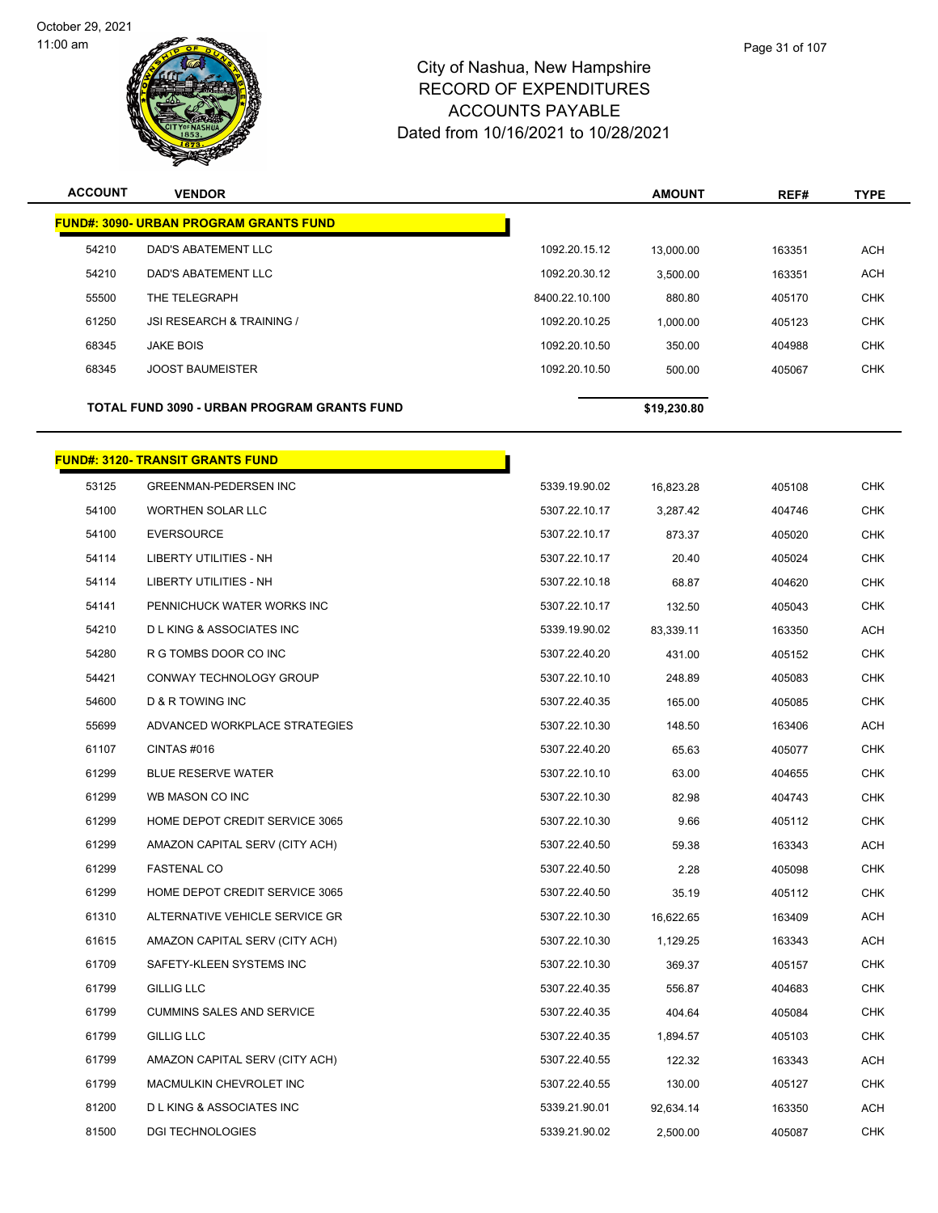# City of Nashua, New Hampshire
## RECORD OF EXPENDITURES
## ACCOUNTS PAYABLE
### Dated from 10/16/2021 to 10/28/2021

| ACCOUNT | VENDOR | | AMOUNT | REF# | TYPE |
|---|---|---|---|---|---|
| **FUND#: 3090- URBAN PROGRAM GRANTS FUND** | | | | | |
| 54210 | DAD'S ABATEMENT LLC | 1092.20.15.12 | 13,000.00 | 163351 | ACH |
| 54210 | DAD'S ABATEMENT LLC | 1092.20.30.12 | 3,500.00 | 163351 | ACH |
| 55500 | THE TELEGRAPH | 8400.22.10.100 | 880.80 | 405170 | CHK |
| 61250 | JSI RESEARCH & TRAINING / | 1092.20.10.25 | 1,000.00 | 405123 | CHK |
| 68345 | JAKE BOIS | 1092.20.10.50 | 350.00 | 404988 | CHK |
| 68345 | JOOST BAUMEISTER | 1092.20.10.50 | 500.00 | 405067 | CHK |
| **TOTAL FUND 3090 - URBAN PROGRAM GRANTS FUND** | | | **$19,230.80** | | |

| ACCOUNT | VENDOR | | AMOUNT | REF# | TYPE |
|---|---|---|---|---|---|
| **FUND#: 3120- TRANSIT GRANTS FUND** | | | | | |
| 53125 | GREENMAN-PEDERSEN INC | 5339.19.90.02 | 16,823.28 | 405108 | CHK |
| 54100 | WORTHEN SOLAR LLC | 5307.22.10.17 | 3,287.42 | 404746 | CHK |
| 54100 | EVERSOURCE | 5307.22.10.17 | 873.37 | 405020 | CHK |
| 54114 | LIBERTY UTILITIES - NH | 5307.22.10.17 | 20.40 | 405024 | CHK |
| 54114 | LIBERTY UTILITIES - NH | 5307.22.10.18 | 68.87 | 404620 | CHK |
| 54141 | PENNICHUCK WATER WORKS INC | 5307.22.10.17 | 132.50 | 405043 | CHK |
| 54210 | D L KING & ASSOCIATES INC | 5339.19.90.02 | 83,339.11 | 163350 | ACH |
| 54280 | R G TOMBS DOOR CO INC | 5307.22.40.20 | 431.00 | 405152 | CHK |
| 54421 | CONWAY TECHNOLOGY GROUP | 5307.22.10.10 | 248.89 | 405083 | CHK |
| 54600 | D & R TOWING INC | 5307.22.40.35 | 165.00 | 405085 | CHK |
| 55699 | ADVANCED WORKPLACE STRATEGIES | 5307.22.10.30 | 148.50 | 163406 | ACH |
| 61107 | CINTAS #016 | 5307.22.40.20 | 65.63 | 405077 | CHK |
| 61299 | BLUE RESERVE WATER | 5307.22.10.10 | 63.00 | 404655 | CHK |
| 61299 | WB MASON CO INC | 5307.22.10.30 | 82.98 | 404743 | CHK |
| 61299 | HOME DEPOT CREDIT SERVICE 3065 | 5307.22.10.30 | 9.66 | 405112 | CHK |
| 61299 | AMAZON CAPITAL SERV (CITY ACH) | 5307.22.40.50 | 59.38 | 163343 | ACH |
| 61299 | FASTENAL CO | 5307.22.40.50 | 2.28 | 405098 | CHK |
| 61299 | HOME DEPOT CREDIT SERVICE 3065 | 5307.22.40.50 | 35.19 | 405112 | CHK |
| 61310 | ALTERNATIVE VEHICLE SERVICE GR | 5307.22.10.30 | 16,622.65 | 163409 | ACH |
| 61615 | AMAZON CAPITAL SERV (CITY ACH) | 5307.22.10.30 | 1,129.25 | 163343 | ACH |
| 61709 | SAFETY-KLEEN SYSTEMS INC | 5307.22.10.30 | 369.37 | 405157 | CHK |
| 61799 | GILLIG LLC | 5307.22.40.35 | 556.87 | 404683 | CHK |
| 61799 | CUMMINS SALES AND SERVICE | 5307.22.40.35 | 404.64 | 405084 | CHK |
| 61799 | GILLIG LLC | 5307.22.40.35 | 1,894.57 | 405103 | CHK |
| 61799 | AMAZON CAPITAL SERV (CITY ACH) | 5307.22.40.55 | 122.32 | 163343 | ACH |
| 61799 | MACMULKIN CHEVROLET INC | 5307.22.40.55 | 130.00 | 405127 | CHK |
| 81200 | D L KING & ASSOCIATES INC | 5339.21.90.01 | 92,634.14 | 163350 | ACH |
| 81500 | DGI TECHNOLOGIES | 5339.21.90.02 | 2,500.00 | 405087 | CHK |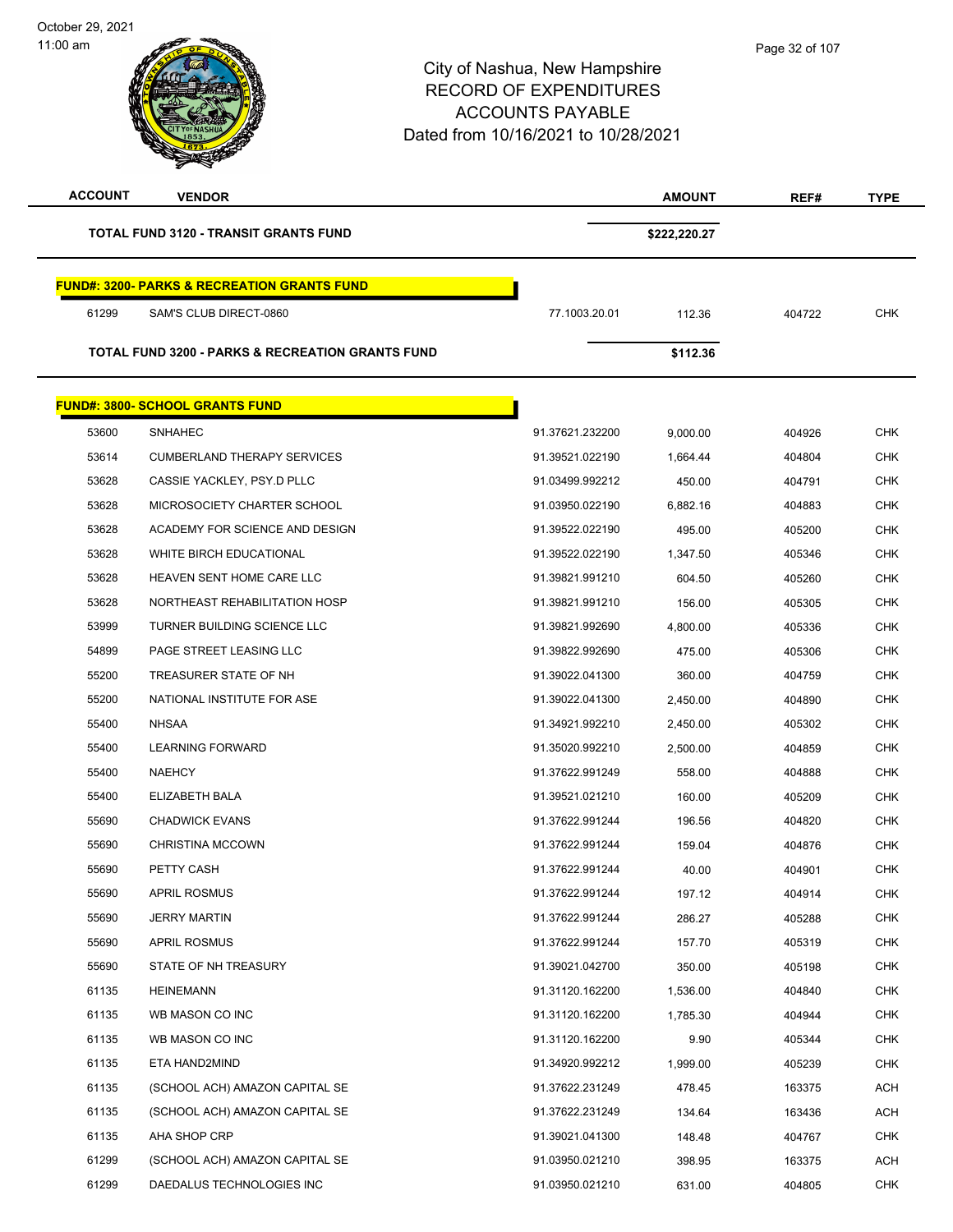City of Nashua, New Hampshire
RECORD OF EXPENDITURES
ACCOUNTS PAYABLE
Dated from 10/16/2021 to 10/28/2021

| ACCOUNT | VENDOR | | AMOUNT | REF# | TYPE |
|---|---|---|---|---|---|
| | **TOTAL FUND 3120 - TRANSIT GRANTS FUND** | | **$222,220.27** | | |
| | **FUND#: 3200- PARKS & RECREATION GRANTS FUND** | | | | |
| 61299 | SAM'S CLUB DIRECT-0860 | 77.1003.20.01 | 112.36 | 404722 | CHK |
| | **TOTAL FUND 3200 - PARKS & RECREATION GRANTS FUND** | | **$112.36** | | |
| | **FUND#: 3800- SCHOOL GRANTS FUND** | | | | |
| 53600 | SNHAHEC | 91.37621.232200 | 9,000.00 | 404926 | CHK |
| 53614 | CUMBERLAND THERAPY SERVICES | 91.39521.022190 | 1,664.44 | 404804 | CHK |
| 53628 | CASSIE YACKLEY, PSY.D PLLC | 91.03499.992212 | 450.00 | 404791 | CHK |
| 53628 | MICROSOCIETY CHARTER SCHOOL | 91.03950.022190 | 6,882.16 | 404883 | CHK |
| 53628 | ACADEMY FOR SCIENCE AND DESIGN | 91.39522.022190 | 495.00 | 405200 | CHK |
| 53628 | WHITE BIRCH EDUCATIONAL | 91.39522.022190 | 1,347.50 | 405346 | CHK |
| 53628 | HEAVEN SENT HOME CARE LLC | 91.39821.991210 | 604.50 | 405260 | CHK |
| 53628 | NORTHEAST REHABILITATION HOSP | 91.39821.991210 | 156.00 | 405305 | CHK |
| 53999 | TURNER BUILDING SCIENCE LLC | 91.39821.992690 | 4,800.00 | 405336 | CHK |
| 54899 | PAGE STREET LEASING LLC | 91.39822.992690 | 475.00 | 405306 | CHK |
| 55200 | TREASURER STATE OF NH | 91.39022.041300 | 360.00 | 404759 | CHK |
| 55200 | NATIONAL INSTITUTE FOR ASE | 91.39022.041300 | 2,450.00 | 404890 | CHK |
| 55400 | NHSAA | 91.34921.992210 | 2,450.00 | 405302 | CHK |
| 55400 | LEARNING FORWARD | 91.35020.992210 | 2,500.00 | 404859 | CHK |
| 55400 | NAEHCY | 91.37622.991249 | 558.00 | 404888 | CHK |
| 55400 | ELIZABETH BALA | 91.39521.021210 | 160.00 | 405209 | CHK |
| 55690 | CHADWICK EVANS | 91.37622.991244 | 196.56 | 404820 | CHK |
| 55690 | CHRISTINA MCCOWN | 91.37622.991244 | 159.04 | 404876 | CHK |
| 55690 | PETTY CASH | 91.37622.991244 | 40.00 | 404901 | CHK |
| 55690 | APRIL ROSMUS | 91.37622.991244 | 197.12 | 404914 | CHK |
| 55690 | JERRY MARTIN | 91.37622.991244 | 286.27 | 405288 | CHK |
| 55690 | APRIL ROSMUS | 91.37622.991244 | 157.70 | 405319 | CHK |
| 55690 | STATE OF NH TREASURY | 91.39021.042700 | 350.00 | 405198 | CHK |
| 61135 | HEINEMANN | 91.31120.162200 | 1,536.00 | 404840 | CHK |
| 61135 | WB MASON CO INC | 91.31120.162200 | 1,785.30 | 404944 | CHK |
| 61135 | WB MASON CO INC | 91.31120.162200 | 9.90 | 405344 | CHK |
| 61135 | ETA HAND2MIND | 91.34920.992212 | 1,999.00 | 405239 | CHK |
| 61135 | (SCHOOL ACH) AMAZON CAPITAL SE | 91.37622.231249 | 478.45 | 163375 | ACH |
| 61135 | (SCHOOL ACH) AMAZON CAPITAL SE | 91.37622.231249 | 134.64 | 163436 | ACH |
| 61135 | AHA SHOP CRP | 91.39021.041300 | 148.48 | 404767 | CHK |
| 61299 | (SCHOOL ACH) AMAZON CAPITAL SE | 91.03950.021210 | 398.95 | 163375 | ACH |
| 61299 | DAEDALUS TECHNOLOGIES INC | 91.03950.021210 | 631.00 | 404805 | CHK |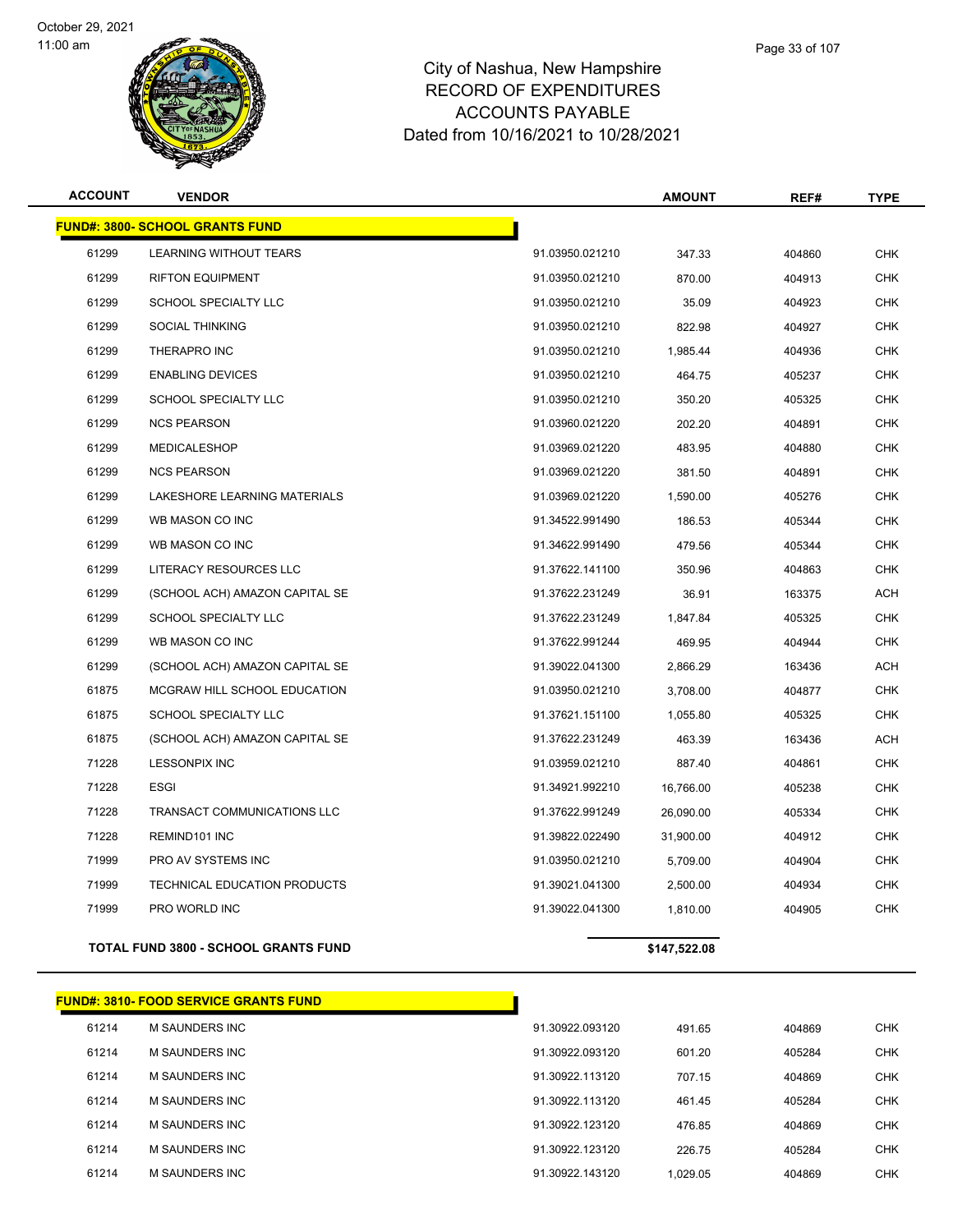# City of Nashua, New Hampshire
# RECORD OF EXPENDITURES
# ACCOUNTS PAYABLE
# Dated from 10/16/2021 to 10/28/2021

| ACCOUNT | VENDOR | | AMOUNT | REF# | TYPE |
|---|---|---|---|---|---|
| **FUND#: 3800- SCHOOL GRANTS FUND** | | | | | |
| 61299 | LEARNING WITHOUT TEARS | 91.03950.021210 | 347.33 | 404860 | CHK |
| 61299 | RIFTON EQUIPMENT | 91.03950.021210 | 870.00 | 404913 | CHK |
| 61299 | SCHOOL SPECIALTY LLC | 91.03950.021210 | 35.09 | 404923 | CHK |
| 61299 | SOCIAL THINKING | 91.03950.021210 | 822.98 | 404927 | CHK |
| 61299 | THERAPRO INC | 91.03950.021210 | 1,985.44 | 404936 | CHK |
| 61299 | ENABLING DEVICES | 91.03950.021210 | 464.75 | 405237 | CHK |
| 61299 | SCHOOL SPECIALTY LLC | 91.03950.021210 | 350.20 | 405325 | CHK |
| 61299 | NCS PEARSON | 91.03960.021220 | 202.20 | 404891 | CHK |
| 61299 | MEDICALESHOP | 91.03969.021220 | 483.95 | 404880 | CHK |
| 61299 | NCS PEARSON | 91.03969.021220 | 381.50 | 404891 | CHK |
| 61299 | LAKESHORE LEARNING MATERIALS | 91.03969.021220 | 1,590.00 | 405276 | CHK |
| 61299 | WB MASON CO INC | 91.34522.991490 | 186.53 | 405344 | CHK |
| 61299 | WB MASON CO INC | 91.34622.991490 | 479.56 | 405344 | CHK |
| 61299 | LITERACY RESOURCES LLC | 91.37622.141100 | 350.96 | 404863 | CHK |
| 61299 | (SCHOOL ACH) AMAZON CAPITAL SE | 91.37622.231249 | 36.91 | 163375 | ACH |
| 61299 | SCHOOL SPECIALTY LLC | 91.37622.231249 | 1,847.84 | 405325 | CHK |
| 61299 | WB MASON CO INC | 91.37622.991244 | 469.95 | 404944 | CHK |
| 61299 | (SCHOOL ACH) AMAZON CAPITAL SE | 91.39022.041300 | 2,866.29 | 163436 | ACH |
| 61875 | MCGRAW HILL SCHOOL EDUCATION | 91.03950.021210 | 3,708.00 | 404877 | CHK |
| 61875 | SCHOOL SPECIALTY LLC | 91.37621.151100 | 1,055.80 | 405325 | CHK |
| 61875 | (SCHOOL ACH) AMAZON CAPITAL SE | 91.37622.231249 | 463.39 | 163436 | ACH |
| 71228 | LESSONPIX INC | 91.03959.021210 | 887.40 | 404861 | CHK |
| 71228 | ESGI | 91.34921.992210 | 16,766.00 | 405238 | CHK |
| 71228 | TRANSACT COMMUNICATIONS LLC | 91.37622.991249 | 26,090.00 | 405334 | CHK |
| 71228 | REMIND101 INC | 91.39822.022490 | 31,900.00 | 404912 | CHK |
| 71999 | PRO AV SYSTEMS INC | 91.03950.021210 | 5,709.00 | 404904 | CHK |
| 71999 | TECHNICAL EDUCATION PRODUCTS | 91.39021.041300 | 2,500.00 | 404934 | CHK |
| 71999 | PRO WORLD INC | 91.39022.041300 | 1,810.00 | 404905 | CHK |
| **TOTAL FUND 3800 - SCHOOL GRANTS FUND** | | | **$147,522.08** | | |

| ACCOUNT | VENDOR | | AMOUNT | REF# | TYPE |
|---|---|---|---|---|---|
| **FUND#: 3810- FOOD SERVICE GRANTS FUND** | | | | | |
| 61214 | M SAUNDERS INC | 91.30922.093120 | 491.65 | 404869 | CHK |
| 61214 | M SAUNDERS INC | 91.30922.093120 | 601.20 | 405284 | CHK |
| 61214 | M SAUNDERS INC | 91.30922.113120 | 707.15 | 404869 | CHK |
| 61214 | M SAUNDERS INC | 91.30922.113120 | 461.45 | 405284 | CHK |
| 61214 | M SAUNDERS INC | 91.30922.123120 | 476.85 | 404869 | CHK |
| 61214 | M SAUNDERS INC | 91.30922.123120 | 226.75 | 405284 | CHK |
| 61214 | M SAUNDERS INC | 91.30922.143120 | 1,029.05 | 404869 | CHK |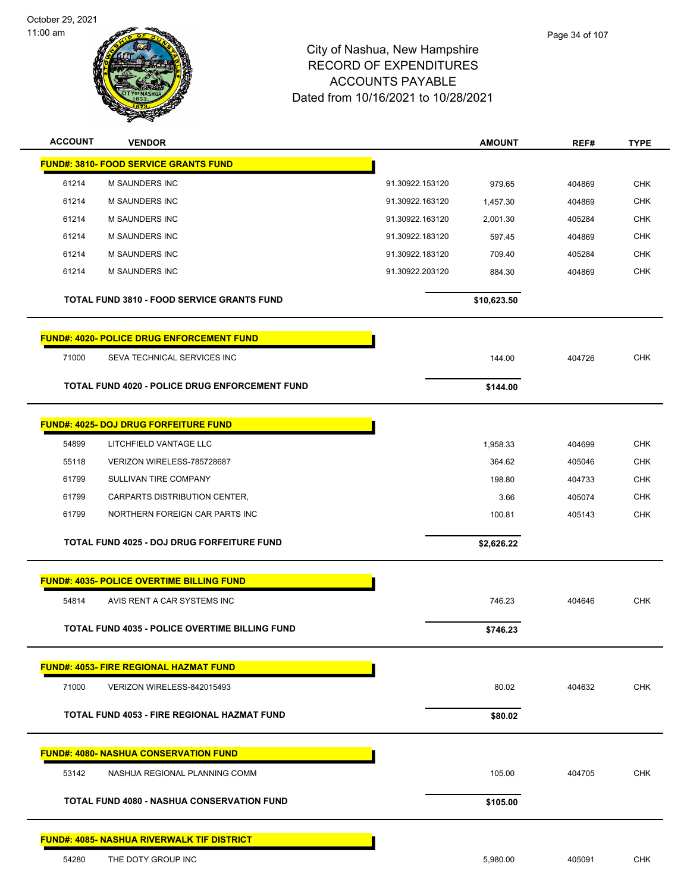City of Nashua, New Hampshire
RECORD OF EXPENDITURES
ACCOUNTS PAYABLE
Dated from 10/16/2021 to 10/28/2021

October 29, 2021
11:00 am

| ACCOUNT | VENDOR | | AMOUNT | REF# | TYPE |
|---|---|---|---|---|---|
| **FUND#: 3810- FOOD SERVICE GRANTS FUND** | | | | | |
| 61214 | M SAUNDERS INC | 91.30922.153120 | 979.65 | 404869 | CHK |
| 61214 | M SAUNDERS INC | 91.30922.163120 | 1,457.30 | 404869 | CHK |
| 61214 | M SAUNDERS INC | 91.30922.163120 | 2,001.30 | 405284 | CHK |
| 61214 | M SAUNDERS INC | 91.30922.183120 | 597.45 | 404869 | CHK |
| 61214 | M SAUNDERS INC | 91.30922.183120 | 709.40 | 405284 | CHK |
| 61214 | M SAUNDERS INC | 91.30922.203120 | 884.30 | 404869 | CHK |
| | **TOTAL FUND 3810 - FOOD SERVICE GRANTS FUND** | | **$10,623.50** | | |
| **FUND#: 4020- POLICE DRUG ENFORCEMENT FUND** | | | | | |
| 71000 | SEVA TECHNICAL SERVICES INC | | 144.00 | 404726 | CHK |
| | **TOTAL FUND 4020 - POLICE DRUG ENFORCEMENT FUND** | | **$144.00** | | |
| **FUND#: 4025- DOJ DRUG FORFEITURE FUND** | | | | | |
| 54899 | LITCHFIELD VANTAGE LLC | | 1,958.33 | 404699 | CHK |
| 55118 | VERIZON WIRELESS-785728687 | | 364.62 | 405046 | CHK |
| 61799 | SULLIVAN TIRE COMPANY | | 198.80 | 404733 | CHK |
| 61799 | CARPARTS DISTRIBUTION CENTER, | | 3.66 | 405074 | CHK |
| 61799 | NORTHERN FOREIGN CAR PARTS INC | | 100.81 | 405143 | CHK |
| | **TOTAL FUND 4025 - DOJ DRUG FORFEITURE FUND** | | **$2,626.22** | | |
| **FUND#: 4035- POLICE OVERTIME BILLING FUND** | | | | | |
| 54814 | AVIS RENT A CAR SYSTEMS INC | | 746.23 | 404646 | CHK |
| | **TOTAL FUND 4035 - POLICE OVERTIME BILLING FUND** | | **$746.23** | | |
| **FUND#: 4053- FIRE REGIONAL HAZMAT FUND** | | | | | |
| 71000 | VERIZON WIRELESS-842015493 | | 80.02 | 404632 | CHK |
| | **TOTAL FUND 4053 - FIRE REGIONAL HAZMAT FUND** | | **$80.02** | | |
| **FUND#: 4080- NASHUA CONSERVATION FUND** | | | | | |
| 53142 | NASHUA REGIONAL PLANNING COMM | | 105.00 | 404705 | CHK |
| | **TOTAL FUND 4080 - NASHUA CONSERVATION FUND** | | **$105.00** | | |
| **FUND#: 4085- NASHUA RIVERWALK TIF DISTRICT** | | | | | |
| 54280 | THE DOTY GROUP INC | | 5,980.00 | 405091 | CHK |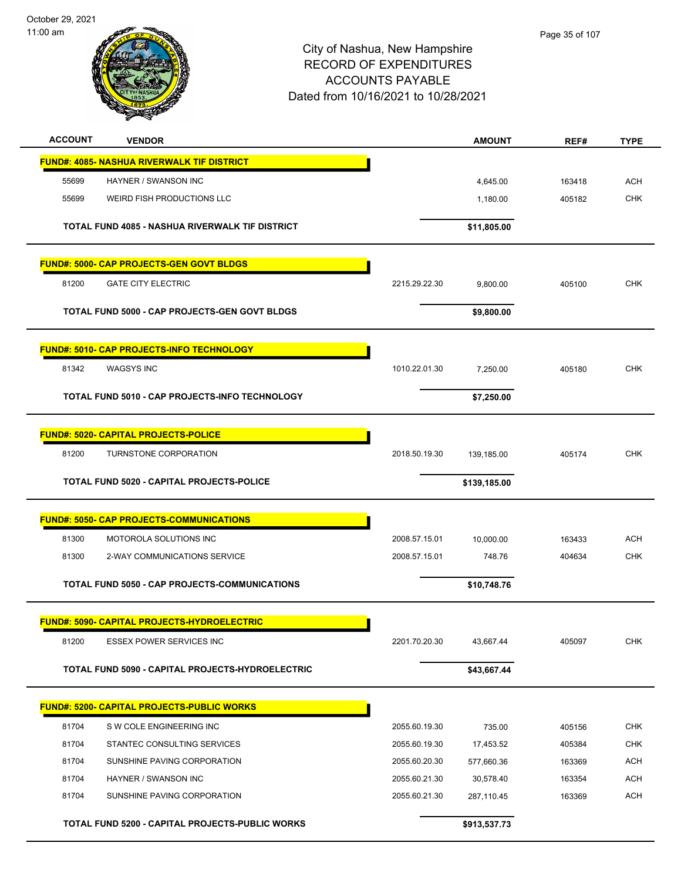City of Nashua, New Hampshire
RECORD OF EXPENDITURES
ACCOUNTS PAYABLE
Dated from 10/16/2021 to 10/28/2021

| ACCOUNT | VENDOR | | AMOUNT | REF# | TYPE |
|---|---|---|---|---|---|
| **FUND#: 4085- NASHUA RIVERWALK TIF DISTRICT** | | | | | |
| 55699 | HAYNER / SWANSON INC | | 4,645.00 | 163418 | ACH |
| 55699 | WEIRD FISH PRODUCTIONS LLC | | 1,180.00 | 405182 | CHK |
| | **TOTAL FUND 4085 - NASHUA RIVERWALK TIF DISTRICT** | | **$11,805.00** | | |
| **FUND#: 5000- CAP PROJECTS-GEN GOVT BLDGS** | | | | | |
| 81200 | GATE CITY ELECTRIC | 2215.29.22.30 | 9,800.00 | 405100 | CHK |
| | **TOTAL FUND 5000 - CAP PROJECTS-GEN GOVT BLDGS** | | **$9,800.00** | | |
| **FUND#: 5010- CAP PROJECTS-INFO TECHNOLOGY** | | | | | |
| 81342 | WAGSYS INC | 1010.22.01.30 | 7,250.00 | 405180 | CHK |
| | **TOTAL FUND 5010 - CAP PROJECTS-INFO TECHNOLOGY** | | **$7,250.00** | | |
| **FUND#: 5020- CAPITAL PROJECTS-POLICE** | | | | | |
| 81200 | TURNSTONE CORPORATION | 2018.50.19.30 | 139,185.00 | 405174 | CHK |
| | **TOTAL FUND 5020 - CAPITAL PROJECTS-POLICE** | | **$139,185.00** | | |
| **FUND#: 5050- CAP PROJECTS-COMMUNICATIONS** | | | | | |
| 81300 | MOTOROLA SOLUTIONS INC | 2008.57.15.01 | 10,000.00 | 163433 | ACH |
| 81300 | 2-WAY COMMUNICATIONS SERVICE | 2008.57.15.01 | 748.76 | 404634 | CHK |
| | **TOTAL FUND 5050 - CAP PROJECTS-COMMUNICATIONS** | | **$10,748.76** | | |
| **FUND#: 5090- CAPITAL PROJECTS-HYDROELECTRIC** | | | | | |
| 81200 | ESSEX POWER SERVICES INC | 2201.70.20.30 | 43,667.44 | 405097 | CHK |
| | **TOTAL FUND 5090 - CAPITAL PROJECTS-HYDROELECTRIC** | | **$43,667.44** | | |
| **FUND#: 5200- CAPITAL PROJECTS-PUBLIC WORKS** | | | | | |
| 81704 | S W COLE ENGINEERING INC | 2055.60.19.30 | 735.00 | 405156 | CHK |
| 81704 | STANTEC CONSULTING SERVICES | 2055.60.19.30 | 17,453.52 | 405384 | CHK |
| 81704 | SUNSHINE PAVING CORPORATION | 2055.60.20.30 | 577,660.36 | 163369 | ACH |
| 81704 | HAYNER / SWANSON INC | 2055.60.21.30 | 30,578.40 | 163354 | ACH |
| 81704 | SUNSHINE PAVING CORPORATION | 2055.60.21.30 | 287,110.45 | 163369 | ACH |
| | **TOTAL FUND 5200 - CAPITAL PROJECTS-PUBLIC WORKS** | | **$913,537.73** | | |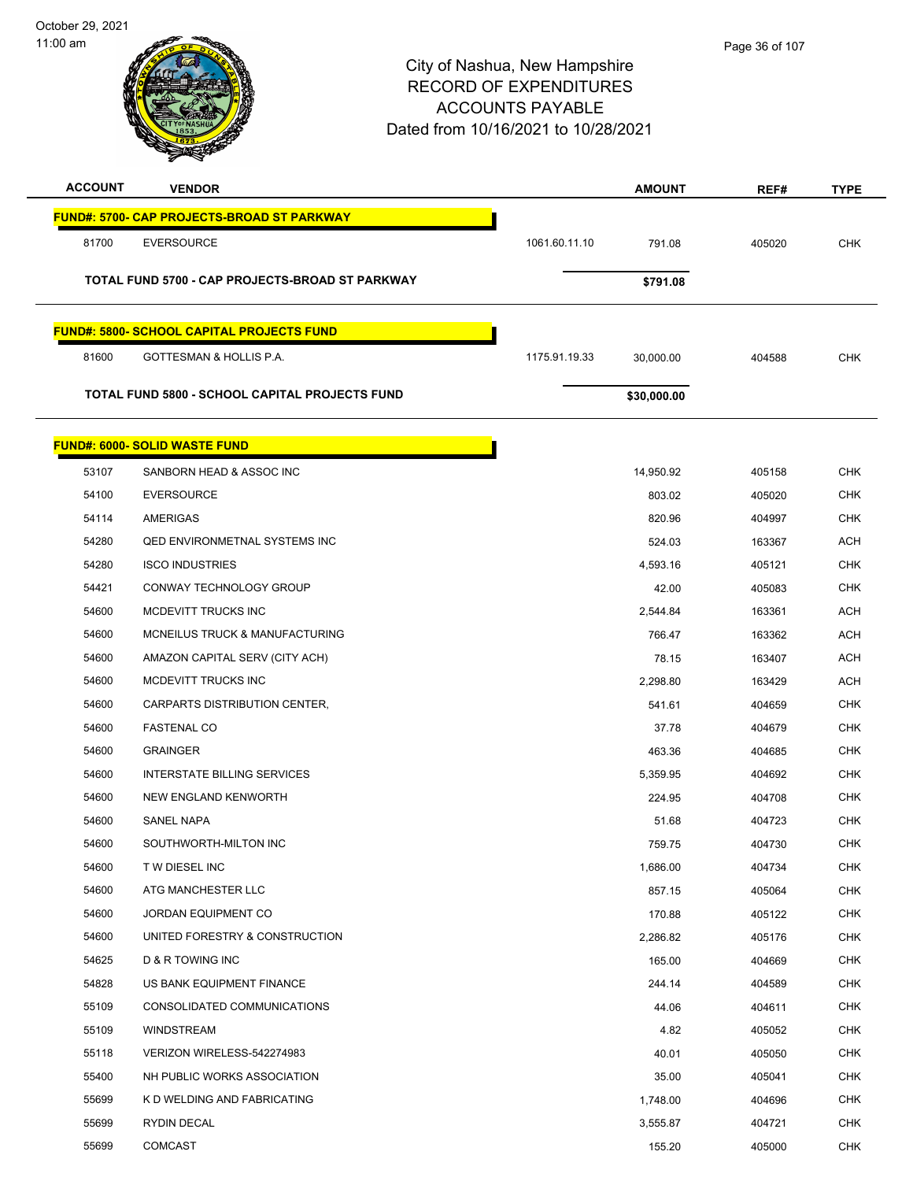# City of Nashua, New Hampshire
## RECORD OF EXPENDITURES
## ACCOUNTS PAYABLE
## Dated from 10/16/2021 to 10/28/2021

| ACCOUNT | VENDOR | | AMOUNT | REF# | TYPE |
|---|---|---|---|---|---|
| **FUND#: 5700- CAP PROJECTS-BROAD ST PARKWAY** | | | | | |
| 81700 | EVERSOURCE | 1061.60.11.10 | 791.08 | 405020 | CHK |
| **TOTAL FUND 5700 - CAP PROJECTS-BROAD ST PARKWAY** | | | **$791.08** | | |
| **FUND#: 5800- SCHOOL CAPITAL PROJECTS FUND** | | | | | |
| 81600 | GOTTESMAN & HOLLIS P.A. | 1175.91.19.33 | 30,000.00 | 404588 | CHK |
| **TOTAL FUND 5800 - SCHOOL CAPITAL PROJECTS FUND** | | | **$30,000.00** | | |
| **FUND#: 6000- SOLID WASTE FUND** | | | | | |
| 53107 | SANBORN HEAD & ASSOC INC | | 14,950.92 | 405158 | CHK |
| 54100 | EVERSOURCE | | 803.02 | 405020 | CHK |
| 54114 | AMERIGAS | | 820.96 | 404997 | CHK |
| 54280 | QED ENVIRONMETNAL SYSTEMS INC | | 524.03 | 163367 | ACH |
| 54280 | ISCO INDUSTRIES | | 4,593.16 | 405121 | CHK |
| 54421 | CONWAY TECHNOLOGY GROUP | | 42.00 | 405083 | CHK |
| 54600 | MCDEVITT TRUCKS INC | | 2,544.84 | 163361 | ACH |
| 54600 | MCNEILUS TRUCK & MANUFACTURING | | 766.47 | 163362 | ACH |
| 54600 | AMAZON CAPITAL SERV (CITY ACH) | | 78.15 | 163407 | ACH |
| 54600 | MCDEVITT TRUCKS INC | | 2,298.80 | 163429 | ACH |
| 54600 | CARPARTS DISTRIBUTION CENTER, | | 541.61 | 404659 | CHK |
| 54600 | FASTENAL CO | | 37.78 | 404679 | CHK |
| 54600 | GRAINGER | | 463.36 | 404685 | CHK |
| 54600 | INTERSTATE BILLING SERVICES | | 5,359.95 | 404692 | CHK |
| 54600 | NEW ENGLAND KENWORTH | | 224.95 | 404708 | CHK |
| 54600 | SANEL NAPA | | 51.68 | 404723 | CHK |
| 54600 | SOUTHWORTH-MILTON INC | | 759.75 | 404730 | CHK |
| 54600 | T W DIESEL INC | | 1,686.00 | 404734 | CHK |
| 54600 | ATG MANCHESTER LLC | | 857.15 | 405064 | CHK |
| 54600 | JORDAN EQUIPMENT CO | | 170.88 | 405122 | CHK |
| 54600 | UNITED FORESTRY & CONSTRUCTION | | 2,286.82 | 405176 | CHK |
| 54625 | D & R TOWING INC | | 165.00 | 404669 | CHK |
| 54828 | US BANK EQUIPMENT FINANCE | | 244.14 | 404589 | CHK |
| 55109 | CONSOLIDATED COMMUNICATIONS | | 44.06 | 404611 | CHK |
| 55109 | WINDSTREAM | | 4.82 | 405052 | CHK |
| 55118 | VERIZON WIRELESS-542274983 | | 40.01 | 405050 | CHK |
| 55400 | NH PUBLIC WORKS ASSOCIATION | | 35.00 | 405041 | CHK |
| 55699 | K D WELDING AND FABRICATING | | 1,748.00 | 404696 | CHK |
| 55699 | RYDIN DECAL | | 3,555.87 | 404721 | CHK |
| 55699 | COMCAST | | 155.20 | 405000 | CHK |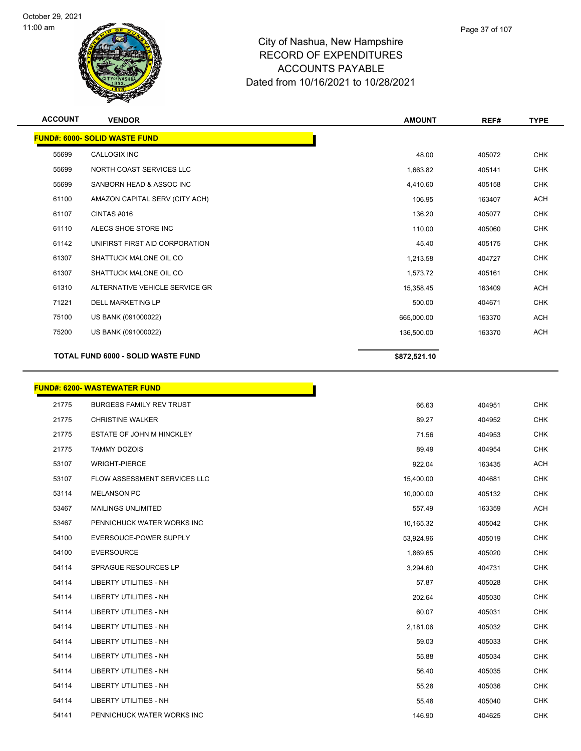City of Nashua, New Hampshire
RECORD OF EXPENDITURES
ACCOUNTS PAYABLE
Dated from 10/16/2021 to 10/28/2021

| ACCOUNT | VENDOR | AMOUNT | REF# | TYPE |
|---|---|---|---|---|
| **FUND#: 6000- SOLID WASTE FUND** | | | | |
| 55699 | CALLOGIX INC | 48.00 | 405072 | CHK |
| 55699 | NORTH COAST SERVICES LLC | 1,663.82 | 405141 | CHK |
| 55699 | SANBORN HEAD & ASSOC INC | 4,410.60 | 405158 | CHK |
| 61100 | AMAZON CAPITAL SERV (CITY ACH) | 106.95 | 163407 | ACH |
| 61107 | CINTAS #016 | 136.20 | 405077 | CHK |
| 61110 | ALECS SHOE STORE INC | 110.00 | 405060 | CHK |
| 61142 | UNIFIRST FIRST AID CORPORATION | 45.40 | 405175 | CHK |
| 61307 | SHATTUCK MALONE OIL CO | 1,213.58 | 404727 | CHK |
| 61307 | SHATTUCK MALONE OIL CO | 1,573.72 | 405161 | CHK |
| 61310 | ALTERNATIVE VEHICLE SERVICE GR | 15,358.45 | 163409 | ACH |
| 71221 | DELL MARKETING LP | 500.00 | 404671 | CHK |
| 75100 | US BANK (091000022) | 665,000.00 | 163370 | ACH |
| 75200 | US BANK (091000022) | 136,500.00 | 163370 | ACH |
| **TOTAL FUND 6000 - SOLID WASTE FUND** | | **$872,521.10** | | |

| ACCOUNT | VENDOR | AMOUNT | REF# | TYPE |
|---|---|---|---|---|
| **FUND#: 6200- WASTEWATER FUND** | | | | |
| 21775 | BURGESS FAMILY REV TRUST | 66.63 | 404951 | CHK |
| 21775 | CHRISTINE WALKER | 89.27 | 404952 | CHK |
| 21775 | ESTATE OF JOHN M HINCKLEY | 71.56 | 404953 | CHK |
| 21775 | TAMMY DOZOIS | 89.49 | 404954 | CHK |
| 53107 | WRIGHT-PIERCE | 922.04 | 163435 | ACH |
| 53107 | FLOW ASSESSMENT SERVICES LLC | 15,400.00 | 404681 | CHK |
| 53114 | MELANSON PC | 10,000.00 | 405132 | CHK |
| 53467 | MAILINGS UNLIMITED | 557.49 | 163359 | ACH |
| 53467 | PENNICHUCK WATER WORKS INC | 10,165.32 | 405042 | CHK |
| 54100 | EVERSOUCE-POWER SUPPLY | 53,924.96 | 405019 | CHK |
| 54100 | EVERSOURCE | 1,869.65 | 405020 | CHK |
| 54114 | SPRAGUE RESOURCES LP | 3,294.60 | 404731 | CHK |
| 54114 | LIBERTY UTILITIES - NH | 57.87 | 405028 | CHK |
| 54114 | LIBERTY UTILITIES - NH | 202.64 | 405030 | CHK |
| 54114 | LIBERTY UTILITIES - NH | 60.07 | 405031 | CHK |
| 54114 | LIBERTY UTILITIES - NH | 2,181.06 | 405032 | CHK |
| 54114 | LIBERTY UTILITIES - NH | 59.03 | 405033 | CHK |
| 54114 | LIBERTY UTILITIES - NH | 55.88 | 405034 | CHK |
| 54114 | LIBERTY UTILITIES - NH | 56.40 | 405035 | CHK |
| 54114 | LIBERTY UTILITIES - NH | 55.28 | 405036 | CHK |
| 54114 | LIBERTY UTILITIES - NH | 55.48 | 405040 | CHK |
| 54141 | PENNICHUCK WATER WORKS INC | 146.90 | 404625 | CHK |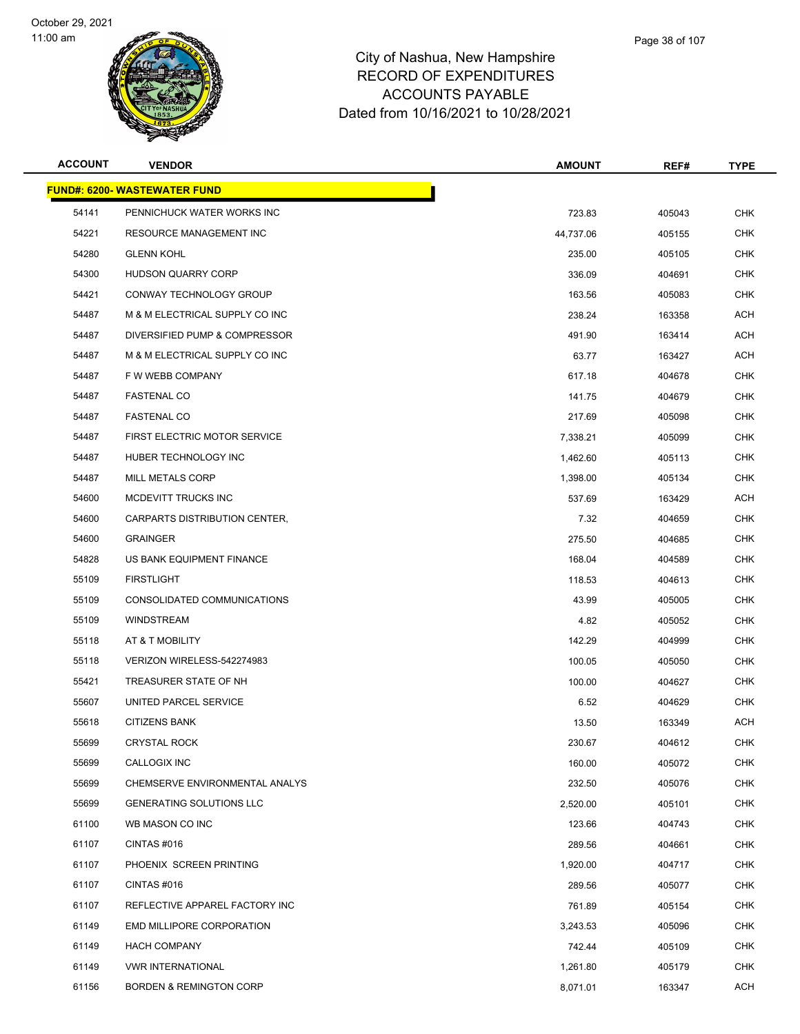October 29, 2021
11:00 am

# City of Nashua, New Hampshire
## RECORD OF EXPENDITURES
## ACCOUNTS PAYABLE
## Dated from 10/16/2021 to 10/28/2021

| ACCOUNT | VENDOR | AMOUNT | REF# | TYPE |
|---|---|---|---|---|
| **FUND#: 6200- WASTEWATER FUND** | | | | |
| 54141 | PENNICHUCK WATER WORKS INC | 723.83 | 405043 | CHK |
| 54221 | RESOURCE MANAGEMENT INC | 44,737.06 | 405155 | CHK |
| 54280 | GLENN KOHL | 235.00 | 405105 | CHK |
| 54300 | HUDSON QUARRY CORP | 336.09 | 404691 | CHK |
| 54421 | CONWAY TECHNOLOGY GROUP | 163.56 | 405083 | CHK |
| 54487 | M & M ELECTRICAL SUPPLY CO INC | 238.24 | 163358 | ACH |
| 54487 | DIVERSIFIED PUMP & COMPRESSOR | 491.90 | 163414 | ACH |
| 54487 | M & M ELECTRICAL SUPPLY CO INC | 63.77 | 163427 | ACH |
| 54487 | F W WEBB COMPANY | 617.18 | 404678 | CHK |
| 54487 | FASTENAL CO | 141.75 | 404679 | CHK |
| 54487 | FASTENAL CO | 217.69 | 405098 | CHK |
| 54487 | FIRST ELECTRIC MOTOR SERVICE | 7,338.21 | 405099 | CHK |
| 54487 | HUBER TECHNOLOGY INC | 1,462.60 | 405113 | CHK |
| 54487 | MILL METALS CORP | 1,398.00 | 405134 | CHK |
| 54600 | MCDEVITT TRUCKS INC | 537.69 | 163429 | ACH |
| 54600 | CARPARTS DISTRIBUTION CENTER, | 7.32 | 404659 | CHK |
| 54600 | GRAINGER | 275.50 | 404685 | CHK |
| 54828 | US BANK EQUIPMENT FINANCE | 168.04 | 404589 | CHK |
| 55109 | FIRSTLIGHT | 118.53 | 404613 | CHK |
| 55109 | CONSOLIDATED COMMUNICATIONS | 43.99 | 405005 | CHK |
| 55109 | WINDSTREAM | 4.82 | 405052 | CHK |
| 55118 | AT & T MOBILITY | 142.29 | 404999 | CHK |
| 55118 | VERIZON WIRELESS-542274983 | 100.05 | 405050 | CHK |
| 55421 | TREASURER STATE OF NH | 100.00 | 404627 | CHK |
| 55607 | UNITED PARCEL SERVICE | 6.52 | 404629 | CHK |
| 55618 | CITIZENS BANK | 13.50 | 163349 | ACH |
| 55699 | CRYSTAL ROCK | 230.67 | 404612 | CHK |
| 55699 | CALLOGIX INC | 160.00 | 405072 | CHK |
| 55699 | CHEMSERVE ENVIRONMENTAL ANALYS | 232.50 | 405076 | CHK |
| 55699 | GENERATING SOLUTIONS LLC | 2,520.00 | 405101 | CHK |
| 61100 | WB MASON CO INC | 123.66 | 404743 | CHK |
| 61107 | CINTAS #016 | 289.56 | 404661 | CHK |
| 61107 | PHOENIX SCREEN PRINTING | 1,920.00 | 404717 | CHK |
| 61107 | CINTAS #016 | 289.56 | 405077 | CHK |
| 61107 | REFLECTIVE APPAREL FACTORY INC | 761.89 | 405154 | CHK |
| 61149 | EMD MILLIPORE CORPORATION | 3,243.53 | 405096 | CHK |
| 61149 | HACH COMPANY | 742.44 | 405109 | CHK |
| 61149 | VWR INTERNATIONAL | 1,261.80 | 405179 | CHK |
| 61156 | BORDEN & REMINGTON CORP | 8,071.01 | 163347 | ACH |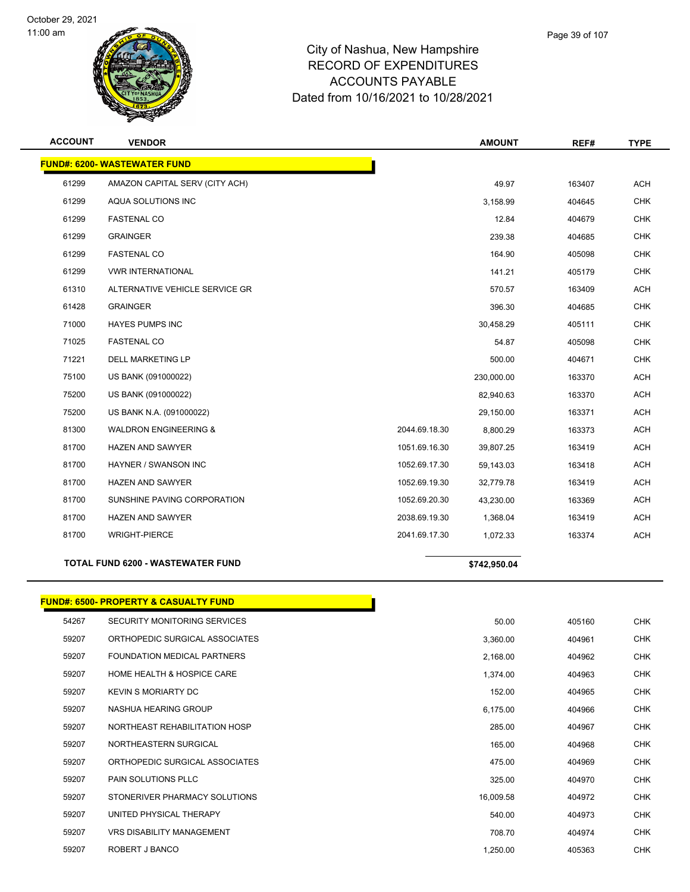# City of Nashua, New Hampshire
## RECORD OF EXPENDITURES
## ACCOUNTS PAYABLE
## Dated from 10/16/2021 to 10/28/2021

| ACCOUNT | VENDOR | | AMOUNT | REF# | TYPE |
|---|---|---|---|---|---|
| **FUND#: 6200- WASTEWATER FUND** | | | | | |
| 61299 | AMAZON CAPITAL SERV (CITY ACH) | | 49.97 | 163407 | ACH |
| 61299 | AQUA SOLUTIONS INC | | 3,158.99 | 404645 | CHK |
| 61299 | FASTENAL CO | | 12.84 | 404679 | CHK |
| 61299 | GRAINGER | | 239.38 | 404685 | CHK |
| 61299 | FASTENAL CO | | 164.90 | 405098 | CHK |
| 61299 | VWR INTERNATIONAL | | 141.21 | 405179 | CHK |
| 61310 | ALTERNATIVE VEHICLE SERVICE GR | | 570.57 | 163409 | ACH |
| 61428 | GRAINGER | | 396.30 | 404685 | CHK |
| 71000 | HAYES PUMPS INC | | 30,458.29 | 405111 | CHK |
| 71025 | FASTENAL CO | | 54.87 | 405098 | CHK |
| 71221 | DELL MARKETING LP | | 500.00 | 404671 | CHK |
| 75100 | US BANK (091000022) | | 230,000.00 | 163370 | ACH |
| 75200 | US BANK (091000022) | | 82,940.63 | 163370 | ACH |
| 75200 | US BANK N.A. (091000022) | | 29,150.00 | 163371 | ACH |
| 81300 | WALDRON ENGINEERING & | 2044.69.18.30 | 8,800.29 | 163373 | ACH |
| 81700 | HAZEN AND SAWYER | 1051.69.16.30 | 39,807.25 | 163419 | ACH |
| 81700 | HAYNER / SWANSON INC | 1052.69.17.30 | 59,143.03 | 163418 | ACH |
| 81700 | HAZEN AND SAWYER | 1052.69.19.30 | 32,779.78 | 163419 | ACH |
| 81700 | SUNSHINE PAVING CORPORATION | 1052.69.20.30 | 43,230.00 | 163369 | ACH |
| 81700 | HAZEN AND SAWYER | 2038.69.19.30 | 1,368.04 | 163419 | ACH |
| 81700 | WRIGHT-PIERCE | 2041.69.17.30 | 1,072.33 | 163374 | ACH |
| **TOTAL FUND 6200 - WASTEWATER FUND** | | | **$742,950.04** | | |

| ACCOUNT | VENDOR | AMOUNT | REF# | TYPE |
|---|---|---|---|---|
| **FUND#: 6500- PROPERTY & CASUALTY FUND** | | | | |
| 54267 | SECURITY MONITORING SERVICES | 50.00 | 405160 | CHK |
| 59207 | ORTHOPEDIC SURGICAL ASSOCIATES | 3,360.00 | 404961 | CHK |
| 59207 | FOUNDATION MEDICAL PARTNERS | 2,168.00 | 404962 | CHK |
| 59207 | HOME HEALTH & HOSPICE CARE | 1,374.00 | 404963 | CHK |
| 59207 | KEVIN S MORIARTY DC | 152.00 | 404965 | CHK |
| 59207 | NASHUA HEARING GROUP | 6,175.00 | 404966 | CHK |
| 59207 | NORTHEAST REHABILITATION HOSP | 285.00 | 404967 | CHK |
| 59207 | NORTHEASTERN SURGICAL | 165.00 | 404968 | CHK |
| 59207 | ORTHOPEDIC SURGICAL ASSOCIATES | 475.00 | 404969 | CHK |
| 59207 | PAIN SOLUTIONS PLLC | 325.00 | 404970 | CHK |
| 59207 | STONERIVER PHARMACY SOLUTIONS | 16,009.58 | 404972 | CHK |
| 59207 | UNITED PHYSICAL THERAPY | 540.00 | 404973 | CHK |
| 59207 | VRS DISABILITY MANAGEMENT | 708.70 | 404974 | CHK |
| 59207 | ROBERT J BANCO | 1,250.00 | 405363 | CHK |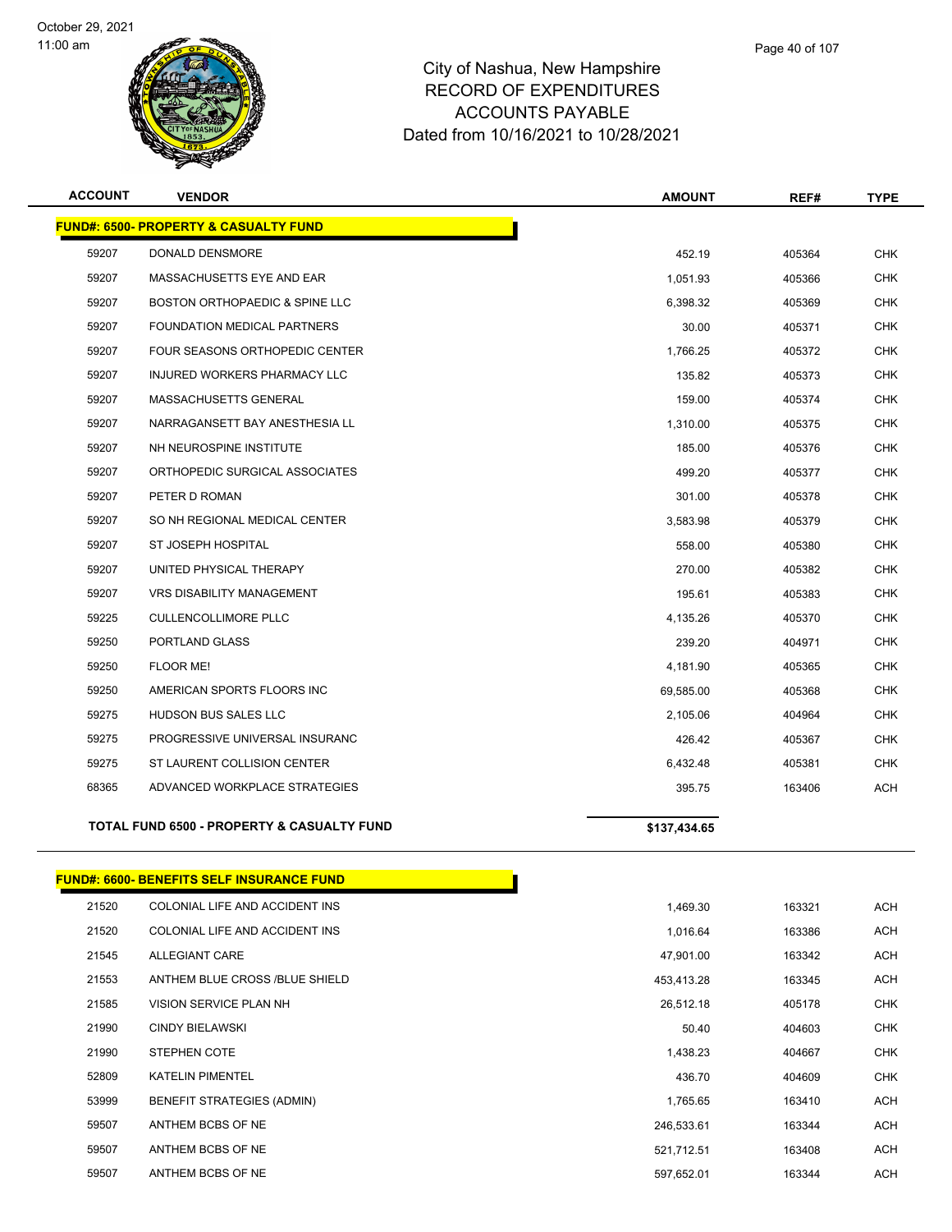# City of Nashua, New Hampshire
## RECORD OF EXPENDITURES
## ACCOUNTS PAYABLE
### Dated from 10/16/2021 to 10/28/2021

| ACCOUNT | VENDOR | AMOUNT | REF# | TYPE |
|---|---|---|---|---|
| **FUND#: 6500- PROPERTY & CASUALTY FUND** | | | | |
| 59207 | DONALD DENSMORE | 452.19 | 405364 | CHK |
| 59207 | MASSACHUSETTS EYE AND EAR | 1,051.93 | 405366 | CHK |
| 59207 | BOSTON ORTHOPAEDIC & SPINE LLC | 6,398.32 | 405369 | CHK |
| 59207 | FOUNDATION MEDICAL PARTNERS | 30.00 | 405371 | CHK |
| 59207 | FOUR SEASONS ORTHOPEDIC CENTER | 1,766.25 | 405372 | CHK |
| 59207 | INJURED WORKERS PHARMACY LLC | 135.82 | 405373 | CHK |
| 59207 | MASSACHUSETTS GENERAL | 159.00 | 405374 | CHK |
| 59207 | NARRAGANSETT BAY ANESTHESIA LL | 1,310.00 | 405375 | CHK |
| 59207 | NH NEUROSPINE INSTITUTE | 185.00 | 405376 | CHK |
| 59207 | ORTHOPEDIC SURGICAL ASSOCIATES | 499.20 | 405377 | CHK |
| 59207 | PETER D ROMAN | 301.00 | 405378 | CHK |
| 59207 | SO NH REGIONAL MEDICAL CENTER | 3,583.98 | 405379 | CHK |
| 59207 | ST JOSEPH HOSPITAL | 558.00 | 405380 | CHK |
| 59207 | UNITED PHYSICAL THERAPY | 270.00 | 405382 | CHK |
| 59207 | VRS DISABILITY MANAGEMENT | 195.61 | 405383 | CHK |
| 59225 | CULLENCOLLIMORE PLLC | 4,135.26 | 405370 | CHK |
| 59250 | PORTLAND GLASS | 239.20 | 404971 | CHK |
| 59250 | FLOOR ME! | 4,181.90 | 405365 | CHK |
| 59250 | AMERICAN SPORTS FLOORS INC | 69,585.00 | 405368 | CHK |
| 59275 | HUDSON BUS SALES LLC | 2,105.06 | 404964 | CHK |
| 59275 | PROGRESSIVE UNIVERSAL INSURANC | 426.42 | 405367 | CHK |
| 59275 | ST LAURENT COLLISION CENTER | 6,432.48 | 405381 | CHK |
| 68365 | ADVANCED WORKPLACE STRATEGIES | 395.75 | 163406 | ACH |
| **TOTAL FUND 6500 - PROPERTY & CASUALTY FUND** | | **$137,434.65** | | |

| ACCOUNT | VENDOR | AMOUNT | REF# | TYPE |
|---|---|---|---|---|
| **FUND#: 6600- BENEFITS SELF INSURANCE FUND** | | | | |
| 21520 | COLONIAL LIFE AND ACCIDENT INS | 1,469.30 | 163321 | ACH |
| 21520 | COLONIAL LIFE AND ACCIDENT INS | 1,016.64 | 163386 | ACH |
| 21545 | ALLEGIANT CARE | 47,901.00 | 163342 | ACH |
| 21553 | ANTHEM BLUE CROSS /BLUE SHIELD | 453,413.28 | 163345 | ACH |
| 21585 | VISION SERVICE PLAN NH | 26,512.18 | 405178 | CHK |
| 21990 | CINDY BIELAWSKI | 50.40 | 404603 | CHK |
| 21990 | STEPHEN COTE | 1,438.23 | 404667 | CHK |
| 52809 | KATELIN PIMENTEL | 436.70 | 404609 | CHK |
| 53999 | BENEFIT STRATEGIES (ADMIN) | 1,765.65 | 163410 | ACH |
| 59507 | ANTHEM BCBS OF NE | 246,533.61 | 163344 | ACH |
| 59507 | ANTHEM BCBS OF NE | 521,712.51 | 163408 | ACH |
| 59507 | ANTHEM BCBS OF NE | 597,652.01 | 163344 | ACH |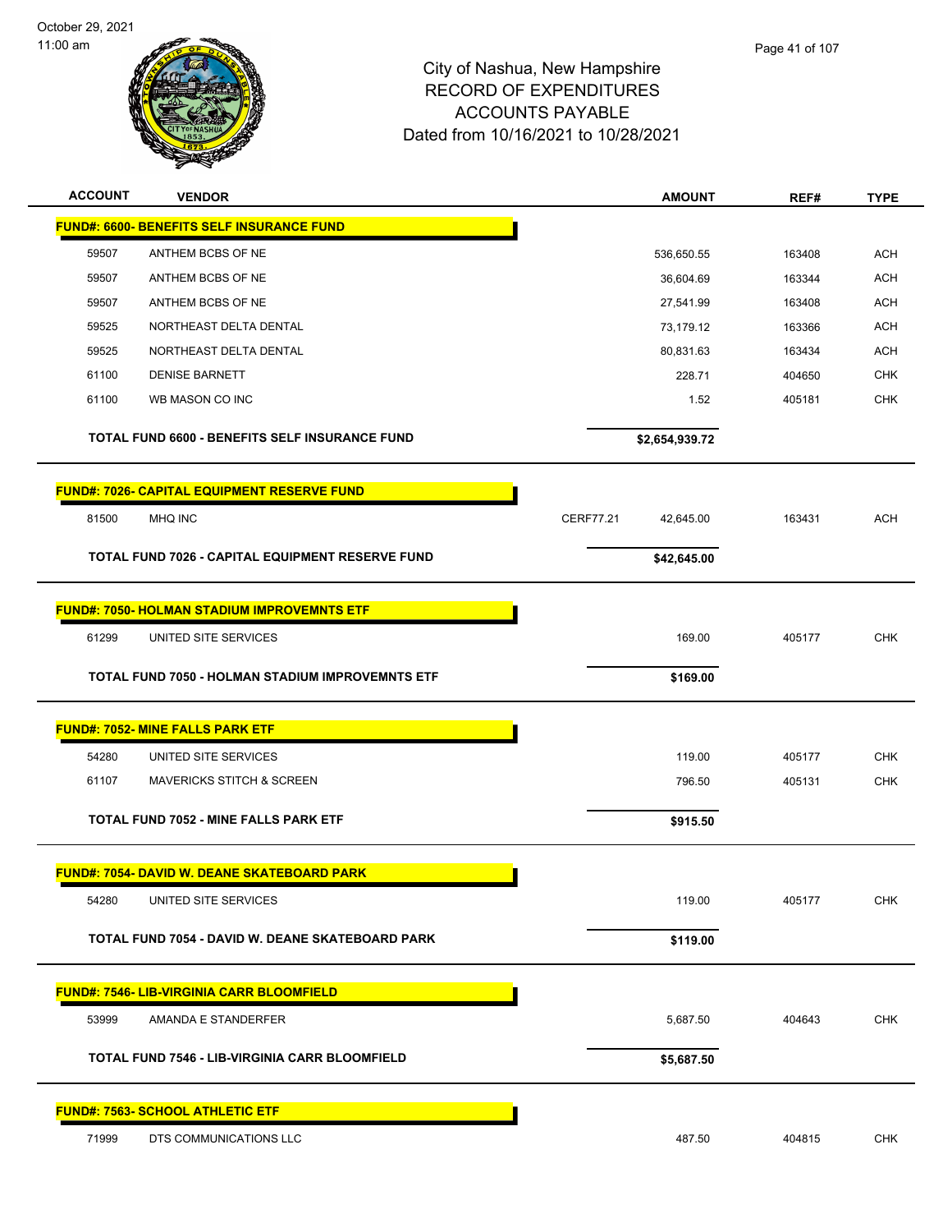# City of Nashua, New Hampshire
## RECORD OF EXPENDITURES
## ACCOUNTS PAYABLE
## Dated from 10/16/2021 to 10/28/2021

October 29, 2021
11:00 am

| ACCOUNT | VENDOR | | AMOUNT | REF# | TYPE |
|---|---|---|---|---|---|
| **FUND#: 6600- BENEFITS SELF INSURANCE FUND** | | | | | |
| 59507 | ANTHEM BCBS OF NE | | 536,650.55 | 163408 | ACH |
| 59507 | ANTHEM BCBS OF NE | | 36,604.69 | 163344 | ACH |
| 59507 | ANTHEM BCBS OF NE | | 27,541.99 | 163408 | ACH |
| 59525 | NORTHEAST DELTA DENTAL | | 73,179.12 | 163366 | ACH |
| 59525 | NORTHEAST DELTA DENTAL | | 80,831.63 | 163434 | ACH |
| 61100 | DENISE BARNETT | | 228.71 | 404650 | CHK |
| 61100 | WB MASON CO INC | | 1.52 | 405181 | CHK |
| | **TOTAL FUND 6600 - BENEFITS SELF INSURANCE FUND** | | **$2,654,939.72** | | |
| **FUND#: 7026- CAPITAL EQUIPMENT RESERVE FUND** | | | | | |
| 81500 | MHQ INC | CERF77.21 | 42,645.00 | 163431 | ACH |
| | **TOTAL FUND 7026 - CAPITAL EQUIPMENT RESERVE FUND** | | **$42,645.00** | | |
| **FUND#: 7050- HOLMAN STADIUM IMPROVEMNTS ETF** | | | | | |
| 61299 | UNITED SITE SERVICES | | 169.00 | 405177 | CHK |
| | **TOTAL FUND 7050 - HOLMAN STADIUM IMPROVEMNTS ETF** | | **$169.00** | | |
| **FUND#: 7052- MINE FALLS PARK ETF** | | | | | |
| 54280 | UNITED SITE SERVICES | | 119.00 | 405177 | CHK |
| 61107 | MAVERICKS STITCH & SCREEN | | 796.50 | 405131 | CHK |
| | **TOTAL FUND 7052 - MINE FALLS PARK ETF** | | **$915.50** | | |
| **FUND#: 7054- DAVID W. DEANE SKATEBOARD PARK** | | | | | |
| 54280 | UNITED SITE SERVICES | | 119.00 | 405177 | CHK |
| | **TOTAL FUND 7054 - DAVID W. DEANE SKATEBOARD PARK** | | **$119.00** | | |
| **FUND#: 7546- LIB-VIRGINIA CARR BLOOMFIELD** | | | | | |
| 53999 | AMANDA E STANDERFER | | 5,687.50 | 404643 | CHK |
| | **TOTAL FUND 7546 - LIB-VIRGINIA CARR BLOOMFIELD** | | **$5,687.50** | | |
| **FUND#: 7563- SCHOOL ATHLETIC ETF** | | | | | |
| 71999 | DTS COMMUNICATIONS LLC | | 487.50 | 404815 | CHK |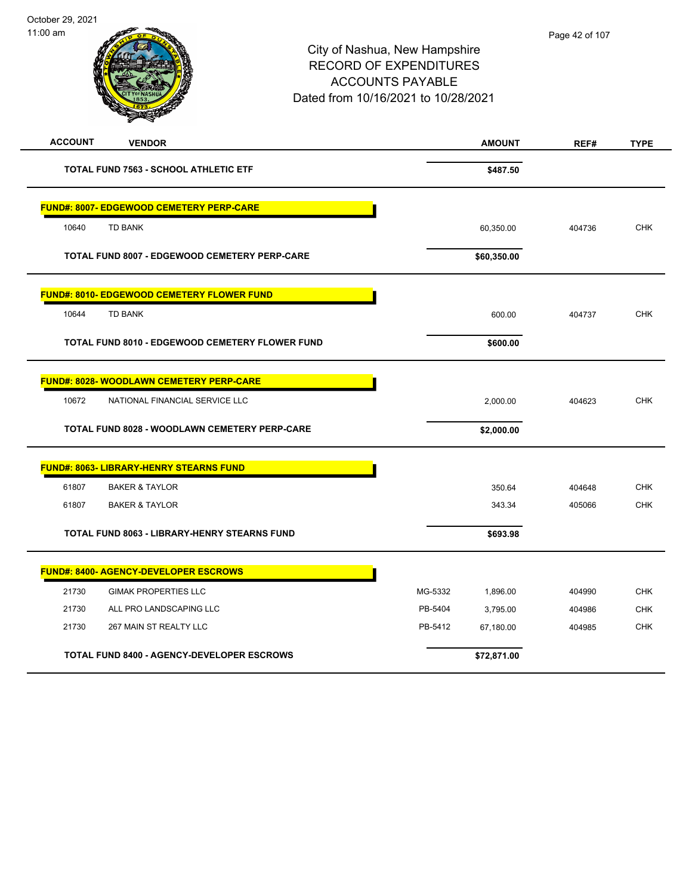# City of Nashua, New Hampshire
## RECORD OF EXPENDITURES
## ACCOUNTS PAYABLE
## Dated from 10/16/2021 to 10/28/2021

October 29, 2021
11:00 am

| ACCOUNT | VENDOR | | AMOUNT | REF# | TYPE |
|---|---|---|---|---|---|
| | **TOTAL FUND 7563 - SCHOOL ATHLETIC ETF** | | **$487.50** | | |
| | **FUND#: 8007- EDGEWOOD CEMETERY PERP-CARE** | | | | |
| 10640 | TD BANK | | 60,350.00 | 404736 | CHK |
| | **TOTAL FUND 8007 - EDGEWOOD CEMETERY PERP-CARE** | | **$60,350.00** | | |
| | **FUND#: 8010- EDGEWOOD CEMETERY FLOWER FUND** | | | | |
| 10644 | TD BANK | | 600.00 | 404737 | CHK |
| | **TOTAL FUND 8010 - EDGEWOOD CEMETERY FLOWER FUND** | | **$600.00** | | |
| | **FUND#: 8028- WOODLAWN CEMETERY PERP-CARE** | | | | |
| 10672 | NATIONAL FINANCIAL SERVICE LLC | | 2,000.00 | 404623 | CHK |
| | **TOTAL FUND 8028 - WOODLAWN CEMETERY PERP-CARE** | | **$2,000.00** | | |
| | **FUND#: 8063- LIBRARY-HENRY STEARNS FUND** | | | | |
| 61807 | BAKER & TAYLOR | | 350.64 | 404648 | CHK |
| 61807 | BAKER & TAYLOR | | 343.34 | 405066 | CHK |
| | **TOTAL FUND 8063 - LIBRARY-HENRY STEARNS FUND** | | **$693.98** | | |
| | **FUND#: 8400- AGENCY-DEVELOPER ESCROWS** | | | | |
| 21730 | GIMAK PROPERTIES LLC | MG-5332 | 1,896.00 | 404990 | CHK |
| 21730 | ALL PRO LANDSCAPING LLC | PB-5404 | 3,795.00 | 404986 | CHK |
| 21730 | 267 MAIN ST REALTY LLC | PB-5412 | 67,180.00 | 404985 | CHK |
| | **TOTAL FUND 8400 - AGENCY-DEVELOPER ESCROWS** | | **$72,871.00** | | |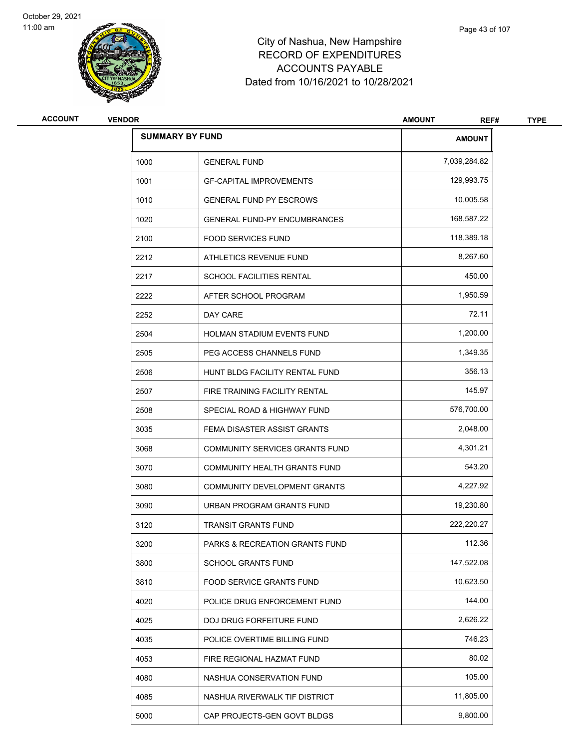City of Nashua, New Hampshire
RECORD OF EXPENDITURES
ACCOUNTS PAYABLE
Dated from 10/16/2021 to 10/28/2021

| ACCOUNT | VENDOR | AMOUNT | REF# | TYPE |
|---|---|---|---|---|

| SUMMARY BY FUND | | AMOUNT |
|---|---|---|
| 1000 | GENERAL FUND | 7,039,284.82 |
| 1001 | GF-CAPITAL IMPROVEMENTS | 129,993.75 |
| 1010 | GENERAL FUND PY ESCROWS | 10,005.58 |
| 1020 | GENERAL FUND-PY ENCUMBRANCES | 168,587.22 |
| 2100 | FOOD SERVICES FUND | 118,389.18 |
| 2212 | ATHLETICS REVENUE FUND | 8,267.60 |
| 2217 | SCHOOL FACILITIES RENTAL | 450.00 |
| 2222 | AFTER SCHOOL PROGRAM | 1,950.59 |
| 2252 | DAY CARE | 72.11 |
| 2504 | HOLMAN STADIUM EVENTS FUND | 1,200.00 |
| 2505 | PEG ACCESS CHANNELS FUND | 1,349.35 |
| 2506 | HUNT BLDG FACILITY RENTAL FUND | 356.13 |
| 2507 | FIRE TRAINING FACILITY RENTAL | 145.97 |
| 2508 | SPECIAL ROAD & HIGHWAY FUND | 576,700.00 |
| 3035 | FEMA DISASTER ASSIST GRANTS | 2,048.00 |
| 3068 | COMMUNITY SERVICES GRANTS FUND | 4,301.21 |
| 3070 | COMMUNITY HEALTH GRANTS FUND | 543.20 |
| 3080 | COMMUNITY DEVELOPMENT GRANTS | 4,227.92 |
| 3090 | URBAN PROGRAM GRANTS FUND | 19,230.80 |
| 3120 | TRANSIT GRANTS FUND | 222,220.27 |
| 3200 | PARKS & RECREATION GRANTS FUND | 112.36 |
| 3800 | SCHOOL GRANTS FUND | 147,522.08 |
| 3810 | FOOD SERVICE GRANTS FUND | 10,623.50 |
| 4020 | POLICE DRUG ENFORCEMENT FUND | 144.00 |
| 4025 | DOJ DRUG FORFEITURE FUND | 2,626.22 |
| 4035 | POLICE OVERTIME BILLING FUND | 746.23 |
| 4053 | FIRE REGIONAL HAZMAT FUND | 80.02 |
| 4080 | NASHUA CONSERVATION FUND | 105.00 |
| 4085 | NASHUA RIVERWALK TIF DISTRICT | 11,805.00 |
| 5000 | CAP PROJECTS-GEN GOVT BLDGS | 9,800.00 |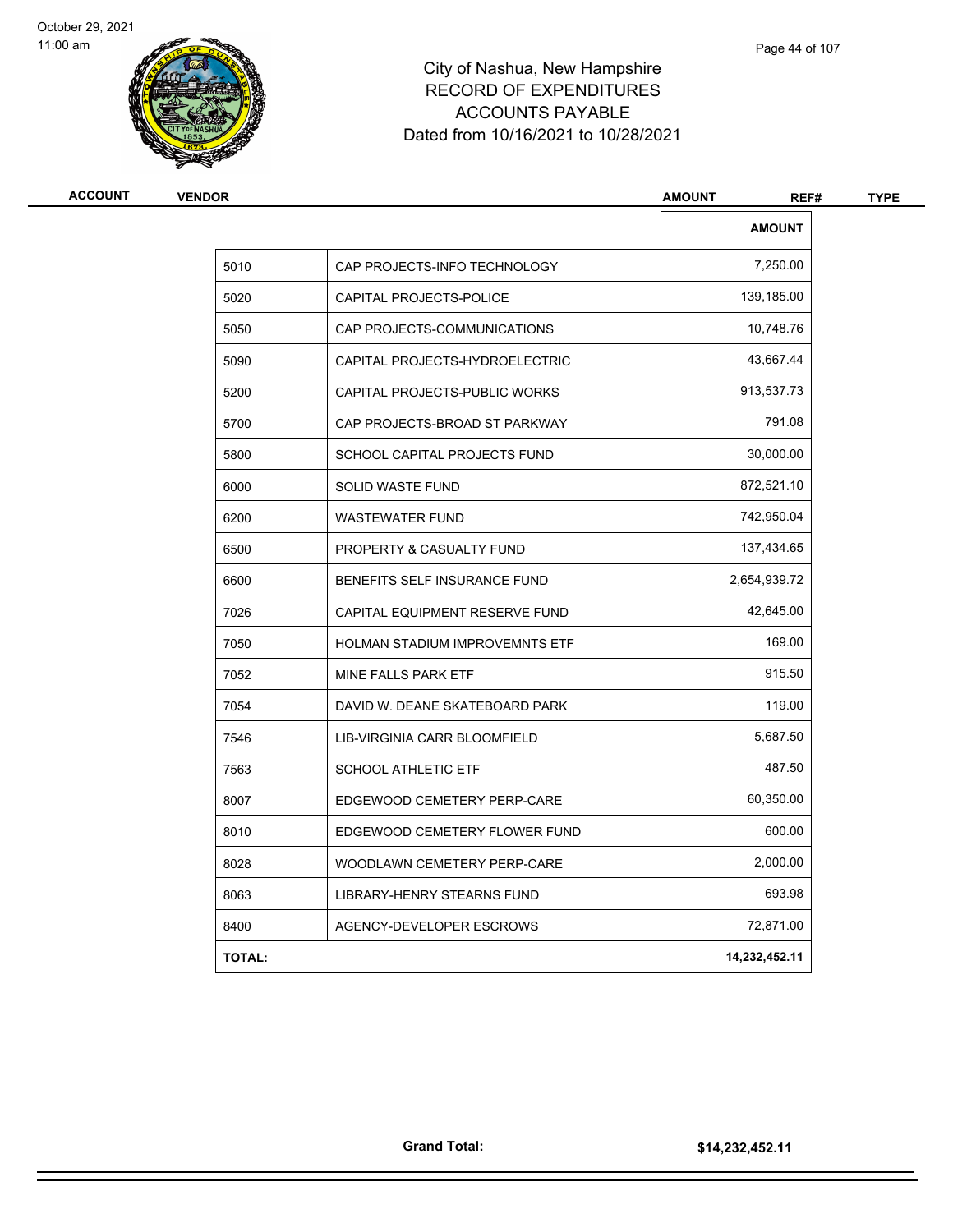# City of Nashua, New Hampshire
## RECORD OF EXPENDITURES
## ACCOUNTS PAYABLE
## Dated from 10/16/2021 to 10/28/2021

| ACCOUNT | VENDOR | AMOUNT | REF# | TYPE |
|---|---|---|---|---|

| | | AMOUNT |
|---|---|---|
| 5010 | CAP PROJECTS-INFO TECHNOLOGY | 7,250.00 |
| 5020 | CAPITAL PROJECTS-POLICE | 139,185.00 |
| 5050 | CAP PROJECTS-COMMUNICATIONS | 10,748.76 |
| 5090 | CAPITAL PROJECTS-HYDROELECTRIC | 43,667.44 |
| 5200 | CAPITAL PROJECTS-PUBLIC WORKS | 913,537.73 |
| 5700 | CAP PROJECTS-BROAD ST PARKWAY | 791.08 |
| 5800 | SCHOOL CAPITAL PROJECTS FUND | 30,000.00 |
| 6000 | SOLID WASTE FUND | 872,521.10 |
| 6200 | WASTEWATER FUND | 742,950.04 |
| 6500 | PROPERTY & CASUALTY FUND | 137,434.65 |
| 6600 | BENEFITS SELF INSURANCE FUND | 2,654,939.72 |
| 7026 | CAPITAL EQUIPMENT RESERVE FUND | 42,645.00 |
| 7050 | HOLMAN STADIUM IMPROVEMNTS ETF | 169.00 |
| 7052 | MINE FALLS PARK ETF | 915.50 |
| 7054 | DAVID W. DEANE SKATEBOARD PARK | 119.00 |
| 7546 | LIB-VIRGINIA CARR BLOOMFIELD | 5,687.50 |
| 7563 | SCHOOL ATHLETIC ETF | 487.50 |
| 8007 | EDGEWOOD CEMETERY PERP-CARE | 60,350.00 |
| 8010 | EDGEWOOD CEMETERY FLOWER FUND | 600.00 |
| 8028 | WOODLAWN CEMETERY PERP-CARE | 2,000.00 |
| 8063 | LIBRARY-HENRY STEARNS FUND | 693.98 |
| 8400 | AGENCY-DEVELOPER ESCROWS | 72,871.00 |
| **TOTAL:** | | **14,232,452.11** |

**Grand Total:** **$14,232,452.11**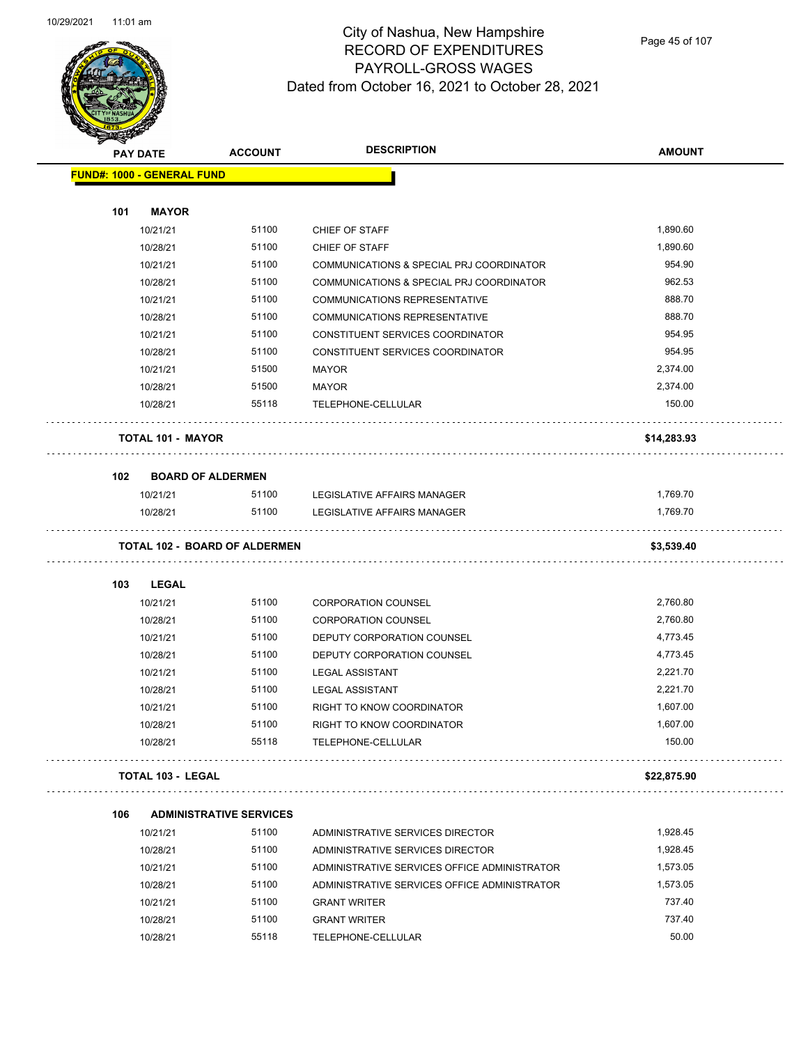# City of Nashua, New Hampshire
## RECORD OF EXPENDITURES
## PAYROLL-GROSS WAGES
### Dated from October 16, 2021 to October 28, 2021

| PAY DATE | ACCOUNT | DESCRIPTION | AMOUNT |
|---|---|---|---|
| **FUND#: 1000 - GENERAL FUND** | | | |
| **101 MAYOR** | | | |
| 10/21/21 | 51100 | CHIEF OF STAFF | 1,890.60 |
| 10/28/21 | 51100 | CHIEF OF STAFF | 1,890.60 |
| 10/21/21 | 51100 | COMMUNICATIONS & SPECIAL PRJ COORDINATOR | 954.90 |
| 10/28/21 | 51100 | COMMUNICATIONS & SPECIAL PRJ COORDINATOR | 962.53 |
| 10/21/21 | 51100 | COMMUNICATIONS REPRESENTATIVE | 888.70 |
| 10/28/21 | 51100 | COMMUNICATIONS REPRESENTATIVE | 888.70 |
| 10/21/21 | 51100 | CONSTITUENT SERVICES COORDINATOR | 954.95 |
| 10/28/21 | 51100 | CONSTITUENT SERVICES COORDINATOR | 954.95 |
| 10/21/21 | 51500 | MAYOR | 2,374.00 |
| 10/28/21 | 51500 | MAYOR | 2,374.00 |
| 10/28/21 | 55118 | TELEPHONE-CELLULAR | 150.00 |
| **TOTAL 101 - MAYOR** | | | **$14,283.93** |
| **102 BOARD OF ALDERMEN** | | | |
| 10/21/21 | 51100 | LEGISLATIVE AFFAIRS MANAGER | 1,769.70 |
| 10/28/21 | 51100 | LEGISLATIVE AFFAIRS MANAGER | 1,769.70 |
| **TOTAL 102 - BOARD OF ALDERMEN** | | | **$3,539.40** |
| **103 LEGAL** | | | |
| 10/21/21 | 51100 | CORPORATION COUNSEL | 2,760.80 |
| 10/28/21 | 51100 | CORPORATION COUNSEL | 2,760.80 |
| 10/21/21 | 51100 | DEPUTY CORPORATION COUNSEL | 4,773.45 |
| 10/28/21 | 51100 | DEPUTY CORPORATION COUNSEL | 4,773.45 |
| 10/21/21 | 51100 | LEGAL ASSISTANT | 2,221.70 |
| 10/28/21 | 51100 | LEGAL ASSISTANT | 2,221.70 |
| 10/21/21 | 51100 | RIGHT TO KNOW COORDINATOR | 1,607.00 |
| 10/28/21 | 51100 | RIGHT TO KNOW COORDINATOR | 1,607.00 |
| 10/28/21 | 55118 | TELEPHONE-CELLULAR | 150.00 |
| **TOTAL 103 - LEGAL** | | | **$22,875.90** |
| **106 ADMINISTRATIVE SERVICES** | | | |
| 10/21/21 | 51100 | ADMINISTRATIVE SERVICES DIRECTOR | 1,928.45 |
| 10/28/21 | 51100 | ADMINISTRATIVE SERVICES DIRECTOR | 1,928.45 |
| 10/21/21 | 51100 | ADMINISTRATIVE SERVICES OFFICE ADMINISTRATOR | 1,573.05 |
| 10/28/21 | 51100 | ADMINISTRATIVE SERVICES OFFICE ADMINISTRATOR | 1,573.05 |
| 10/21/21 | 51100 | GRANT WRITER | 737.40 |
| 10/28/21 | 51100 | GRANT WRITER | 737.40 |
| 10/28/21 | 55118 | TELEPHONE-CELLULAR | 50.00 |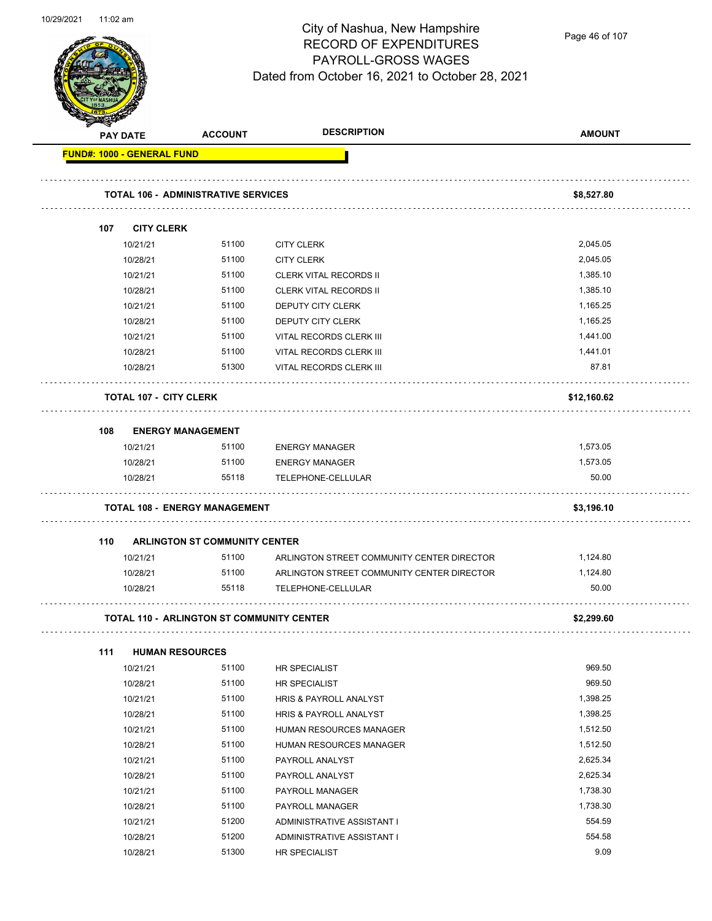# City of Nashua, New Hampshire
## RECORD OF EXPENDITURES
## PAYROLL-GROSS WAGES
Dated from October 16, 2021 to October 28, 2021

| PAY DATE | ACCOUNT | DESCRIPTION | AMOUNT |
|---|---|---|---|
| **FUND#: 1000 - GENERAL FUND** | | | |
| **TOTAL 106 - ADMINISTRATIVE SERVICES** | | | **$8,527.80** |
| **107 CITY CLERK** | | | |
| 10/21/21 | 51100 | CITY CLERK | 2,045.05 |
| 10/28/21 | 51100 | CITY CLERK | 2,045.05 |
| 10/21/21 | 51100 | CLERK VITAL RECORDS II | 1,385.10 |
| 10/28/21 | 51100 | CLERK VITAL RECORDS II | 1,385.10 |
| 10/21/21 | 51100 | DEPUTY CITY CLERK | 1,165.25 |
| 10/28/21 | 51100 | DEPUTY CITY CLERK | 1,165.25 |
| 10/21/21 | 51100 | VITAL RECORDS CLERK III | 1,441.00 |
| 10/28/21 | 51100 | VITAL RECORDS CLERK III | 1,441.01 |
| 10/28/21 | 51300 | VITAL RECORDS CLERK III | 87.81 |
| **TOTAL 107 - CITY CLERK** | | | **$12,160.62** |
| **108 ENERGY MANAGEMENT** | | | |
| 10/21/21 | 51100 | ENERGY MANAGER | 1,573.05 |
| 10/28/21 | 51100 | ENERGY MANAGER | 1,573.05 |
| 10/28/21 | 55118 | TELEPHONE-CELLULAR | 50.00 |
| **TOTAL 108 - ENERGY MANAGEMENT** | | | **$3,196.10** |
| **110 ARLINGTON ST COMMUNITY CENTER** | | | |
| 10/21/21 | 51100 | ARLINGTON STREET COMMUNITY CENTER DIRECTOR | 1,124.80 |
| 10/28/21 | 51100 | ARLINGTON STREET COMMUNITY CENTER DIRECTOR | 1,124.80 |
| 10/28/21 | 55118 | TELEPHONE-CELLULAR | 50.00 |
| **TOTAL 110 - ARLINGTON ST COMMUNITY CENTER** | | | **$2,299.60** |
| **111 HUMAN RESOURCES** | | | |
| 10/21/21 | 51100 | HR SPECIALIST | 969.50 |
| 10/28/21 | 51100 | HR SPECIALIST | 969.50 |
| 10/21/21 | 51100 | HRIS & PAYROLL ANALYST | 1,398.25 |
| 10/28/21 | 51100 | HRIS & PAYROLL ANALYST | 1,398.25 |
| 10/21/21 | 51100 | HUMAN RESOURCES MANAGER | 1,512.50 |
| 10/28/21 | 51100 | HUMAN RESOURCES MANAGER | 1,512.50 |
| 10/21/21 | 51100 | PAYROLL ANALYST | 2,625.34 |
| 10/28/21 | 51100 | PAYROLL ANALYST | 2,625.34 |
| 10/21/21 | 51100 | PAYROLL MANAGER | 1,738.30 |
| 10/28/21 | 51100 | PAYROLL MANAGER | 1,738.30 |
| 10/21/21 | 51200 | ADMINISTRATIVE ASSISTANT I | 554.59 |
| 10/28/21 | 51200 | ADMINISTRATIVE ASSISTANT I | 554.58 |
| 10/28/21 | 51300 | HR SPECIALIST | 9.09 |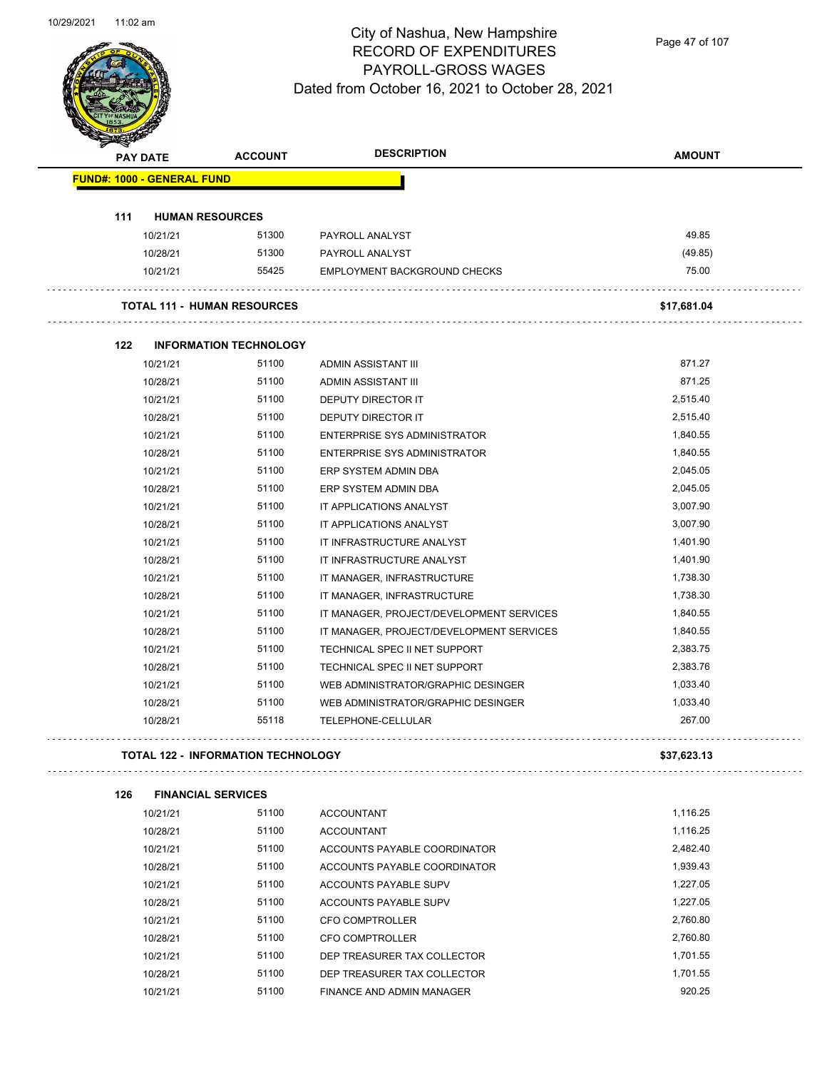# City of Nashua, New Hampshire
## RECORD OF EXPENDITURES
## PAYROLL-GROSS WAGES
## Dated from October 16, 2021 to October 28, 2021

| PAY DATE | ACCOUNT | DESCRIPTION | AMOUNT |
|---|---|---|---|
| **FUND#: 1000 - GENERAL FUND** | | | |
| **111 HUMAN RESOURCES** | | | |
| 10/21/21 | 51300 | PAYROLL ANALYST | 49.85 |
| 10/28/21 | 51300 | PAYROLL ANALYST | (49.85) |
| 10/21/21 | 55425 | EMPLOYMENT BACKGROUND CHECKS | 75.00 |
| **TOTAL 111 - HUMAN RESOURCES** | | | **$17,681.04** |
| **122 INFORMATION TECHNOLOGY** | | | |
| 10/21/21 | 51100 | ADMIN ASSISTANT III | 871.27 |
| 10/28/21 | 51100 | ADMIN ASSISTANT III | 871.25 |
| 10/21/21 | 51100 | DEPUTY DIRECTOR IT | 2,515.40 |
| 10/28/21 | 51100 | DEPUTY DIRECTOR IT | 2,515.40 |
| 10/21/21 | 51100 | ENTERPRISE SYS ADMINISTRATOR | 1,840.55 |
| 10/28/21 | 51100 | ENTERPRISE SYS ADMINISTRATOR | 1,840.55 |
| 10/21/21 | 51100 | ERP SYSTEM ADMIN DBA | 2,045.05 |
| 10/28/21 | 51100 | ERP SYSTEM ADMIN DBA | 2,045.05 |
| 10/21/21 | 51100 | IT APPLICATIONS ANALYST | 3,007.90 |
| 10/28/21 | 51100 | IT APPLICATIONS ANALYST | 3,007.90 |
| 10/21/21 | 51100 | IT INFRASTRUCTURE ANALYST | 1,401.90 |
| 10/28/21 | 51100 | IT INFRASTRUCTURE ANALYST | 1,401.90 |
| 10/21/21 | 51100 | IT MANAGER, INFRASTRUCTURE | 1,738.30 |
| 10/28/21 | 51100 | IT MANAGER, INFRASTRUCTURE | 1,738.30 |
| 10/21/21 | 51100 | IT MANAGER, PROJECT/DEVELOPMENT SERVICES | 1,840.55 |
| 10/28/21 | 51100 | IT MANAGER, PROJECT/DEVELOPMENT SERVICES | 1,840.55 |
| 10/21/21 | 51100 | TECHNICAL SPEC II NET SUPPORT | 2,383.75 |
| 10/28/21 | 51100 | TECHNICAL SPEC II NET SUPPORT | 2,383.76 |
| 10/21/21 | 51100 | WEB ADMINISTRATOR/GRAPHIC DESINGER | 1,033.40 |
| 10/28/21 | 51100 | WEB ADMINISTRATOR/GRAPHIC DESINGER | 1,033.40 |
| 10/28/21 | 55118 | TELEPHONE-CELLULAR | 267.00 |
| **TOTAL 122 - INFORMATION TECHNOLOGY** | | | **$37,623.13** |
| **126 FINANCIAL SERVICES** | | | |
| 10/21/21 | 51100 | ACCOUNTANT | 1,116.25 |
| 10/28/21 | 51100 | ACCOUNTANT | 1,116.25 |
| 10/21/21 | 51100 | ACCOUNTS PAYABLE COORDINATOR | 2,482.40 |
| 10/28/21 | 51100 | ACCOUNTS PAYABLE COORDINATOR | 1,939.43 |
| 10/21/21 | 51100 | ACCOUNTS PAYABLE SUPV | 1,227.05 |
| 10/28/21 | 51100 | ACCOUNTS PAYABLE SUPV | 1,227.05 |
| 10/21/21 | 51100 | CFO COMPTROLLER | 2,760.80 |
| 10/28/21 | 51100 | CFO COMPTROLLER | 2,760.80 |
| 10/21/21 | 51100 | DEP TREASURER TAX COLLECTOR | 1,701.55 |
| 10/28/21 | 51100 | DEP TREASURER TAX COLLECTOR | 1,701.55 |
| 10/21/21 | 51100 | FINANCE AND ADMIN MANAGER | 920.25 |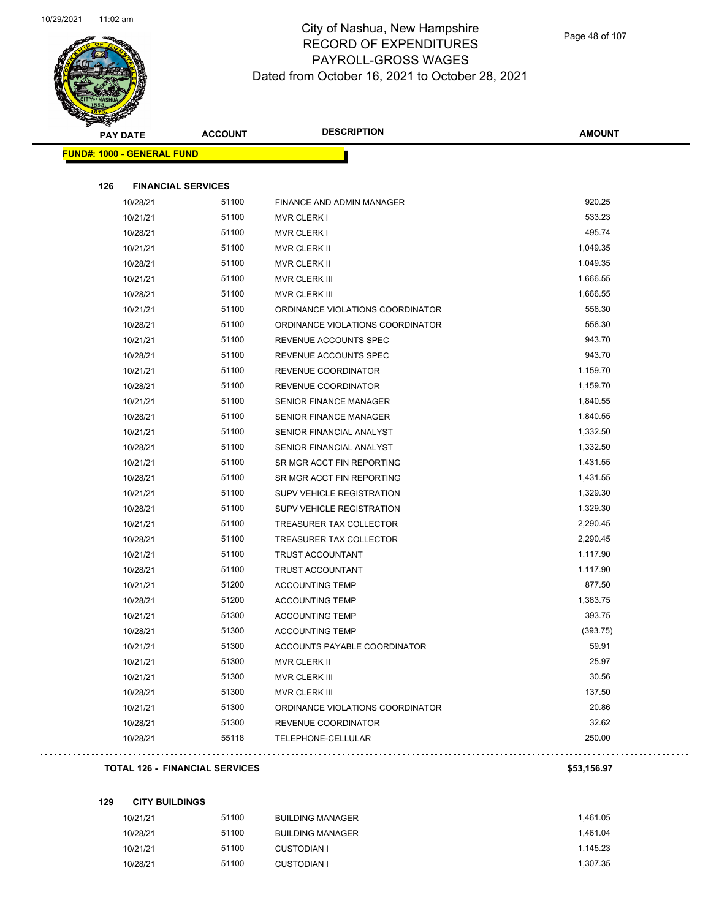# City of Nashua, New Hampshire
## RECORD OF EXPENDITURES
## PAYROLL-GROSS WAGES
## Dated from October 16, 2021 to October 28, 2021

| PAY DATE | ACCOUNT | DESCRIPTION | AMOUNT |
|---|---|---|---|
| **FUND#: 1000 - GENERAL FUND** | | | |
| **126 FINANCIAL SERVICES** | | | |
| 10/28/21 | 51100 | FINANCE AND ADMIN MANAGER | 920.25 |
| 10/21/21 | 51100 | MVR CLERK I | 533.23 |
| 10/28/21 | 51100 | MVR CLERK I | 495.74 |
| 10/21/21 | 51100 | MVR CLERK II | 1,049.35 |
| 10/28/21 | 51100 | MVR CLERK II | 1,049.35 |
| 10/21/21 | 51100 | MVR CLERK III | 1,666.55 |
| 10/28/21 | 51100 | MVR CLERK III | 1,666.55 |
| 10/21/21 | 51100 | ORDINANCE VIOLATIONS COORDINATOR | 556.30 |
| 10/28/21 | 51100 | ORDINANCE VIOLATIONS COORDINATOR | 556.30 |
| 10/21/21 | 51100 | REVENUE ACCOUNTS SPEC | 943.70 |
| 10/28/21 | 51100 | REVENUE ACCOUNTS SPEC | 943.70 |
| 10/21/21 | 51100 | REVENUE COORDINATOR | 1,159.70 |
| 10/28/21 | 51100 | REVENUE COORDINATOR | 1,159.70 |
| 10/21/21 | 51100 | SENIOR FINANCE MANAGER | 1,840.55 |
| 10/28/21 | 51100 | SENIOR FINANCE MANAGER | 1,840.55 |
| 10/21/21 | 51100 | SENIOR FINANCIAL ANALYST | 1,332.50 |
| 10/28/21 | 51100 | SENIOR FINANCIAL ANALYST | 1,332.50 |
| 10/21/21 | 51100 | SR MGR ACCT FIN REPORTING | 1,431.55 |
| 10/28/21 | 51100 | SR MGR ACCT FIN REPORTING | 1,431.55 |
| 10/21/21 | 51100 | SUPV VEHICLE REGISTRATION | 1,329.30 |
| 10/28/21 | 51100 | SUPV VEHICLE REGISTRATION | 1,329.30 |
| 10/21/21 | 51100 | TREASURER TAX COLLECTOR | 2,290.45 |
| 10/28/21 | 51100 | TREASURER TAX COLLECTOR | 2,290.45 |
| 10/21/21 | 51100 | TRUST ACCOUNTANT | 1,117.90 |
| 10/28/21 | 51100 | TRUST ACCOUNTANT | 1,117.90 |
| 10/21/21 | 51200 | ACCOUNTING TEMP | 877.50 |
| 10/28/21 | 51200 | ACCOUNTING TEMP | 1,383.75 |
| 10/21/21 | 51300 | ACCOUNTING TEMP | 393.75 |
| 10/28/21 | 51300 | ACCOUNTING TEMP | (393.75) |
| 10/21/21 | 51300 | ACCOUNTS PAYABLE COORDINATOR | 59.91 |
| 10/21/21 | 51300 | MVR CLERK II | 25.97 |
| 10/21/21 | 51300 | MVR CLERK III | 30.56 |
| 10/28/21 | 51300 | MVR CLERK III | 137.50 |
| 10/21/21 | 51300 | ORDINANCE VIOLATIONS COORDINATOR | 20.86 |
| 10/28/21 | 51300 | REVENUE COORDINATOR | 32.62 |
| 10/28/21 | 55118 | TELEPHONE-CELLULAR | 250.00 |
| **TOTAL 126 - FINANCIAL SERVICES** | | | **$53,156.97** |
| **129 CITY BUILDINGS** | | | |
| 10/21/21 | 51100 | BUILDING MANAGER | 1,461.05 |
| 10/28/21 | 51100 | BUILDING MANAGER | 1,461.04 |
| 10/21/21 | 51100 | CUSTODIAN I | 1,145.23 |
| 10/28/21 | 51100 | CUSTODIAN I | 1,307.35 |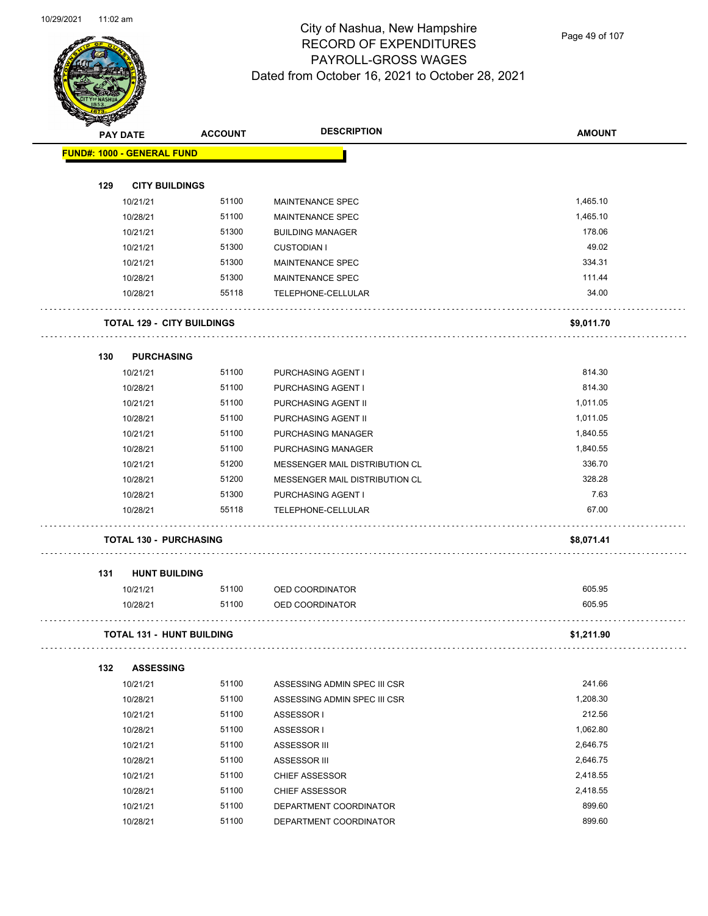# City of Nashua, New Hampshire
## RECORD OF EXPENDITURES
## PAYROLL-GROSS WAGES
## Dated from October 16, 2021 to October 28, 2021

| PAY DATE | ACCOUNT | DESCRIPTION | AMOUNT |
|---|---|---|---|
| **FUND#: 1000 - GENERAL FUND** | | | |
| **129 CITY BUILDINGS** | | | |
| 10/21/21 | 51100 | MAINTENANCE SPEC | 1,465.10 |
| 10/28/21 | 51100 | MAINTENANCE SPEC | 1,465.10 |
| 10/21/21 | 51300 | BUILDING MANAGER | 178.06 |
| 10/21/21 | 51300 | CUSTODIAN I | 49.02 |
| 10/21/21 | 51300 | MAINTENANCE SPEC | 334.31 |
| 10/28/21 | 51300 | MAINTENANCE SPEC | 111.44 |
| 10/28/21 | 55118 | TELEPHONE-CELLULAR | 34.00 |
| **TOTAL 129 - CITY BUILDINGS** | | | **$9,011.70** |
| **130 PURCHASING** | | | |
| 10/21/21 | 51100 | PURCHASING AGENT I | 814.30 |
| 10/28/21 | 51100 | PURCHASING AGENT I | 814.30 |
| 10/21/21 | 51100 | PURCHASING AGENT II | 1,011.05 |
| 10/28/21 | 51100 | PURCHASING AGENT II | 1,011.05 |
| 10/21/21 | 51100 | PURCHASING MANAGER | 1,840.55 |
| 10/28/21 | 51100 | PURCHASING MANAGER | 1,840.55 |
| 10/21/21 | 51200 | MESSENGER MAIL DISTRIBUTION CL | 336.70 |
| 10/28/21 | 51200 | MESSENGER MAIL DISTRIBUTION CL | 328.28 |
| 10/28/21 | 51300 | PURCHASING AGENT I | 7.63 |
| 10/28/21 | 55118 | TELEPHONE-CELLULAR | 67.00 |
| **TOTAL 130 - PURCHASING** | | | **$8,071.41** |
| **131 HUNT BUILDING** | | | |
| 10/21/21 | 51100 | OED COORDINATOR | 605.95 |
| 10/28/21 | 51100 | OED COORDINATOR | 605.95 |
| **TOTAL 131 - HUNT BUILDING** | | | **$1,211.90** |
| **132 ASSESSING** | | | |
| 10/21/21 | 51100 | ASSESSING ADMIN SPEC III CSR | 241.66 |
| 10/28/21 | 51100 | ASSESSING ADMIN SPEC III CSR | 1,208.30 |
| 10/21/21 | 51100 | ASSESSOR I | 212.56 |
| 10/28/21 | 51100 | ASSESSOR I | 1,062.80 |
| 10/21/21 | 51100 | ASSESSOR III | 2,646.75 |
| 10/28/21 | 51100 | ASSESSOR III | 2,646.75 |
| 10/21/21 | 51100 | CHIEF ASSESSOR | 2,418.55 |
| 10/28/21 | 51100 | CHIEF ASSESSOR | 2,418.55 |
| 10/21/21 | 51100 | DEPARTMENT COORDINATOR | 899.60 |
| 10/28/21 | 51100 | DEPARTMENT COORDINATOR | 899.60 |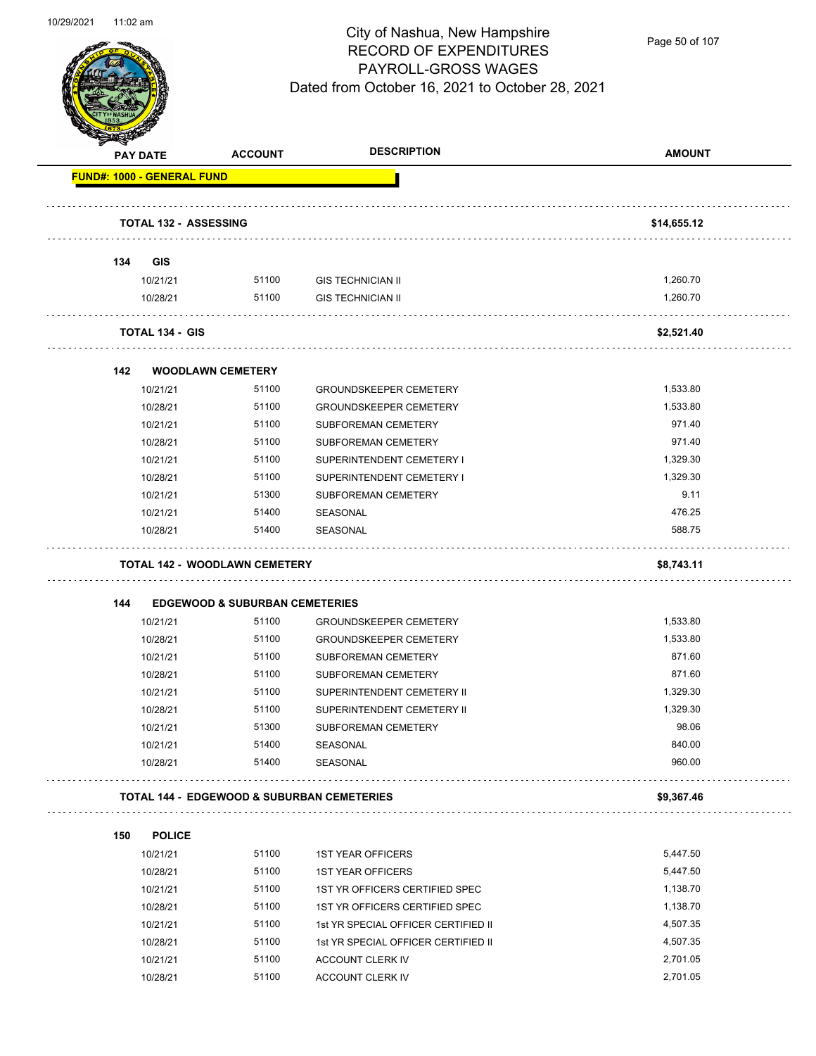City of Nashua, New Hampshire
RECORD OF EXPENDITURES
PAYROLL-GROSS WAGES
Dated from October 16, 2021 to October 28, 2021

| PAY DATE | ACCOUNT | DESCRIPTION | AMOUNT |
|---|---|---|---|
| **FUND#: 1000 - GENERAL FUND** | | | |
| **TOTAL 132 - ASSESSING** | | | **$14,655.12** |
| **134 GIS** | | | |
| 10/21/21 | 51100 | GIS TECHNICIAN II | 1,260.70 |
| 10/28/21 | 51100 | GIS TECHNICIAN II | 1,260.70 |
| **TOTAL 134 - GIS** | | | **$2,521.40** |
| **142 WOODLAWN CEMETERY** | | | |
| 10/21/21 | 51100 | GROUNDSKEEPER CEMETERY | 1,533.80 |
| 10/28/21 | 51100 | GROUNDSKEEPER CEMETERY | 1,533.80 |
| 10/21/21 | 51100 | SUBFOREMAN CEMETERY | 971.40 |
| 10/28/21 | 51100 | SUBFOREMAN CEMETERY | 971.40 |
| 10/21/21 | 51100 | SUPERINTENDENT CEMETERY I | 1,329.30 |
| 10/28/21 | 51100 | SUPERINTENDENT CEMETERY I | 1,329.30 |
| 10/21/21 | 51300 | SUBFOREMAN CEMETERY | 9.11 |
| 10/21/21 | 51400 | SEASONAL | 476.25 |
| 10/28/21 | 51400 | SEASONAL | 588.75 |
| **TOTAL 142 - WOODLAWN CEMETERY** | | | **$8,743.11** |
| **144 EDGEWOOD & SUBURBAN CEMETERIES** | | | |
| 10/21/21 | 51100 | GROUNDSKEEPER CEMETERY | 1,533.80 |
| 10/28/21 | 51100 | GROUNDSKEEPER CEMETERY | 1,533.80 |
| 10/21/21 | 51100 | SUBFOREMAN CEMETERY | 871.60 |
| 10/28/21 | 51100 | SUBFOREMAN CEMETERY | 871.60 |
| 10/21/21 | 51100 | SUPERINTENDENT CEMETERY II | 1,329.30 |
| 10/28/21 | 51100 | SUPERINTENDENT CEMETERY II | 1,329.30 |
| 10/21/21 | 51300 | SUBFOREMAN CEMETERY | 98.06 |
| 10/21/21 | 51400 | SEASONAL | 840.00 |
| 10/28/21 | 51400 | SEASONAL | 960.00 |
| **TOTAL 144 - EDGEWOOD & SUBURBAN CEMETERIES** | | | **$9,367.46** |
| **150 POLICE** | | | |
| 10/21/21 | 51100 | 1ST YEAR OFFICERS | 5,447.50 |
| 10/28/21 | 51100 | 1ST YEAR OFFICERS | 5,447.50 |
| 10/21/21 | 51100 | 1ST YR OFFICERS CERTIFIED SPEC | 1,138.70 |
| 10/28/21 | 51100 | 1ST YR OFFICERS CERTIFIED SPEC | 1,138.70 |
| 10/21/21 | 51100 | 1st YR SPECIAL OFFICER CERTIFIED II | 4,507.35 |
| 10/28/21 | 51100 | 1st YR SPECIAL OFFICER CERTIFIED II | 4,507.35 |
| 10/21/21 | 51100 | ACCOUNT CLERK IV | 2,701.05 |
| 10/28/21 | 51100 | ACCOUNT CLERK IV | 2,701.05 |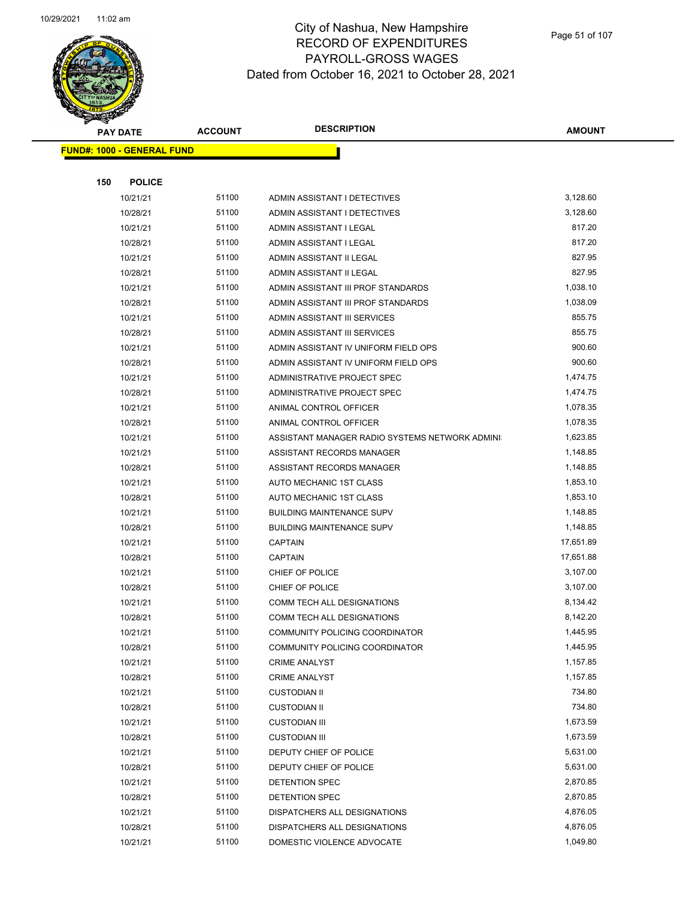# City of Nashua, New Hampshire
## RECORD OF EXPENDITURES
## PAYROLL-GROSS WAGES
## Dated from October 16, 2021 to October 28, 2021

| PAY DATE | ACCOUNT | DESCRIPTION | AMOUNT |
|---|---|---|---|
| **FUND#: 1000 - GENERAL FUND** | | | |
| **150 POLICE** | | | |
| 10/21/21 | 51100 | ADMIN ASSISTANT I DETECTIVES | 3,128.60 |
| 10/28/21 | 51100 | ADMIN ASSISTANT I DETECTIVES | 3,128.60 |
| 10/21/21 | 51100 | ADMIN ASSISTANT I LEGAL | 817.20 |
| 10/28/21 | 51100 | ADMIN ASSISTANT I LEGAL | 817.20 |
| 10/21/21 | 51100 | ADMIN ASSISTANT II LEGAL | 827.95 |
| 10/28/21 | 51100 | ADMIN ASSISTANT II LEGAL | 827.95 |
| 10/21/21 | 51100 | ADMIN ASSISTANT III PROF STANDARDS | 1,038.10 |
| 10/28/21 | 51100 | ADMIN ASSISTANT III PROF STANDARDS | 1,038.09 |
| 10/21/21 | 51100 | ADMIN ASSISTANT III SERVICES | 855.75 |
| 10/28/21 | 51100 | ADMIN ASSISTANT III SERVICES | 855.75 |
| 10/21/21 | 51100 | ADMIN ASSISTANT IV UNIFORM FIELD OPS | 900.60 |
| 10/28/21 | 51100 | ADMIN ASSISTANT IV UNIFORM FIELD OPS | 900.60 |
| 10/21/21 | 51100 | ADMINISTRATIVE PROJECT SPEC | 1,474.75 |
| 10/28/21 | 51100 | ADMINISTRATIVE PROJECT SPEC | 1,474.75 |
| 10/21/21 | 51100 | ANIMAL CONTROL OFFICER | 1,078.35 |
| 10/28/21 | 51100 | ANIMAL CONTROL OFFICER | 1,078.35 |
| 10/21/21 | 51100 | ASSISTANT MANAGER RADIO SYSTEMS NETWORK ADMINI | 1,623.85 |
| 10/21/21 | 51100 | ASSISTANT RECORDS MANAGER | 1,148.85 |
| 10/28/21 | 51100 | ASSISTANT RECORDS MANAGER | 1,148.85 |
| 10/21/21 | 51100 | AUTO MECHANIC 1ST CLASS | 1,853.10 |
| 10/28/21 | 51100 | AUTO MECHANIC 1ST CLASS | 1,853.10 |
| 10/21/21 | 51100 | BUILDING MAINTENANCE SUPV | 1,148.85 |
| 10/28/21 | 51100 | BUILDING MAINTENANCE SUPV | 1,148.85 |
| 10/21/21 | 51100 | CAPTAIN | 17,651.89 |
| 10/28/21 | 51100 | CAPTAIN | 17,651.88 |
| 10/21/21 | 51100 | CHIEF OF POLICE | 3,107.00 |
| 10/28/21 | 51100 | CHIEF OF POLICE | 3,107.00 |
| 10/21/21 | 51100 | COMM TECH ALL DESIGNATIONS | 8,134.42 |
| 10/28/21 | 51100 | COMM TECH ALL DESIGNATIONS | 8,142.20 |
| 10/21/21 | 51100 | COMMUNITY POLICING COORDINATOR | 1,445.95 |
| 10/28/21 | 51100 | COMMUNITY POLICING COORDINATOR | 1,445.95 |
| 10/21/21 | 51100 | CRIME ANALYST | 1,157.85 |
| 10/28/21 | 51100 | CRIME ANALYST | 1,157.85 |
| 10/21/21 | 51100 | CUSTODIAN II | 734.80 |
| 10/28/21 | 51100 | CUSTODIAN II | 734.80 |
| 10/21/21 | 51100 | CUSTODIAN III | 1,673.59 |
| 10/28/21 | 51100 | CUSTODIAN III | 1,673.59 |
| 10/21/21 | 51100 | DEPUTY CHIEF OF POLICE | 5,631.00 |
| 10/28/21 | 51100 | DEPUTY CHIEF OF POLICE | 5,631.00 |
| 10/21/21 | 51100 | DETENTION SPEC | 2,870.85 |
| 10/28/21 | 51100 | DETENTION SPEC | 2,870.85 |
| 10/21/21 | 51100 | DISPATCHERS ALL DESIGNATIONS | 4,876.05 |
| 10/28/21 | 51100 | DISPATCHERS ALL DESIGNATIONS | 4,876.05 |
| 10/21/21 | 51100 | DOMESTIC VIOLENCE ADVOCATE | 1,049.80 |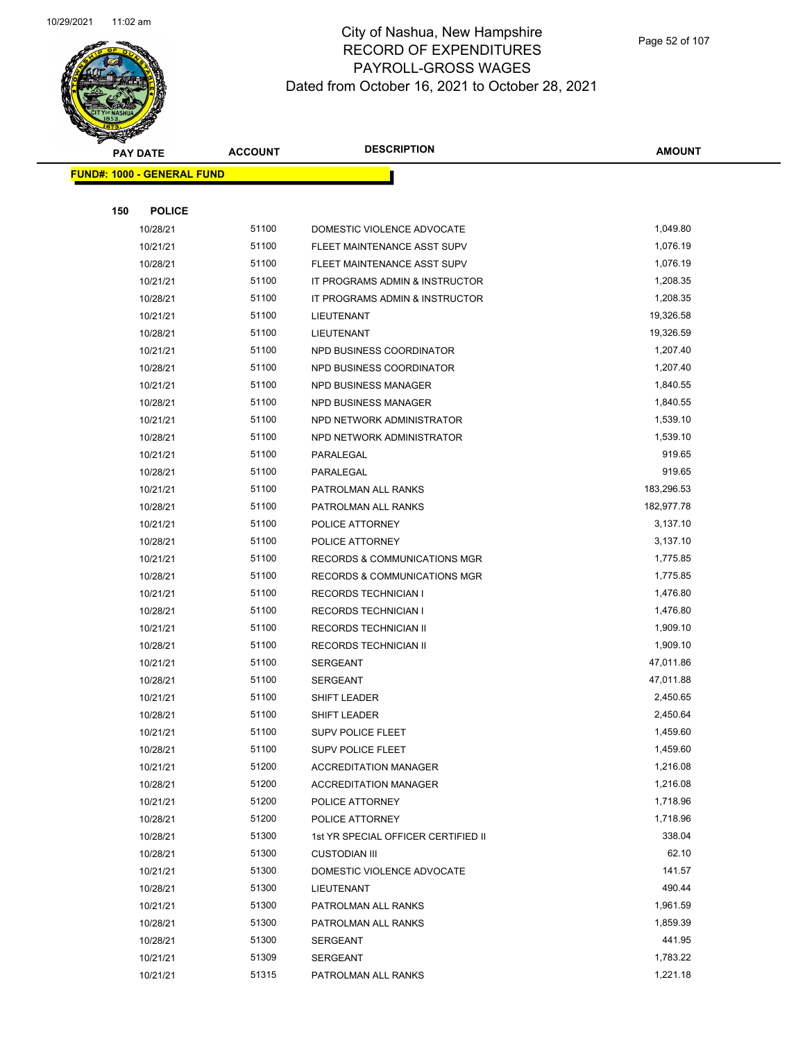# City of Nashua, New Hampshire
## RECORD OF EXPENDITURES
## PAYROLL-GROSS WAGES
## Dated from October 16, 2021 to October 28, 2021

**FUND#: 1000 - GENERAL FUND**

**150 POLICE**

| PAY DATE | ACCOUNT | DESCRIPTION | AMOUNT |
|---|---|---|---|
| 10/28/21 | 51100 | DOMESTIC VIOLENCE ADVOCATE | 1,049.80 |
| 10/21/21 | 51100 | FLEET MAINTENANCE ASST SUPV | 1,076.19 |
| 10/28/21 | 51100 | FLEET MAINTENANCE ASST SUPV | 1,076.19 |
| 10/21/21 | 51100 | IT PROGRAMS ADMIN & INSTRUCTOR | 1,208.35 |
| 10/28/21 | 51100 | IT PROGRAMS ADMIN & INSTRUCTOR | 1,208.35 |
| 10/21/21 | 51100 | LIEUTENANT | 19,326.58 |
| 10/28/21 | 51100 | LIEUTENANT | 19,326.59 |
| 10/21/21 | 51100 | NPD BUSINESS COORDINATOR | 1,207.40 |
| 10/28/21 | 51100 | NPD BUSINESS COORDINATOR | 1,207.40 |
| 10/21/21 | 51100 | NPD BUSINESS MANAGER | 1,840.55 |
| 10/28/21 | 51100 | NPD BUSINESS MANAGER | 1,840.55 |
| 10/21/21 | 51100 | NPD NETWORK ADMINISTRATOR | 1,539.10 |
| 10/28/21 | 51100 | NPD NETWORK ADMINISTRATOR | 1,539.10 |
| 10/21/21 | 51100 | PARALEGAL | 919.65 |
| 10/28/21 | 51100 | PARALEGAL | 919.65 |
| 10/21/21 | 51100 | PATROLMAN ALL RANKS | 183,296.53 |
| 10/28/21 | 51100 | PATROLMAN ALL RANKS | 182,977.78 |
| 10/21/21 | 51100 | POLICE ATTORNEY | 3,137.10 |
| 10/28/21 | 51100 | POLICE ATTORNEY | 3,137.10 |
| 10/21/21 | 51100 | RECORDS & COMMUNICATIONS MGR | 1,775.85 |
| 10/28/21 | 51100 | RECORDS & COMMUNICATIONS MGR | 1,775.85 |
| 10/21/21 | 51100 | RECORDS TECHNICIAN I | 1,476.80 |
| 10/28/21 | 51100 | RECORDS TECHNICIAN I | 1,476.80 |
| 10/21/21 | 51100 | RECORDS TECHNICIAN II | 1,909.10 |
| 10/28/21 | 51100 | RECORDS TECHNICIAN II | 1,909.10 |
| 10/21/21 | 51100 | SERGEANT | 47,011.86 |
| 10/28/21 | 51100 | SERGEANT | 47,011.88 |
| 10/21/21 | 51100 | SHIFT LEADER | 2,450.65 |
| 10/28/21 | 51100 | SHIFT LEADER | 2,450.64 |
| 10/21/21 | 51100 | SUPV POLICE FLEET | 1,459.60 |
| 10/28/21 | 51100 | SUPV POLICE FLEET | 1,459.60 |
| 10/21/21 | 51200 | ACCREDITATION MANAGER | 1,216.08 |
| 10/28/21 | 51200 | ACCREDITATION MANAGER | 1,216.08 |
| 10/21/21 | 51200 | POLICE ATTORNEY | 1,718.96 |
| 10/28/21 | 51200 | POLICE ATTORNEY | 1,718.96 |
| 10/28/21 | 51300 | 1st YR SPECIAL OFFICER CERTIFIED II | 338.04 |
| 10/28/21 | 51300 | CUSTODIAN III | 62.10 |
| 10/21/21 | 51300 | DOMESTIC VIOLENCE ADVOCATE | 141.57 |
| 10/28/21 | 51300 | LIEUTENANT | 490.44 |
| 10/21/21 | 51300 | PATROLMAN ALL RANKS | 1,961.59 |
| 10/28/21 | 51300 | PATROLMAN ALL RANKS | 1,859.39 |
| 10/28/21 | 51300 | SERGEANT | 441.95 |
| 10/21/21 | 51309 | SERGEANT | 1,783.22 |
| 10/21/21 | 51315 | PATROLMAN ALL RANKS | 1,221.18 |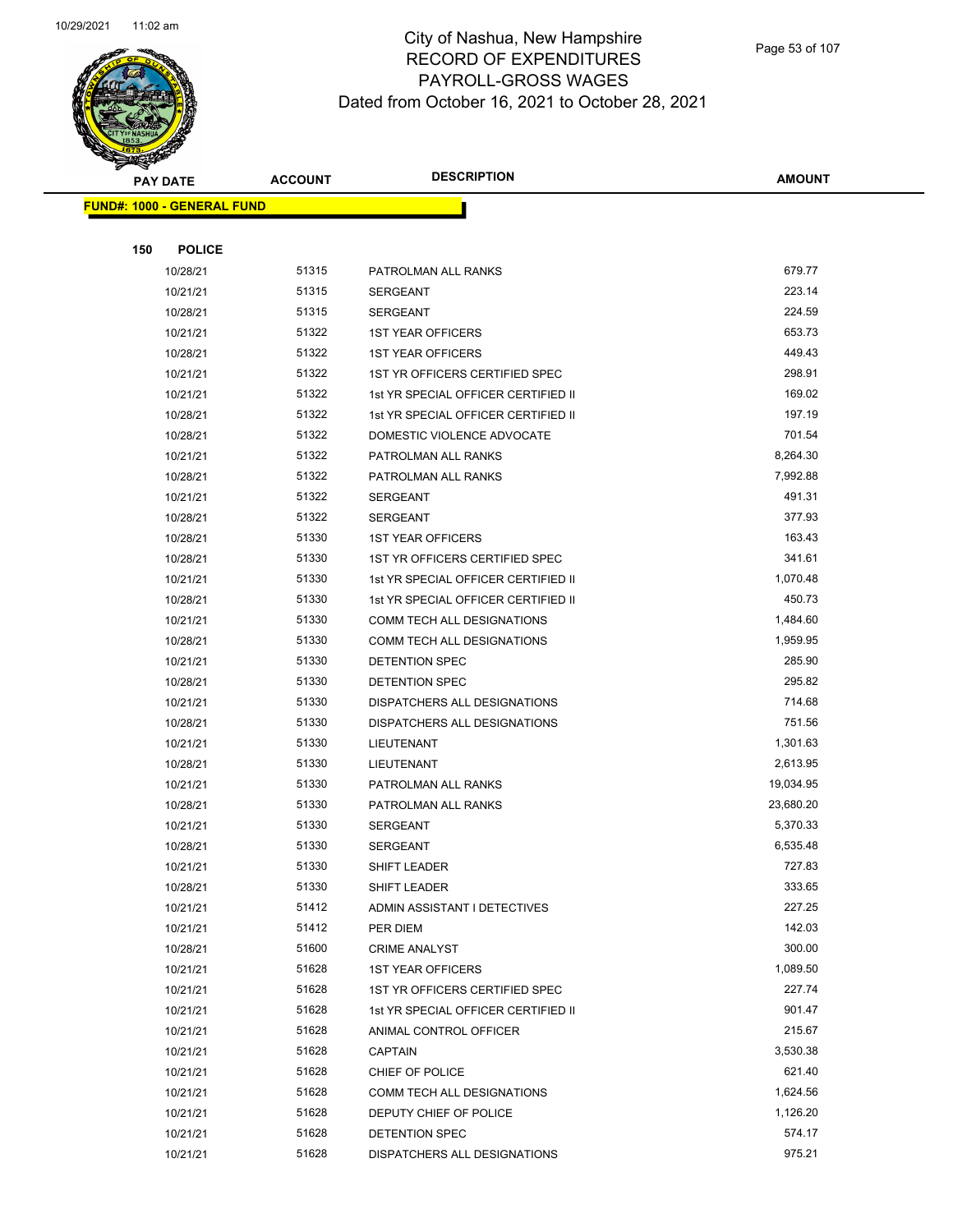City of Nashua, New Hampshire
RECORD OF EXPENDITURES
PAYROLL-GROSS WAGES
Dated from October 16, 2021 to October 28, 2021

**FUND#: 1000 - GENERAL FUND**

**150 POLICE**

| PAY DATE | ACCOUNT | DESCRIPTION | AMOUNT |
|---|---|---|---|
| 10/28/21 | 51315 | PATROLMAN ALL RANKS | 679.77 |
| 10/21/21 | 51315 | SERGEANT | 223.14 |
| 10/28/21 | 51315 | SERGEANT | 224.59 |
| 10/21/21 | 51322 | 1ST YEAR OFFICERS | 653.73 |
| 10/28/21 | 51322 | 1ST YEAR OFFICERS | 449.43 |
| 10/21/21 | 51322 | 1ST YR OFFICERS CERTIFIED SPEC | 298.91 |
| 10/21/21 | 51322 | 1st YR SPECIAL OFFICER CERTIFIED II | 169.02 |
| 10/28/21 | 51322 | 1st YR SPECIAL OFFICER CERTIFIED II | 197.19 |
| 10/28/21 | 51322 | DOMESTIC VIOLENCE ADVOCATE | 701.54 |
| 10/21/21 | 51322 | PATROLMAN ALL RANKS | 8,264.30 |
| 10/28/21 | 51322 | PATROLMAN ALL RANKS | 7,992.88 |
| 10/21/21 | 51322 | SERGEANT | 491.31 |
| 10/28/21 | 51322 | SERGEANT | 377.93 |
| 10/28/21 | 51330 | 1ST YEAR OFFICERS | 163.43 |
| 10/28/21 | 51330 | 1ST YR OFFICERS CERTIFIED SPEC | 341.61 |
| 10/21/21 | 51330 | 1st YR SPECIAL OFFICER CERTIFIED II | 1,070.48 |
| 10/28/21 | 51330 | 1st YR SPECIAL OFFICER CERTIFIED II | 450.73 |
| 10/21/21 | 51330 | COMM TECH ALL DESIGNATIONS | 1,484.60 |
| 10/28/21 | 51330 | COMM TECH ALL DESIGNATIONS | 1,959.95 |
| 10/21/21 | 51330 | DETENTION SPEC | 285.90 |
| 10/28/21 | 51330 | DETENTION SPEC | 295.82 |
| 10/21/21 | 51330 | DISPATCHERS ALL DESIGNATIONS | 714.68 |
| 10/28/21 | 51330 | DISPATCHERS ALL DESIGNATIONS | 751.56 |
| 10/21/21 | 51330 | LIEUTENANT | 1,301.63 |
| 10/28/21 | 51330 | LIEUTENANT | 2,613.95 |
| 10/21/21 | 51330 | PATROLMAN ALL RANKS | 19,034.95 |
| 10/28/21 | 51330 | PATROLMAN ALL RANKS | 23,680.20 |
| 10/21/21 | 51330 | SERGEANT | 5,370.33 |
| 10/28/21 | 51330 | SERGEANT | 6,535.48 |
| 10/21/21 | 51330 | SHIFT LEADER | 727.83 |
| 10/28/21 | 51330 | SHIFT LEADER | 333.65 |
| 10/21/21 | 51412 | ADMIN ASSISTANT I DETECTIVES | 227.25 |
| 10/21/21 | 51412 | PER DIEM | 142.03 |
| 10/28/21 | 51600 | CRIME ANALYST | 300.00 |
| 10/21/21 | 51628 | 1ST YEAR OFFICERS | 1,089.50 |
| 10/21/21 | 51628 | 1ST YR OFFICERS CERTIFIED SPEC | 227.74 |
| 10/21/21 | 51628 | 1st YR SPECIAL OFFICER CERTIFIED II | 901.47 |
| 10/21/21 | 51628 | ANIMAL CONTROL OFFICER | 215.67 |
| 10/21/21 | 51628 | CAPTAIN | 3,530.38 |
| 10/21/21 | 51628 | CHIEF OF POLICE | 621.40 |
| 10/21/21 | 51628 | COMM TECH ALL DESIGNATIONS | 1,624.56 |
| 10/21/21 | 51628 | DEPUTY CHIEF OF POLICE | 1,126.20 |
| 10/21/21 | 51628 | DETENTION SPEC | 574.17 |
| 10/21/21 | 51628 | DISPATCHERS ALL DESIGNATIONS | 975.21 |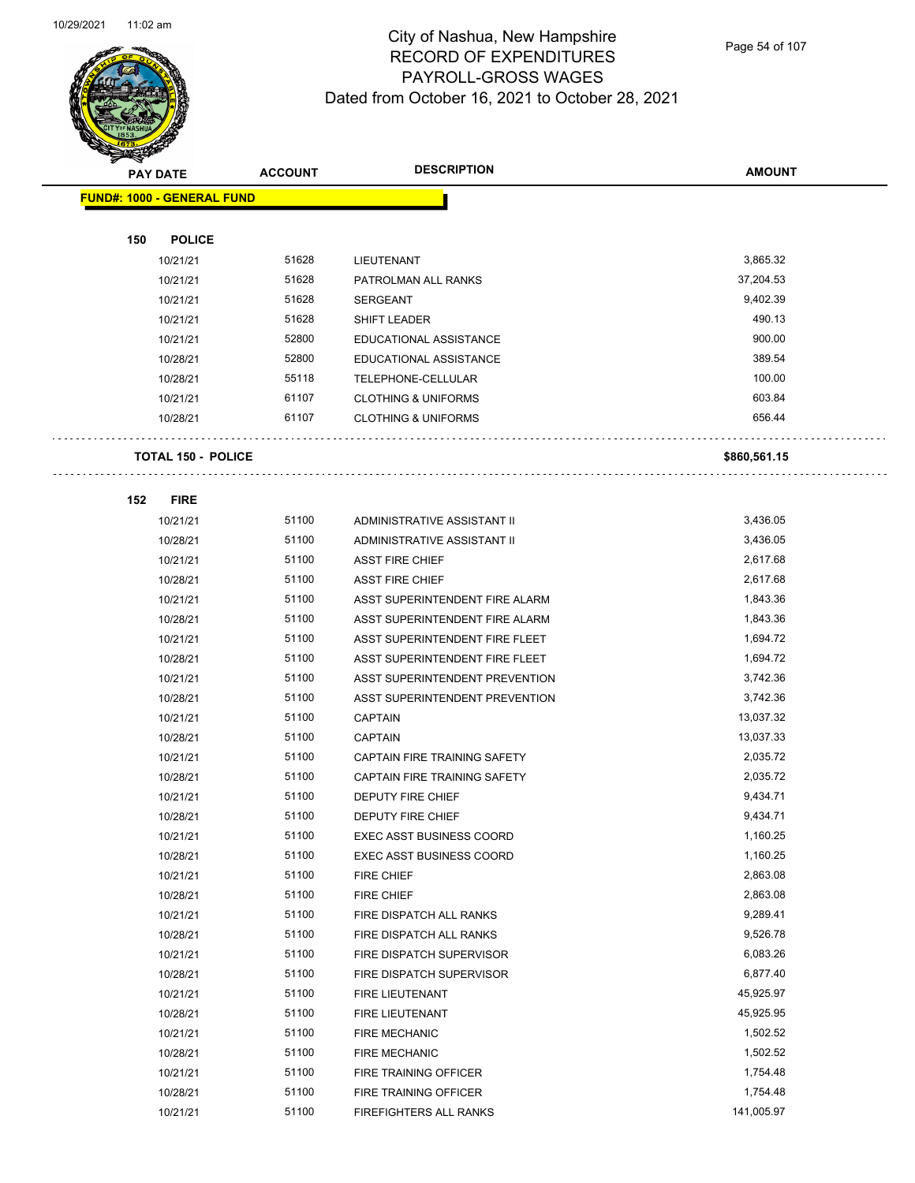# City of Nashua, New Hampshire
## RECORD OF EXPENDITURES
## PAYROLL-GROSS WAGES
## Dated from October 16, 2021 to October 28, 2021

| PAY DATE | ACCOUNT | DESCRIPTION | AMOUNT |
|---|---|---|---|
| **FUND#: 1000 - GENERAL FUND** | | | |
| **150 POLICE** | | | |
| 10/21/21 | 51628 | LIEUTENANT | 3,865.32 |
| 10/21/21 | 51628 | PATROLMAN ALL RANKS | 37,204.53 |
| 10/21/21 | 51628 | SERGEANT | 9,402.39 |
| 10/21/21 | 51628 | SHIFT LEADER | 490.13 |
| 10/21/21 | 52800 | EDUCATIONAL ASSISTANCE | 900.00 |
| 10/28/21 | 52800 | EDUCATIONAL ASSISTANCE | 389.54 |
| 10/28/21 | 55118 | TELEPHONE-CELLULAR | 100.00 |
| 10/21/21 | 61107 | CLOTHING & UNIFORMS | 603.84 |
| 10/28/21 | 61107 | CLOTHING & UNIFORMS | 656.44 |
| **TOTAL 150 - POLICE** | | | **$860,561.15** |
| **152 FIRE** | | | |
| 10/21/21 | 51100 | ADMINISTRATIVE ASSISTANT II | 3,436.05 |
| 10/28/21 | 51100 | ADMINISTRATIVE ASSISTANT II | 3,436.05 |
| 10/21/21 | 51100 | ASST FIRE CHIEF | 2,617.68 |
| 10/28/21 | 51100 | ASST FIRE CHIEF | 2,617.68 |
| 10/21/21 | 51100 | ASST SUPERINTENDENT FIRE ALARM | 1,843.36 |
| 10/28/21 | 51100 | ASST SUPERINTENDENT FIRE ALARM | 1,843.36 |
| 10/21/21 | 51100 | ASST SUPERINTENDENT FIRE FLEET | 1,694.72 |
| 10/28/21 | 51100 | ASST SUPERINTENDENT FIRE FLEET | 1,694.72 |
| 10/21/21 | 51100 | ASST SUPERINTENDENT PREVENTION | 3,742.36 |
| 10/28/21 | 51100 | ASST SUPERINTENDENT PREVENTION | 3,742.36 |
| 10/21/21 | 51100 | CAPTAIN | 13,037.32 |
| 10/28/21 | 51100 | CAPTAIN | 13,037.33 |
| 10/21/21 | 51100 | CAPTAIN FIRE TRAINING SAFETY | 2,035.72 |
| 10/28/21 | 51100 | CAPTAIN FIRE TRAINING SAFETY | 2,035.72 |
| 10/21/21 | 51100 | DEPUTY FIRE CHIEF | 9,434.71 |
| 10/28/21 | 51100 | DEPUTY FIRE CHIEF | 9,434.71 |
| 10/21/21 | 51100 | EXEC ASST BUSINESS COORD | 1,160.25 |
| 10/28/21 | 51100 | EXEC ASST BUSINESS COORD | 1,160.25 |
| 10/21/21 | 51100 | FIRE CHIEF | 2,863.08 |
| 10/28/21 | 51100 | FIRE CHIEF | 2,863.08 |
| 10/21/21 | 51100 | FIRE DISPATCH ALL RANKS | 9,289.41 |
| 10/28/21 | 51100 | FIRE DISPATCH ALL RANKS | 9,526.78 |
| 10/21/21 | 51100 | FIRE DISPATCH SUPERVISOR | 6,083.26 |
| 10/28/21 | 51100 | FIRE DISPATCH SUPERVISOR | 6,877.40 |
| 10/21/21 | 51100 | FIRE LIEUTENANT | 45,925.97 |
| 10/28/21 | 51100 | FIRE LIEUTENANT | 45,925.95 |
| 10/21/21 | 51100 | FIRE MECHANIC | 1,502.52 |
| 10/28/21 | 51100 | FIRE MECHANIC | 1,502.52 |
| 10/21/21 | 51100 | FIRE TRAINING OFFICER | 1,754.48 |
| 10/28/21 | 51100 | FIRE TRAINING OFFICER | 1,754.48 |
| 10/21/21 | 51100 | FIREFIGHTERS ALL RANKS | 141,005.97 |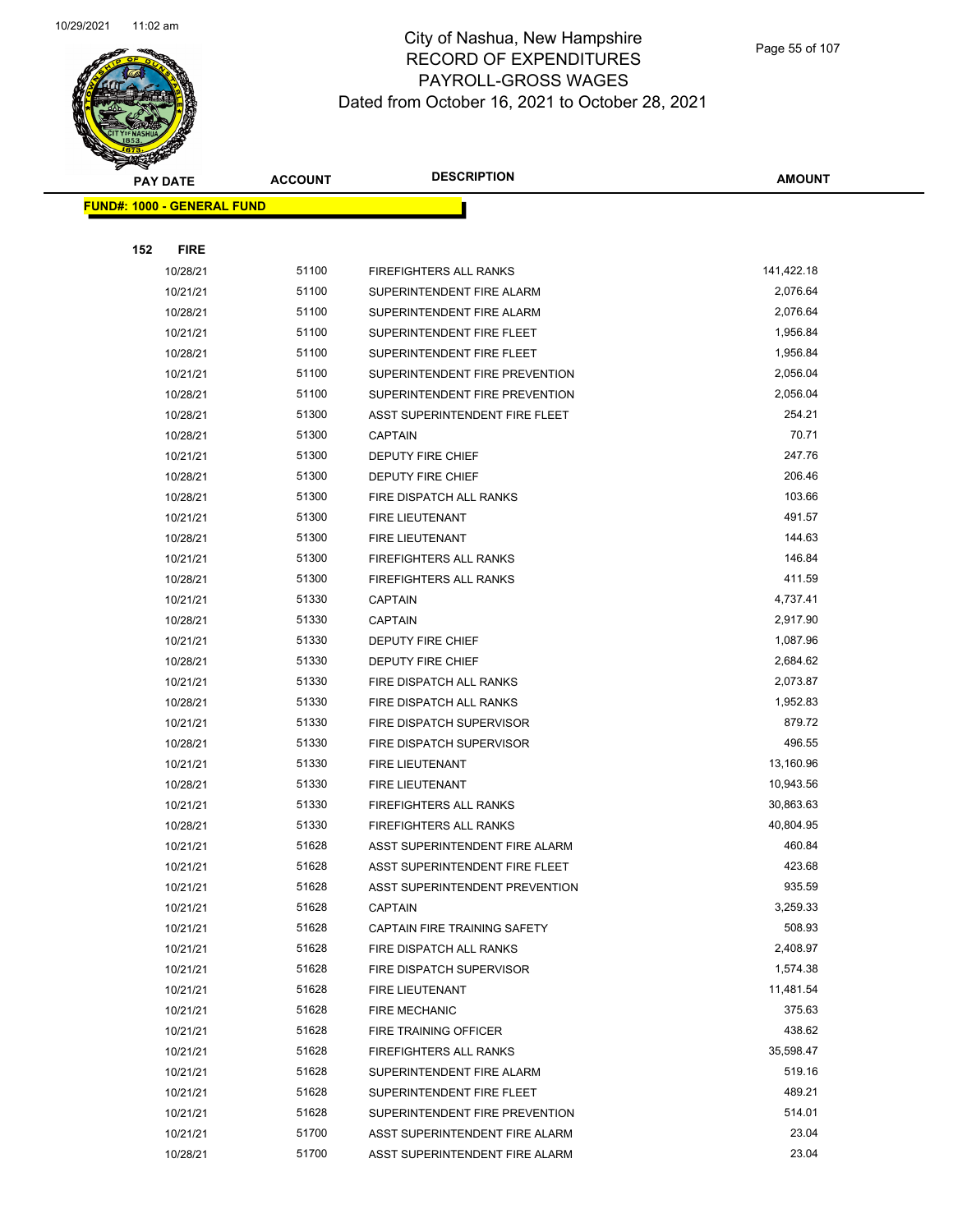# City of Nashua, New Hampshire
## RECORD OF EXPENDITURES
## PAYROLL-GROSS WAGES
### Dated from October 16, 2021 to October 28, 2021

| PAY DATE | ACCOUNT | DESCRIPTION | AMOUNT |
|---|---|---|---|
| **FUND#: 1000 - GENERAL FUND** | | | |
| **152 FIRE** | | | |
| 10/28/21 | 51100 | FIREFIGHTERS ALL RANKS | 141,422.18 |
| 10/21/21 | 51100 | SUPERINTENDENT FIRE ALARM | 2,076.64 |
| 10/28/21 | 51100 | SUPERINTENDENT FIRE ALARM | 2,076.64 |
| 10/21/21 | 51100 | SUPERINTENDENT FIRE FLEET | 1,956.84 |
| 10/28/21 | 51100 | SUPERINTENDENT FIRE FLEET | 1,956.84 |
| 10/21/21 | 51100 | SUPERINTENDENT FIRE PREVENTION | 2,056.04 |
| 10/28/21 | 51100 | SUPERINTENDENT FIRE PREVENTION | 2,056.04 |
| 10/28/21 | 51300 | ASST SUPERINTENDENT FIRE FLEET | 254.21 |
| 10/28/21 | 51300 | CAPTAIN | 70.71 |
| 10/21/21 | 51300 | DEPUTY FIRE CHIEF | 247.76 |
| 10/28/21 | 51300 | DEPUTY FIRE CHIEF | 206.46 |
| 10/28/21 | 51300 | FIRE DISPATCH ALL RANKS | 103.66 |
| 10/21/21 | 51300 | FIRE LIEUTENANT | 491.57 |
| 10/28/21 | 51300 | FIRE LIEUTENANT | 144.63 |
| 10/21/21 | 51300 | FIREFIGHTERS ALL RANKS | 146.84 |
| 10/28/21 | 51300 | FIREFIGHTERS ALL RANKS | 411.59 |
| 10/21/21 | 51330 | CAPTAIN | 4,737.41 |
| 10/28/21 | 51330 | CAPTAIN | 2,917.90 |
| 10/21/21 | 51330 | DEPUTY FIRE CHIEF | 1,087.96 |
| 10/28/21 | 51330 | DEPUTY FIRE CHIEF | 2,684.62 |
| 10/21/21 | 51330 | FIRE DISPATCH ALL RANKS | 2,073.87 |
| 10/28/21 | 51330 | FIRE DISPATCH ALL RANKS | 1,952.83 |
| 10/21/21 | 51330 | FIRE DISPATCH SUPERVISOR | 879.72 |
| 10/28/21 | 51330 | FIRE DISPATCH SUPERVISOR | 496.55 |
| 10/21/21 | 51330 | FIRE LIEUTENANT | 13,160.96 |
| 10/28/21 | 51330 | FIRE LIEUTENANT | 10,943.56 |
| 10/21/21 | 51330 | FIREFIGHTERS ALL RANKS | 30,863.63 |
| 10/28/21 | 51330 | FIREFIGHTERS ALL RANKS | 40,804.95 |
| 10/21/21 | 51628 | ASST SUPERINTENDENT FIRE ALARM | 460.84 |
| 10/21/21 | 51628 | ASST SUPERINTENDENT FIRE FLEET | 423.68 |
| 10/21/21 | 51628 | ASST SUPERINTENDENT PREVENTION | 935.59 |
| 10/21/21 | 51628 | CAPTAIN | 3,259.33 |
| 10/21/21 | 51628 | CAPTAIN FIRE TRAINING SAFETY | 508.93 |
| 10/21/21 | 51628 | FIRE DISPATCH ALL RANKS | 2,408.97 |
| 10/21/21 | 51628 | FIRE DISPATCH SUPERVISOR | 1,574.38 |
| 10/21/21 | 51628 | FIRE LIEUTENANT | 11,481.54 |
| 10/21/21 | 51628 | FIRE MECHANIC | 375.63 |
| 10/21/21 | 51628 | FIRE TRAINING OFFICER | 438.62 |
| 10/21/21 | 51628 | FIREFIGHTERS ALL RANKS | 35,598.47 |
| 10/21/21 | 51628 | SUPERINTENDENT FIRE ALARM | 519.16 |
| 10/21/21 | 51628 | SUPERINTENDENT FIRE FLEET | 489.21 |
| 10/21/21 | 51628 | SUPERINTENDENT FIRE PREVENTION | 514.01 |
| 10/21/21 | 51700 | ASST SUPERINTENDENT FIRE ALARM | 23.04 |
| 10/28/21 | 51700 | ASST SUPERINTENDENT FIRE ALARM | 23.04 |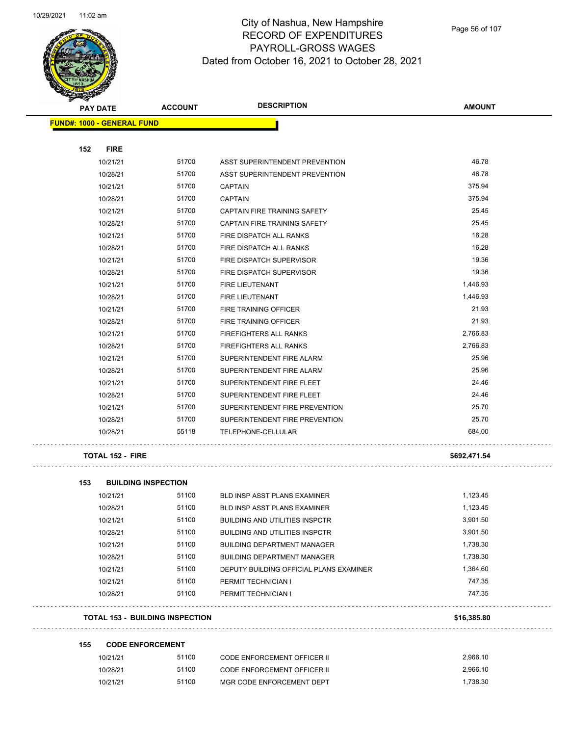# City of Nashua, New Hampshire
## RECORD OF EXPENDITURES
## PAYROLL-GROSS WAGES
### Dated from October 16, 2021 to October 28, 2021

| PAY DATE | ACCOUNT | DESCRIPTION | AMOUNT |
|---|---|---|---|
| **FUND#: 1000 - GENERAL FUND** | | | |
| **152 FIRE** | | | |
| 10/21/21 | 51700 | ASST SUPERINTENDENT PREVENTION | 46.78 |
| 10/28/21 | 51700 | ASST SUPERINTENDENT PREVENTION | 46.78 |
| 10/21/21 | 51700 | CAPTAIN | 375.94 |
| 10/28/21 | 51700 | CAPTAIN | 375.94 |
| 10/21/21 | 51700 | CAPTAIN FIRE TRAINING SAFETY | 25.45 |
| 10/28/21 | 51700 | CAPTAIN FIRE TRAINING SAFETY | 25.45 |
| 10/21/21 | 51700 | FIRE DISPATCH ALL RANKS | 16.28 |
| 10/28/21 | 51700 | FIRE DISPATCH ALL RANKS | 16.28 |
| 10/21/21 | 51700 | FIRE DISPATCH SUPERVISOR | 19.36 |
| 10/28/21 | 51700 | FIRE DISPATCH SUPERVISOR | 19.36 |
| 10/21/21 | 51700 | FIRE LIEUTENANT | 1,446.93 |
| 10/28/21 | 51700 | FIRE LIEUTENANT | 1,446.93 |
| 10/21/21 | 51700 | FIRE TRAINING OFFICER | 21.93 |
| 10/28/21 | 51700 | FIRE TRAINING OFFICER | 21.93 |
| 10/21/21 | 51700 | FIREFIGHTERS ALL RANKS | 2,766.83 |
| 10/28/21 | 51700 | FIREFIGHTERS ALL RANKS | 2,766.83 |
| 10/21/21 | 51700 | SUPERINTENDENT FIRE ALARM | 25.96 |
| 10/28/21 | 51700 | SUPERINTENDENT FIRE ALARM | 25.96 |
| 10/21/21 | 51700 | SUPERINTENDENT FIRE FLEET | 24.46 |
| 10/28/21 | 51700 | SUPERINTENDENT FIRE FLEET | 24.46 |
| 10/21/21 | 51700 | SUPERINTENDENT FIRE PREVENTION | 25.70 |
| 10/28/21 | 51700 | SUPERINTENDENT FIRE PREVENTION | 25.70 |
| 10/28/21 | 55118 | TELEPHONE-CELLULAR | 684.00 |
| **TOTAL 152 - FIRE** | | | **$692,471.54** |
| **153 BUILDING INSPECTION** | | | |
| 10/21/21 | 51100 | BLD INSP ASST PLANS EXAMINER | 1,123.45 |
| 10/28/21 | 51100 | BLD INSP ASST PLANS EXAMINER | 1,123.45 |
| 10/21/21 | 51100 | BUILDING AND UTILITIES INSPCTR | 3,901.50 |
| 10/28/21 | 51100 | BUILDING AND UTILITIES INSPCTR | 3,901.50 |
| 10/21/21 | 51100 | BUILDING DEPARTMENT MANAGER | 1,738.30 |
| 10/28/21 | 51100 | BUILDING DEPARTMENT MANAGER | 1,738.30 |
| 10/21/21 | 51100 | DEPUTY BUILDING OFFICIAL PLANS EXAMINER | 1,364.60 |
| 10/21/21 | 51100 | PERMIT TECHNICIAN I | 747.35 |
| 10/28/21 | 51100 | PERMIT TECHNICIAN I | 747.35 |
| **TOTAL 153 - BUILDING INSPECTION** | | | **$16,385.80** |
| **155 CODE ENFORCEMENT** | | | |
| 10/21/21 | 51100 | CODE ENFORCEMENT OFFICER II | 2,966.10 |
| 10/28/21 | 51100 | CODE ENFORCEMENT OFFICER II | 2,966.10 |
| 10/21/21 | 51100 | MGR CODE ENFORCEMENT DEPT | 1,738.30 |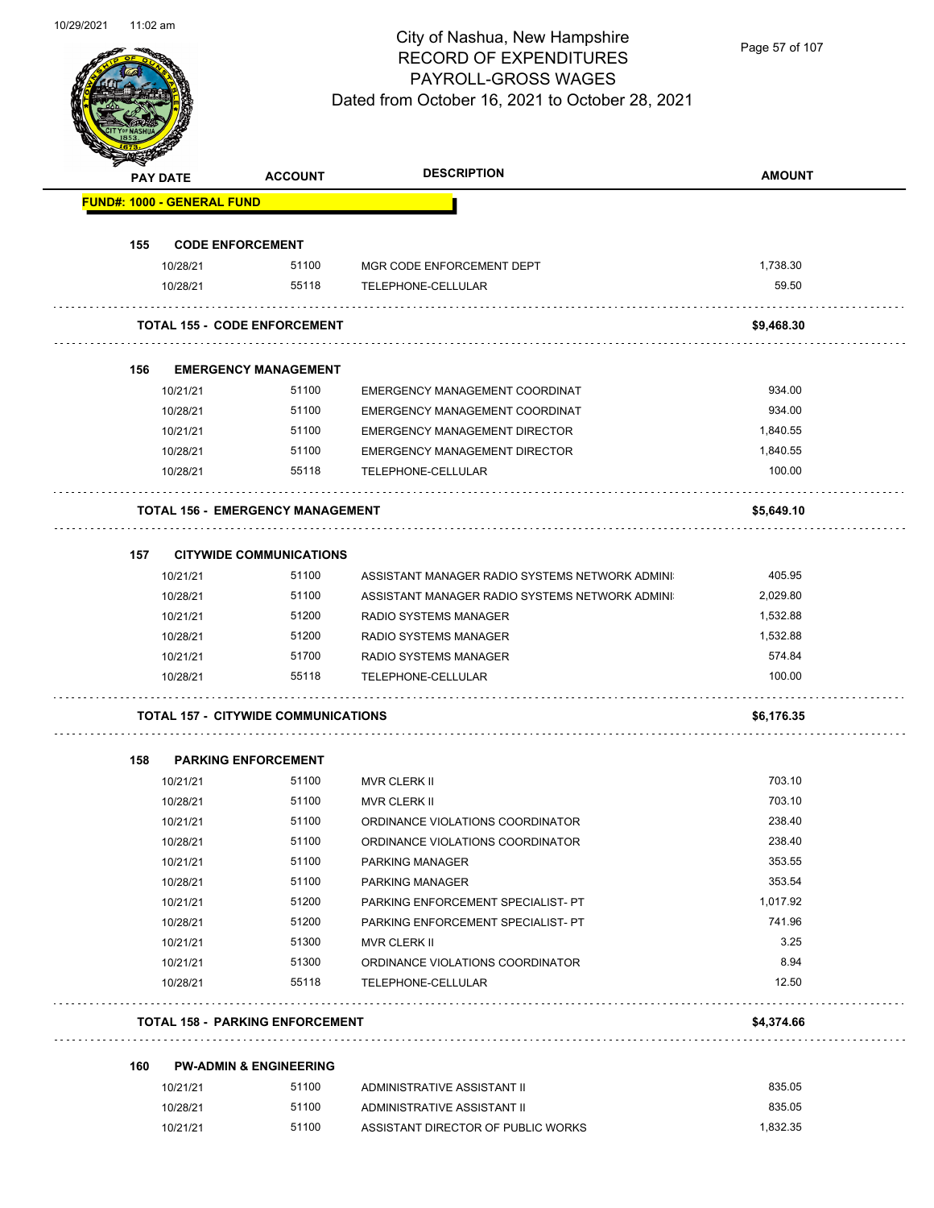# City of Nashua, New Hampshire
## RECORD OF EXPENDITURES
## PAYROLL-GROSS WAGES
### Dated from October 16, 2021 to October 28, 2021

| PAY DATE | ACCOUNT | DESCRIPTION | AMOUNT |
|---|---|---|---|
| **FUND#: 1000 - GENERAL FUND** | | | |
| **155 CODE ENFORCEMENT** | | | |
| 10/28/21 | 51100 | MGR CODE ENFORCEMENT DEPT | 1,738.30 |
| 10/28/21 | 55118 | TELEPHONE-CELLULAR | 59.50 |
| **TOTAL 155 - CODE ENFORCEMENT** | | | **$9,468.30** |
| **156 EMERGENCY MANAGEMENT** | | | |
| 10/21/21 | 51100 | EMERGENCY MANAGEMENT COORDINAT | 934.00 |
| 10/28/21 | 51100 | EMERGENCY MANAGEMENT COORDINAT | 934.00 |
| 10/21/21 | 51100 | EMERGENCY MANAGEMENT DIRECTOR | 1,840.55 |
| 10/28/21 | 51100 | EMERGENCY MANAGEMENT DIRECTOR | 1,840.55 |
| 10/28/21 | 55118 | TELEPHONE-CELLULAR | 100.00 |
| **TOTAL 156 - EMERGENCY MANAGEMENT** | | | **$5,649.10** |
| **157 CITYWIDE COMMUNICATIONS** | | | |
| 10/21/21 | 51100 | ASSISTANT MANAGER RADIO SYSTEMS NETWORK ADMINI | 405.95 |
| 10/28/21 | 51100 | ASSISTANT MANAGER RADIO SYSTEMS NETWORK ADMINI | 2,029.80 |
| 10/21/21 | 51200 | RADIO SYSTEMS MANAGER | 1,532.88 |
| 10/28/21 | 51200 | RADIO SYSTEMS MANAGER | 1,532.88 |
| 10/21/21 | 51700 | RADIO SYSTEMS MANAGER | 574.84 |
| 10/28/21 | 55118 | TELEPHONE-CELLULAR | 100.00 |
| **TOTAL 157 - CITYWIDE COMMUNICATIONS** | | | **$6,176.35** |
| **158 PARKING ENFORCEMENT** | | | |
| 10/21/21 | 51100 | MVR CLERK II | 703.10 |
| 10/28/21 | 51100 | MVR CLERK II | 703.10 |
| 10/21/21 | 51100 | ORDINANCE VIOLATIONS COORDINATOR | 238.40 |
| 10/28/21 | 51100 | ORDINANCE VIOLATIONS COORDINATOR | 238.40 |
| 10/21/21 | 51100 | PARKING MANAGER | 353.55 |
| 10/28/21 | 51100 | PARKING MANAGER | 353.54 |
| 10/21/21 | 51200 | PARKING ENFORCEMENT SPECIALIST- PT | 1,017.92 |
| 10/28/21 | 51200 | PARKING ENFORCEMENT SPECIALIST- PT | 741.96 |
| 10/21/21 | 51300 | MVR CLERK II | 3.25 |
| 10/21/21 | 51300 | ORDINANCE VIOLATIONS COORDINATOR | 8.94 |
| 10/28/21 | 55118 | TELEPHONE-CELLULAR | 12.50 |
| **TOTAL 158 - PARKING ENFORCEMENT** | | | **$4,374.66** |
| **160 PW-ADMIN & ENGINEERING** | | | |
| 10/21/21 | 51100 | ADMINISTRATIVE ASSISTANT II | 835.05 |
| 10/28/21 | 51100 | ADMINISTRATIVE ASSISTANT II | 835.05 |
| 10/21/21 | 51100 | ASSISTANT DIRECTOR OF PUBLIC WORKS | 1,832.35 |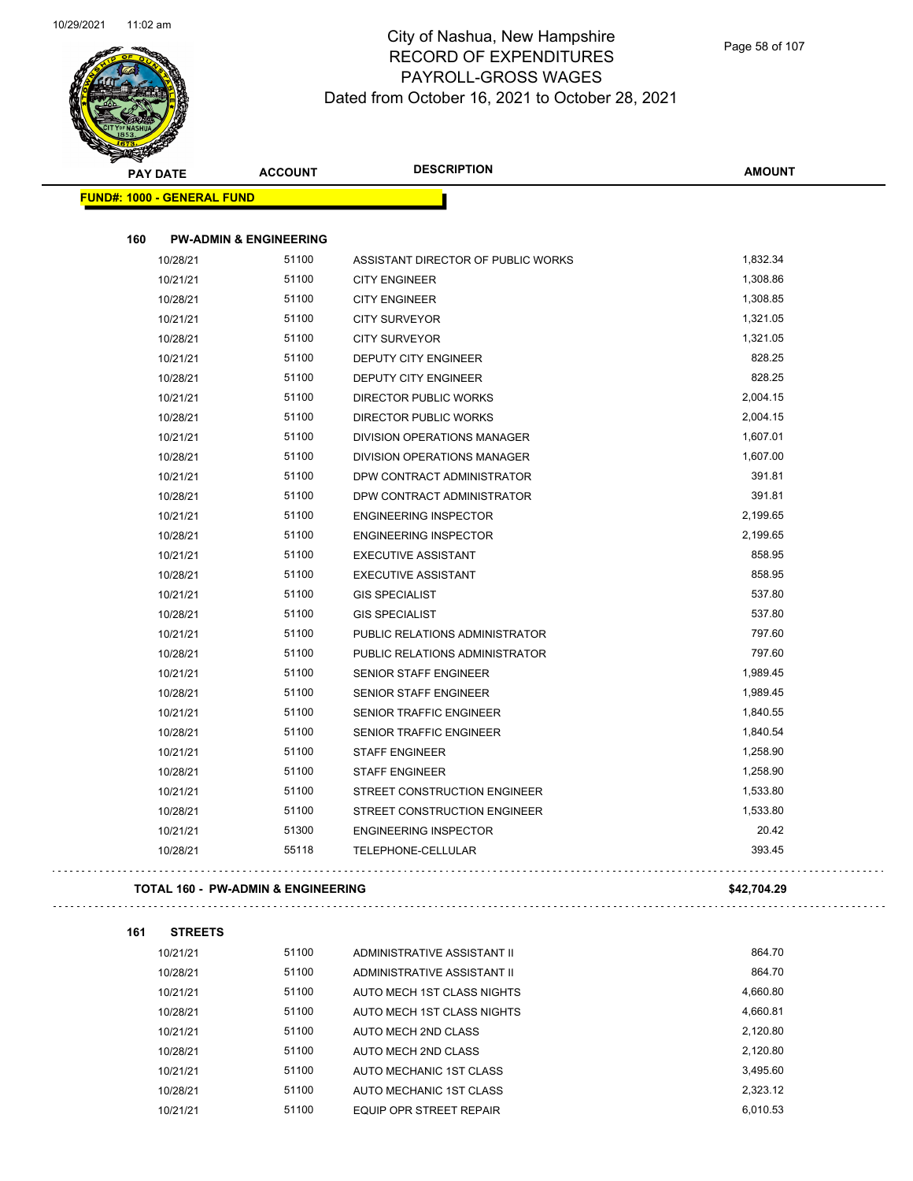# City of Nashua, New Hampshire
## RECORD OF EXPENDITURES
## PAYROLL-GROSS WAGES
## Dated from October 16, 2021 to October 28, 2021

| PAY DATE | ACCOUNT | DESCRIPTION | AMOUNT |
|---|---|---|---|
| **FUND#: 1000 - GENERAL FUND** | | | |
| **160 PW-ADMIN & ENGINEERING** | | | |
| 10/28/21 | 51100 | ASSISTANT DIRECTOR OF PUBLIC WORKS | 1,832.34 |
| 10/21/21 | 51100 | CITY ENGINEER | 1,308.86 |
| 10/28/21 | 51100 | CITY ENGINEER | 1,308.85 |
| 10/21/21 | 51100 | CITY SURVEYOR | 1,321.05 |
| 10/28/21 | 51100 | CITY SURVEYOR | 1,321.05 |
| 10/21/21 | 51100 | DEPUTY CITY ENGINEER | 828.25 |
| 10/28/21 | 51100 | DEPUTY CITY ENGINEER | 828.25 |
| 10/21/21 | 51100 | DIRECTOR PUBLIC WORKS | 2,004.15 |
| 10/28/21 | 51100 | DIRECTOR PUBLIC WORKS | 2,004.15 |
| 10/21/21 | 51100 | DIVISION OPERATIONS MANAGER | 1,607.01 |
| 10/28/21 | 51100 | DIVISION OPERATIONS MANAGER | 1,607.00 |
| 10/21/21 | 51100 | DPW CONTRACT ADMINISTRATOR | 391.81 |
| 10/28/21 | 51100 | DPW CONTRACT ADMINISTRATOR | 391.81 |
| 10/21/21 | 51100 | ENGINEERING INSPECTOR | 2,199.65 |
| 10/28/21 | 51100 | ENGINEERING INSPECTOR | 2,199.65 |
| 10/21/21 | 51100 | EXECUTIVE ASSISTANT | 858.95 |
| 10/28/21 | 51100 | EXECUTIVE ASSISTANT | 858.95 |
| 10/21/21 | 51100 | GIS SPECIALIST | 537.80 |
| 10/28/21 | 51100 | GIS SPECIALIST | 537.80 |
| 10/21/21 | 51100 | PUBLIC RELATIONS ADMINISTRATOR | 797.60 |
| 10/28/21 | 51100 | PUBLIC RELATIONS ADMINISTRATOR | 797.60 |
| 10/21/21 | 51100 | SENIOR STAFF ENGINEER | 1,989.45 |
| 10/28/21 | 51100 | SENIOR STAFF ENGINEER | 1,989.45 |
| 10/21/21 | 51100 | SENIOR TRAFFIC ENGINEER | 1,840.55 |
| 10/28/21 | 51100 | SENIOR TRAFFIC ENGINEER | 1,840.54 |
| 10/21/21 | 51100 | STAFF ENGINEER | 1,258.90 |
| 10/28/21 | 51100 | STAFF ENGINEER | 1,258.90 |
| 10/21/21 | 51100 | STREET CONSTRUCTION ENGINEER | 1,533.80 |
| 10/28/21 | 51100 | STREET CONSTRUCTION ENGINEER | 1,533.80 |
| 10/21/21 | 51300 | ENGINEERING INSPECTOR | 20.42 |
| 10/28/21 | 55118 | TELEPHONE-CELLULAR | 393.45 |
| **TOTAL 160 - PW-ADMIN & ENGINEERING** | | | **$42,704.29** |
| **161 STREETS** | | | |
| 10/21/21 | 51100 | ADMINISTRATIVE ASSISTANT II | 864.70 |
| 10/28/21 | 51100 | ADMINISTRATIVE ASSISTANT II | 864.70 |
| 10/21/21 | 51100 | AUTO MECH 1ST CLASS NIGHTS | 4,660.80 |
| 10/28/21 | 51100 | AUTO MECH 1ST CLASS NIGHTS | 4,660.81 |
| 10/21/21 | 51100 | AUTO MECH 2ND CLASS | 2,120.80 |
| 10/28/21 | 51100 | AUTO MECH 2ND CLASS | 2,120.80 |
| 10/21/21 | 51100 | AUTO MECHANIC 1ST CLASS | 3,495.60 |
| 10/28/21 | 51100 | AUTO MECHANIC 1ST CLASS | 2,323.12 |
| 10/21/21 | 51100 | EQUIP OPR STREET REPAIR | 6,010.53 |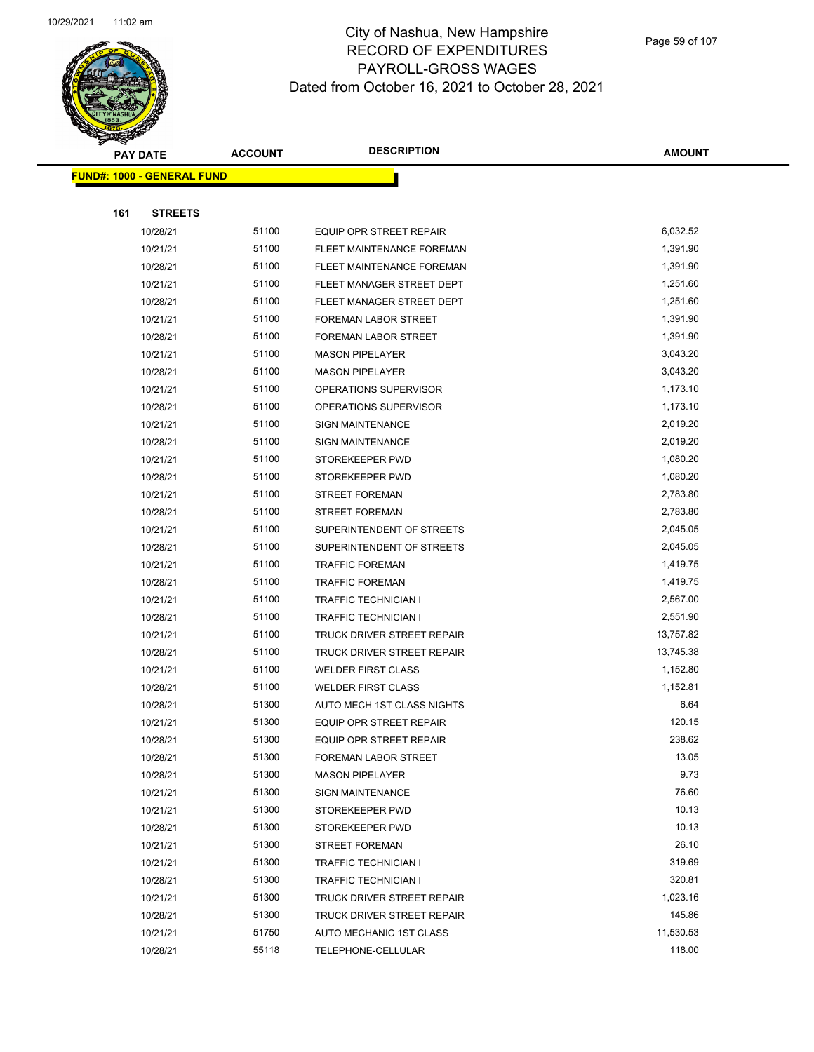# City of Nashua, New Hampshire
## RECORD OF EXPENDITURES
## PAYROLL-GROSS WAGES
### Dated from October 16, 2021 to October 28, 2021

| PAY DATE | ACCOUNT | DESCRIPTION | AMOUNT |
|---|---|---|---|
| **FUND#: 1000 - GENERAL FUND** | | | |
| **161 STREETS** | | | |
| 10/28/21 | 51100 | EQUIP OPR STREET REPAIR | 6,032.52 |
| 10/21/21 | 51100 | FLEET MAINTENANCE FOREMAN | 1,391.90 |
| 10/28/21 | 51100 | FLEET MAINTENANCE FOREMAN | 1,391.90 |
| 10/21/21 | 51100 | FLEET MANAGER STREET DEPT | 1,251.60 |
| 10/28/21 | 51100 | FLEET MANAGER STREET DEPT | 1,251.60 |
| 10/21/21 | 51100 | FOREMAN LABOR STREET | 1,391.90 |
| 10/28/21 | 51100 | FOREMAN LABOR STREET | 1,391.90 |
| 10/21/21 | 51100 | MASON PIPELAYER | 3,043.20 |
| 10/28/21 | 51100 | MASON PIPELAYER | 3,043.20 |
| 10/21/21 | 51100 | OPERATIONS SUPERVISOR | 1,173.10 |
| 10/28/21 | 51100 | OPERATIONS SUPERVISOR | 1,173.10 |
| 10/21/21 | 51100 | SIGN MAINTENANCE | 2,019.20 |
| 10/28/21 | 51100 | SIGN MAINTENANCE | 2,019.20 |
| 10/21/21 | 51100 | STOREKEEPER PWD | 1,080.20 |
| 10/28/21 | 51100 | STOREKEEPER PWD | 1,080.20 |
| 10/21/21 | 51100 | STREET FOREMAN | 2,783.80 |
| 10/28/21 | 51100 | STREET FOREMAN | 2,783.80 |
| 10/21/21 | 51100 | SUPERINTENDENT OF STREETS | 2,045.05 |
| 10/28/21 | 51100 | SUPERINTENDENT OF STREETS | 2,045.05 |
| 10/21/21 | 51100 | TRAFFIC FOREMAN | 1,419.75 |
| 10/28/21 | 51100 | TRAFFIC FOREMAN | 1,419.75 |
| 10/21/21 | 51100 | TRAFFIC TECHNICIAN I | 2,567.00 |
| 10/28/21 | 51100 | TRAFFIC TECHNICIAN I | 2,551.90 |
| 10/21/21 | 51100 | TRUCK DRIVER STREET REPAIR | 13,757.82 |
| 10/28/21 | 51100 | TRUCK DRIVER STREET REPAIR | 13,745.38 |
| 10/21/21 | 51100 | WELDER FIRST CLASS | 1,152.80 |
| 10/28/21 | 51100 | WELDER FIRST CLASS | 1,152.81 |
| 10/28/21 | 51300 | AUTO MECH 1ST CLASS NIGHTS | 6.64 |
| 10/21/21 | 51300 | EQUIP OPR STREET REPAIR | 120.15 |
| 10/28/21 | 51300 | EQUIP OPR STREET REPAIR | 238.62 |
| 10/28/21 | 51300 | FOREMAN LABOR STREET | 13.05 |
| 10/28/21 | 51300 | MASON PIPELAYER | 9.73 |
| 10/21/21 | 51300 | SIGN MAINTENANCE | 76.60 |
| 10/21/21 | 51300 | STOREKEEPER PWD | 10.13 |
| 10/28/21 | 51300 | STOREKEEPER PWD | 10.13 |
| 10/21/21 | 51300 | STREET FOREMAN | 26.10 |
| 10/21/21 | 51300 | TRAFFIC TECHNICIAN I | 319.69 |
| 10/28/21 | 51300 | TRAFFIC TECHNICIAN I | 320.81 |
| 10/21/21 | 51300 | TRUCK DRIVER STREET REPAIR | 1,023.16 |
| 10/28/21 | 51300 | TRUCK DRIVER STREET REPAIR | 145.86 |
| 10/21/21 | 51750 | AUTO MECHANIC 1ST CLASS | 11,530.53 |
| 10/28/21 | 55118 | TELEPHONE-CELLULAR | 118.00 |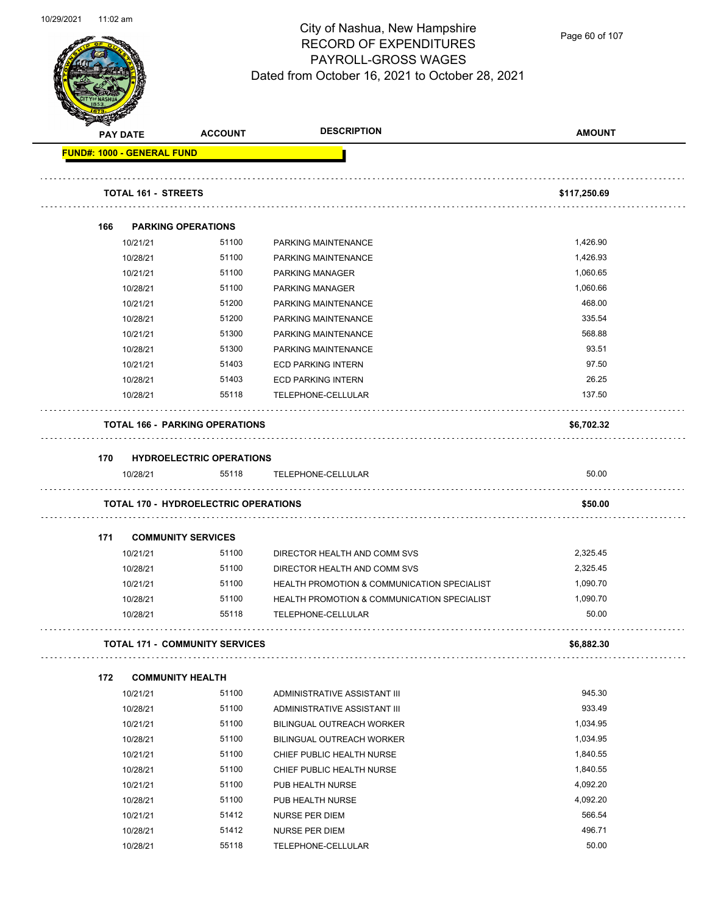# City of Nashua, New Hampshire
## RECORD OF EXPENDITURES
## PAYROLL-GROSS WAGES
### Dated from October 16, 2021 to October 28, 2021

| PAY DATE | ACCOUNT | DESCRIPTION | AMOUNT |
|---|---|---|---|
| **FUND#: 1000 - GENERAL FUND** | | | |
| **TOTAL 161 - STREETS** | | | **$117,250.69** |
| **166 PARKING OPERATIONS** | | | |
| 10/21/21 | 51100 | PARKING MAINTENANCE | 1,426.90 |
| 10/28/21 | 51100 | PARKING MAINTENANCE | 1,426.93 |
| 10/21/21 | 51100 | PARKING MANAGER | 1,060.65 |
| 10/28/21 | 51100 | PARKING MANAGER | 1,060.66 |
| 10/21/21 | 51200 | PARKING MAINTENANCE | 468.00 |
| 10/28/21 | 51200 | PARKING MAINTENANCE | 335.54 |
| 10/21/21 | 51300 | PARKING MAINTENANCE | 568.88 |
| 10/28/21 | 51300 | PARKING MAINTENANCE | 93.51 |
| 10/21/21 | 51403 | ECD PARKING INTERN | 97.50 |
| 10/28/21 | 51403 | ECD PARKING INTERN | 26.25 |
| 10/28/21 | 55118 | TELEPHONE-CELLULAR | 137.50 |
| **TOTAL 166 - PARKING OPERATIONS** | | | **$6,702.32** |
| **170 HYDROELECTRIC OPERATIONS** | | | |
| 10/28/21 | 55118 | TELEPHONE-CELLULAR | 50.00 |
| **TOTAL 170 - HYDROELECTRIC OPERATIONS** | | | **$50.00** |
| **171 COMMUNITY SERVICES** | | | |
| 10/21/21 | 51100 | DIRECTOR HEALTH AND COMM SVS | 2,325.45 |
| 10/28/21 | 51100 | DIRECTOR HEALTH AND COMM SVS | 2,325.45 |
| 10/21/21 | 51100 | HEALTH PROMOTION & COMMUNICATION SPECIALIST | 1,090.70 |
| 10/28/21 | 51100 | HEALTH PROMOTION & COMMUNICATION SPECIALIST | 1,090.70 |
| 10/28/21 | 55118 | TELEPHONE-CELLULAR | 50.00 |
| **TOTAL 171 - COMMUNITY SERVICES** | | | **$6,882.30** |
| **172 COMMUNITY HEALTH** | | | |
| 10/21/21 | 51100 | ADMINISTRATIVE ASSISTANT III | 945.30 |
| 10/28/21 | 51100 | ADMINISTRATIVE ASSISTANT III | 933.49 |
| 10/21/21 | 51100 | BILINGUAL OUTREACH WORKER | 1,034.95 |
| 10/28/21 | 51100 | BILINGUAL OUTREACH WORKER | 1,034.95 |
| 10/21/21 | 51100 | CHIEF PUBLIC HEALTH NURSE | 1,840.55 |
| 10/28/21 | 51100 | CHIEF PUBLIC HEALTH NURSE | 1,840.55 |
| 10/21/21 | 51100 | PUB HEALTH NURSE | 4,092.20 |
| 10/28/21 | 51100 | PUB HEALTH NURSE | 4,092.20 |
| 10/21/21 | 51412 | NURSE PER DIEM | 566.54 |
| 10/28/21 | 51412 | NURSE PER DIEM | 496.71 |
| 10/28/21 | 55118 | TELEPHONE-CELLULAR | 50.00 |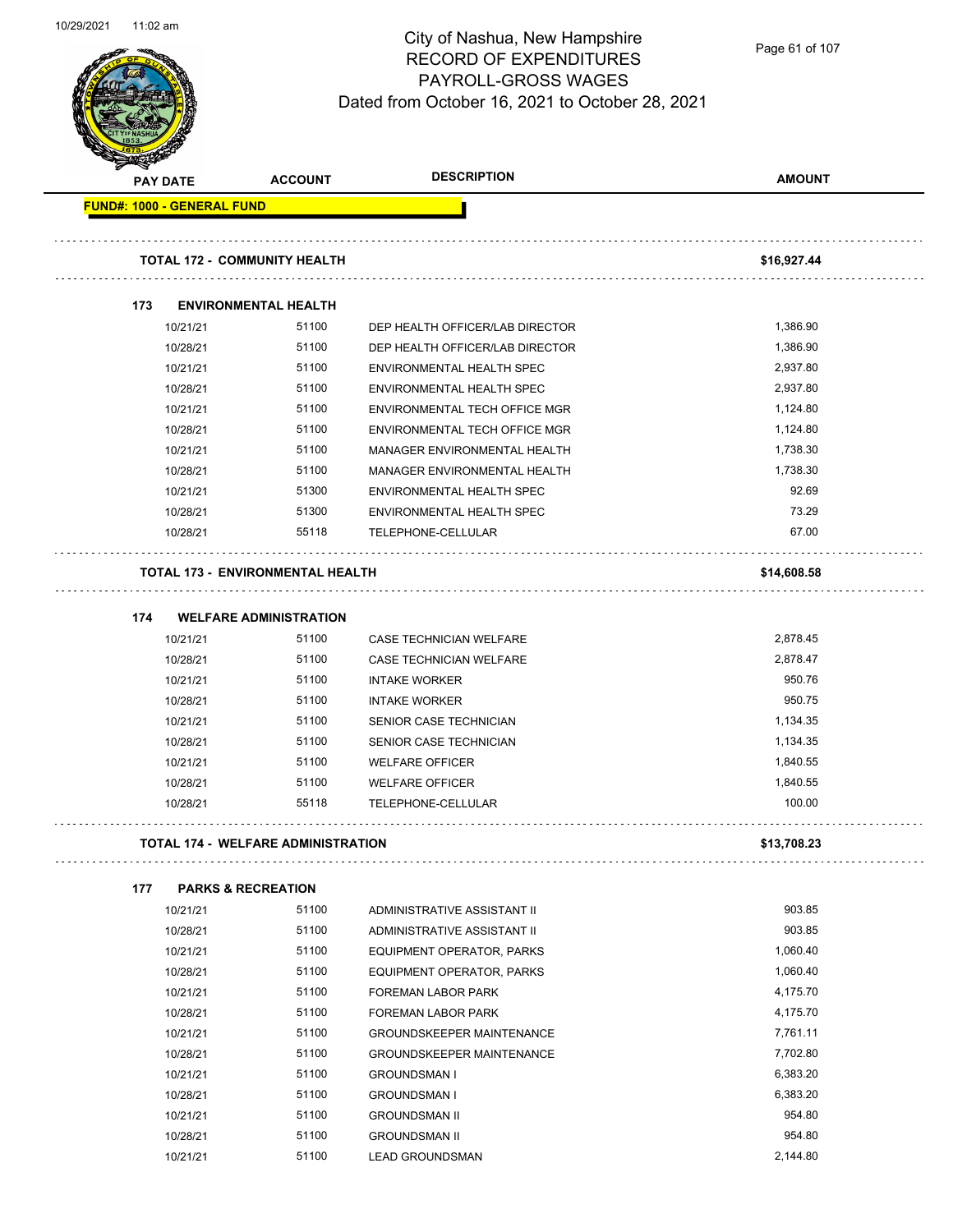# City of Nashua, New Hampshire
## RECORD OF EXPENDITURES
## PAYROLL-GROSS WAGES
### Dated from October 16, 2021 to October 28, 2021

| PAY DATE | ACCOUNT | DESCRIPTION | AMOUNT |
|---|---|---|---|
| **FUND#: 1000 - GENERAL FUND** | | | |
| **TOTAL 172 - COMMUNITY HEALTH** | | | **$16,927.44** |
| **173 ENVIRONMENTAL HEALTH** | | | |
| 10/21/21 | 51100 | DEP HEALTH OFFICER/LAB DIRECTOR | 1,386.90 |
| 10/28/21 | 51100 | DEP HEALTH OFFICER/LAB DIRECTOR | 1,386.90 |
| 10/21/21 | 51100 | ENVIRONMENTAL HEALTH SPEC | 2,937.80 |
| 10/28/21 | 51100 | ENVIRONMENTAL HEALTH SPEC | 2,937.80 |
| 10/21/21 | 51100 | ENVIRONMENTAL TECH OFFICE MGR | 1,124.80 |
| 10/28/21 | 51100 | ENVIRONMENTAL TECH OFFICE MGR | 1,124.80 |
| 10/21/21 | 51100 | MANAGER ENVIRONMENTAL HEALTH | 1,738.30 |
| 10/28/21 | 51100 | MANAGER ENVIRONMENTAL HEALTH | 1,738.30 |
| 10/21/21 | 51300 | ENVIRONMENTAL HEALTH SPEC | 92.69 |
| 10/28/21 | 51300 | ENVIRONMENTAL HEALTH SPEC | 73.29 |
| 10/28/21 | 55118 | TELEPHONE-CELLULAR | 67.00 |
| **TOTAL 173 - ENVIRONMENTAL HEALTH** | | | **$14,608.58** |
| **174 WELFARE ADMINISTRATION** | | | |
| 10/21/21 | 51100 | CASE TECHNICIAN WELFARE | 2,878.45 |
| 10/28/21 | 51100 | CASE TECHNICIAN WELFARE | 2,878.47 |
| 10/21/21 | 51100 | INTAKE WORKER | 950.76 |
| 10/28/21 | 51100 | INTAKE WORKER | 950.75 |
| 10/21/21 | 51100 | SENIOR CASE TECHNICIAN | 1,134.35 |
| 10/28/21 | 51100 | SENIOR CASE TECHNICIAN | 1,134.35 |
| 10/21/21 | 51100 | WELFARE OFFICER | 1,840.55 |
| 10/28/21 | 51100 | WELFARE OFFICER | 1,840.55 |
| 10/28/21 | 55118 | TELEPHONE-CELLULAR | 100.00 |
| **TOTAL 174 - WELFARE ADMINISTRATION** | | | **$13,708.23** |
| **177 PARKS & RECREATION** | | | |
| 10/21/21 | 51100 | ADMINISTRATIVE ASSISTANT II | 903.85 |
| 10/28/21 | 51100 | ADMINISTRATIVE ASSISTANT II | 903.85 |
| 10/21/21 | 51100 | EQUIPMENT OPERATOR, PARKS | 1,060.40 |
| 10/28/21 | 51100 | EQUIPMENT OPERATOR, PARKS | 1,060.40 |
| 10/21/21 | 51100 | FOREMAN LABOR PARK | 4,175.70 |
| 10/28/21 | 51100 | FOREMAN LABOR PARK | 4,175.70 |
| 10/21/21 | 51100 | GROUNDSKEEPER MAINTENANCE | 7,761.11 |
| 10/28/21 | 51100 | GROUNDSKEEPER MAINTENANCE | 7,702.80 |
| 10/21/21 | 51100 | GROUNDSMAN I | 6,383.20 |
| 10/28/21 | 51100 | GROUNDSMAN I | 6,383.20 |
| 10/21/21 | 51100 | GROUNDSMAN II | 954.80 |
| 10/28/21 | 51100 | GROUNDSMAN II | 954.80 |
| 10/21/21 | 51100 | LEAD GROUNDSMAN | 2,144.80 |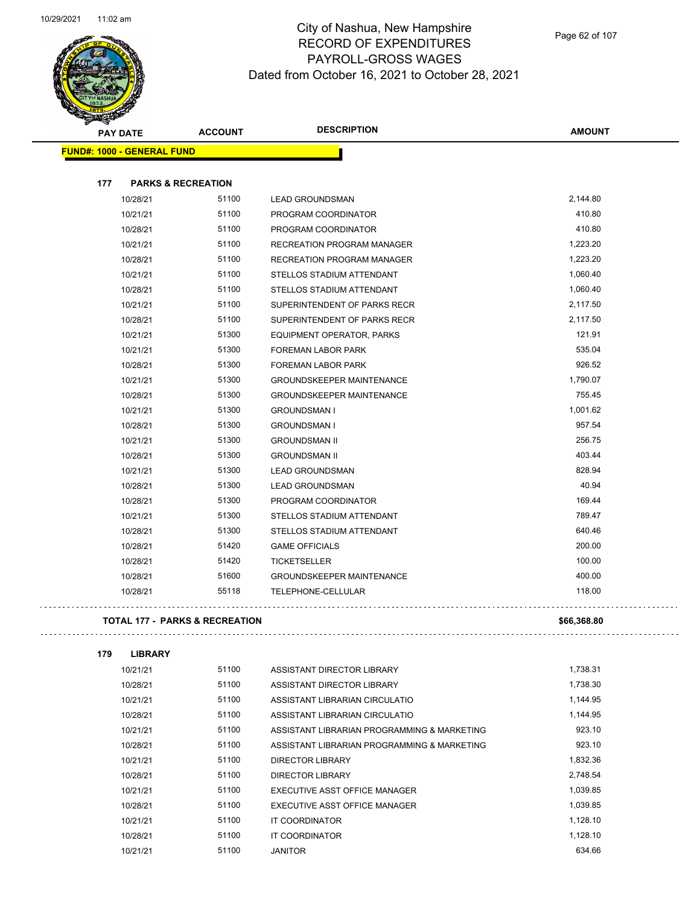# City of Nashua, New Hampshire
## RECORD OF EXPENDITURES
## PAYROLL-GROSS WAGES
## Dated from October 16, 2021 to October 28, 2021

| PAY DATE | ACCOUNT | DESCRIPTION | AMOUNT |
|---|---|---|---|
| **FUND#: 1000 - GENERAL FUND** | | | |
| **177 PARKS & RECREATION** | | | |
| 10/28/21 | 51100 | LEAD GROUNDSMAN | 2,144.80 |
| 10/21/21 | 51100 | PROGRAM COORDINATOR | 410.80 |
| 10/28/21 | 51100 | PROGRAM COORDINATOR | 410.80 |
| 10/21/21 | 51100 | RECREATION PROGRAM MANAGER | 1,223.20 |
| 10/28/21 | 51100 | RECREATION PROGRAM MANAGER | 1,223.20 |
| 10/21/21 | 51100 | STELLOS STADIUM ATTENDANT | 1,060.40 |
| 10/28/21 | 51100 | STELLOS STADIUM ATTENDANT | 1,060.40 |
| 10/21/21 | 51100 | SUPERINTENDENT OF PARKS RECR | 2,117.50 |
| 10/28/21 | 51100 | SUPERINTENDENT OF PARKS RECR | 2,117.50 |
| 10/21/21 | 51300 | EQUIPMENT OPERATOR, PARKS | 121.91 |
| 10/21/21 | 51300 | FOREMAN LABOR PARK | 535.04 |
| 10/28/21 | 51300 | FOREMAN LABOR PARK | 926.52 |
| 10/21/21 | 51300 | GROUNDSKEEPER MAINTENANCE | 1,790.07 |
| 10/28/21 | 51300 | GROUNDSKEEPER MAINTENANCE | 755.45 |
| 10/21/21 | 51300 | GROUNDSMAN I | 1,001.62 |
| 10/28/21 | 51300 | GROUNDSMAN I | 957.54 |
| 10/21/21 | 51300 | GROUNDSMAN II | 256.75 |
| 10/28/21 | 51300 | GROUNDSMAN II | 403.44 |
| 10/21/21 | 51300 | LEAD GROUNDSMAN | 828.94 |
| 10/28/21 | 51300 | LEAD GROUNDSMAN | 40.94 |
| 10/28/21 | 51300 | PROGRAM COORDINATOR | 169.44 |
| 10/21/21 | 51300 | STELLOS STADIUM ATTENDANT | 789.47 |
| 10/28/21 | 51300 | STELLOS STADIUM ATTENDANT | 640.46 |
| 10/28/21 | 51420 | GAME OFFICIALS | 200.00 |
| 10/28/21 | 51420 | TICKETSELLER | 100.00 |
| 10/28/21 | 51600 | GROUNDSKEEPER MAINTENANCE | 400.00 |
| 10/28/21 | 55118 | TELEPHONE-CELLULAR | 118.00 |
| **TOTAL 177 - PARKS & RECREATION** | | | **$66,368.80** |
| **179 LIBRARY** | | | |
| 10/21/21 | 51100 | ASSISTANT DIRECTOR LIBRARY | 1,738.31 |
| 10/28/21 | 51100 | ASSISTANT DIRECTOR LIBRARY | 1,738.30 |
| 10/21/21 | 51100 | ASSISTANT LIBRARIAN CIRCULATIO | 1,144.95 |
| 10/28/21 | 51100 | ASSISTANT LIBRARIAN CIRCULATIO | 1,144.95 |
| 10/21/21 | 51100 | ASSISTANT LIBRARIAN PROGRAMMING & MARKETING | 923.10 |
| 10/28/21 | 51100 | ASSISTANT LIBRARIAN PROGRAMMING & MARKETING | 923.10 |
| 10/21/21 | 51100 | DIRECTOR LIBRARY | 1,832.36 |
| 10/28/21 | 51100 | DIRECTOR LIBRARY | 2,748.54 |
| 10/21/21 | 51100 | EXECUTIVE ASST OFFICE MANAGER | 1,039.85 |
| 10/28/21 | 51100 | EXECUTIVE ASST OFFICE MANAGER | 1,039.85 |
| 10/21/21 | 51100 | IT COORDINATOR | 1,128.10 |
| 10/28/21 | 51100 | IT COORDINATOR | 1,128.10 |
| 10/21/21 | 51100 | JANITOR | 634.66 |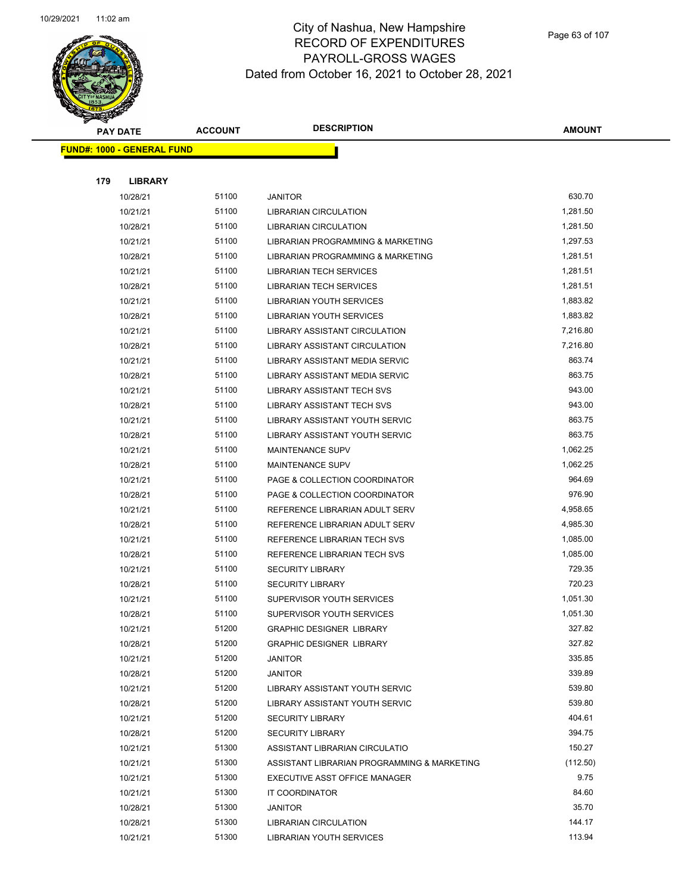# City of Nashua, New Hampshire
## RECORD OF EXPENDITURES
## PAYROLL-GROSS WAGES
## Dated from October 16, 2021 to October 28, 2021

| PAY DATE | ACCOUNT | DESCRIPTION | AMOUNT |
|---|---|---|---|

**FUND#: 1000 - GENERAL FUND**

**179 LIBRARY**

| PAY DATE | ACCOUNT | DESCRIPTION | AMOUNT |
|---|---|---|---|
| 10/28/21 | 51100 | JANITOR | 630.70 |
| 10/21/21 | 51100 | LIBRARIAN CIRCULATION | 1,281.50 |
| 10/28/21 | 51100 | LIBRARIAN CIRCULATION | 1,281.50 |
| 10/21/21 | 51100 | LIBRARIAN PROGRAMMING & MARKETING | 1,297.53 |
| 10/28/21 | 51100 | LIBRARIAN PROGRAMMING & MARKETING | 1,281.51 |
| 10/21/21 | 51100 | LIBRARIAN TECH SERVICES | 1,281.51 |
| 10/28/21 | 51100 | LIBRARIAN TECH SERVICES | 1,281.51 |
| 10/21/21 | 51100 | LIBRARIAN YOUTH SERVICES | 1,883.82 |
| 10/28/21 | 51100 | LIBRARIAN YOUTH SERVICES | 1,883.82 |
| 10/21/21 | 51100 | LIBRARY ASSISTANT CIRCULATION | 7,216.80 |
| 10/28/21 | 51100 | LIBRARY ASSISTANT CIRCULATION | 7,216.80 |
| 10/21/21 | 51100 | LIBRARY ASSISTANT MEDIA SERVIC | 863.74 |
| 10/28/21 | 51100 | LIBRARY ASSISTANT MEDIA SERVIC | 863.75 |
| 10/21/21 | 51100 | LIBRARY ASSISTANT TECH SVS | 943.00 |
| 10/28/21 | 51100 | LIBRARY ASSISTANT TECH SVS | 943.00 |
| 10/21/21 | 51100 | LIBRARY ASSISTANT YOUTH SERVIC | 863.75 |
| 10/28/21 | 51100 | LIBRARY ASSISTANT YOUTH SERVIC | 863.75 |
| 10/21/21 | 51100 | MAINTENANCE SUPV | 1,062.25 |
| 10/28/21 | 51100 | MAINTENANCE SUPV | 1,062.25 |
| 10/21/21 | 51100 | PAGE & COLLECTION COORDINATOR | 964.69 |
| 10/28/21 | 51100 | PAGE & COLLECTION COORDINATOR | 976.90 |
| 10/21/21 | 51100 | REFERENCE LIBRARIAN ADULT SERV | 4,958.65 |
| 10/28/21 | 51100 | REFERENCE LIBRARIAN ADULT SERV | 4,985.30 |
| 10/21/21 | 51100 | REFERENCE LIBRARIAN TECH SVS | 1,085.00 |
| 10/28/21 | 51100 | REFERENCE LIBRARIAN TECH SVS | 1,085.00 |
| 10/21/21 | 51100 | SECURITY LIBRARY | 729.35 |
| 10/28/21 | 51100 | SECURITY LIBRARY | 720.23 |
| 10/21/21 | 51100 | SUPERVISOR YOUTH SERVICES | 1,051.30 |
| 10/28/21 | 51100 | SUPERVISOR YOUTH SERVICES | 1,051.30 |
| 10/21/21 | 51200 | GRAPHIC DESIGNER LIBRARY | 327.82 |
| 10/28/21 | 51200 | GRAPHIC DESIGNER LIBRARY | 327.82 |
| 10/21/21 | 51200 | JANITOR | 335.85 |
| 10/28/21 | 51200 | JANITOR | 339.89 |
| 10/21/21 | 51200 | LIBRARY ASSISTANT YOUTH SERVIC | 539.80 |
| 10/28/21 | 51200 | LIBRARY ASSISTANT YOUTH SERVIC | 539.80 |
| 10/21/21 | 51200 | SECURITY LIBRARY | 404.61 |
| 10/28/21 | 51200 | SECURITY LIBRARY | 394.75 |
| 10/21/21 | 51300 | ASSISTANT LIBRARIAN CIRCULATIO | 150.27 |
| 10/21/21 | 51300 | ASSISTANT LIBRARIAN PROGRAMMING & MARKETING | (112.50) |
| 10/21/21 | 51300 | EXECUTIVE ASST OFFICE MANAGER | 9.75 |
| 10/21/21 | 51300 | IT COORDINATOR | 84.60 |
| 10/28/21 | 51300 | JANITOR | 35.70 |
| 10/28/21 | 51300 | LIBRARIAN CIRCULATION | 144.17 |
| 10/21/21 | 51300 | LIBRARIAN YOUTH SERVICES | 113.94 |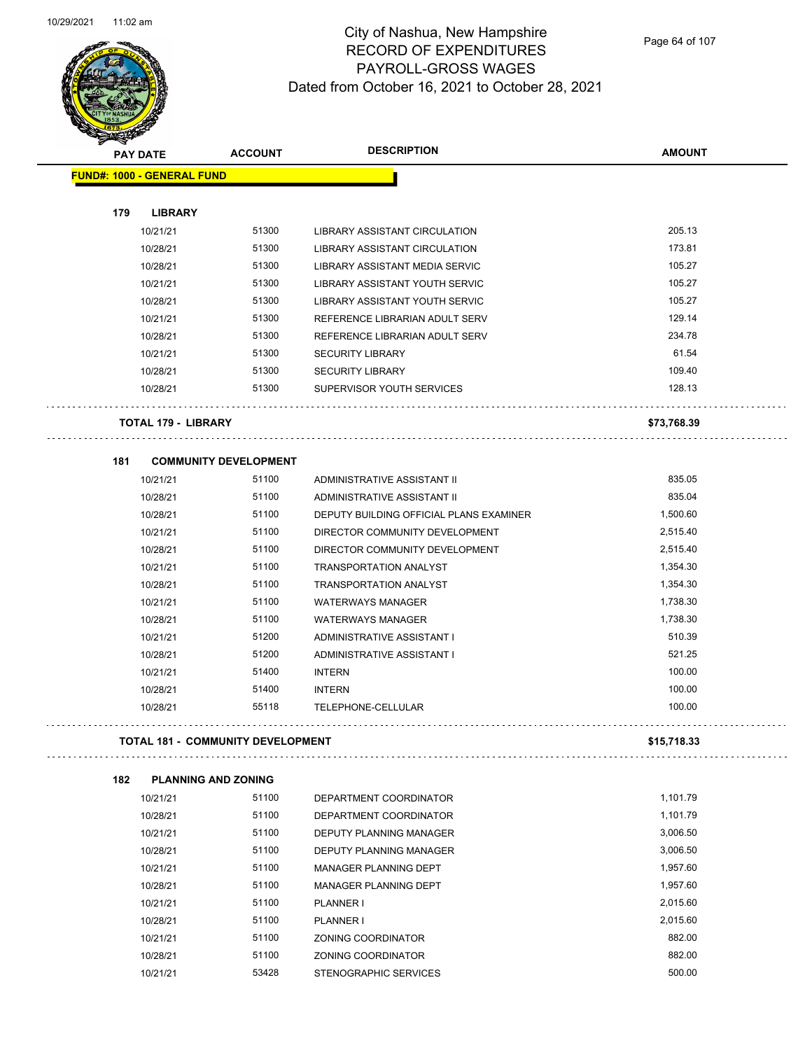# City of Nashua, New Hampshire
## RECORD OF EXPENDITURES
## PAYROLL-GROSS WAGES
## Dated from October 16, 2021 to October 28, 2021

| PAY DATE | ACCOUNT | DESCRIPTION | AMOUNT |
|---|---|---|---|
| **FUND#: 1000 - GENERAL FUND** | | | |
| **179 LIBRARY** | | | |
| 10/21/21 | 51300 | LIBRARY ASSISTANT CIRCULATION | 205.13 |
| 10/28/21 | 51300 | LIBRARY ASSISTANT CIRCULATION | 173.81 |
| 10/28/21 | 51300 | LIBRARY ASSISTANT MEDIA SERVIC | 105.27 |
| 10/21/21 | 51300 | LIBRARY ASSISTANT YOUTH SERVIC | 105.27 |
| 10/28/21 | 51300 | LIBRARY ASSISTANT YOUTH SERVIC | 105.27 |
| 10/21/21 | 51300 | REFERENCE LIBRARIAN ADULT SERV | 129.14 |
| 10/28/21 | 51300 | REFERENCE LIBRARIAN ADULT SERV | 234.78 |
| 10/21/21 | 51300 | SECURITY LIBRARY | 61.54 |
| 10/28/21 | 51300 | SECURITY LIBRARY | 109.40 |
| 10/28/21 | 51300 | SUPERVISOR YOUTH SERVICES | 128.13 |
| **TOTAL 179 - LIBRARY** | | | **$73,768.39** |
| **181 COMMUNITY DEVELOPMENT** | | | |
| 10/21/21 | 51100 | ADMINISTRATIVE ASSISTANT II | 835.05 |
| 10/28/21 | 51100 | ADMINISTRATIVE ASSISTANT II | 835.04 |
| 10/28/21 | 51100 | DEPUTY BUILDING OFFICIAL PLANS EXAMINER | 1,500.60 |
| 10/21/21 | 51100 | DIRECTOR COMMUNITY DEVELOPMENT | 2,515.40 |
| 10/28/21 | 51100 | DIRECTOR COMMUNITY DEVELOPMENT | 2,515.40 |
| 10/21/21 | 51100 | TRANSPORTATION ANALYST | 1,354.30 |
| 10/28/21 | 51100 | TRANSPORTATION ANALYST | 1,354.30 |
| 10/21/21 | 51100 | WATERWAYS MANAGER | 1,738.30 |
| 10/28/21 | 51100 | WATERWAYS MANAGER | 1,738.30 |
| 10/21/21 | 51200 | ADMINISTRATIVE ASSISTANT I | 510.39 |
| 10/28/21 | 51200 | ADMINISTRATIVE ASSISTANT I | 521.25 |
| 10/21/21 | 51400 | INTERN | 100.00 |
| 10/28/21 | 51400 | INTERN | 100.00 |
| 10/28/21 | 55118 | TELEPHONE-CELLULAR | 100.00 |
| **TOTAL 181 - COMMUNITY DEVELOPMENT** | | | **$15,718.33** |
| **182 PLANNING AND ZONING** | | | |
| 10/21/21 | 51100 | DEPARTMENT COORDINATOR | 1,101.79 |
| 10/28/21 | 51100 | DEPARTMENT COORDINATOR | 1,101.79 |
| 10/21/21 | 51100 | DEPUTY PLANNING MANAGER | 3,006.50 |
| 10/28/21 | 51100 | DEPUTY PLANNING MANAGER | 3,006.50 |
| 10/21/21 | 51100 | MANAGER PLANNING DEPT | 1,957.60 |
| 10/28/21 | 51100 | MANAGER PLANNING DEPT | 1,957.60 |
| 10/21/21 | 51100 | PLANNER I | 2,015.60 |
| 10/28/21 | 51100 | PLANNER I | 2,015.60 |
| 10/21/21 | 51100 | ZONING COORDINATOR | 882.00 |
| 10/28/21 | 51100 | ZONING COORDINATOR | 882.00 |
| 10/21/21 | 53428 | STENOGRAPHIC SERVICES | 500.00 |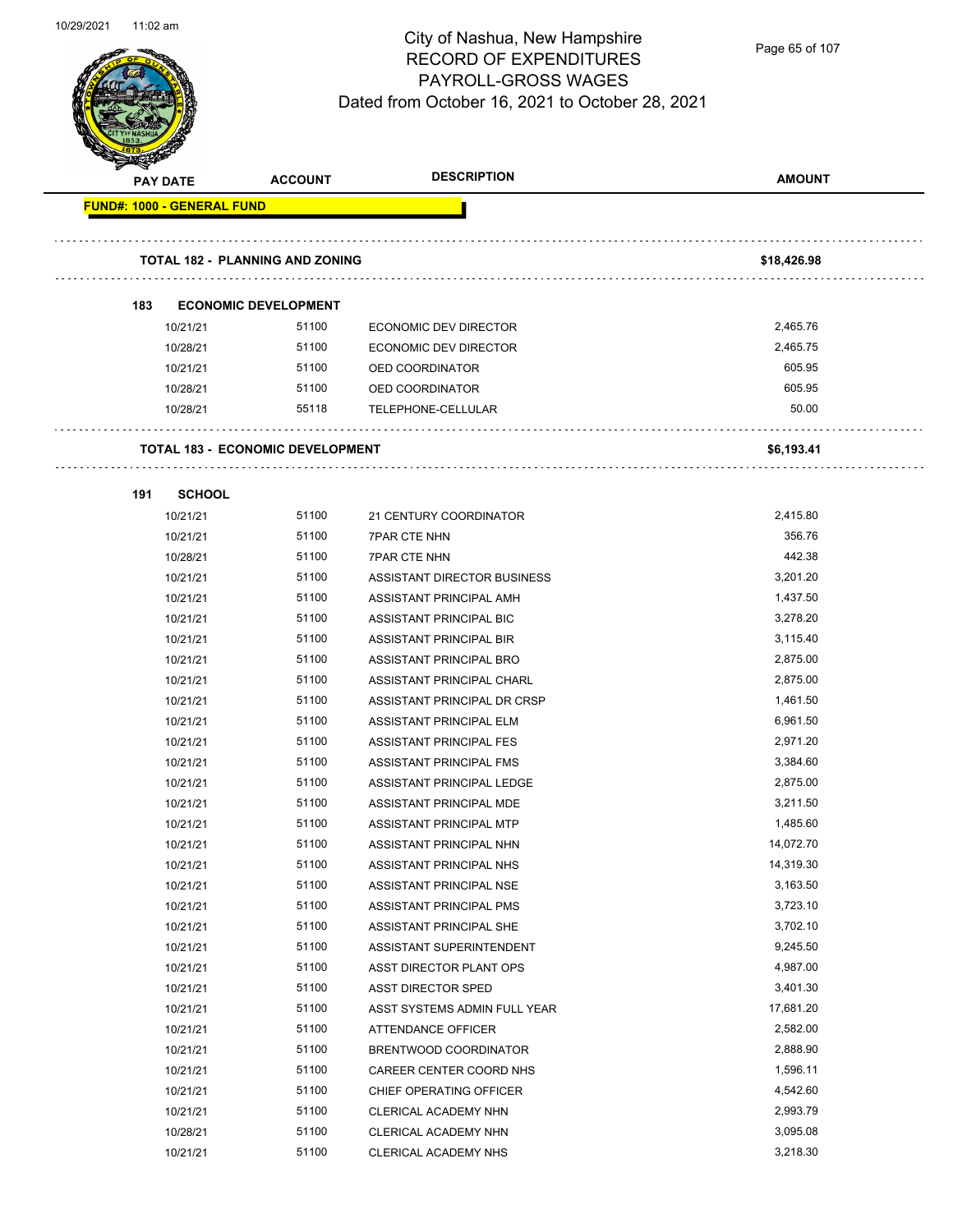# City of Nashua, New Hampshire
## RECORD OF EXPENDITURES
## PAYROLL-GROSS WAGES
### Dated from October 16, 2021 to October 28, 2021

| PAY DATE | ACCOUNT | DESCRIPTION | AMOUNT |
|---|---|---|---|
| **FUND#: 1000 - GENERAL FUND** | | | |
| **TOTAL 182 - PLANNING AND ZONING** | | | **$18,426.98** |
| **183 ECONOMIC DEVELOPMENT** | | | |
| 10/21/21 | 51100 | ECONOMIC DEV DIRECTOR | 2,465.76 |
| 10/28/21 | 51100 | ECONOMIC DEV DIRECTOR | 2,465.75 |
| 10/21/21 | 51100 | OED COORDINATOR | 605.95 |
| 10/28/21 | 51100 | OED COORDINATOR | 605.95 |
| 10/28/21 | 55118 | TELEPHONE-CELLULAR | 50.00 |
| **TOTAL 183 - ECONOMIC DEVELOPMENT** | | | **$6,193.41** |
| **191 SCHOOL** | | | |
| 10/21/21 | 51100 | 21 CENTURY COORDINATOR | 2,415.80 |
| 10/21/21 | 51100 | 7PAR CTE NHN | 356.76 |
| 10/28/21 | 51100 | 7PAR CTE NHN | 442.38 |
| 10/21/21 | 51100 | ASSISTANT DIRECTOR BUSINESS | 3,201.20 |
| 10/21/21 | 51100 | ASSISTANT PRINCIPAL AMH | 1,437.50 |
| 10/21/21 | 51100 | ASSISTANT PRINCIPAL BIC | 3,278.20 |
| 10/21/21 | 51100 | ASSISTANT PRINCIPAL BIR | 3,115.40 |
| 10/21/21 | 51100 | ASSISTANT PRINCIPAL BRO | 2,875.00 |
| 10/21/21 | 51100 | ASSISTANT PRINCIPAL CHARL | 2,875.00 |
| 10/21/21 | 51100 | ASSISTANT PRINCIPAL DR CRSP | 1,461.50 |
| 10/21/21 | 51100 | ASSISTANT PRINCIPAL ELM | 6,961.50 |
| 10/21/21 | 51100 | ASSISTANT PRINCIPAL FES | 2,971.20 |
| 10/21/21 | 51100 | ASSISTANT PRINCIPAL FMS | 3,384.60 |
| 10/21/21 | 51100 | ASSISTANT PRINCIPAL LEDGE | 2,875.00 |
| 10/21/21 | 51100 | ASSISTANT PRINCIPAL MDE | 3,211.50 |
| 10/21/21 | 51100 | ASSISTANT PRINCIPAL MTP | 1,485.60 |
| 10/21/21 | 51100 | ASSISTANT PRINCIPAL NHN | 14,072.70 |
| 10/21/21 | 51100 | ASSISTANT PRINCIPAL NHS | 14,319.30 |
| 10/21/21 | 51100 | ASSISTANT PRINCIPAL NSE | 3,163.50 |
| 10/21/21 | 51100 | ASSISTANT PRINCIPAL PMS | 3,723.10 |
| 10/21/21 | 51100 | ASSISTANT PRINCIPAL SHE | 3,702.10 |
| 10/21/21 | 51100 | ASSISTANT SUPERINTENDENT | 9,245.50 |
| 10/21/21 | 51100 | ASST DIRECTOR PLANT OPS | 4,987.00 |
| 10/21/21 | 51100 | ASST DIRECTOR SPED | 3,401.30 |
| 10/21/21 | 51100 | ASST SYSTEMS ADMIN FULL YEAR | 17,681.20 |
| 10/21/21 | 51100 | ATTENDANCE OFFICER | 2,582.00 |
| 10/21/21 | 51100 | BRENTWOOD COORDINATOR | 2,888.90 |
| 10/21/21 | 51100 | CAREER CENTER COORD NHS | 1,596.11 |
| 10/21/21 | 51100 | CHIEF OPERATING OFFICER | 4,542.60 |
| 10/21/21 | 51100 | CLERICAL ACADEMY NHN | 2,993.79 |
| 10/28/21 | 51100 | CLERICAL ACADEMY NHN | 3,095.08 |
| 10/21/21 | 51100 | CLERICAL ACADEMY NHS | 3,218.30 |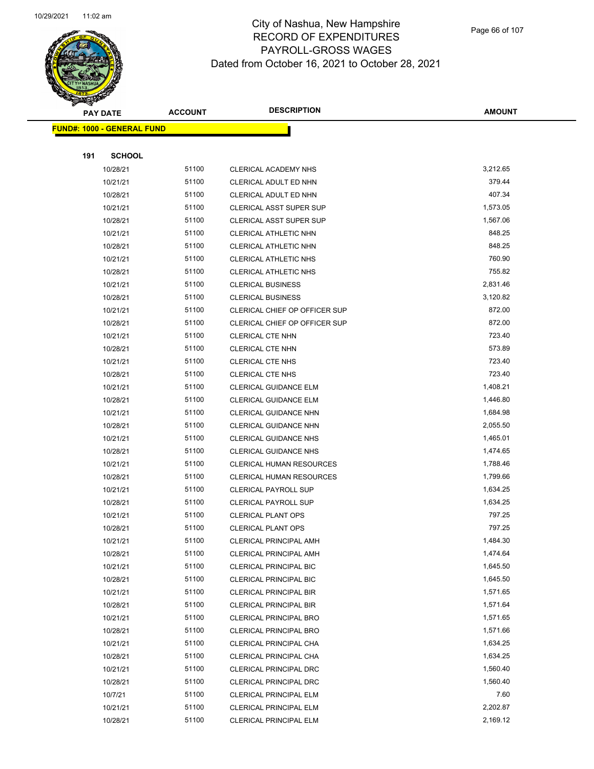# City of Nashua, New Hampshire
## RECORD OF EXPENDITURES
## PAYROLL-GROSS WAGES
### Dated from October 16, 2021 to October 28, 2021

| PAY DATE | ACCOUNT | DESCRIPTION | AMOUNT |
|---|---|---|---|
| **FUND#: 1000 - GENERAL FUND** | | | |
| **191 SCHOOL** | | | |
| 10/28/21 | 51100 | CLERICAL ACADEMY NHS | 3,212.65 |
| 10/21/21 | 51100 | CLERICAL ADULT ED NHN | 379.44 |
| 10/28/21 | 51100 | CLERICAL ADULT ED NHN | 407.34 |
| 10/21/21 | 51100 | CLERICAL ASST SUPER SUP | 1,573.05 |
| 10/28/21 | 51100 | CLERICAL ASST SUPER SUP | 1,567.06 |
| 10/21/21 | 51100 | CLERICAL ATHLETIC NHN | 848.25 |
| 10/28/21 | 51100 | CLERICAL ATHLETIC NHN | 848.25 |
| 10/21/21 | 51100 | CLERICAL ATHLETIC NHS | 760.90 |
| 10/28/21 | 51100 | CLERICAL ATHLETIC NHS | 755.82 |
| 10/21/21 | 51100 | CLERICAL BUSINESS | 2,831.46 |
| 10/28/21 | 51100 | CLERICAL BUSINESS | 3,120.82 |
| 10/21/21 | 51100 | CLERICAL CHIEF OP OFFICER SUP | 872.00 |
| 10/28/21 | 51100 | CLERICAL CHIEF OP OFFICER SUP | 872.00 |
| 10/21/21 | 51100 | CLERICAL CTE NHN | 723.40 |
| 10/28/21 | 51100 | CLERICAL CTE NHN | 573.89 |
| 10/21/21 | 51100 | CLERICAL CTE NHS | 723.40 |
| 10/28/21 | 51100 | CLERICAL CTE NHS | 723.40 |
| 10/21/21 | 51100 | CLERICAL GUIDANCE ELM | 1,408.21 |
| 10/28/21 | 51100 | CLERICAL GUIDANCE ELM | 1,446.80 |
| 10/21/21 | 51100 | CLERICAL GUIDANCE NHN | 1,684.98 |
| 10/28/21 | 51100 | CLERICAL GUIDANCE NHN | 2,055.50 |
| 10/21/21 | 51100 | CLERICAL GUIDANCE NHS | 1,465.01 |
| 10/28/21 | 51100 | CLERICAL GUIDANCE NHS | 1,474.65 |
| 10/21/21 | 51100 | CLERICAL HUMAN RESOURCES | 1,788.46 |
| 10/28/21 | 51100 | CLERICAL HUMAN RESOURCES | 1,799.66 |
| 10/21/21 | 51100 | CLERICAL PAYROLL SUP | 1,634.25 |
| 10/28/21 | 51100 | CLERICAL PAYROLL SUP | 1,634.25 |
| 10/21/21 | 51100 | CLERICAL PLANT OPS | 797.25 |
| 10/28/21 | 51100 | CLERICAL PLANT OPS | 797.25 |
| 10/21/21 | 51100 | CLERICAL PRINCIPAL AMH | 1,484.30 |
| 10/28/21 | 51100 | CLERICAL PRINCIPAL AMH | 1,474.64 |
| 10/21/21 | 51100 | CLERICAL PRINCIPAL BIC | 1,645.50 |
| 10/28/21 | 51100 | CLERICAL PRINCIPAL BIC | 1,645.50 |
| 10/21/21 | 51100 | CLERICAL PRINCIPAL BIR | 1,571.65 |
| 10/28/21 | 51100 | CLERICAL PRINCIPAL BIR | 1,571.64 |
| 10/21/21 | 51100 | CLERICAL PRINCIPAL BRO | 1,571.65 |
| 10/28/21 | 51100 | CLERICAL PRINCIPAL BRO | 1,571.66 |
| 10/21/21 | 51100 | CLERICAL PRINCIPAL CHA | 1,634.25 |
| 10/28/21 | 51100 | CLERICAL PRINCIPAL CHA | 1,634.25 |
| 10/21/21 | 51100 | CLERICAL PRINCIPAL DRC | 1,560.40 |
| 10/28/21 | 51100 | CLERICAL PRINCIPAL DRC | 1,560.40 |
| 10/7/21 | 51100 | CLERICAL PRINCIPAL ELM | 7.60 |
| 10/21/21 | 51100 | CLERICAL PRINCIPAL ELM | 2,202.87 |
| 10/28/21 | 51100 | CLERICAL PRINCIPAL ELM | 2,169.12 |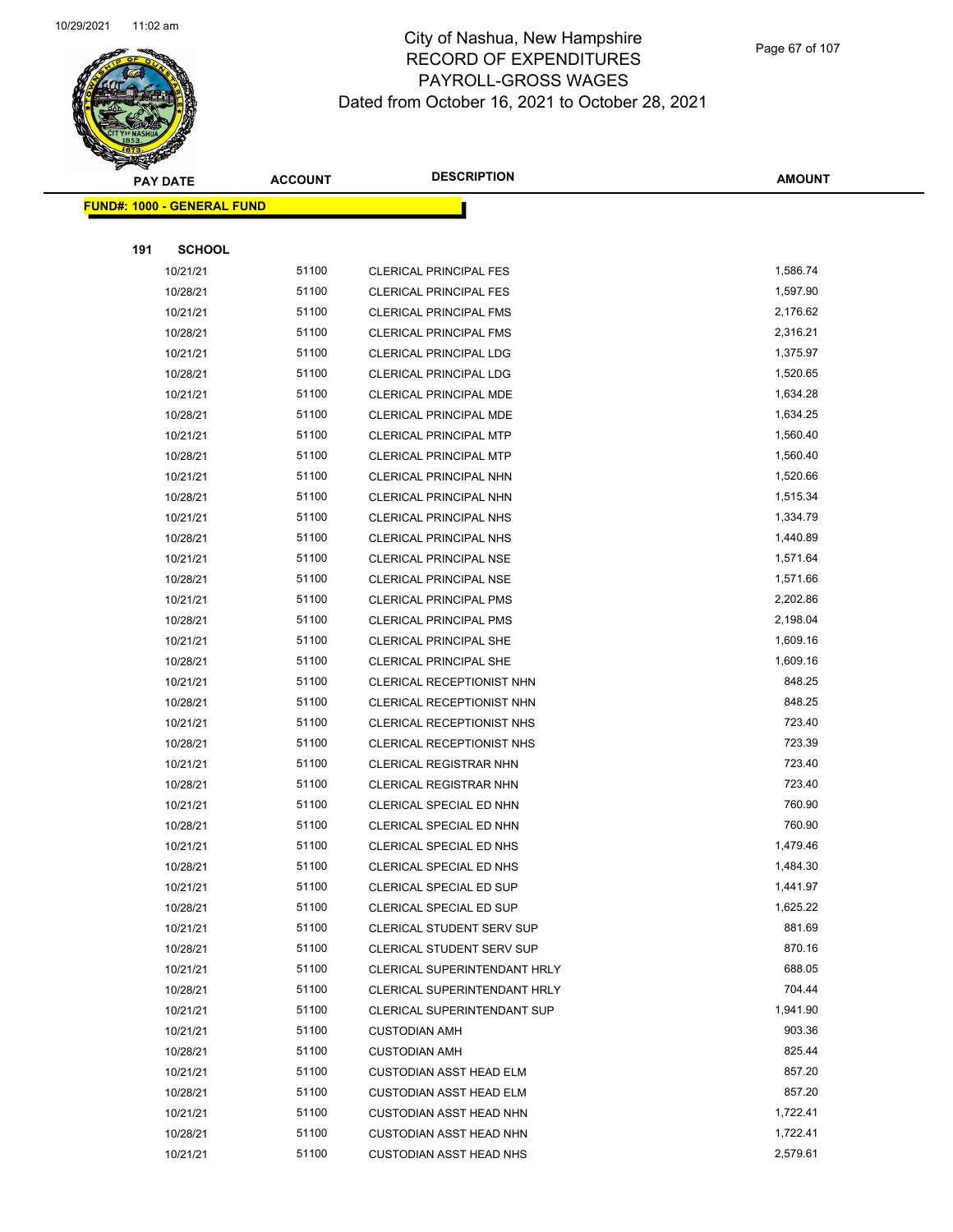# City of Nashua, New Hampshire
## RECORD OF EXPENDITURES
## PAYROLL-GROSS WAGES
## Dated from October 16, 2021 to October 28, 2021

| PAY DATE | ACCOUNT | DESCRIPTION | AMOUNT |
|---|---|---|---|
| **FUND#: 1000 - GENERAL FUND** | | | |
| **191 SCHOOL** | | | |
| 10/21/21 | 51100 | CLERICAL PRINCIPAL FES | 1,586.74 |
| 10/28/21 | 51100 | CLERICAL PRINCIPAL FES | 1,597.90 |
| 10/21/21 | 51100 | CLERICAL PRINCIPAL FMS | 2,176.62 |
| 10/28/21 | 51100 | CLERICAL PRINCIPAL FMS | 2,316.21 |
| 10/21/21 | 51100 | CLERICAL PRINCIPAL LDG | 1,375.97 |
| 10/28/21 | 51100 | CLERICAL PRINCIPAL LDG | 1,520.65 |
| 10/21/21 | 51100 | CLERICAL PRINCIPAL MDE | 1,634.28 |
| 10/28/21 | 51100 | CLERICAL PRINCIPAL MDE | 1,634.25 |
| 10/21/21 | 51100 | CLERICAL PRINCIPAL MTP | 1,560.40 |
| 10/28/21 | 51100 | CLERICAL PRINCIPAL MTP | 1,560.40 |
| 10/21/21 | 51100 | CLERICAL PRINCIPAL NHN | 1,520.66 |
| 10/28/21 | 51100 | CLERICAL PRINCIPAL NHN | 1,515.34 |
| 10/21/21 | 51100 | CLERICAL PRINCIPAL NHS | 1,334.79 |
| 10/28/21 | 51100 | CLERICAL PRINCIPAL NHS | 1,440.89 |
| 10/21/21 | 51100 | CLERICAL PRINCIPAL NSE | 1,571.64 |
| 10/28/21 | 51100 | CLERICAL PRINCIPAL NSE | 1,571.66 |
| 10/21/21 | 51100 | CLERICAL PRINCIPAL PMS | 2,202.86 |
| 10/28/21 | 51100 | CLERICAL PRINCIPAL PMS | 2,198.04 |
| 10/21/21 | 51100 | CLERICAL PRINCIPAL SHE | 1,609.16 |
| 10/28/21 | 51100 | CLERICAL PRINCIPAL SHE | 1,609.16 |
| 10/21/21 | 51100 | CLERICAL RECEPTIONIST NHN | 848.25 |
| 10/28/21 | 51100 | CLERICAL RECEPTIONIST NHN | 848.25 |
| 10/21/21 | 51100 | CLERICAL RECEPTIONIST NHS | 723.40 |
| 10/28/21 | 51100 | CLERICAL RECEPTIONIST NHS | 723.39 |
| 10/21/21 | 51100 | CLERICAL REGISTRAR NHN | 723.40 |
| 10/28/21 | 51100 | CLERICAL REGISTRAR NHN | 723.40 |
| 10/21/21 | 51100 | CLERICAL SPECIAL ED NHN | 760.90 |
| 10/28/21 | 51100 | CLERICAL SPECIAL ED NHN | 760.90 |
| 10/21/21 | 51100 | CLERICAL SPECIAL ED NHS | 1,479.46 |
| 10/28/21 | 51100 | CLERICAL SPECIAL ED NHS | 1,484.30 |
| 10/21/21 | 51100 | CLERICAL SPECIAL ED SUP | 1,441.97 |
| 10/28/21 | 51100 | CLERICAL SPECIAL ED SUP | 1,625.22 |
| 10/21/21 | 51100 | CLERICAL STUDENT SERV SUP | 881.69 |
| 10/28/21 | 51100 | CLERICAL STUDENT SERV SUP | 870.16 |
| 10/21/21 | 51100 | CLERICAL SUPERINTENDANT HRLY | 688.05 |
| 10/28/21 | 51100 | CLERICAL SUPERINTENDANT HRLY | 704.44 |
| 10/21/21 | 51100 | CLERICAL SUPERINTENDANT SUP | 1,941.90 |
| 10/21/21 | 51100 | CUSTODIAN AMH | 903.36 |
| 10/28/21 | 51100 | CUSTODIAN AMH | 825.44 |
| 10/21/21 | 51100 | CUSTODIAN ASST HEAD ELM | 857.20 |
| 10/28/21 | 51100 | CUSTODIAN ASST HEAD ELM | 857.20 |
| 10/21/21 | 51100 | CUSTODIAN ASST HEAD NHN | 1,722.41 |
| 10/28/21 | 51100 | CUSTODIAN ASST HEAD NHN | 1,722.41 |
| 10/21/21 | 51100 | CUSTODIAN ASST HEAD NHS | 2,579.61 |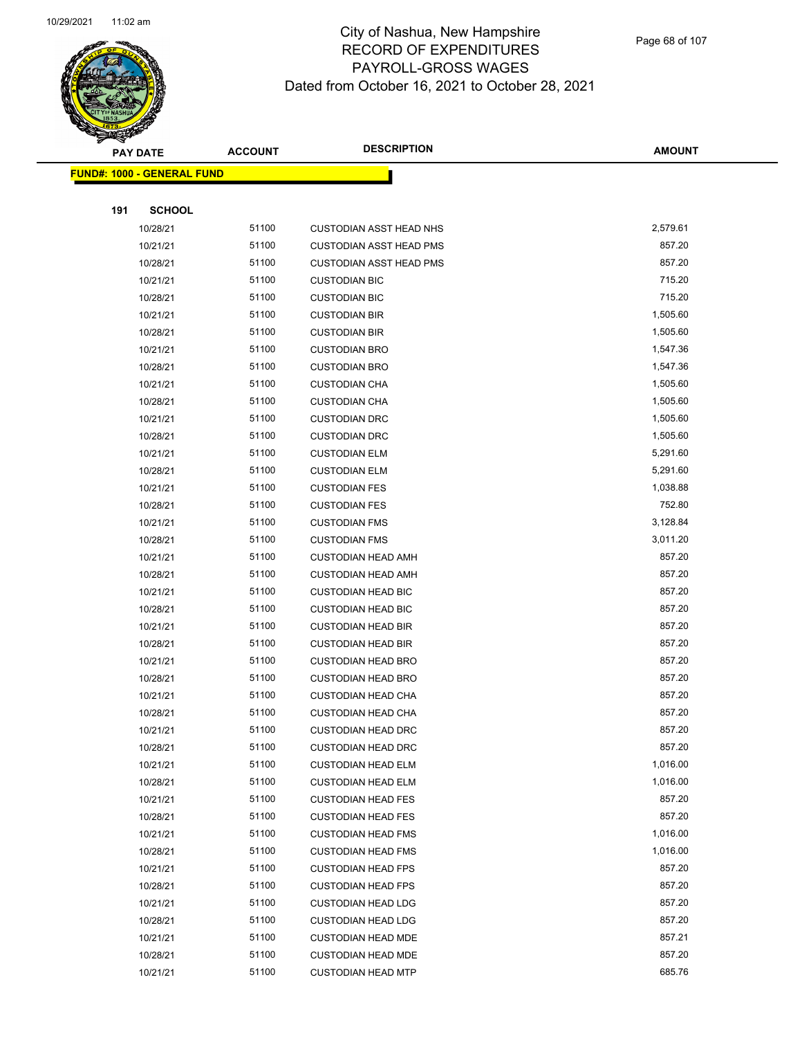# City of Nashua, New Hampshire
# RECORD OF EXPENDITURES
# PAYROLL-GROSS WAGES
# Dated from October 16, 2021 to October 28, 2021

| PAY DATE | ACCOUNT | DESCRIPTION | AMOUNT |
|---|---|---|---|

**FUND#: 1000 - GENERAL FUND**

**191 SCHOOL**

| PAY DATE | ACCOUNT | DESCRIPTION | AMOUNT |
|---|---|---|---|
| 10/28/21 | 51100 | CUSTODIAN ASST HEAD NHS | 2,579.61 |
| 10/21/21 | 51100 | CUSTODIAN ASST HEAD PMS | 857.20 |
| 10/28/21 | 51100 | CUSTODIAN ASST HEAD PMS | 857.20 |
| 10/21/21 | 51100 | CUSTODIAN BIC | 715.20 |
| 10/28/21 | 51100 | CUSTODIAN BIC | 715.20 |
| 10/21/21 | 51100 | CUSTODIAN BIR | 1,505.60 |
| 10/28/21 | 51100 | CUSTODIAN BIR | 1,505.60 |
| 10/21/21 | 51100 | CUSTODIAN BRO | 1,547.36 |
| 10/28/21 | 51100 | CUSTODIAN BRO | 1,547.36 |
| 10/21/21 | 51100 | CUSTODIAN CHA | 1,505.60 |
| 10/28/21 | 51100 | CUSTODIAN CHA | 1,505.60 |
| 10/21/21 | 51100 | CUSTODIAN DRC | 1,505.60 |
| 10/28/21 | 51100 | CUSTODIAN DRC | 1,505.60 |
| 10/21/21 | 51100 | CUSTODIAN ELM | 5,291.60 |
| 10/28/21 | 51100 | CUSTODIAN ELM | 5,291.60 |
| 10/21/21 | 51100 | CUSTODIAN FES | 1,038.88 |
| 10/28/21 | 51100 | CUSTODIAN FES | 752.80 |
| 10/21/21 | 51100 | CUSTODIAN FMS | 3,128.84 |
| 10/28/21 | 51100 | CUSTODIAN FMS | 3,011.20 |
| 10/21/21 | 51100 | CUSTODIAN HEAD AMH | 857.20 |
| 10/28/21 | 51100 | CUSTODIAN HEAD AMH | 857.20 |
| 10/21/21 | 51100 | CUSTODIAN HEAD BIC | 857.20 |
| 10/28/21 | 51100 | CUSTODIAN HEAD BIC | 857.20 |
| 10/21/21 | 51100 | CUSTODIAN HEAD BIR | 857.20 |
| 10/28/21 | 51100 | CUSTODIAN HEAD BIR | 857.20 |
| 10/21/21 | 51100 | CUSTODIAN HEAD BRO | 857.20 |
| 10/28/21 | 51100 | CUSTODIAN HEAD BRO | 857.20 |
| 10/21/21 | 51100 | CUSTODIAN HEAD CHA | 857.20 |
| 10/28/21 | 51100 | CUSTODIAN HEAD CHA | 857.20 |
| 10/21/21 | 51100 | CUSTODIAN HEAD DRC | 857.20 |
| 10/28/21 | 51100 | CUSTODIAN HEAD DRC | 857.20 |
| 10/21/21 | 51100 | CUSTODIAN HEAD ELM | 1,016.00 |
| 10/28/21 | 51100 | CUSTODIAN HEAD ELM | 1,016.00 |
| 10/21/21 | 51100 | CUSTODIAN HEAD FES | 857.20 |
| 10/28/21 | 51100 | CUSTODIAN HEAD FES | 857.20 |
| 10/21/21 | 51100 | CUSTODIAN HEAD FMS | 1,016.00 |
| 10/28/21 | 51100 | CUSTODIAN HEAD FMS | 1,016.00 |
| 10/21/21 | 51100 | CUSTODIAN HEAD FPS | 857.20 |
| 10/28/21 | 51100 | CUSTODIAN HEAD FPS | 857.20 |
| 10/21/21 | 51100 | CUSTODIAN HEAD LDG | 857.20 |
| 10/28/21 | 51100 | CUSTODIAN HEAD LDG | 857.20 |
| 10/21/21 | 51100 | CUSTODIAN HEAD MDE | 857.21 |
| 10/28/21 | 51100 | CUSTODIAN HEAD MDE | 857.20 |
| 10/21/21 | 51100 | CUSTODIAN HEAD MTP | 685.76 |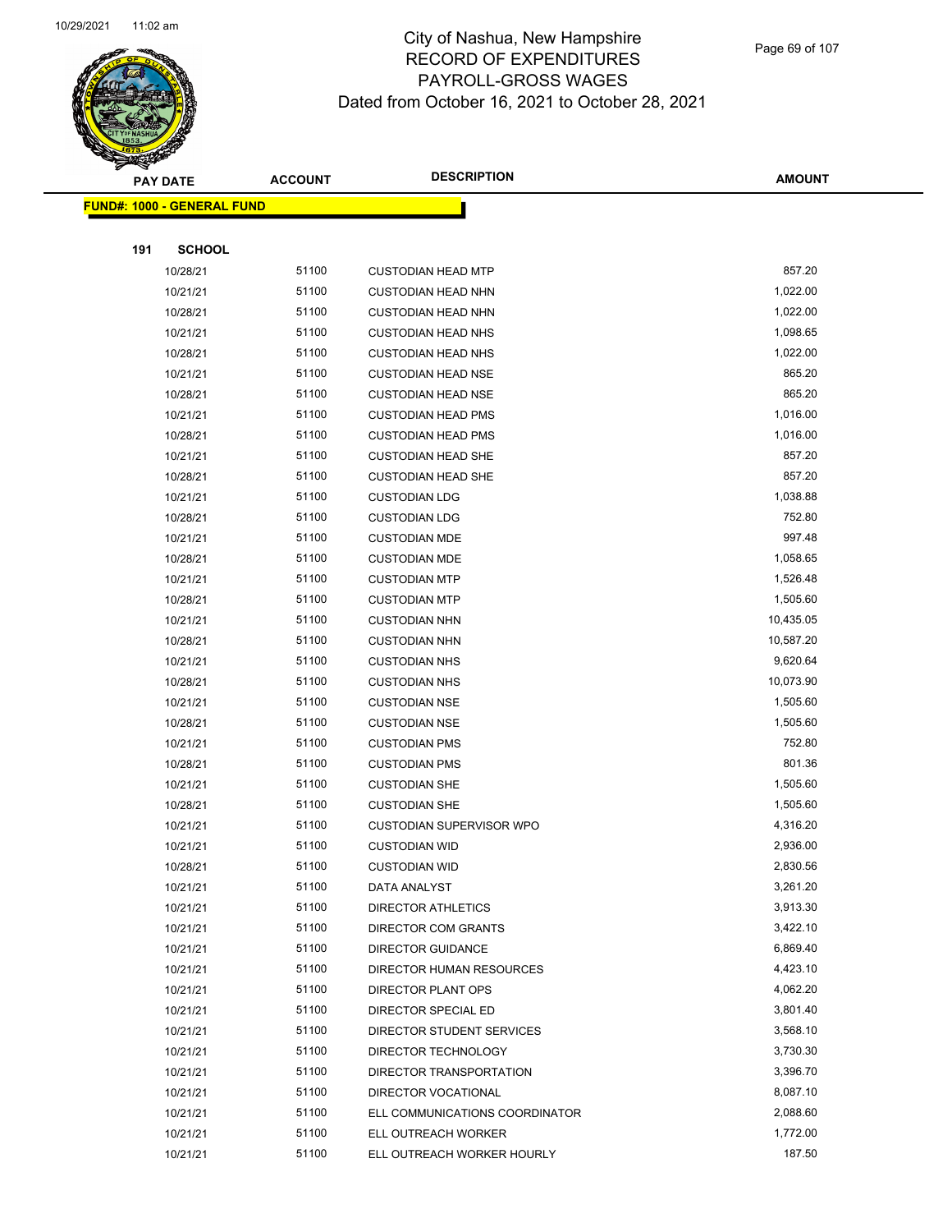# City of Nashua, New Hampshire
## RECORD OF EXPENDITURES
## PAYROLL-GROSS WAGES
## Dated from October 16, 2021 to October 28, 2021

**FUND#: 1000 - GENERAL FUND**

**191 SCHOOL**

| PAY DATE | ACCOUNT | DESCRIPTION | AMOUNT |
|---|---|---|---|
| 10/28/21 | 51100 | CUSTODIAN HEAD MTP | 857.20 |
| 10/21/21 | 51100 | CUSTODIAN HEAD NHN | 1,022.00 |
| 10/28/21 | 51100 | CUSTODIAN HEAD NHN | 1,022.00 |
| 10/21/21 | 51100 | CUSTODIAN HEAD NHS | 1,098.65 |
| 10/28/21 | 51100 | CUSTODIAN HEAD NHS | 1,022.00 |
| 10/21/21 | 51100 | CUSTODIAN HEAD NSE | 865.20 |
| 10/28/21 | 51100 | CUSTODIAN HEAD NSE | 865.20 |
| 10/21/21 | 51100 | CUSTODIAN HEAD PMS | 1,016.00 |
| 10/28/21 | 51100 | CUSTODIAN HEAD PMS | 1,016.00 |
| 10/21/21 | 51100 | CUSTODIAN HEAD SHE | 857.20 |
| 10/28/21 | 51100 | CUSTODIAN HEAD SHE | 857.20 |
| 10/21/21 | 51100 | CUSTODIAN LDG | 1,038.88 |
| 10/28/21 | 51100 | CUSTODIAN LDG | 752.80 |
| 10/21/21 | 51100 | CUSTODIAN MDE | 997.48 |
| 10/28/21 | 51100 | CUSTODIAN MDE | 1,058.65 |
| 10/21/21 | 51100 | CUSTODIAN MTP | 1,526.48 |
| 10/28/21 | 51100 | CUSTODIAN MTP | 1,505.60 |
| 10/21/21 | 51100 | CUSTODIAN NHN | 10,435.05 |
| 10/28/21 | 51100 | CUSTODIAN NHN | 10,587.20 |
| 10/21/21 | 51100 | CUSTODIAN NHS | 9,620.64 |
| 10/28/21 | 51100 | CUSTODIAN NHS | 10,073.90 |
| 10/21/21 | 51100 | CUSTODIAN NSE | 1,505.60 |
| 10/28/21 | 51100 | CUSTODIAN NSE | 1,505.60 |
| 10/21/21 | 51100 | CUSTODIAN PMS | 752.80 |
| 10/28/21 | 51100 | CUSTODIAN PMS | 801.36 |
| 10/21/21 | 51100 | CUSTODIAN SHE | 1,505.60 |
| 10/28/21 | 51100 | CUSTODIAN SHE | 1,505.60 |
| 10/21/21 | 51100 | CUSTODIAN SUPERVISOR WPO | 4,316.20 |
| 10/21/21 | 51100 | CUSTODIAN WID | 2,936.00 |
| 10/28/21 | 51100 | CUSTODIAN WID | 2,830.56 |
| 10/21/21 | 51100 | DATA ANALYST | 3,261.20 |
| 10/21/21 | 51100 | DIRECTOR ATHLETICS | 3,913.30 |
| 10/21/21 | 51100 | DIRECTOR COM GRANTS | 3,422.10 |
| 10/21/21 | 51100 | DIRECTOR GUIDANCE | 6,869.40 |
| 10/21/21 | 51100 | DIRECTOR HUMAN RESOURCES | 4,423.10 |
| 10/21/21 | 51100 | DIRECTOR PLANT OPS | 4,062.20 |
| 10/21/21 | 51100 | DIRECTOR SPECIAL ED | 3,801.40 |
| 10/21/21 | 51100 | DIRECTOR STUDENT SERVICES | 3,568.10 |
| 10/21/21 | 51100 | DIRECTOR TECHNOLOGY | 3,730.30 |
| 10/21/21 | 51100 | DIRECTOR TRANSPORTATION | 3,396.70 |
| 10/21/21 | 51100 | DIRECTOR VOCATIONAL | 8,087.10 |
| 10/21/21 | 51100 | ELL COMMUNICATIONS COORDINATOR | 2,088.60 |
| 10/21/21 | 51100 | ELL OUTREACH WORKER | 1,772.00 |
| 10/21/21 | 51100 | ELL OUTREACH WORKER HOURLY | 187.50 |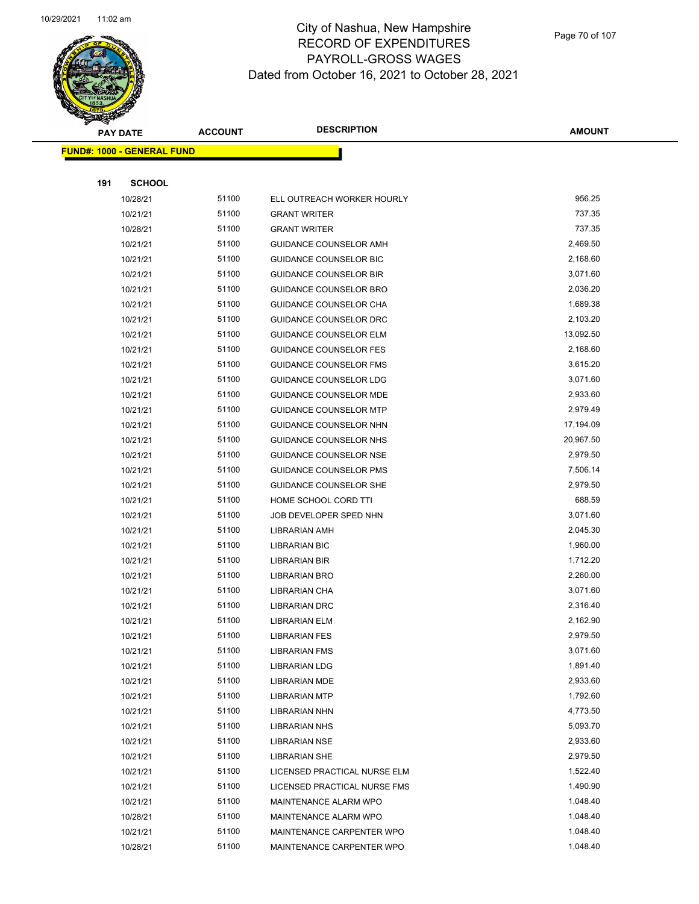# City of Nashua, New Hampshire
## RECORD OF EXPENDITURES
## PAYROLL-GROSS WAGES
### Dated from October 16, 2021 to October 28, 2021

| PAY DATE | ACCOUNT | DESCRIPTION | AMOUNT |
|---|---|---|---|

**FUND#: 1000 - GENERAL FUND**

**191 SCHOOL**

| PAY DATE | ACCOUNT | DESCRIPTION | AMOUNT |
|---|---|---|---|
| 10/28/21 | 51100 | ELL OUTREACH WORKER HOURLY | 956.25 |
| 10/21/21 | 51100 | GRANT WRITER | 737.35 |
| 10/28/21 | 51100 | GRANT WRITER | 737.35 |
| 10/21/21 | 51100 | GUIDANCE COUNSELOR AMH | 2,469.50 |
| 10/21/21 | 51100 | GUIDANCE COUNSELOR BIC | 2,168.60 |
| 10/21/21 | 51100 | GUIDANCE COUNSELOR BIR | 3,071.60 |
| 10/21/21 | 51100 | GUIDANCE COUNSELOR BRO | 2,036.20 |
| 10/21/21 | 51100 | GUIDANCE COUNSELOR CHA | 1,689.38 |
| 10/21/21 | 51100 | GUIDANCE COUNSELOR DRC | 2,103.20 |
| 10/21/21 | 51100 | GUIDANCE COUNSELOR ELM | 13,092.50 |
| 10/21/21 | 51100 | GUIDANCE COUNSELOR FES | 2,168.60 |
| 10/21/21 | 51100 | GUIDANCE COUNSELOR FMS | 3,615.20 |
| 10/21/21 | 51100 | GUIDANCE COUNSELOR LDG | 3,071.60 |
| 10/21/21 | 51100 | GUIDANCE COUNSELOR MDE | 2,933.60 |
| 10/21/21 | 51100 | GUIDANCE COUNSELOR MTP | 2,979.49 |
| 10/21/21 | 51100 | GUIDANCE COUNSELOR NHN | 17,194.09 |
| 10/21/21 | 51100 | GUIDANCE COUNSELOR NHS | 20,967.50 |
| 10/21/21 | 51100 | GUIDANCE COUNSELOR NSE | 2,979.50 |
| 10/21/21 | 51100 | GUIDANCE COUNSELOR PMS | 7,506.14 |
| 10/21/21 | 51100 | GUIDANCE COUNSELOR SHE | 2,979.50 |
| 10/21/21 | 51100 | HOME SCHOOL CORD TTI | 688.59 |
| 10/21/21 | 51100 | JOB DEVELOPER SPED NHN | 3,071.60 |
| 10/21/21 | 51100 | LIBRARIAN AMH | 2,045.30 |
| 10/21/21 | 51100 | LIBRARIAN BIC | 1,960.00 |
| 10/21/21 | 51100 | LIBRARIAN BIR | 1,712.20 |
| 10/21/21 | 51100 | LIBRARIAN BRO | 2,260.00 |
| 10/21/21 | 51100 | LIBRARIAN CHA | 3,071.60 |
| 10/21/21 | 51100 | LIBRARIAN DRC | 2,316.40 |
| 10/21/21 | 51100 | LIBRARIAN ELM | 2,162.90 |
| 10/21/21 | 51100 | LIBRARIAN FES | 2,979.50 |
| 10/21/21 | 51100 | LIBRARIAN FMS | 3,071.60 |
| 10/21/21 | 51100 | LIBRARIAN LDG | 1,891.40 |
| 10/21/21 | 51100 | LIBRARIAN MDE | 2,933.60 |
| 10/21/21 | 51100 | LIBRARIAN MTP | 1,792.60 |
| 10/21/21 | 51100 | LIBRARIAN NHN | 4,773.50 |
| 10/21/21 | 51100 | LIBRARIAN NHS | 5,093.70 |
| 10/21/21 | 51100 | LIBRARIAN NSE | 2,933.60 |
| 10/21/21 | 51100 | LIBRARIAN SHE | 2,979.50 |
| 10/21/21 | 51100 | LICENSED PRACTICAL NURSE ELM | 1,522.40 |
| 10/21/21 | 51100 | LICENSED PRACTICAL NURSE FMS | 1,490.90 |
| 10/21/21 | 51100 | MAINTENANCE ALARM WPO | 1,048.40 |
| 10/28/21 | 51100 | MAINTENANCE ALARM WPO | 1,048.40 |
| 10/21/21 | 51100 | MAINTENANCE CARPENTER WPO | 1,048.40 |
| 10/28/21 | 51100 | MAINTENANCE CARPENTER WPO | 1,048.40 |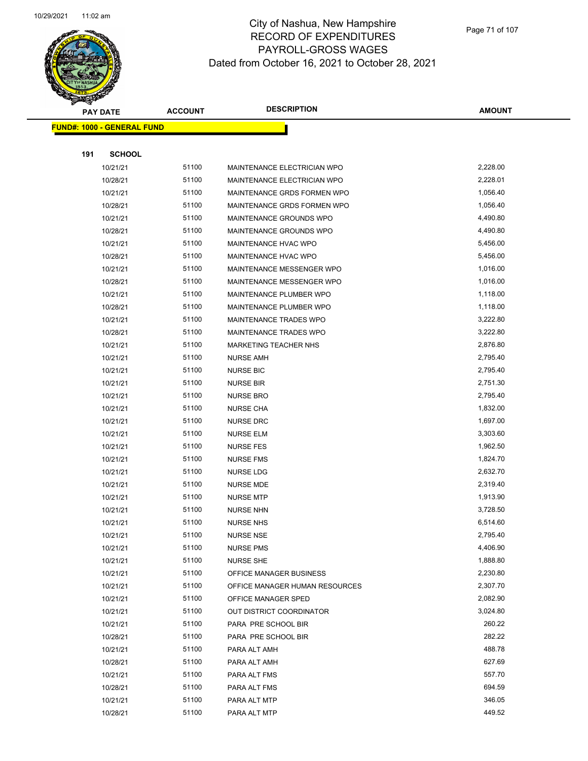# City of Nashua, New Hampshire
## RECORD OF EXPENDITURES
## PAYROLL-GROSS WAGES
### Dated from October 16, 2021 to October 28, 2021

| PAY DATE | ACCOUNT | DESCRIPTION | AMOUNT |
|---|---|---|---|
| **FUND#: 1000 - GENERAL FUND** | | | |
| **191 SCHOOL** | | | |
| 10/21/21 | 51100 | MAINTENANCE ELECTRICIAN WPO | 2,228.00 |
| 10/28/21 | 51100 | MAINTENANCE ELECTRICIAN WPO | 2,228.01 |
| 10/21/21 | 51100 | MAINTENANCE GRDS FORMEN WPO | 1,056.40 |
| 10/28/21 | 51100 | MAINTENANCE GRDS FORMEN WPO | 1,056.40 |
| 10/21/21 | 51100 | MAINTENANCE GROUNDS WPO | 4,490.80 |
| 10/28/21 | 51100 | MAINTENANCE GROUNDS WPO | 4,490.80 |
| 10/21/21 | 51100 | MAINTENANCE HVAC WPO | 5,456.00 |
| 10/28/21 | 51100 | MAINTENANCE HVAC WPO | 5,456.00 |
| 10/21/21 | 51100 | MAINTENANCE MESSENGER WPO | 1,016.00 |
| 10/28/21 | 51100 | MAINTENANCE MESSENGER WPO | 1,016.00 |
| 10/21/21 | 51100 | MAINTENANCE PLUMBER WPO | 1,118.00 |
| 10/28/21 | 51100 | MAINTENANCE PLUMBER WPO | 1,118.00 |
| 10/21/21 | 51100 | MAINTENANCE TRADES WPO | 3,222.80 |
| 10/28/21 | 51100 | MAINTENANCE TRADES WPO | 3,222.80 |
| 10/21/21 | 51100 | MARKETING TEACHER NHS | 2,876.80 |
| 10/21/21 | 51100 | NURSE AMH | 2,795.40 |
| 10/21/21 | 51100 | NURSE BIC | 2,795.40 |
| 10/21/21 | 51100 | NURSE BIR | 2,751.30 |
| 10/21/21 | 51100 | NURSE BRO | 2,795.40 |
| 10/21/21 | 51100 | NURSE CHA | 1,832.00 |
| 10/21/21 | 51100 | NURSE DRC | 1,697.00 |
| 10/21/21 | 51100 | NURSE ELM | 3,303.60 |
| 10/21/21 | 51100 | NURSE FES | 1,962.50 |
| 10/21/21 | 51100 | NURSE FMS | 1,824.70 |
| 10/21/21 | 51100 | NURSE LDG | 2,632.70 |
| 10/21/21 | 51100 | NURSE MDE | 2,319.40 |
| 10/21/21 | 51100 | NURSE MTP | 1,913.90 |
| 10/21/21 | 51100 | NURSE NHN | 3,728.50 |
| 10/21/21 | 51100 | NURSE NHS | 6,514.60 |
| 10/21/21 | 51100 | NURSE NSE | 2,795.40 |
| 10/21/21 | 51100 | NURSE PMS | 4,406.90 |
| 10/21/21 | 51100 | NURSE SHE | 1,888.80 |
| 10/21/21 | 51100 | OFFICE MANAGER BUSINESS | 2,230.80 |
| 10/21/21 | 51100 | OFFICE MANAGER HUMAN RESOURCES | 2,307.70 |
| 10/21/21 | 51100 | OFFICE MANAGER SPED | 2,082.90 |
| 10/21/21 | 51100 | OUT DISTRICT COORDINATOR | 3,024.80 |
| 10/21/21 | 51100 | PARA PRE SCHOOL BIR | 260.22 |
| 10/28/21 | 51100 | PARA PRE SCHOOL BIR | 282.22 |
| 10/21/21 | 51100 | PARA ALT AMH | 488.78 |
| 10/28/21 | 51100 | PARA ALT AMH | 627.69 |
| 10/21/21 | 51100 | PARA ALT FMS | 557.70 |
| 10/28/21 | 51100 | PARA ALT FMS | 694.59 |
| 10/21/21 | 51100 | PARA ALT MTP | 346.05 |
| 10/28/21 | 51100 | PARA ALT MTP | 449.52 |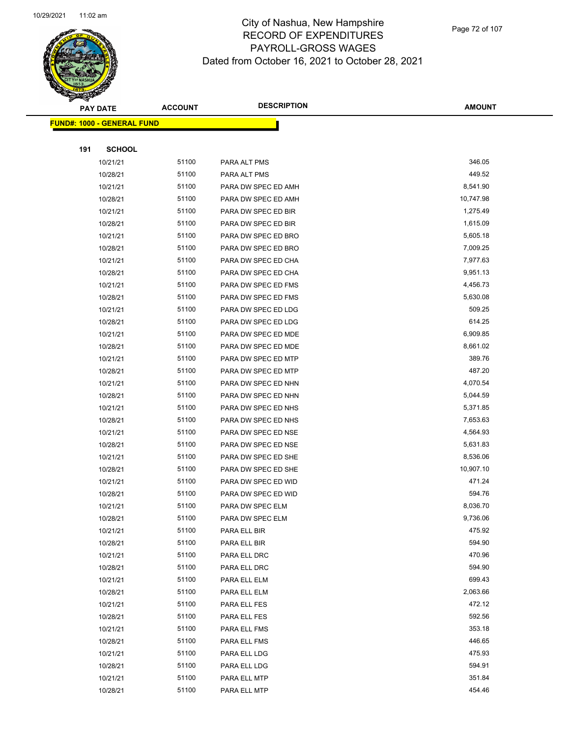# City of Nashua, New Hampshire
## RECORD OF EXPENDITURES
## PAYROLL-GROSS WAGES
### Dated from October 16, 2021 to October 28, 2021

| PAY DATE | ACCOUNT | DESCRIPTION | AMOUNT |
|---|---|---|---|
| **FUND#: 1000 - GENERAL FUND** | | | |
| **191 SCHOOL** | | | |
| 10/21/21 | 51100 | PARA ALT PMS | 346.05 |
| 10/28/21 | 51100 | PARA ALT PMS | 449.52 |
| 10/21/21 | 51100 | PARA DW SPEC ED AMH | 8,541.90 |
| 10/28/21 | 51100 | PARA DW SPEC ED AMH | 10,747.98 |
| 10/21/21 | 51100 | PARA DW SPEC ED BIR | 1,275.49 |
| 10/28/21 | 51100 | PARA DW SPEC ED BIR | 1,615.09 |
| 10/21/21 | 51100 | PARA DW SPEC ED BRO | 5,605.18 |
| 10/28/21 | 51100 | PARA DW SPEC ED BRO | 7,009.25 |
| 10/21/21 | 51100 | PARA DW SPEC ED CHA | 7,977.63 |
| 10/28/21 | 51100 | PARA DW SPEC ED CHA | 9,951.13 |
| 10/21/21 | 51100 | PARA DW SPEC ED FMS | 4,456.73 |
| 10/28/21 | 51100 | PARA DW SPEC ED FMS | 5,630.08 |
| 10/21/21 | 51100 | PARA DW SPEC ED LDG | 509.25 |
| 10/28/21 | 51100 | PARA DW SPEC ED LDG | 614.25 |
| 10/21/21 | 51100 | PARA DW SPEC ED MDE | 6,909.85 |
| 10/28/21 | 51100 | PARA DW SPEC ED MDE | 8,661.02 |
| 10/21/21 | 51100 | PARA DW SPEC ED MTP | 389.76 |
| 10/28/21 | 51100 | PARA DW SPEC ED MTP | 487.20 |
| 10/21/21 | 51100 | PARA DW SPEC ED NHN | 4,070.54 |
| 10/28/21 | 51100 | PARA DW SPEC ED NHN | 5,044.59 |
| 10/21/21 | 51100 | PARA DW SPEC ED NHS | 5,371.85 |
| 10/28/21 | 51100 | PARA DW SPEC ED NHS | 7,653.63 |
| 10/21/21 | 51100 | PARA DW SPEC ED NSE | 4,564.93 |
| 10/28/21 | 51100 | PARA DW SPEC ED NSE | 5,631.83 |
| 10/21/21 | 51100 | PARA DW SPEC ED SHE | 8,536.06 |
| 10/28/21 | 51100 | PARA DW SPEC ED SHE | 10,907.10 |
| 10/21/21 | 51100 | PARA DW SPEC ED WID | 471.24 |
| 10/28/21 | 51100 | PARA DW SPEC ED WID | 594.76 |
| 10/21/21 | 51100 | PARA DW SPEC ELM | 8,036.70 |
| 10/28/21 | 51100 | PARA DW SPEC ELM | 9,736.06 |
| 10/21/21 | 51100 | PARA ELL BIR | 475.92 |
| 10/28/21 | 51100 | PARA ELL BIR | 594.90 |
| 10/21/21 | 51100 | PARA ELL DRC | 470.96 |
| 10/28/21 | 51100 | PARA ELL DRC | 594.90 |
| 10/21/21 | 51100 | PARA ELL ELM | 699.43 |
| 10/28/21 | 51100 | PARA ELL ELM | 2,063.66 |
| 10/21/21 | 51100 | PARA ELL FES | 472.12 |
| 10/28/21 | 51100 | PARA ELL FES | 592.56 |
| 10/21/21 | 51100 | PARA ELL FMS | 353.18 |
| 10/28/21 | 51100 | PARA ELL FMS | 446.65 |
| 10/21/21 | 51100 | PARA ELL LDG | 475.93 |
| 10/28/21 | 51100 | PARA ELL LDG | 594.91 |
| 10/21/21 | 51100 | PARA ELL MTP | 351.84 |
| 10/28/21 | 51100 | PARA ELL MTP | 454.46 |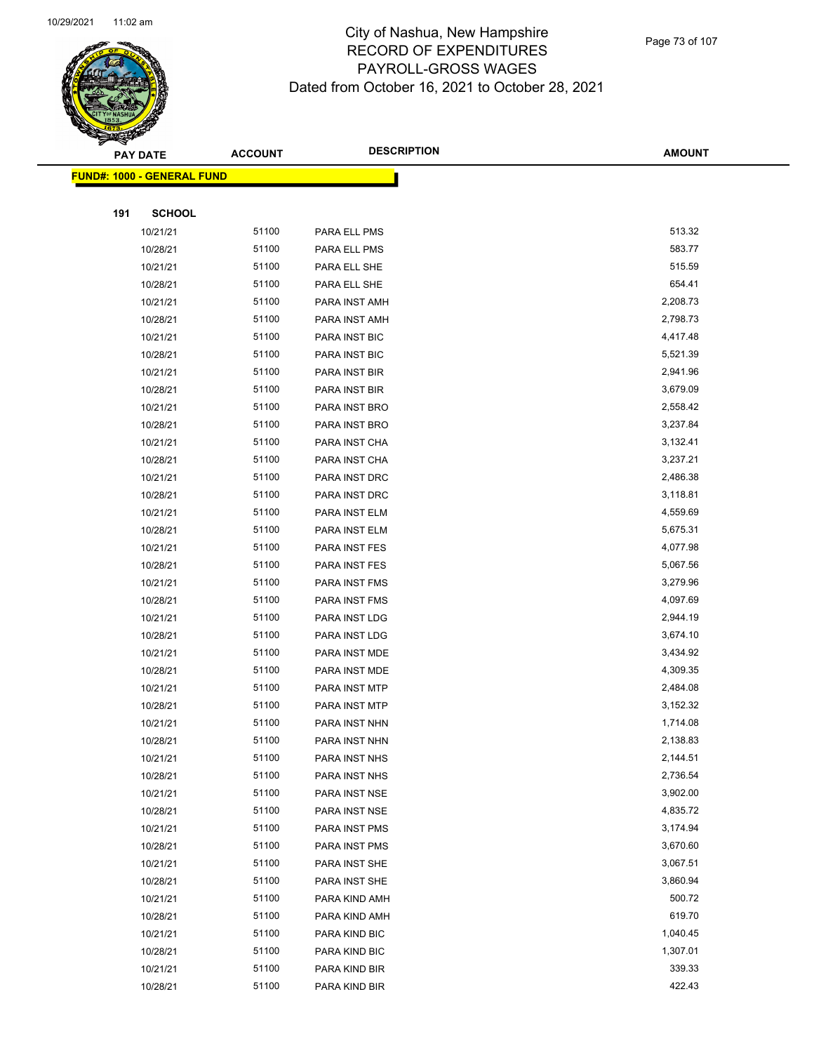# City of Nashua, New Hampshire
## RECORD OF EXPENDITURES
## PAYROLL-GROSS WAGES
### Dated from October 16, 2021 to October 28, 2021

| PAY DATE | ACCOUNT | DESCRIPTION | AMOUNT |
|---|---|---|---|
| **FUND#: 1000 - GENERAL FUND** | | | |
| **191 SCHOOL** | | | |
| 10/21/21 | 51100 | PARA ELL PMS | 513.32 |
| 10/28/21 | 51100 | PARA ELL PMS | 583.77 |
| 10/21/21 | 51100 | PARA ELL SHE | 515.59 |
| 10/28/21 | 51100 | PARA ELL SHE | 654.41 |
| 10/21/21 | 51100 | PARA INST AMH | 2,208.73 |
| 10/28/21 | 51100 | PARA INST AMH | 2,798.73 |
| 10/21/21 | 51100 | PARA INST BIC | 4,417.48 |
| 10/28/21 | 51100 | PARA INST BIC | 5,521.39 |
| 10/21/21 | 51100 | PARA INST BIR | 2,941.96 |
| 10/28/21 | 51100 | PARA INST BIR | 3,679.09 |
| 10/21/21 | 51100 | PARA INST BRO | 2,558.42 |
| 10/28/21 | 51100 | PARA INST BRO | 3,237.84 |
| 10/21/21 | 51100 | PARA INST CHA | 3,132.41 |
| 10/28/21 | 51100 | PARA INST CHA | 3,237.21 |
| 10/21/21 | 51100 | PARA INST DRC | 2,486.38 |
| 10/28/21 | 51100 | PARA INST DRC | 3,118.81 |
| 10/21/21 | 51100 | PARA INST ELM | 4,559.69 |
| 10/28/21 | 51100 | PARA INST ELM | 5,675.31 |
| 10/21/21 | 51100 | PARA INST FES | 4,077.98 |
| 10/28/21 | 51100 | PARA INST FES | 5,067.56 |
| 10/21/21 | 51100 | PARA INST FMS | 3,279.96 |
| 10/28/21 | 51100 | PARA INST FMS | 4,097.69 |
| 10/21/21 | 51100 | PARA INST LDG | 2,944.19 |
| 10/28/21 | 51100 | PARA INST LDG | 3,674.10 |
| 10/21/21 | 51100 | PARA INST MDE | 3,434.92 |
| 10/28/21 | 51100 | PARA INST MDE | 4,309.35 |
| 10/21/21 | 51100 | PARA INST MTP | 2,484.08 |
| 10/28/21 | 51100 | PARA INST MTP | 3,152.32 |
| 10/21/21 | 51100 | PARA INST NHN | 1,714.08 |
| 10/28/21 | 51100 | PARA INST NHN | 2,138.83 |
| 10/21/21 | 51100 | PARA INST NHS | 2,144.51 |
| 10/28/21 | 51100 | PARA INST NHS | 2,736.54 |
| 10/21/21 | 51100 | PARA INST NSE | 3,902.00 |
| 10/28/21 | 51100 | PARA INST NSE | 4,835.72 |
| 10/21/21 | 51100 | PARA INST PMS | 3,174.94 |
| 10/28/21 | 51100 | PARA INST PMS | 3,670.60 |
| 10/21/21 | 51100 | PARA INST SHE | 3,067.51 |
| 10/28/21 | 51100 | PARA INST SHE | 3,860.94 |
| 10/21/21 | 51100 | PARA KIND AMH | 500.72 |
| 10/28/21 | 51100 | PARA KIND AMH | 619.70 |
| 10/21/21 | 51100 | PARA KIND BIC | 1,040.45 |
| 10/28/21 | 51100 | PARA KIND BIC | 1,307.01 |
| 10/21/21 | 51100 | PARA KIND BIR | 339.33 |
| 10/28/21 | 51100 | PARA KIND BIR | 422.43 |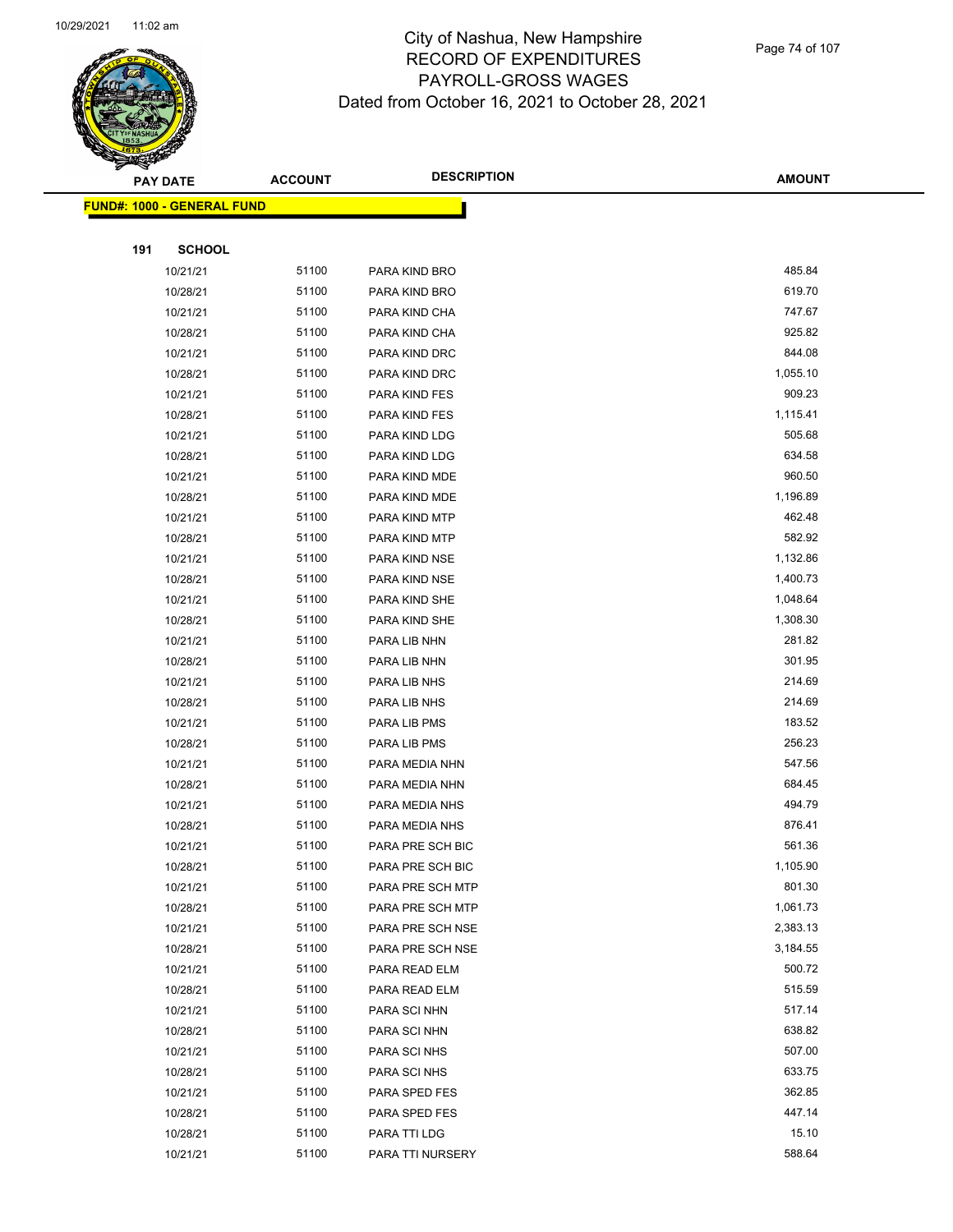# City of Nashua, New Hampshire
## RECORD OF EXPENDITURES
## PAYROLL-GROSS WAGES
### Dated from October 16, 2021 to October 28, 2021

**FUND#: 1000 - GENERAL FUND**

**191 SCHOOL**

| PAY DATE | ACCOUNT | DESCRIPTION | AMOUNT |
|---|---|---|---|
| 10/21/21 | 51100 | PARA KIND BRO | 485.84 |
| 10/28/21 | 51100 | PARA KIND BRO | 619.70 |
| 10/21/21 | 51100 | PARA KIND CHA | 747.67 |
| 10/28/21 | 51100 | PARA KIND CHA | 925.82 |
| 10/21/21 | 51100 | PARA KIND DRC | 844.08 |
| 10/28/21 | 51100 | PARA KIND DRC | 1,055.10 |
| 10/21/21 | 51100 | PARA KIND FES | 909.23 |
| 10/28/21 | 51100 | PARA KIND FES | 1,115.41 |
| 10/21/21 | 51100 | PARA KIND LDG | 505.68 |
| 10/28/21 | 51100 | PARA KIND LDG | 634.58 |
| 10/21/21 | 51100 | PARA KIND MDE | 960.50 |
| 10/28/21 | 51100 | PARA KIND MDE | 1,196.89 |
| 10/21/21 | 51100 | PARA KIND MTP | 462.48 |
| 10/28/21 | 51100 | PARA KIND MTP | 582.92 |
| 10/21/21 | 51100 | PARA KIND NSE | 1,132.86 |
| 10/28/21 | 51100 | PARA KIND NSE | 1,400.73 |
| 10/21/21 | 51100 | PARA KIND SHE | 1,048.64 |
| 10/28/21 | 51100 | PARA KIND SHE | 1,308.30 |
| 10/21/21 | 51100 | PARA LIB NHN | 281.82 |
| 10/28/21 | 51100 | PARA LIB NHN | 301.95 |
| 10/21/21 | 51100 | PARA LIB NHS | 214.69 |
| 10/28/21 | 51100 | PARA LIB NHS | 214.69 |
| 10/21/21 | 51100 | PARA LIB PMS | 183.52 |
| 10/28/21 | 51100 | PARA LIB PMS | 256.23 |
| 10/21/21 | 51100 | PARA MEDIA NHN | 547.56 |
| 10/28/21 | 51100 | PARA MEDIA NHN | 684.45 |
| 10/21/21 | 51100 | PARA MEDIA NHS | 494.79 |
| 10/28/21 | 51100 | PARA MEDIA NHS | 876.41 |
| 10/21/21 | 51100 | PARA PRE SCH BIC | 561.36 |
| 10/28/21 | 51100 | PARA PRE SCH BIC | 1,105.90 |
| 10/21/21 | 51100 | PARA PRE SCH MTP | 801.30 |
| 10/28/21 | 51100 | PARA PRE SCH MTP | 1,061.73 |
| 10/21/21 | 51100 | PARA PRE SCH NSE | 2,383.13 |
| 10/28/21 | 51100 | PARA PRE SCH NSE | 3,184.55 |
| 10/21/21 | 51100 | PARA READ ELM | 500.72 |
| 10/28/21 | 51100 | PARA READ ELM | 515.59 |
| 10/21/21 | 51100 | PARA SCI NHN | 517.14 |
| 10/28/21 | 51100 | PARA SCI NHN | 638.82 |
| 10/21/21 | 51100 | PARA SCI NHS | 507.00 |
| 10/28/21 | 51100 | PARA SCI NHS | 633.75 |
| 10/21/21 | 51100 | PARA SPED FES | 362.85 |
| 10/28/21 | 51100 | PARA SPED FES | 447.14 |
| 10/28/21 | 51100 | PARA TTI LDG | 15.10 |
| 10/21/21 | 51100 | PARA TTI NURSERY | 588.64 |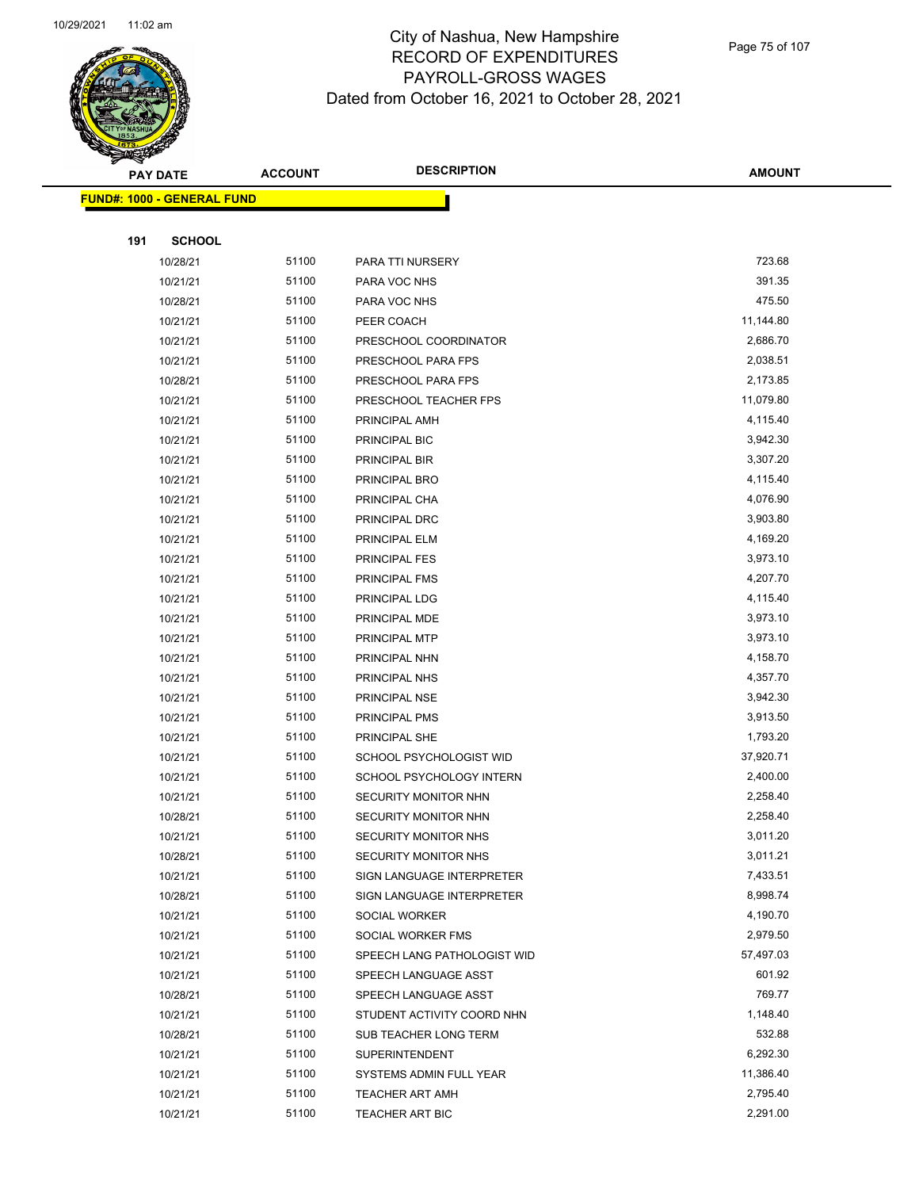# City of Nashua, New Hampshire
## RECORD OF EXPENDITURES
## PAYROLL-GROSS WAGES
## Dated from October 16, 2021 to October 28, 2021

| PAY DATE | ACCOUNT | DESCRIPTION | AMOUNT |
|---|---|---|---|
| **FUND#: 1000 - GENERAL FUND** | | | |
| **191 SCHOOL** | | | |
| 10/28/21 | 51100 | PARA TTI NURSERY | 723.68 |
| 10/21/21 | 51100 | PARA VOC NHS | 391.35 |
| 10/28/21 | 51100 | PARA VOC NHS | 475.50 |
| 10/21/21 | 51100 | PEER COACH | 11,144.80 |
| 10/21/21 | 51100 | PRESCHOOL COORDINATOR | 2,686.70 |
| 10/21/21 | 51100 | PRESCHOOL PARA FPS | 2,038.51 |
| 10/28/21 | 51100 | PRESCHOOL PARA FPS | 2,173.85 |
| 10/21/21 | 51100 | PRESCHOOL TEACHER FPS | 11,079.80 |
| 10/21/21 | 51100 | PRINCIPAL AMH | 4,115.40 |
| 10/21/21 | 51100 | PRINCIPAL BIC | 3,942.30 |
| 10/21/21 | 51100 | PRINCIPAL BIR | 3,307.20 |
| 10/21/21 | 51100 | PRINCIPAL BRO | 4,115.40 |
| 10/21/21 | 51100 | PRINCIPAL CHA | 4,076.90 |
| 10/21/21 | 51100 | PRINCIPAL DRC | 3,903.80 |
| 10/21/21 | 51100 | PRINCIPAL ELM | 4,169.20 |
| 10/21/21 | 51100 | PRINCIPAL FES | 3,973.10 |
| 10/21/21 | 51100 | PRINCIPAL FMS | 4,207.70 |
| 10/21/21 | 51100 | PRINCIPAL LDG | 4,115.40 |
| 10/21/21 | 51100 | PRINCIPAL MDE | 3,973.10 |
| 10/21/21 | 51100 | PRINCIPAL MTP | 3,973.10 |
| 10/21/21 | 51100 | PRINCIPAL NHN | 4,158.70 |
| 10/21/21 | 51100 | PRINCIPAL NHS | 4,357.70 |
| 10/21/21 | 51100 | PRINCIPAL NSE | 3,942.30 |
| 10/21/21 | 51100 | PRINCIPAL PMS | 3,913.50 |
| 10/21/21 | 51100 | PRINCIPAL SHE | 1,793.20 |
| 10/21/21 | 51100 | SCHOOL PSYCHOLOGIST WID | 37,920.71 |
| 10/21/21 | 51100 | SCHOOL PSYCHOLOGY INTERN | 2,400.00 |
| 10/21/21 | 51100 | SECURITY MONITOR NHN | 2,258.40 |
| 10/28/21 | 51100 | SECURITY MONITOR NHN | 2,258.40 |
| 10/21/21 | 51100 | SECURITY MONITOR NHS | 3,011.20 |
| 10/28/21 | 51100 | SECURITY MONITOR NHS | 3,011.21 |
| 10/21/21 | 51100 | SIGN LANGUAGE INTERPRETER | 7,433.51 |
| 10/28/21 | 51100 | SIGN LANGUAGE INTERPRETER | 8,998.74 |
| 10/21/21 | 51100 | SOCIAL WORKER | 4,190.70 |
| 10/21/21 | 51100 | SOCIAL WORKER FMS | 2,979.50 |
| 10/21/21 | 51100 | SPEECH LANG PATHOLOGIST WID | 57,497.03 |
| 10/21/21 | 51100 | SPEECH LANGUAGE ASST | 601.92 |
| 10/28/21 | 51100 | SPEECH LANGUAGE ASST | 769.77 |
| 10/21/21 | 51100 | STUDENT ACTIVITY COORD NHN | 1,148.40 |
| 10/28/21 | 51100 | SUB TEACHER LONG TERM | 532.88 |
| 10/21/21 | 51100 | SUPERINTENDENT | 6,292.30 |
| 10/21/21 | 51100 | SYSTEMS ADMIN FULL YEAR | 11,386.40 |
| 10/21/21 | 51100 | TEACHER ART AMH | 2,795.40 |
| 10/21/21 | 51100 | TEACHER ART BIC | 2,291.00 |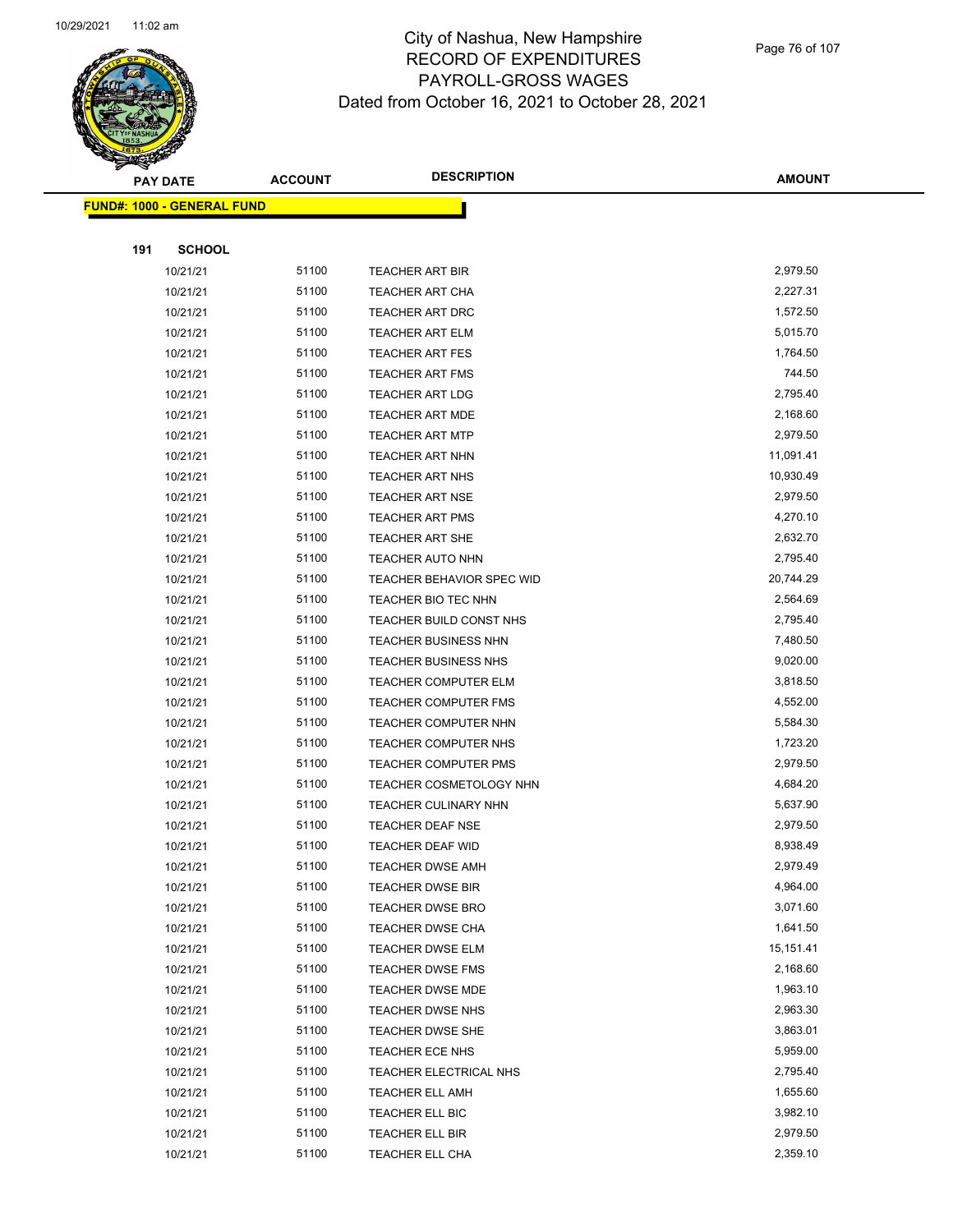# City of Nashua, New Hampshire
## RECORD OF EXPENDITURES
## PAYROLL-GROSS WAGES
## Dated from October 16, 2021 to October 28, 2021

**FUND#: 1000 - GENERAL FUND**

**191 SCHOOL**

| PAY DATE | ACCOUNT | DESCRIPTION | AMOUNT |
|---|---|---|---|
| 10/21/21 | 51100 | TEACHER ART BIR | 2,979.50 |
| 10/21/21 | 51100 | TEACHER ART CHA | 2,227.31 |
| 10/21/21 | 51100 | TEACHER ART DRC | 1,572.50 |
| 10/21/21 | 51100 | TEACHER ART ELM | 5,015.70 |
| 10/21/21 | 51100 | TEACHER ART FES | 1,764.50 |
| 10/21/21 | 51100 | TEACHER ART FMS | 744.50 |
| 10/21/21 | 51100 | TEACHER ART LDG | 2,795.40 |
| 10/21/21 | 51100 | TEACHER ART MDE | 2,168.60 |
| 10/21/21 | 51100 | TEACHER ART MTP | 2,979.50 |
| 10/21/21 | 51100 | TEACHER ART NHN | 11,091.41 |
| 10/21/21 | 51100 | TEACHER ART NHS | 10,930.49 |
| 10/21/21 | 51100 | TEACHER ART NSE | 2,979.50 |
| 10/21/21 | 51100 | TEACHER ART PMS | 4,270.10 |
| 10/21/21 | 51100 | TEACHER ART SHE | 2,632.70 |
| 10/21/21 | 51100 | TEACHER AUTO NHN | 2,795.40 |
| 10/21/21 | 51100 | TEACHER BEHAVIOR SPEC WID | 20,744.29 |
| 10/21/21 | 51100 | TEACHER BIO TEC NHN | 2,564.69 |
| 10/21/21 | 51100 | TEACHER BUILD CONST NHS | 2,795.40 |
| 10/21/21 | 51100 | TEACHER BUSINESS NHN | 7,480.50 |
| 10/21/21 | 51100 | TEACHER BUSINESS NHS | 9,020.00 |
| 10/21/21 | 51100 | TEACHER COMPUTER ELM | 3,818.50 |
| 10/21/21 | 51100 | TEACHER COMPUTER FMS | 4,552.00 |
| 10/21/21 | 51100 | TEACHER COMPUTER NHN | 5,584.30 |
| 10/21/21 | 51100 | TEACHER COMPUTER NHS | 1,723.20 |
| 10/21/21 | 51100 | TEACHER COMPUTER PMS | 2,979.50 |
| 10/21/21 | 51100 | TEACHER COSMETOLOGY NHN | 4,684.20 |
| 10/21/21 | 51100 | TEACHER CULINARY NHN | 5,637.90 |
| 10/21/21 | 51100 | TEACHER DEAF NSE | 2,979.50 |
| 10/21/21 | 51100 | TEACHER DEAF WID | 8,938.49 |
| 10/21/21 | 51100 | TEACHER DWSE AMH | 2,979.49 |
| 10/21/21 | 51100 | TEACHER DWSE BIR | 4,964.00 |
| 10/21/21 | 51100 | TEACHER DWSE BRO | 3,071.60 |
| 10/21/21 | 51100 | TEACHER DWSE CHA | 1,641.50 |
| 10/21/21 | 51100 | TEACHER DWSE ELM | 15,151.41 |
| 10/21/21 | 51100 | TEACHER DWSE FMS | 2,168.60 |
| 10/21/21 | 51100 | TEACHER DWSE MDE | 1,963.10 |
| 10/21/21 | 51100 | TEACHER DWSE NHS | 2,963.30 |
| 10/21/21 | 51100 | TEACHER DWSE SHE | 3,863.01 |
| 10/21/21 | 51100 | TEACHER ECE NHS | 5,959.00 |
| 10/21/21 | 51100 | TEACHER ELECTRICAL NHS | 2,795.40 |
| 10/21/21 | 51100 | TEACHER ELL AMH | 1,655.60 |
| 10/21/21 | 51100 | TEACHER ELL BIC | 3,982.10 |
| 10/21/21 | 51100 | TEACHER ELL BIR | 2,979.50 |
| 10/21/21 | 51100 | TEACHER ELL CHA | 2,359.10 |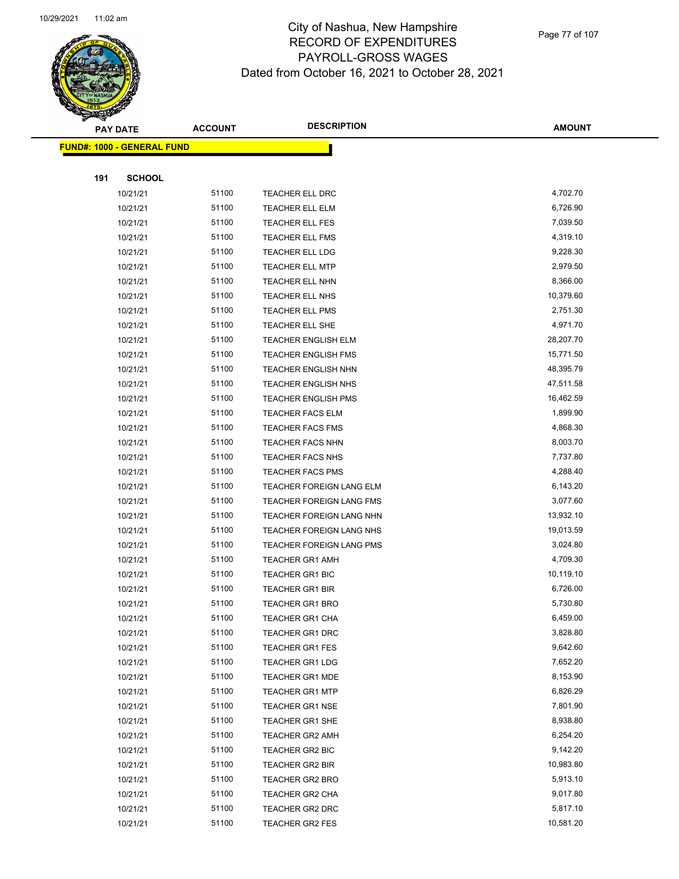# City of Nashua, New Hampshire
## RECORD OF EXPENDITURES
## PAYROLL-GROSS WAGES
## Dated from October 16, 2021 to October 28, 2021

| PAY DATE | ACCOUNT | DESCRIPTION | AMOUNT |
|---|---|---|---|

**FUND#: 1000 - GENERAL FUND**

**191 SCHOOL**

| PAY DATE | ACCOUNT | DESCRIPTION | AMOUNT |
|---|---|---|---|
| 10/21/21 | 51100 | TEACHER ELL DRC | 4,702.70 |
| 10/21/21 | 51100 | TEACHER ELL ELM | 6,726.90 |
| 10/21/21 | 51100 | TEACHER ELL FES | 7,039.50 |
| 10/21/21 | 51100 | TEACHER ELL FMS | 4,319.10 |
| 10/21/21 | 51100 | TEACHER ELL LDG | 9,228.30 |
| 10/21/21 | 51100 | TEACHER ELL MTP | 2,979.50 |
| 10/21/21 | 51100 | TEACHER ELL NHN | 8,366.00 |
| 10/21/21 | 51100 | TEACHER ELL NHS | 10,379.60 |
| 10/21/21 | 51100 | TEACHER ELL PMS | 2,751.30 |
| 10/21/21 | 51100 | TEACHER ELL SHE | 4,971.70 |
| 10/21/21 | 51100 | TEACHER ENGLISH ELM | 28,207.70 |
| 10/21/21 | 51100 | TEACHER ENGLISH FMS | 15,771.50 |
| 10/21/21 | 51100 | TEACHER ENGLISH NHN | 48,395.79 |
| 10/21/21 | 51100 | TEACHER ENGLISH NHS | 47,511.58 |
| 10/21/21 | 51100 | TEACHER ENGLISH PMS | 16,462.59 |
| 10/21/21 | 51100 | TEACHER FACS ELM | 1,899.90 |
| 10/21/21 | 51100 | TEACHER FACS FMS | 4,868.30 |
| 10/21/21 | 51100 | TEACHER FACS NHN | 8,003.70 |
| 10/21/21 | 51100 | TEACHER FACS NHS | 7,737.80 |
| 10/21/21 | 51100 | TEACHER FACS PMS | 4,288.40 |
| 10/21/21 | 51100 | TEACHER FOREIGN LANG ELM | 6,143.20 |
| 10/21/21 | 51100 | TEACHER FOREIGN LANG FMS | 3,077.60 |
| 10/21/21 | 51100 | TEACHER FOREIGN LANG NHN | 13,932.10 |
| 10/21/21 | 51100 | TEACHER FOREIGN LANG NHS | 19,013.59 |
| 10/21/21 | 51100 | TEACHER FOREIGN LANG PMS | 3,024.80 |
| 10/21/21 | 51100 | TEACHER GR1 AMH | 4,709.30 |
| 10/21/21 | 51100 | TEACHER GR1 BIC | 10,119.10 |
| 10/21/21 | 51100 | TEACHER GR1 BIR | 6,726.00 |
| 10/21/21 | 51100 | TEACHER GR1 BRO | 5,730.80 |
| 10/21/21 | 51100 | TEACHER GR1 CHA | 6,459.00 |
| 10/21/21 | 51100 | TEACHER GR1 DRC | 3,828.80 |
| 10/21/21 | 51100 | TEACHER GR1 FES | 9,642.60 |
| 10/21/21 | 51100 | TEACHER GR1 LDG | 7,652.20 |
| 10/21/21 | 51100 | TEACHER GR1 MDE | 8,153.90 |
| 10/21/21 | 51100 | TEACHER GR1 MTP | 6,826.29 |
| 10/21/21 | 51100 | TEACHER GR1 NSE | 7,801.90 |
| 10/21/21 | 51100 | TEACHER GR1 SHE | 8,938.80 |
| 10/21/21 | 51100 | TEACHER GR2 AMH | 6,254.20 |
| 10/21/21 | 51100 | TEACHER GR2 BIC | 9,142.20 |
| 10/21/21 | 51100 | TEACHER GR2 BIR | 10,983.80 |
| 10/21/21 | 51100 | TEACHER GR2 BRO | 5,913.10 |
| 10/21/21 | 51100 | TEACHER GR2 CHA | 9,017.80 |
| 10/21/21 | 51100 | TEACHER GR2 DRC | 5,817.10 |
| 10/21/21 | 51100 | TEACHER GR2 FES | 10,581.20 |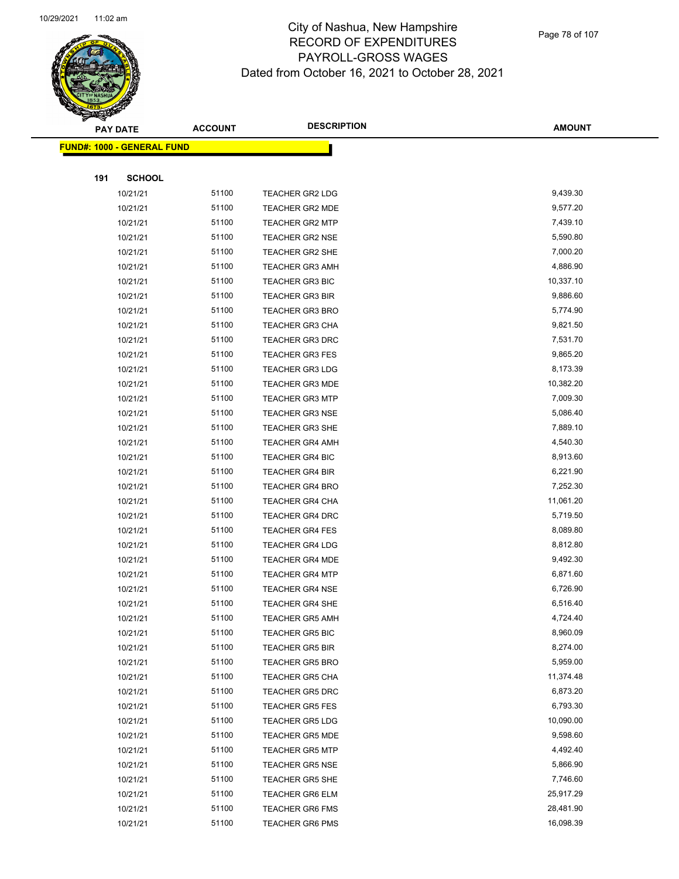City of Nashua, New Hampshire
RECORD OF EXPENDITURES
PAYROLL-GROSS WAGES
Dated from October 16, 2021 to October 28, 2021

| PAY DATE | ACCOUNT | DESCRIPTION | AMOUNT |
|---|---|---|---|

**FUND#: 1000 - GENERAL FUND**

**191 SCHOOL**

| PAY DATE | ACCOUNT | DESCRIPTION | AMOUNT |
|---|---|---|---|
| 10/21/21 | 51100 | TEACHER GR2 LDG | 9,439.30 |
| 10/21/21 | 51100 | TEACHER GR2 MDE | 9,577.20 |
| 10/21/21 | 51100 | TEACHER GR2 MTP | 7,439.10 |
| 10/21/21 | 51100 | TEACHER GR2 NSE | 5,590.80 |
| 10/21/21 | 51100 | TEACHER GR2 SHE | 7,000.20 |
| 10/21/21 | 51100 | TEACHER GR3 AMH | 4,886.90 |
| 10/21/21 | 51100 | TEACHER GR3 BIC | 10,337.10 |
| 10/21/21 | 51100 | TEACHER GR3 BIR | 9,886.60 |
| 10/21/21 | 51100 | TEACHER GR3 BRO | 5,774.90 |
| 10/21/21 | 51100 | TEACHER GR3 CHA | 9,821.50 |
| 10/21/21 | 51100 | TEACHER GR3 DRC | 7,531.70 |
| 10/21/21 | 51100 | TEACHER GR3 FES | 9,865.20 |
| 10/21/21 | 51100 | TEACHER GR3 LDG | 8,173.39 |
| 10/21/21 | 51100 | TEACHER GR3 MDE | 10,382.20 |
| 10/21/21 | 51100 | TEACHER GR3 MTP | 7,009.30 |
| 10/21/21 | 51100 | TEACHER GR3 NSE | 5,086.40 |
| 10/21/21 | 51100 | TEACHER GR3 SHE | 7,889.10 |
| 10/21/21 | 51100 | TEACHER GR4 AMH | 4,540.30 |
| 10/21/21 | 51100 | TEACHER GR4 BIC | 8,913.60 |
| 10/21/21 | 51100 | TEACHER GR4 BIR | 6,221.90 |
| 10/21/21 | 51100 | TEACHER GR4 BRO | 7,252.30 |
| 10/21/21 | 51100 | TEACHER GR4 CHA | 11,061.20 |
| 10/21/21 | 51100 | TEACHER GR4 DRC | 5,719.50 |
| 10/21/21 | 51100 | TEACHER GR4 FES | 8,089.80 |
| 10/21/21 | 51100 | TEACHER GR4 LDG | 8,812.80 |
| 10/21/21 | 51100 | TEACHER GR4 MDE | 9,492.30 |
| 10/21/21 | 51100 | TEACHER GR4 MTP | 6,871.60 |
| 10/21/21 | 51100 | TEACHER GR4 NSE | 6,726.90 |
| 10/21/21 | 51100 | TEACHER GR4 SHE | 6,516.40 |
| 10/21/21 | 51100 | TEACHER GR5 AMH | 4,724.40 |
| 10/21/21 | 51100 | TEACHER GR5 BIC | 8,960.09 |
| 10/21/21 | 51100 | TEACHER GR5 BIR | 8,274.00 |
| 10/21/21 | 51100 | TEACHER GR5 BRO | 5,959.00 |
| 10/21/21 | 51100 | TEACHER GR5 CHA | 11,374.48 |
| 10/21/21 | 51100 | TEACHER GR5 DRC | 6,873.20 |
| 10/21/21 | 51100 | TEACHER GR5 FES | 6,793.30 |
| 10/21/21 | 51100 | TEACHER GR5 LDG | 10,090.00 |
| 10/21/21 | 51100 | TEACHER GR5 MDE | 9,598.60 |
| 10/21/21 | 51100 | TEACHER GR5 MTP | 4,492.40 |
| 10/21/21 | 51100 | TEACHER GR5 NSE | 5,866.90 |
| 10/21/21 | 51100 | TEACHER GR5 SHE | 7,746.60 |
| 10/21/21 | 51100 | TEACHER GR6 ELM | 25,917.29 |
| 10/21/21 | 51100 | TEACHER GR6 FMS | 28,481.90 |
| 10/21/21 | 51100 | TEACHER GR6 PMS | 16,098.39 |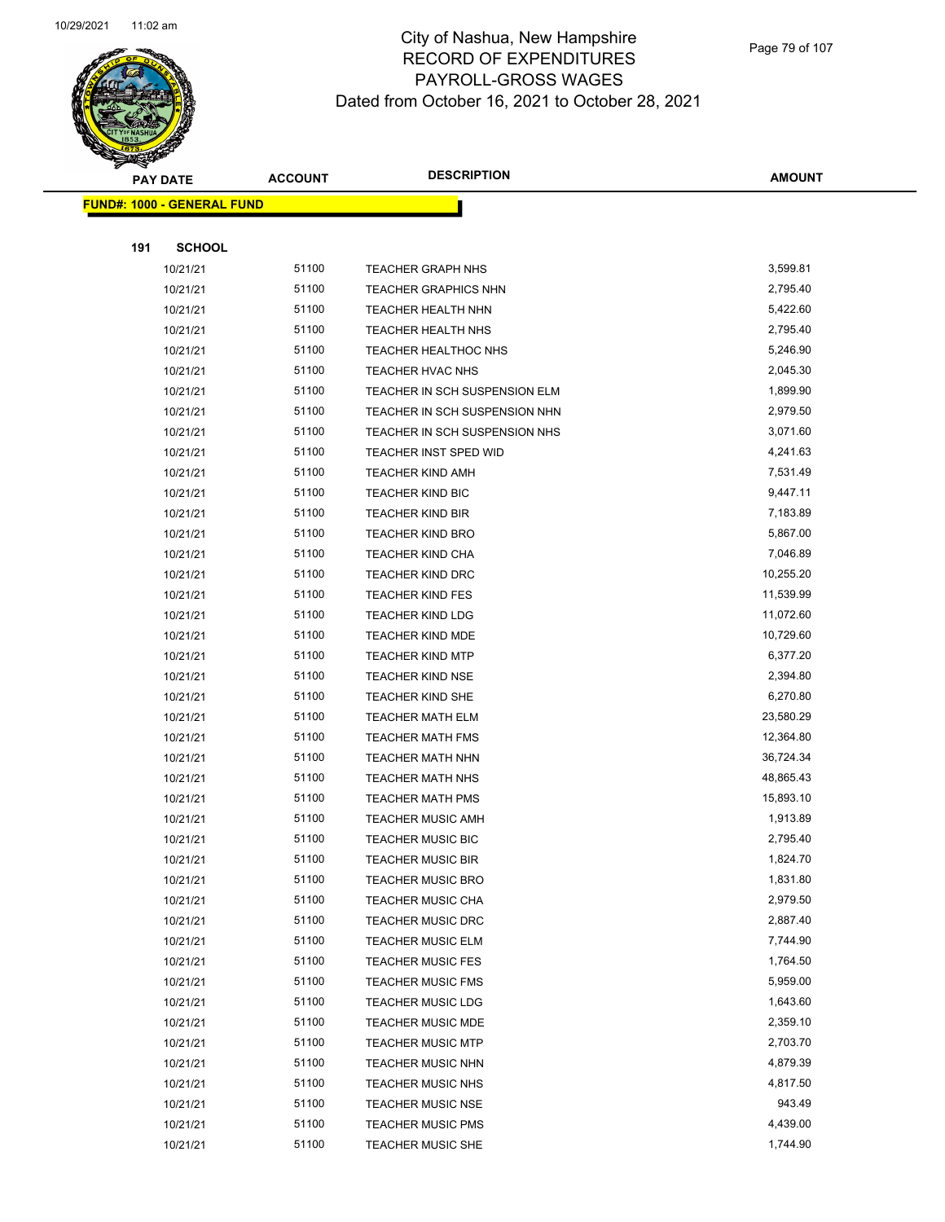# City of Nashua, New Hampshire
# RECORD OF EXPENDITURES
# PAYROLL-GROSS WAGES
# Dated from October 16, 2021 to October 28, 2021

| PAY DATE | ACCOUNT | DESCRIPTION | AMOUNT |
|---|---|---|---|

**FUND#: 1000 - GENERAL FUND**

**191 SCHOOL**

| PAY DATE | ACCOUNT | DESCRIPTION | AMOUNT |
|---|---|---|---|
| 10/21/21 | 51100 | TEACHER GRAPH NHS | 3,599.81 |
| 10/21/21 | 51100 | TEACHER GRAPHICS NHN | 2,795.40 |
| 10/21/21 | 51100 | TEACHER HEALTH NHN | 5,422.60 |
| 10/21/21 | 51100 | TEACHER HEALTH NHS | 2,795.40 |
| 10/21/21 | 51100 | TEACHER HEALTHOC NHS | 5,246.90 |
| 10/21/21 | 51100 | TEACHER HVAC NHS | 2,045.30 |
| 10/21/21 | 51100 | TEACHER IN SCH SUSPENSION ELM | 1,899.90 |
| 10/21/21 | 51100 | TEACHER IN SCH SUSPENSION NHN | 2,979.50 |
| 10/21/21 | 51100 | TEACHER IN SCH SUSPENSION NHS | 3,071.60 |
| 10/21/21 | 51100 | TEACHER INST SPED WID | 4,241.63 |
| 10/21/21 | 51100 | TEACHER KIND AMH | 7,531.49 |
| 10/21/21 | 51100 | TEACHER KIND BIC | 9,447.11 |
| 10/21/21 | 51100 | TEACHER KIND BIR | 7,183.89 |
| 10/21/21 | 51100 | TEACHER KIND BRO | 5,867.00 |
| 10/21/21 | 51100 | TEACHER KIND CHA | 7,046.89 |
| 10/21/21 | 51100 | TEACHER KIND DRC | 10,255.20 |
| 10/21/21 | 51100 | TEACHER KIND FES | 11,539.99 |
| 10/21/21 | 51100 | TEACHER KIND LDG | 11,072.60 |
| 10/21/21 | 51100 | TEACHER KIND MDE | 10,729.60 |
| 10/21/21 | 51100 | TEACHER KIND MTP | 6,377.20 |
| 10/21/21 | 51100 | TEACHER KIND NSE | 2,394.80 |
| 10/21/21 | 51100 | TEACHER KIND SHE | 6,270.80 |
| 10/21/21 | 51100 | TEACHER MATH ELM | 23,580.29 |
| 10/21/21 | 51100 | TEACHER MATH FMS | 12,364.80 |
| 10/21/21 | 51100 | TEACHER MATH NHN | 36,724.34 |
| 10/21/21 | 51100 | TEACHER MATH NHS | 48,865.43 |
| 10/21/21 | 51100 | TEACHER MATH PMS | 15,893.10 |
| 10/21/21 | 51100 | TEACHER MUSIC AMH | 1,913.89 |
| 10/21/21 | 51100 | TEACHER MUSIC BIC | 2,795.40 |
| 10/21/21 | 51100 | TEACHER MUSIC BIR | 1,824.70 |
| 10/21/21 | 51100 | TEACHER MUSIC BRO | 1,831.80 |
| 10/21/21 | 51100 | TEACHER MUSIC CHA | 2,979.50 |
| 10/21/21 | 51100 | TEACHER MUSIC DRC | 2,887.40 |
| 10/21/21 | 51100 | TEACHER MUSIC ELM | 7,744.90 |
| 10/21/21 | 51100 | TEACHER MUSIC FES | 1,764.50 |
| 10/21/21 | 51100 | TEACHER MUSIC FMS | 5,959.00 |
| 10/21/21 | 51100 | TEACHER MUSIC LDG | 1,643.60 |
| 10/21/21 | 51100 | TEACHER MUSIC MDE | 2,359.10 |
| 10/21/21 | 51100 | TEACHER MUSIC MTP | 2,703.70 |
| 10/21/21 | 51100 | TEACHER MUSIC NHN | 4,879.39 |
| 10/21/21 | 51100 | TEACHER MUSIC NHS | 4,817.50 |
| 10/21/21 | 51100 | TEACHER MUSIC NSE | 943.49 |
| 10/21/21 | 51100 | TEACHER MUSIC PMS | 4,439.00 |
| 10/21/21 | 51100 | TEACHER MUSIC SHE | 1,744.90 |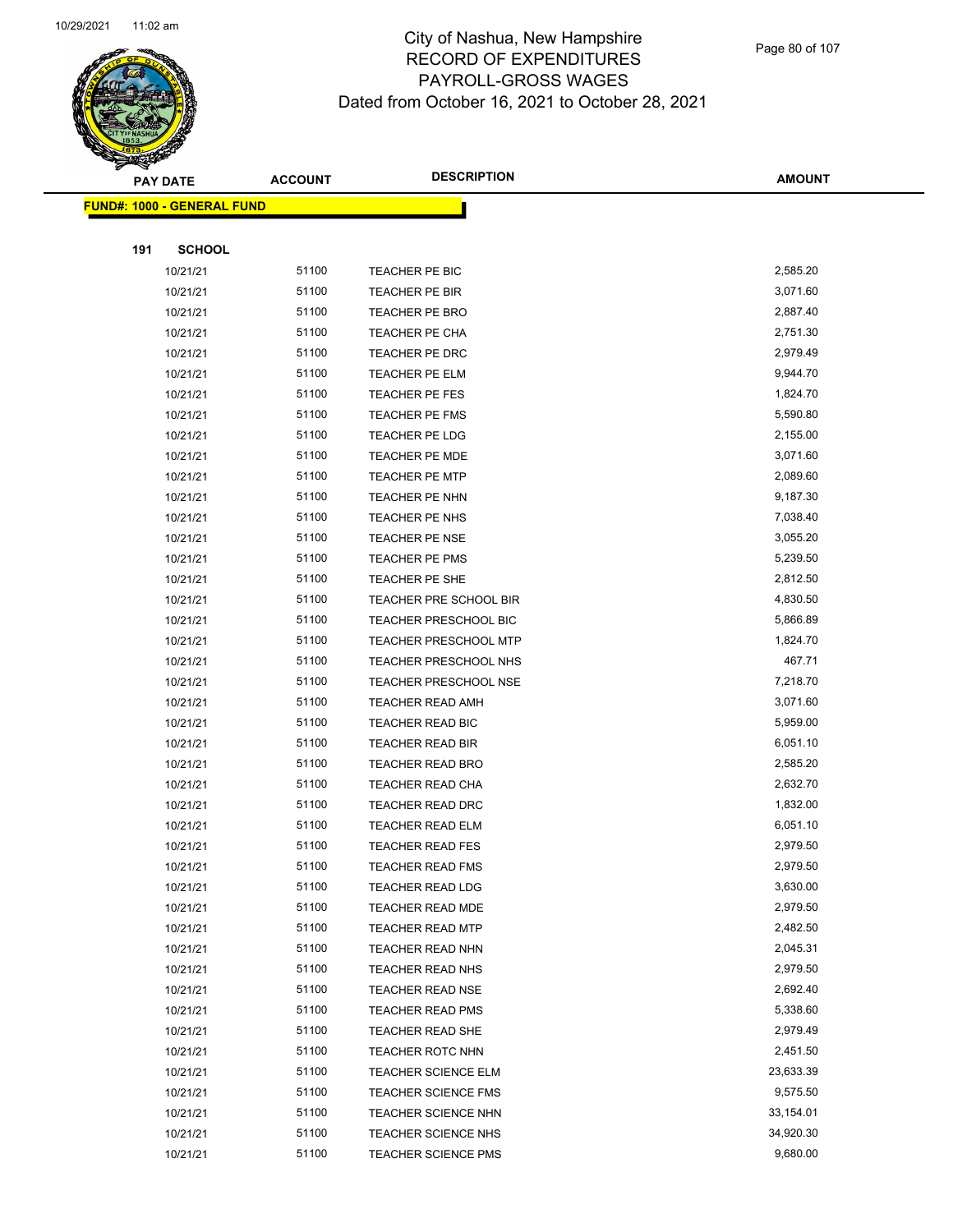# City of Nashua, New Hampshire
# RECORD OF EXPENDITURES
# PAYROLL-GROSS WAGES
# Dated from October 16, 2021 to October 28, 2021

**FUND#: 1000 - GENERAL FUND**

**191 SCHOOL**

| PAY DATE | ACCOUNT | DESCRIPTION | AMOUNT |
|---|---|---|---|
| 10/21/21 | 51100 | TEACHER PE BIC | 2,585.20 |
| 10/21/21 | 51100 | TEACHER PE BIR | 3,071.60 |
| 10/21/21 | 51100 | TEACHER PE BRO | 2,887.40 |
| 10/21/21 | 51100 | TEACHER PE CHA | 2,751.30 |
| 10/21/21 | 51100 | TEACHER PE DRC | 2,979.49 |
| 10/21/21 | 51100 | TEACHER PE ELM | 9,944.70 |
| 10/21/21 | 51100 | TEACHER PE FES | 1,824.70 |
| 10/21/21 | 51100 | TEACHER PE FMS | 5,590.80 |
| 10/21/21 | 51100 | TEACHER PE LDG | 2,155.00 |
| 10/21/21 | 51100 | TEACHER PE MDE | 3,071.60 |
| 10/21/21 | 51100 | TEACHER PE MTP | 2,089.60 |
| 10/21/21 | 51100 | TEACHER PE NHN | 9,187.30 |
| 10/21/21 | 51100 | TEACHER PE NHS | 7,038.40 |
| 10/21/21 | 51100 | TEACHER PE NSE | 3,055.20 |
| 10/21/21 | 51100 | TEACHER PE PMS | 5,239.50 |
| 10/21/21 | 51100 | TEACHER PE SHE | 2,812.50 |
| 10/21/21 | 51100 | TEACHER PRE SCHOOL BIR | 4,830.50 |
| 10/21/21 | 51100 | TEACHER PRESCHOOL BIC | 5,866.89 |
| 10/21/21 | 51100 | TEACHER PRESCHOOL MTP | 1,824.70 |
| 10/21/21 | 51100 | TEACHER PRESCHOOL NHS | 467.71 |
| 10/21/21 | 51100 | TEACHER PRESCHOOL NSE | 7,218.70 |
| 10/21/21 | 51100 | TEACHER READ AMH | 3,071.60 |
| 10/21/21 | 51100 | TEACHER READ BIC | 5,959.00 |
| 10/21/21 | 51100 | TEACHER READ BIR | 6,051.10 |
| 10/21/21 | 51100 | TEACHER READ BRO | 2,585.20 |
| 10/21/21 | 51100 | TEACHER READ CHA | 2,632.70 |
| 10/21/21 | 51100 | TEACHER READ DRC | 1,832.00 |
| 10/21/21 | 51100 | TEACHER READ ELM | 6,051.10 |
| 10/21/21 | 51100 | TEACHER READ FES | 2,979.50 |
| 10/21/21 | 51100 | TEACHER READ FMS | 2,979.50 |
| 10/21/21 | 51100 | TEACHER READ LDG | 3,630.00 |
| 10/21/21 | 51100 | TEACHER READ MDE | 2,979.50 |
| 10/21/21 | 51100 | TEACHER READ MTP | 2,482.50 |
| 10/21/21 | 51100 | TEACHER READ NHN | 2,045.31 |
| 10/21/21 | 51100 | TEACHER READ NHS | 2,979.50 |
| 10/21/21 | 51100 | TEACHER READ NSE | 2,692.40 |
| 10/21/21 | 51100 | TEACHER READ PMS | 5,338.60 |
| 10/21/21 | 51100 | TEACHER READ SHE | 2,979.49 |
| 10/21/21 | 51100 | TEACHER ROTC NHN | 2,451.50 |
| 10/21/21 | 51100 | TEACHER SCIENCE ELM | 23,633.39 |
| 10/21/21 | 51100 | TEACHER SCIENCE FMS | 9,575.50 |
| 10/21/21 | 51100 | TEACHER SCIENCE NHN | 33,154.01 |
| 10/21/21 | 51100 | TEACHER SCIENCE NHS | 34,920.30 |
| 10/21/21 | 51100 | TEACHER SCIENCE PMS | 9,680.00 |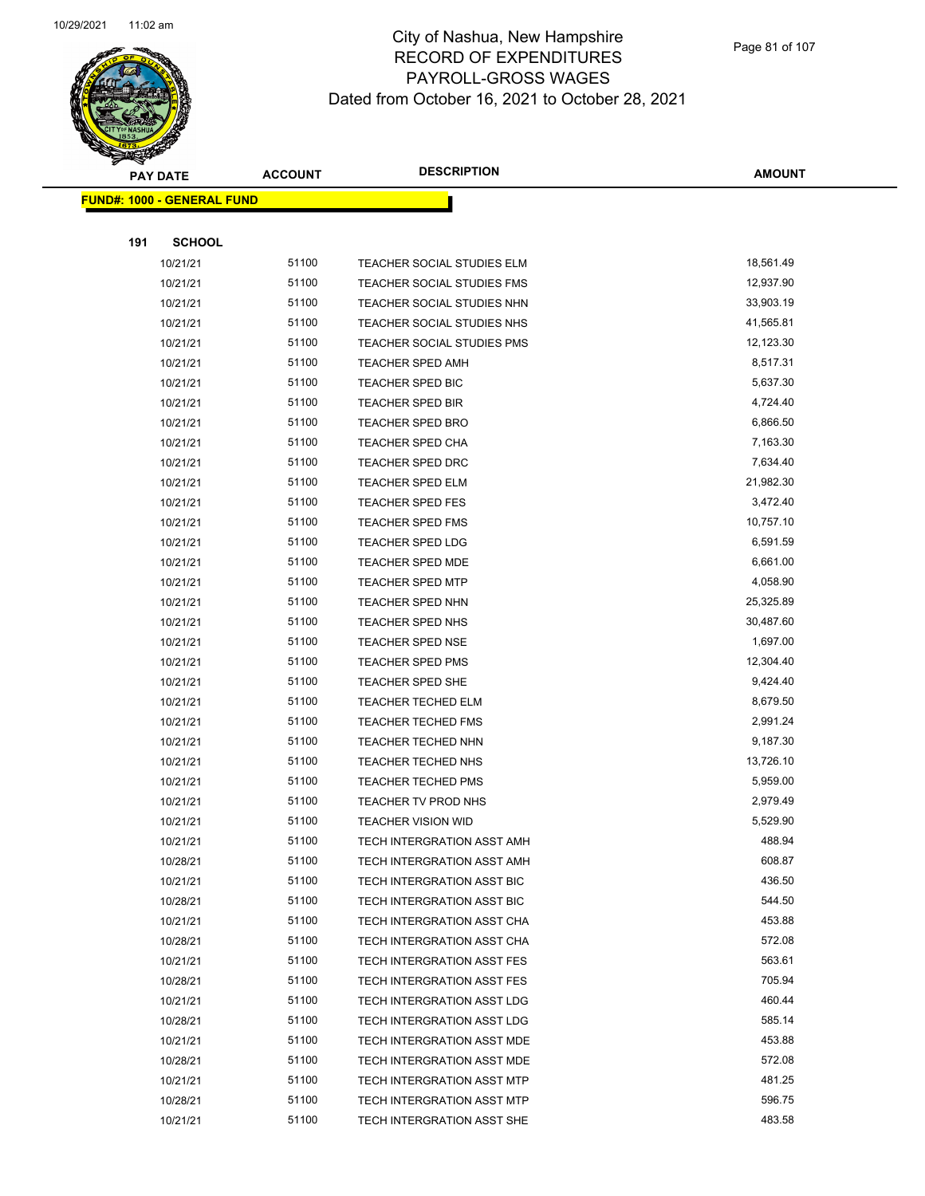# City of Nashua, New Hampshire
## RECORD OF EXPENDITURES
## PAYROLL-GROSS WAGES
### Dated from October 16, 2021 to October 28, 2021

| PAY DATE | ACCOUNT | DESCRIPTION | AMOUNT |
|---|---|---|---|
| **FUND#: 1000 - GENERAL FUND** | | | |
| **191 SCHOOL** | | | |
| 10/21/21 | 51100 | TEACHER SOCIAL STUDIES ELM | 18,561.49 |
| 10/21/21 | 51100 | TEACHER SOCIAL STUDIES FMS | 12,937.90 |
| 10/21/21 | 51100 | TEACHER SOCIAL STUDIES NHN | 33,903.19 |
| 10/21/21 | 51100 | TEACHER SOCIAL STUDIES NHS | 41,565.81 |
| 10/21/21 | 51100 | TEACHER SOCIAL STUDIES PMS | 12,123.30 |
| 10/21/21 | 51100 | TEACHER SPED AMH | 8,517.31 |
| 10/21/21 | 51100 | TEACHER SPED BIC | 5,637.30 |
| 10/21/21 | 51100 | TEACHER SPED BIR | 4,724.40 |
| 10/21/21 | 51100 | TEACHER SPED BRO | 6,866.50 |
| 10/21/21 | 51100 | TEACHER SPED CHA | 7,163.30 |
| 10/21/21 | 51100 | TEACHER SPED DRC | 7,634.40 |
| 10/21/21 | 51100 | TEACHER SPED ELM | 21,982.30 |
| 10/21/21 | 51100 | TEACHER SPED FES | 3,472.40 |
| 10/21/21 | 51100 | TEACHER SPED FMS | 10,757.10 |
| 10/21/21 | 51100 | TEACHER SPED LDG | 6,591.59 |
| 10/21/21 | 51100 | TEACHER SPED MDE | 6,661.00 |
| 10/21/21 | 51100 | TEACHER SPED MTP | 4,058.90 |
| 10/21/21 | 51100 | TEACHER SPED NHN | 25,325.89 |
| 10/21/21 | 51100 | TEACHER SPED NHS | 30,487.60 |
| 10/21/21 | 51100 | TEACHER SPED NSE | 1,697.00 |
| 10/21/21 | 51100 | TEACHER SPED PMS | 12,304.40 |
| 10/21/21 | 51100 | TEACHER SPED SHE | 9,424.40 |
| 10/21/21 | 51100 | TEACHER TECHED ELM | 8,679.50 |
| 10/21/21 | 51100 | TEACHER TECHED FMS | 2,991.24 |
| 10/21/21 | 51100 | TEACHER TECHED NHN | 9,187.30 |
| 10/21/21 | 51100 | TEACHER TECHED NHS | 13,726.10 |
| 10/21/21 | 51100 | TEACHER TECHED PMS | 5,959.00 |
| 10/21/21 | 51100 | TEACHER TV PROD NHS | 2,979.49 |
| 10/21/21 | 51100 | TEACHER VISION WID | 5,529.90 |
| 10/21/21 | 51100 | TECH INTERGRATION ASST AMH | 488.94 |
| 10/28/21 | 51100 | TECH INTERGRATION ASST AMH | 608.87 |
| 10/21/21 | 51100 | TECH INTERGRATION ASST BIC | 436.50 |
| 10/28/21 | 51100 | TECH INTERGRATION ASST BIC | 544.50 |
| 10/21/21 | 51100 | TECH INTERGRATION ASST CHA | 453.88 |
| 10/28/21 | 51100 | TECH INTERGRATION ASST CHA | 572.08 |
| 10/21/21 | 51100 | TECH INTERGRATION ASST FES | 563.61 |
| 10/28/21 | 51100 | TECH INTERGRATION ASST FES | 705.94 |
| 10/21/21 | 51100 | TECH INTERGRATION ASST LDG | 460.44 |
| 10/28/21 | 51100 | TECH INTERGRATION ASST LDG | 585.14 |
| 10/21/21 | 51100 | TECH INTERGRATION ASST MDE | 453.88 |
| 10/28/21 | 51100 | TECH INTERGRATION ASST MDE | 572.08 |
| 10/21/21 | 51100 | TECH INTERGRATION ASST MTP | 481.25 |
| 10/28/21 | 51100 | TECH INTERGRATION ASST MTP | 596.75 |
| 10/21/21 | 51100 | TECH INTERGRATION ASST SHE | 483.58 |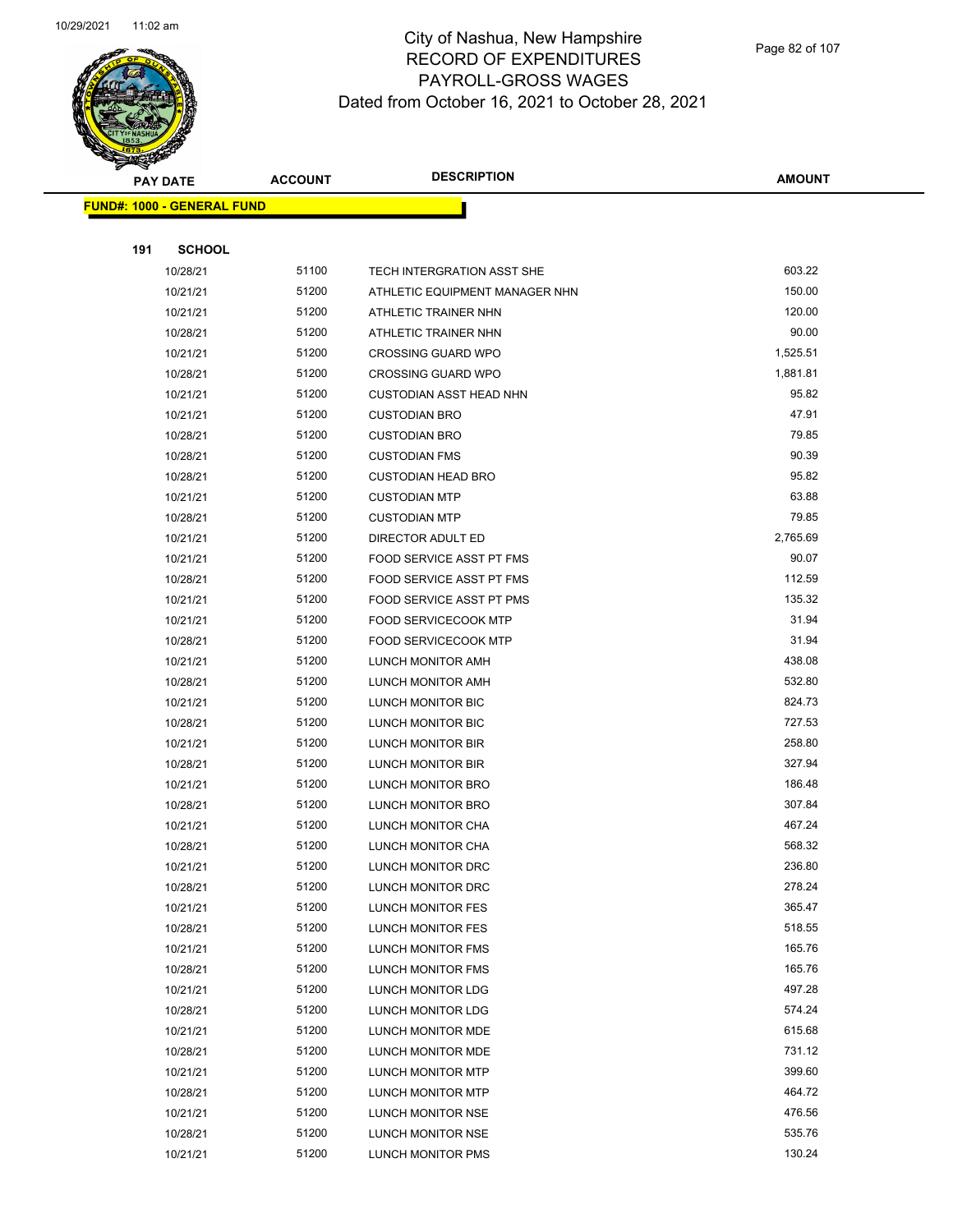# City of Nashua, New Hampshire
## RECORD OF EXPENDITURES
## PAYROLL-GROSS WAGES
### Dated from October 16, 2021 to October 28, 2021

| PAY DATE | ACCOUNT | DESCRIPTION | AMOUNT |
|---|---|---|---|
| **FUND#: 1000 - GENERAL FUND** | | | |
| **191 SCHOOL** | | | |
| 10/28/21 | 51100 | TECH INTERGRATION ASST SHE | 603.22 |
| 10/21/21 | 51200 | ATHLETIC EQUIPMENT MANAGER NHN | 150.00 |
| 10/21/21 | 51200 | ATHLETIC TRAINER NHN | 120.00 |
| 10/28/21 | 51200 | ATHLETIC TRAINER NHN | 90.00 |
| 10/21/21 | 51200 | CROSSING GUARD WPO | 1,525.51 |
| 10/28/21 | 51200 | CROSSING GUARD WPO | 1,881.81 |
| 10/21/21 | 51200 | CUSTODIAN ASST HEAD NHN | 95.82 |
| 10/21/21 | 51200 | CUSTODIAN BRO | 47.91 |
| 10/28/21 | 51200 | CUSTODIAN BRO | 79.85 |
| 10/28/21 | 51200 | CUSTODIAN FMS | 90.39 |
| 10/28/21 | 51200 | CUSTODIAN HEAD BRO | 95.82 |
| 10/21/21 | 51200 | CUSTODIAN MTP | 63.88 |
| 10/28/21 | 51200 | CUSTODIAN MTP | 79.85 |
| 10/21/21 | 51200 | DIRECTOR ADULT ED | 2,765.69 |
| 10/21/21 | 51200 | FOOD SERVICE ASST PT FMS | 90.07 |
| 10/28/21 | 51200 | FOOD SERVICE ASST PT FMS | 112.59 |
| 10/21/21 | 51200 | FOOD SERVICE ASST PT PMS | 135.32 |
| 10/21/21 | 51200 | FOOD SERVICECOOK MTP | 31.94 |
| 10/28/21 | 51200 | FOOD SERVICECOOK MTP | 31.94 |
| 10/21/21 | 51200 | LUNCH MONITOR AMH | 438.08 |
| 10/28/21 | 51200 | LUNCH MONITOR AMH | 532.80 |
| 10/21/21 | 51200 | LUNCH MONITOR BIC | 824.73 |
| 10/28/21 | 51200 | LUNCH MONITOR BIC | 727.53 |
| 10/21/21 | 51200 | LUNCH MONITOR BIR | 258.80 |
| 10/28/21 | 51200 | LUNCH MONITOR BIR | 327.94 |
| 10/21/21 | 51200 | LUNCH MONITOR BRO | 186.48 |
| 10/28/21 | 51200 | LUNCH MONITOR BRO | 307.84 |
| 10/21/21 | 51200 | LUNCH MONITOR CHA | 467.24 |
| 10/28/21 | 51200 | LUNCH MONITOR CHA | 568.32 |
| 10/21/21 | 51200 | LUNCH MONITOR DRC | 236.80 |
| 10/28/21 | 51200 | LUNCH MONITOR DRC | 278.24 |
| 10/21/21 | 51200 | LUNCH MONITOR FES | 365.47 |
| 10/28/21 | 51200 | LUNCH MONITOR FES | 518.55 |
| 10/21/21 | 51200 | LUNCH MONITOR FMS | 165.76 |
| 10/28/21 | 51200 | LUNCH MONITOR FMS | 165.76 |
| 10/21/21 | 51200 | LUNCH MONITOR LDG | 497.28 |
| 10/28/21 | 51200 | LUNCH MONITOR LDG | 574.24 |
| 10/21/21 | 51200 | LUNCH MONITOR MDE | 615.68 |
| 10/28/21 | 51200 | LUNCH MONITOR MDE | 731.12 |
| 10/21/21 | 51200 | LUNCH MONITOR MTP | 399.60 |
| 10/28/21 | 51200 | LUNCH MONITOR MTP | 464.72 |
| 10/21/21 | 51200 | LUNCH MONITOR NSE | 476.56 |
| 10/28/21 | 51200 | LUNCH MONITOR NSE | 535.76 |
| 10/21/21 | 51200 | LUNCH MONITOR PMS | 130.24 |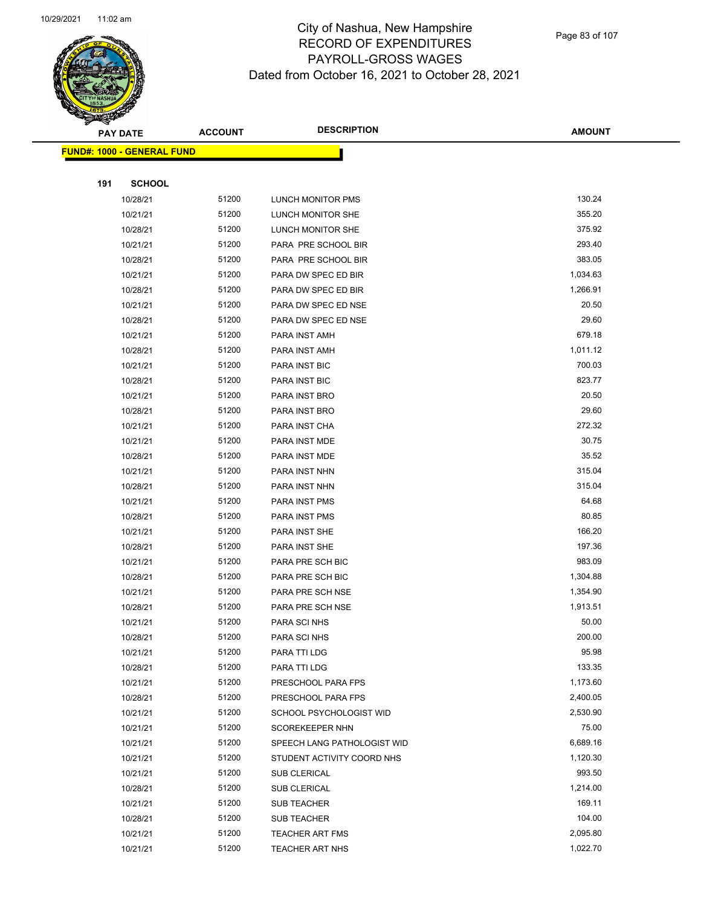# City of Nashua, New Hampshire
## RECORD OF EXPENDITURES
## PAYROLL-GROSS WAGES
## Dated from October 16, 2021 to October 28, 2021

| PAY DATE | ACCOUNT | DESCRIPTION | AMOUNT |
|---|---|---|---|

**FUND#: 1000 - GENERAL FUND**

**191 SCHOOL**

| PAY DATE | ACCOUNT | DESCRIPTION | AMOUNT |
|---|---|---|---|
| 10/28/21 | 51200 | LUNCH MONITOR PMS | 130.24 |
| 10/21/21 | 51200 | LUNCH MONITOR SHE | 355.20 |
| 10/28/21 | 51200 | LUNCH MONITOR SHE | 375.92 |
| 10/21/21 | 51200 | PARA PRE SCHOOL BIR | 293.40 |
| 10/28/21 | 51200 | PARA PRE SCHOOL BIR | 383.05 |
| 10/21/21 | 51200 | PARA DW SPEC ED BIR | 1,034.63 |
| 10/28/21 | 51200 | PARA DW SPEC ED BIR | 1,266.91 |
| 10/21/21 | 51200 | PARA DW SPEC ED NSE | 20.50 |
| 10/28/21 | 51200 | PARA DW SPEC ED NSE | 29.60 |
| 10/21/21 | 51200 | PARA INST AMH | 679.18 |
| 10/28/21 | 51200 | PARA INST AMH | 1,011.12 |
| 10/21/21 | 51200 | PARA INST BIC | 700.03 |
| 10/28/21 | 51200 | PARA INST BIC | 823.77 |
| 10/21/21 | 51200 | PARA INST BRO | 20.50 |
| 10/28/21 | 51200 | PARA INST BRO | 29.60 |
| 10/21/21 | 51200 | PARA INST CHA | 272.32 |
| 10/21/21 | 51200 | PARA INST MDE | 30.75 |
| 10/28/21 | 51200 | PARA INST MDE | 35.52 |
| 10/21/21 | 51200 | PARA INST NHN | 315.04 |
| 10/28/21 | 51200 | PARA INST NHN | 315.04 |
| 10/21/21 | 51200 | PARA INST PMS | 64.68 |
| 10/28/21 | 51200 | PARA INST PMS | 80.85 |
| 10/21/21 | 51200 | PARA INST SHE | 166.20 |
| 10/28/21 | 51200 | PARA INST SHE | 197.36 |
| 10/21/21 | 51200 | PARA PRE SCH BIC | 983.09 |
| 10/28/21 | 51200 | PARA PRE SCH BIC | 1,304.88 |
| 10/21/21 | 51200 | PARA PRE SCH NSE | 1,354.90 |
| 10/28/21 | 51200 | PARA PRE SCH NSE | 1,913.51 |
| 10/21/21 | 51200 | PARA SCI NHS | 50.00 |
| 10/28/21 | 51200 | PARA SCI NHS | 200.00 |
| 10/21/21 | 51200 | PARA TTI LDG | 95.98 |
| 10/28/21 | 51200 | PARA TTI LDG | 133.35 |
| 10/21/21 | 51200 | PRESCHOOL PARA FPS | 1,173.60 |
| 10/28/21 | 51200 | PRESCHOOL PARA FPS | 2,400.05 |
| 10/21/21 | 51200 | SCHOOL PSYCHOLOGIST WID | 2,530.90 |
| 10/21/21 | 51200 | SCOREKEEPER NHN | 75.00 |
| 10/21/21 | 51200 | SPEECH LANG PATHOLOGIST WID | 6,689.16 |
| 10/21/21 | 51200 | STUDENT ACTIVITY COORD NHS | 1,120.30 |
| 10/21/21 | 51200 | SUB CLERICAL | 993.50 |
| 10/28/21 | 51200 | SUB CLERICAL | 1,214.00 |
| 10/21/21 | 51200 | SUB TEACHER | 169.11 |
| 10/28/21 | 51200 | SUB TEACHER | 104.00 |
| 10/21/21 | 51200 | TEACHER ART FMS | 2,095.80 |
| 10/21/21 | 51200 | TEACHER ART NHS | 1,022.70 |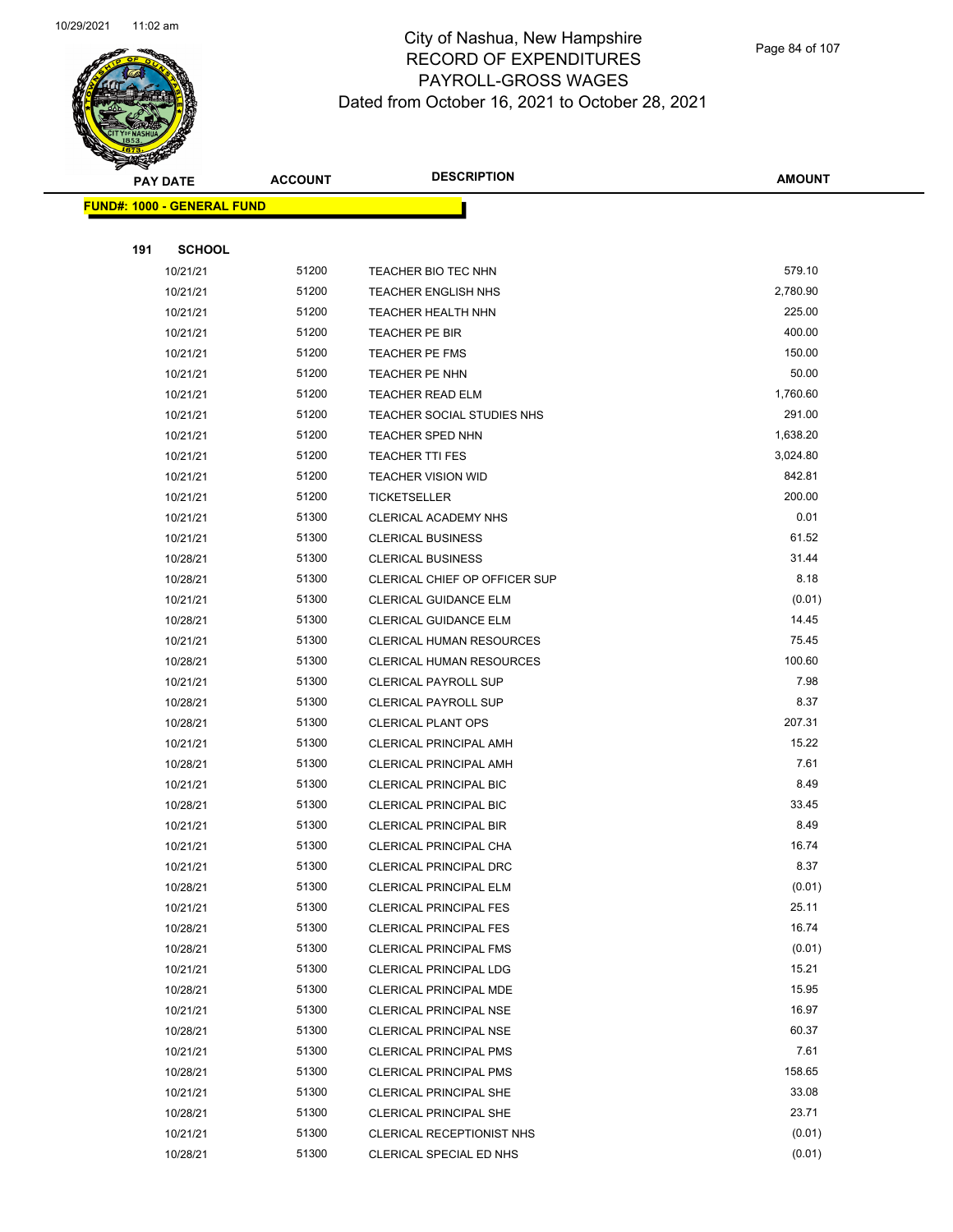# City of Nashua, New Hampshire
# RECORD OF EXPENDITURES
# PAYROLL-GROSS WAGES
# Dated from October 16, 2021 to October 28, 2021

| PAY DATE | ACCOUNT | DESCRIPTION | AMOUNT |
|---|---|---|---|
| **FUND#: 1000 - GENERAL FUND** | | | |
| **191 SCHOOL** | | | |
| 10/21/21 | 51200 | TEACHER BIO TEC NHN | 579.10 |
| 10/21/21 | 51200 | TEACHER ENGLISH NHS | 2,780.90 |
| 10/21/21 | 51200 | TEACHER HEALTH NHN | 225.00 |
| 10/21/21 | 51200 | TEACHER PE BIR | 400.00 |
| 10/21/21 | 51200 | TEACHER PE FMS | 150.00 |
| 10/21/21 | 51200 | TEACHER PE NHN | 50.00 |
| 10/21/21 | 51200 | TEACHER READ ELM | 1,760.60 |
| 10/21/21 | 51200 | TEACHER SOCIAL STUDIES NHS | 291.00 |
| 10/21/21 | 51200 | TEACHER SPED NHN | 1,638.20 |
| 10/21/21 | 51200 | TEACHER TTI FES | 3,024.80 |
| 10/21/21 | 51200 | TEACHER VISION WID | 842.81 |
| 10/21/21 | 51200 | TICKETSELLER | 200.00 |
| 10/21/21 | 51300 | CLERICAL ACADEMY NHS | 0.01 |
| 10/21/21 | 51300 | CLERICAL BUSINESS | 61.52 |
| 10/28/21 | 51300 | CLERICAL BUSINESS | 31.44 |
| 10/28/21 | 51300 | CLERICAL CHIEF OP OFFICER SUP | 8.18 |
| 10/21/21 | 51300 | CLERICAL GUIDANCE ELM | (0.01) |
| 10/28/21 | 51300 | CLERICAL GUIDANCE ELM | 14.45 |
| 10/21/21 | 51300 | CLERICAL HUMAN RESOURCES | 75.45 |
| 10/28/21 | 51300 | CLERICAL HUMAN RESOURCES | 100.60 |
| 10/21/21 | 51300 | CLERICAL PAYROLL SUP | 7.98 |
| 10/28/21 | 51300 | CLERICAL PAYROLL SUP | 8.37 |
| 10/28/21 | 51300 | CLERICAL PLANT OPS | 207.31 |
| 10/21/21 | 51300 | CLERICAL PRINCIPAL AMH | 15.22 |
| 10/28/21 | 51300 | CLERICAL PRINCIPAL AMH | 7.61 |
| 10/21/21 | 51300 | CLERICAL PRINCIPAL BIC | 8.49 |
| 10/28/21 | 51300 | CLERICAL PRINCIPAL BIC | 33.45 |
| 10/21/21 | 51300 | CLERICAL PRINCIPAL BIR | 8.49 |
| 10/21/21 | 51300 | CLERICAL PRINCIPAL CHA | 16.74 |
| 10/21/21 | 51300 | CLERICAL PRINCIPAL DRC | 8.37 |
| 10/28/21 | 51300 | CLERICAL PRINCIPAL ELM | (0.01) |
| 10/21/21 | 51300 | CLERICAL PRINCIPAL FES | 25.11 |
| 10/28/21 | 51300 | CLERICAL PRINCIPAL FES | 16.74 |
| 10/28/21 | 51300 | CLERICAL PRINCIPAL FMS | (0.01) |
| 10/21/21 | 51300 | CLERICAL PRINCIPAL LDG | 15.21 |
| 10/28/21 | 51300 | CLERICAL PRINCIPAL MDE | 15.95 |
| 10/21/21 | 51300 | CLERICAL PRINCIPAL NSE | 16.97 |
| 10/28/21 | 51300 | CLERICAL PRINCIPAL NSE | 60.37 |
| 10/21/21 | 51300 | CLERICAL PRINCIPAL PMS | 7.61 |
| 10/28/21 | 51300 | CLERICAL PRINCIPAL PMS | 158.65 |
| 10/21/21 | 51300 | CLERICAL PRINCIPAL SHE | 33.08 |
| 10/28/21 | 51300 | CLERICAL PRINCIPAL SHE | 23.71 |
| 10/21/21 | 51300 | CLERICAL RECEPTIONIST NHS | (0.01) |
| 10/28/21 | 51300 | CLERICAL SPECIAL ED NHS | (0.01) |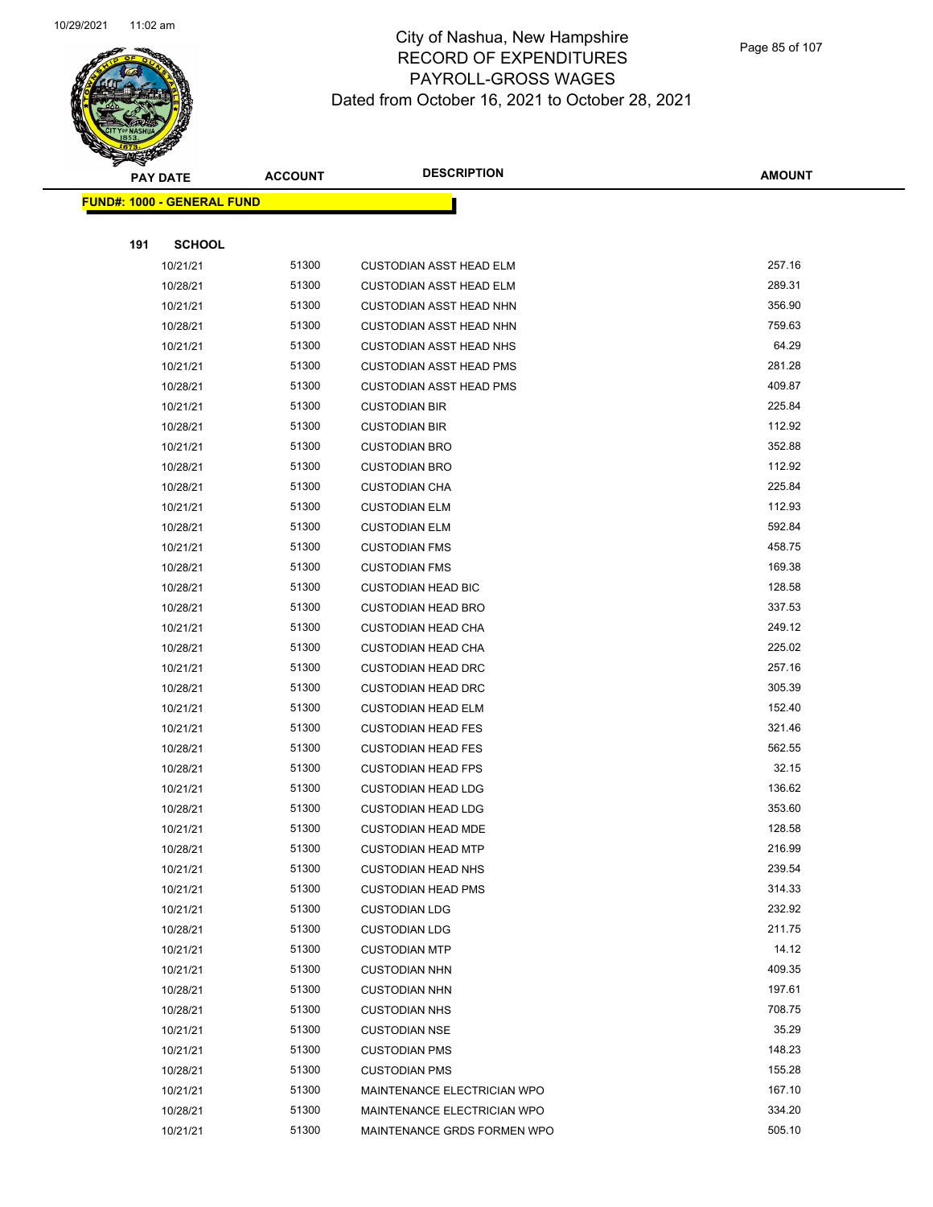# City of Nashua, New Hampshire
## RECORD OF EXPENDITURES
## PAYROLL-GROSS WAGES
## Dated from October 16, 2021 to October 28, 2021

| PAY DATE | ACCOUNT | DESCRIPTION | AMOUNT |
|---|---|---|---|
| **FUND#: 1000 - GENERAL FUND** | | | |
| **191 SCHOOL** | | | |
| 10/21/21 | 51300 | CUSTODIAN ASST HEAD ELM | 257.16 |
| 10/28/21 | 51300 | CUSTODIAN ASST HEAD ELM | 289.31 |
| 10/21/21 | 51300 | CUSTODIAN ASST HEAD NHN | 356.90 |
| 10/28/21 | 51300 | CUSTODIAN ASST HEAD NHN | 759.63 |
| 10/21/21 | 51300 | CUSTODIAN ASST HEAD NHS | 64.29 |
| 10/21/21 | 51300 | CUSTODIAN ASST HEAD PMS | 281.28 |
| 10/28/21 | 51300 | CUSTODIAN ASST HEAD PMS | 409.87 |
| 10/21/21 | 51300 | CUSTODIAN BIR | 225.84 |
| 10/28/21 | 51300 | CUSTODIAN BIR | 112.92 |
| 10/21/21 | 51300 | CUSTODIAN BRO | 352.88 |
| 10/28/21 | 51300 | CUSTODIAN BRO | 112.92 |
| 10/28/21 | 51300 | CUSTODIAN CHA | 225.84 |
| 10/21/21 | 51300 | CUSTODIAN ELM | 112.93 |
| 10/28/21 | 51300 | CUSTODIAN ELM | 592.84 |
| 10/21/21 | 51300 | CUSTODIAN FMS | 458.75 |
| 10/28/21 | 51300 | CUSTODIAN FMS | 169.38 |
| 10/28/21 | 51300 | CUSTODIAN HEAD BIC | 128.58 |
| 10/28/21 | 51300 | CUSTODIAN HEAD BRO | 337.53 |
| 10/21/21 | 51300 | CUSTODIAN HEAD CHA | 249.12 |
| 10/28/21 | 51300 | CUSTODIAN HEAD CHA | 225.02 |
| 10/21/21 | 51300 | CUSTODIAN HEAD DRC | 257.16 |
| 10/28/21 | 51300 | CUSTODIAN HEAD DRC | 305.39 |
| 10/21/21 | 51300 | CUSTODIAN HEAD ELM | 152.40 |
| 10/21/21 | 51300 | CUSTODIAN HEAD FES | 321.46 |
| 10/28/21 | 51300 | CUSTODIAN HEAD FES | 562.55 |
| 10/28/21 | 51300 | CUSTODIAN HEAD FPS | 32.15 |
| 10/21/21 | 51300 | CUSTODIAN HEAD LDG | 136.62 |
| 10/28/21 | 51300 | CUSTODIAN HEAD LDG | 353.60 |
| 10/21/21 | 51300 | CUSTODIAN HEAD MDE | 128.58 |
| 10/28/21 | 51300 | CUSTODIAN HEAD MTP | 216.99 |
| 10/21/21 | 51300 | CUSTODIAN HEAD NHS | 239.54 |
| 10/21/21 | 51300 | CUSTODIAN HEAD PMS | 314.33 |
| 10/21/21 | 51300 | CUSTODIAN LDG | 232.92 |
| 10/28/21 | 51300 | CUSTODIAN LDG | 211.75 |
| 10/21/21 | 51300 | CUSTODIAN MTP | 14.12 |
| 10/21/21 | 51300 | CUSTODIAN NHN | 409.35 |
| 10/28/21 | 51300 | CUSTODIAN NHN | 197.61 |
| 10/28/21 | 51300 | CUSTODIAN NHS | 708.75 |
| 10/21/21 | 51300 | CUSTODIAN NSE | 35.29 |
| 10/21/21 | 51300 | CUSTODIAN PMS | 148.23 |
| 10/28/21 | 51300 | CUSTODIAN PMS | 155.28 |
| 10/21/21 | 51300 | MAINTENANCE ELECTRICIAN WPO | 167.10 |
| 10/28/21 | 51300 | MAINTENANCE ELECTRICIAN WPO | 334.20 |
| 10/21/21 | 51300 | MAINTENANCE GRDS FORMEN WPO | 505.10 |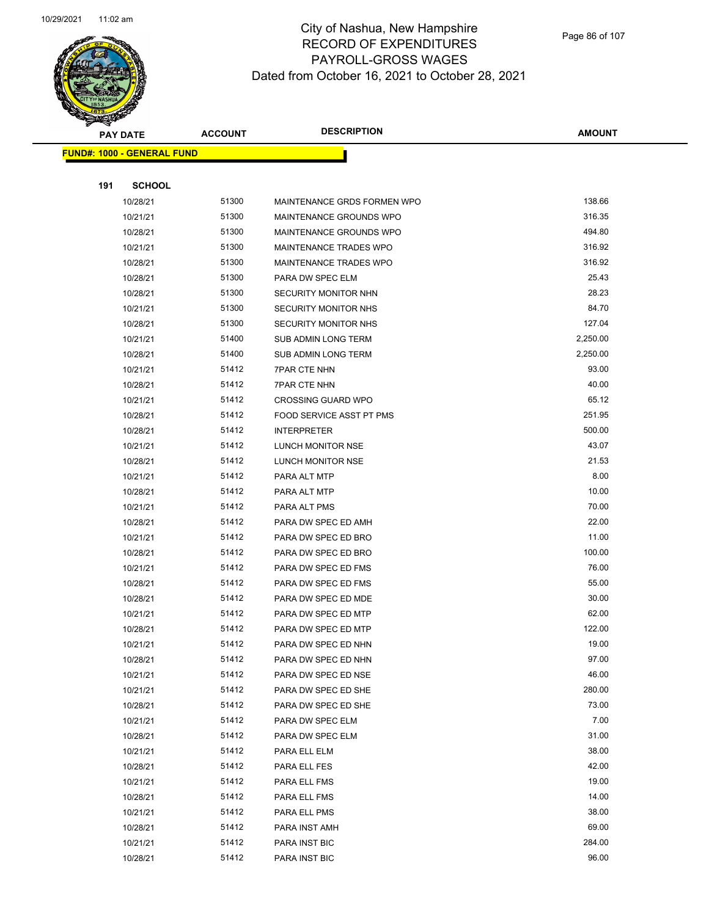# City of Nashua, New Hampshire
## RECORD OF EXPENDITURES
## PAYROLL-GROSS WAGES
## Dated from October 16, 2021 to October 28, 2021

| PAY DATE | ACCOUNT | DESCRIPTION | AMOUNT |
|---|---|---|---|
| **FUND#: 1000 - GENERAL FUND** | | | |
| **191 SCHOOL** | | | |
| 10/28/21 | 51300 | MAINTENANCE GRDS FORMEN WPO | 138.66 |
| 10/21/21 | 51300 | MAINTENANCE GROUNDS WPO | 316.35 |
| 10/28/21 | 51300 | MAINTENANCE GROUNDS WPO | 494.80 |
| 10/21/21 | 51300 | MAINTENANCE TRADES WPO | 316.92 |
| 10/28/21 | 51300 | MAINTENANCE TRADES WPO | 316.92 |
| 10/28/21 | 51300 | PARA DW SPEC ELM | 25.43 |
| 10/28/21 | 51300 | SECURITY MONITOR NHN | 28.23 |
| 10/21/21 | 51300 | SECURITY MONITOR NHS | 84.70 |
| 10/28/21 | 51300 | SECURITY MONITOR NHS | 127.04 |
| 10/21/21 | 51400 | SUB ADMIN LONG TERM | 2,250.00 |
| 10/28/21 | 51400 | SUB ADMIN LONG TERM | 2,250.00 |
| 10/21/21 | 51412 | 7PAR CTE NHN | 93.00 |
| 10/28/21 | 51412 | 7PAR CTE NHN | 40.00 |
| 10/21/21 | 51412 | CROSSING GUARD WPO | 65.12 |
| 10/28/21 | 51412 | FOOD SERVICE ASST PT PMS | 251.95 |
| 10/28/21 | 51412 | INTERPRETER | 500.00 |
| 10/21/21 | 51412 | LUNCH MONITOR NSE | 43.07 |
| 10/28/21 | 51412 | LUNCH MONITOR NSE | 21.53 |
| 10/21/21 | 51412 | PARA ALT MTP | 8.00 |
| 10/28/21 | 51412 | PARA ALT MTP | 10.00 |
| 10/21/21 | 51412 | PARA ALT PMS | 70.00 |
| 10/28/21 | 51412 | PARA DW SPEC ED AMH | 22.00 |
| 10/21/21 | 51412 | PARA DW SPEC ED BRO | 11.00 |
| 10/28/21 | 51412 | PARA DW SPEC ED BRO | 100.00 |
| 10/21/21 | 51412 | PARA DW SPEC ED FMS | 76.00 |
| 10/28/21 | 51412 | PARA DW SPEC ED FMS | 55.00 |
| 10/28/21 | 51412 | PARA DW SPEC ED MDE | 30.00 |
| 10/21/21 | 51412 | PARA DW SPEC ED MTP | 62.00 |
| 10/28/21 | 51412 | PARA DW SPEC ED MTP | 122.00 |
| 10/21/21 | 51412 | PARA DW SPEC ED NHN | 19.00 |
| 10/28/21 | 51412 | PARA DW SPEC ED NHN | 97.00 |
| 10/21/21 | 51412 | PARA DW SPEC ED NSE | 46.00 |
| 10/21/21 | 51412 | PARA DW SPEC ED SHE | 280.00 |
| 10/28/21 | 51412 | PARA DW SPEC ED SHE | 73.00 |
| 10/21/21 | 51412 | PARA DW SPEC ELM | 7.00 |
| 10/28/21 | 51412 | PARA DW SPEC ELM | 31.00 |
| 10/21/21 | 51412 | PARA ELL ELM | 38.00 |
| 10/28/21 | 51412 | PARA ELL FES | 42.00 |
| 10/21/21 | 51412 | PARA ELL FMS | 19.00 |
| 10/28/21 | 51412 | PARA ELL FMS | 14.00 |
| 10/21/21 | 51412 | PARA ELL PMS | 38.00 |
| 10/28/21 | 51412 | PARA INST AMH | 69.00 |
| 10/21/21 | 51412 | PARA INST BIC | 284.00 |
| 10/28/21 | 51412 | PARA INST BIC | 96.00 |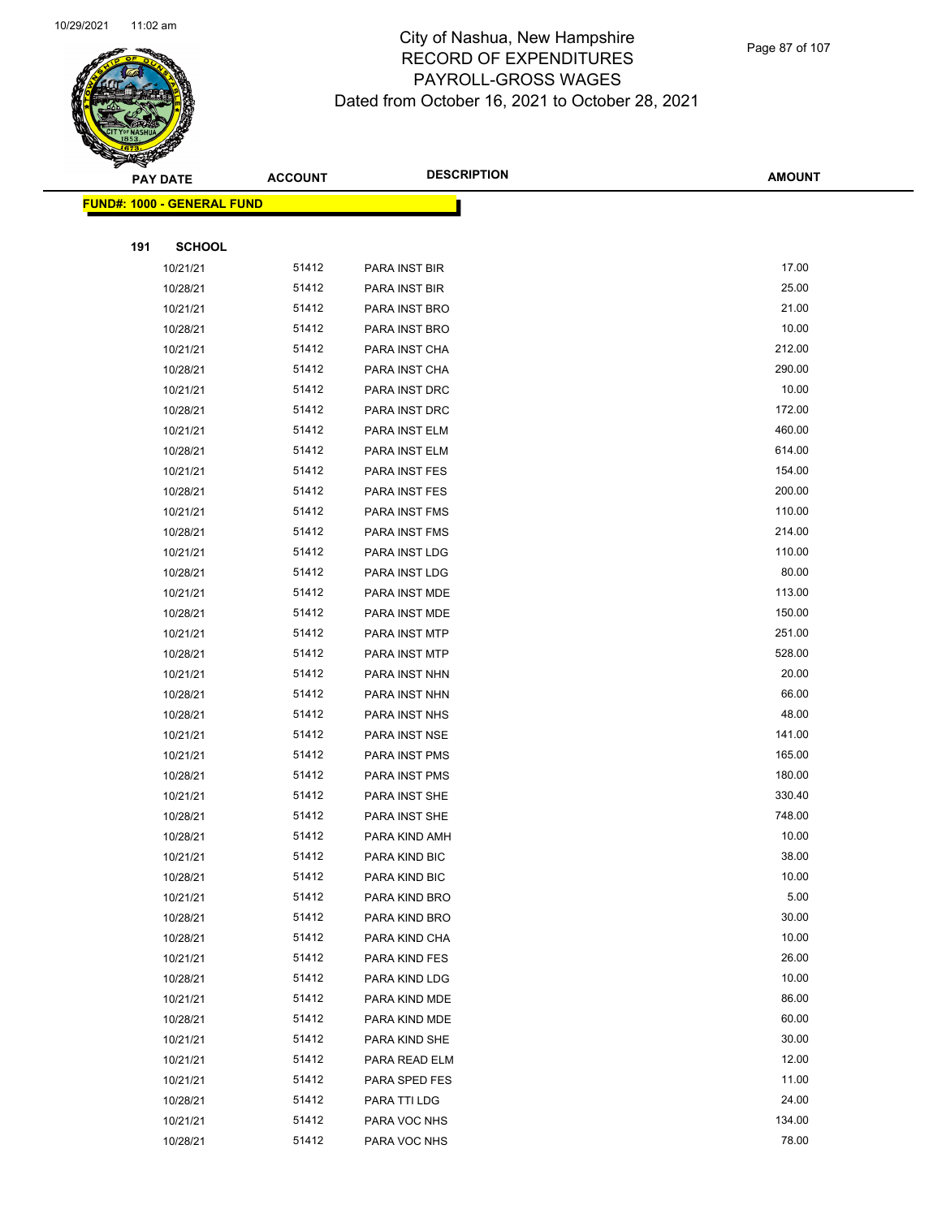City of Nashua, New Hampshire
RECORD OF EXPENDITURES
PAYROLL-GROSS WAGES
Dated from October 16, 2021 to October 28, 2021

| PAY DATE | ACCOUNT | DESCRIPTION | AMOUNT |
|---|---|---|---|
| **FUND#: 1000 - GENERAL FUND** | | | |
| **191 SCHOOL** | | | |
| 10/21/21 | 51412 | PARA INST BIR | 17.00 |
| 10/28/21 | 51412 | PARA INST BIR | 25.00 |
| 10/21/21 | 51412 | PARA INST BRO | 21.00 |
| 10/28/21 | 51412 | PARA INST BRO | 10.00 |
| 10/21/21 | 51412 | PARA INST CHA | 212.00 |
| 10/28/21 | 51412 | PARA INST CHA | 290.00 |
| 10/21/21 | 51412 | PARA INST DRC | 10.00 |
| 10/28/21 | 51412 | PARA INST DRC | 172.00 |
| 10/21/21 | 51412 | PARA INST ELM | 460.00 |
| 10/28/21 | 51412 | PARA INST ELM | 614.00 |
| 10/21/21 | 51412 | PARA INST FES | 154.00 |
| 10/28/21 | 51412 | PARA INST FES | 200.00 |
| 10/21/21 | 51412 | PARA INST FMS | 110.00 |
| 10/28/21 | 51412 | PARA INST FMS | 214.00 |
| 10/21/21 | 51412 | PARA INST LDG | 110.00 |
| 10/28/21 | 51412 | PARA INST LDG | 80.00 |
| 10/21/21 | 51412 | PARA INST MDE | 113.00 |
| 10/28/21 | 51412 | PARA INST MDE | 150.00 |
| 10/21/21 | 51412 | PARA INST MTP | 251.00 |
| 10/28/21 | 51412 | PARA INST MTP | 528.00 |
| 10/21/21 | 51412 | PARA INST NHN | 20.00 |
| 10/28/21 | 51412 | PARA INST NHN | 66.00 |
| 10/28/21 | 51412 | PARA INST NHS | 48.00 |
| 10/21/21 | 51412 | PARA INST NSE | 141.00 |
| 10/21/21 | 51412 | PARA INST PMS | 165.00 |
| 10/28/21 | 51412 | PARA INST PMS | 180.00 |
| 10/21/21 | 51412 | PARA INST SHE | 330.40 |
| 10/28/21 | 51412 | PARA INST SHE | 748.00 |
| 10/28/21 | 51412 | PARA KIND AMH | 10.00 |
| 10/21/21 | 51412 | PARA KIND BIC | 38.00 |
| 10/28/21 | 51412 | PARA KIND BIC | 10.00 |
| 10/21/21 | 51412 | PARA KIND BRO | 5.00 |
| 10/28/21 | 51412 | PARA KIND BRO | 30.00 |
| 10/28/21 | 51412 | PARA KIND CHA | 10.00 |
| 10/21/21 | 51412 | PARA KIND FES | 26.00 |
| 10/28/21 | 51412 | PARA KIND LDG | 10.00 |
| 10/21/21 | 51412 | PARA KIND MDE | 86.00 |
| 10/28/21 | 51412 | PARA KIND MDE | 60.00 |
| 10/21/21 | 51412 | PARA KIND SHE | 30.00 |
| 10/21/21 | 51412 | PARA READ ELM | 12.00 |
| 10/21/21 | 51412 | PARA SPED FES | 11.00 |
| 10/28/21 | 51412 | PARA TTI LDG | 24.00 |
| 10/21/21 | 51412 | PARA VOC NHS | 134.00 |
| 10/28/21 | 51412 | PARA VOC NHS | 78.00 |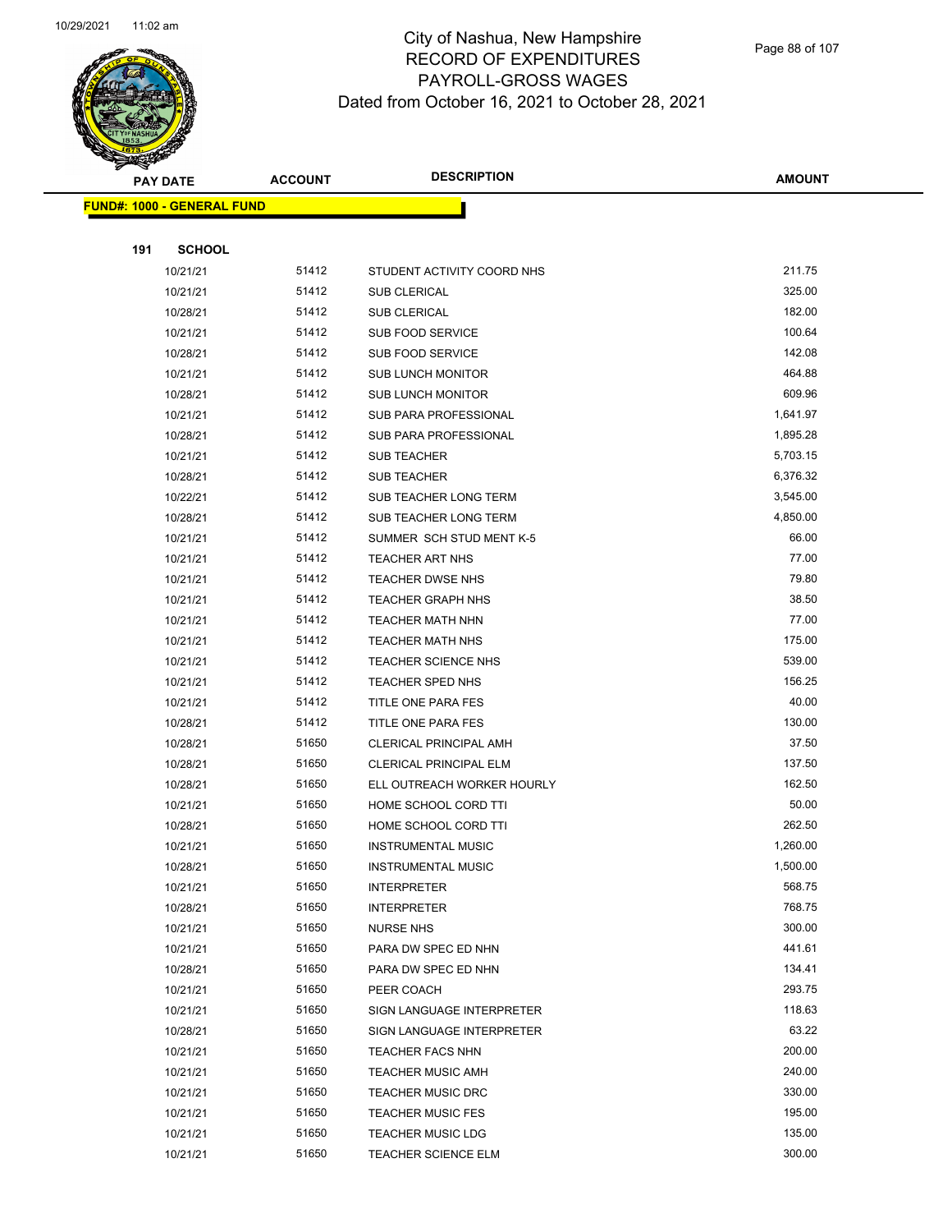City of Nashua, New Hampshire
RECORD OF EXPENDITURES
PAYROLL-GROSS WAGES
Dated from October 16, 2021 to October 28, 2021

| PAY DATE | ACCOUNT | DESCRIPTION | AMOUNT |
|---|---|---|---|
| **FUND#: 1000 - GENERAL FUND** | | | |
| **191 SCHOOL** | | | |
| 10/21/21 | 51412 | STUDENT ACTIVITY COORD NHS | 211.75 |
| 10/21/21 | 51412 | SUB CLERICAL | 325.00 |
| 10/28/21 | 51412 | SUB CLERICAL | 182.00 |
| 10/21/21 | 51412 | SUB FOOD SERVICE | 100.64 |
| 10/28/21 | 51412 | SUB FOOD SERVICE | 142.08 |
| 10/21/21 | 51412 | SUB LUNCH MONITOR | 464.88 |
| 10/28/21 | 51412 | SUB LUNCH MONITOR | 609.96 |
| 10/21/21 | 51412 | SUB PARA PROFESSIONAL | 1,641.97 |
| 10/28/21 | 51412 | SUB PARA PROFESSIONAL | 1,895.28 |
| 10/21/21 | 51412 | SUB TEACHER | 5,703.15 |
| 10/28/21 | 51412 | SUB TEACHER | 6,376.32 |
| 10/22/21 | 51412 | SUB TEACHER LONG TERM | 3,545.00 |
| 10/28/21 | 51412 | SUB TEACHER LONG TERM | 4,850.00 |
| 10/21/21 | 51412 | SUMMER SCH STUD MENT K-5 | 66.00 |
| 10/21/21 | 51412 | TEACHER ART NHS | 77.00 |
| 10/21/21 | 51412 | TEACHER DWSE NHS | 79.80 |
| 10/21/21 | 51412 | TEACHER GRAPH NHS | 38.50 |
| 10/21/21 | 51412 | TEACHER MATH NHN | 77.00 |
| 10/21/21 | 51412 | TEACHER MATH NHS | 175.00 |
| 10/21/21 | 51412 | TEACHER SCIENCE NHS | 539.00 |
| 10/21/21 | 51412 | TEACHER SPED NHS | 156.25 |
| 10/21/21 | 51412 | TITLE ONE PARA FES | 40.00 |
| 10/28/21 | 51412 | TITLE ONE PARA FES | 130.00 |
| 10/28/21 | 51650 | CLERICAL PRINCIPAL AMH | 37.50 |
| 10/28/21 | 51650 | CLERICAL PRINCIPAL ELM | 137.50 |
| 10/28/21 | 51650 | ELL OUTREACH WORKER HOURLY | 162.50 |
| 10/21/21 | 51650 | HOME SCHOOL CORD TTI | 50.00 |
| 10/28/21 | 51650 | HOME SCHOOL CORD TTI | 262.50 |
| 10/21/21 | 51650 | INSTRUMENTAL MUSIC | 1,260.00 |
| 10/28/21 | 51650 | INSTRUMENTAL MUSIC | 1,500.00 |
| 10/21/21 | 51650 | INTERPRETER | 568.75 |
| 10/28/21 | 51650 | INTERPRETER | 768.75 |
| 10/21/21 | 51650 | NURSE NHS | 300.00 |
| 10/21/21 | 51650 | PARA DW SPEC ED NHN | 441.61 |
| 10/28/21 | 51650 | PARA DW SPEC ED NHN | 134.41 |
| 10/21/21 | 51650 | PEER COACH | 293.75 |
| 10/21/21 | 51650 | SIGN LANGUAGE INTERPRETER | 118.63 |
| 10/28/21 | 51650 | SIGN LANGUAGE INTERPRETER | 63.22 |
| 10/21/21 | 51650 | TEACHER FACS NHN | 200.00 |
| 10/21/21 | 51650 | TEACHER MUSIC AMH | 240.00 |
| 10/21/21 | 51650 | TEACHER MUSIC DRC | 330.00 |
| 10/21/21 | 51650 | TEACHER MUSIC FES | 195.00 |
| 10/21/21 | 51650 | TEACHER MUSIC LDG | 135.00 |
| 10/21/21 | 51650 | TEACHER SCIENCE ELM | 300.00 |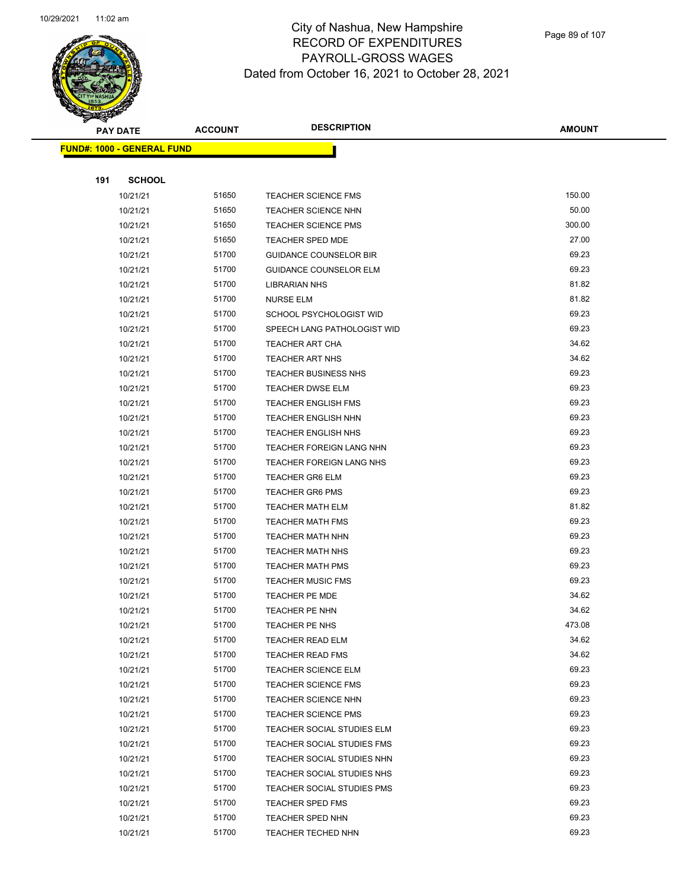# City of Nashua, New Hampshire
## RECORD OF EXPENDITURES
## PAYROLL-GROSS WAGES
## Dated from October 16, 2021 to October 28, 2021

| PAY DATE | ACCOUNT | DESCRIPTION | AMOUNT |
|---|---|---|---|

**FUND#: 1000 - GENERAL FUND**

**191 SCHOOL**

| PAY DATE | ACCOUNT | DESCRIPTION | AMOUNT |
|---|---|---|---|
| 10/21/21 | 51650 | TEACHER SCIENCE FMS | 150.00 |
| 10/21/21 | 51650 | TEACHER SCIENCE NHN | 50.00 |
| 10/21/21 | 51650 | TEACHER SCIENCE PMS | 300.00 |
| 10/21/21 | 51650 | TEACHER SPED MDE | 27.00 |
| 10/21/21 | 51700 | GUIDANCE COUNSELOR BIR | 69.23 |
| 10/21/21 | 51700 | GUIDANCE COUNSELOR ELM | 69.23 |
| 10/21/21 | 51700 | LIBRARIAN NHS | 81.82 |
| 10/21/21 | 51700 | NURSE ELM | 81.82 |
| 10/21/21 | 51700 | SCHOOL PSYCHOLOGIST WID | 69.23 |
| 10/21/21 | 51700 | SPEECH LANG PATHOLOGIST WID | 69.23 |
| 10/21/21 | 51700 | TEACHER ART CHA | 34.62 |
| 10/21/21 | 51700 | TEACHER ART NHS | 34.62 |
| 10/21/21 | 51700 | TEACHER BUSINESS NHS | 69.23 |
| 10/21/21 | 51700 | TEACHER DWSE ELM | 69.23 |
| 10/21/21 | 51700 | TEACHER ENGLISH FMS | 69.23 |
| 10/21/21 | 51700 | TEACHER ENGLISH NHN | 69.23 |
| 10/21/21 | 51700 | TEACHER ENGLISH NHS | 69.23 |
| 10/21/21 | 51700 | TEACHER FOREIGN LANG NHN | 69.23 |
| 10/21/21 | 51700 | TEACHER FOREIGN LANG NHS | 69.23 |
| 10/21/21 | 51700 | TEACHER GR6 ELM | 69.23 |
| 10/21/21 | 51700 | TEACHER GR6 PMS | 69.23 |
| 10/21/21 | 51700 | TEACHER MATH ELM | 81.82 |
| 10/21/21 | 51700 | TEACHER MATH FMS | 69.23 |
| 10/21/21 | 51700 | TEACHER MATH NHN | 69.23 |
| 10/21/21 | 51700 | TEACHER MATH NHS | 69.23 |
| 10/21/21 | 51700 | TEACHER MATH PMS | 69.23 |
| 10/21/21 | 51700 | TEACHER MUSIC FMS | 69.23 |
| 10/21/21 | 51700 | TEACHER PE MDE | 34.62 |
| 10/21/21 | 51700 | TEACHER PE NHN | 34.62 |
| 10/21/21 | 51700 | TEACHER PE NHS | 473.08 |
| 10/21/21 | 51700 | TEACHER READ ELM | 34.62 |
| 10/21/21 | 51700 | TEACHER READ FMS | 34.62 |
| 10/21/21 | 51700 | TEACHER SCIENCE ELM | 69.23 |
| 10/21/21 | 51700 | TEACHER SCIENCE FMS | 69.23 |
| 10/21/21 | 51700 | TEACHER SCIENCE NHN | 69.23 |
| 10/21/21 | 51700 | TEACHER SCIENCE PMS | 69.23 |
| 10/21/21 | 51700 | TEACHER SOCIAL STUDIES ELM | 69.23 |
| 10/21/21 | 51700 | TEACHER SOCIAL STUDIES FMS | 69.23 |
| 10/21/21 | 51700 | TEACHER SOCIAL STUDIES NHN | 69.23 |
| 10/21/21 | 51700 | TEACHER SOCIAL STUDIES NHS | 69.23 |
| 10/21/21 | 51700 | TEACHER SOCIAL STUDIES PMS | 69.23 |
| 10/21/21 | 51700 | TEACHER SPED FMS | 69.23 |
| 10/21/21 | 51700 | TEACHER SPED NHN | 69.23 |
| 10/21/21 | 51700 | TEACHER TECHED NHN | 69.23 |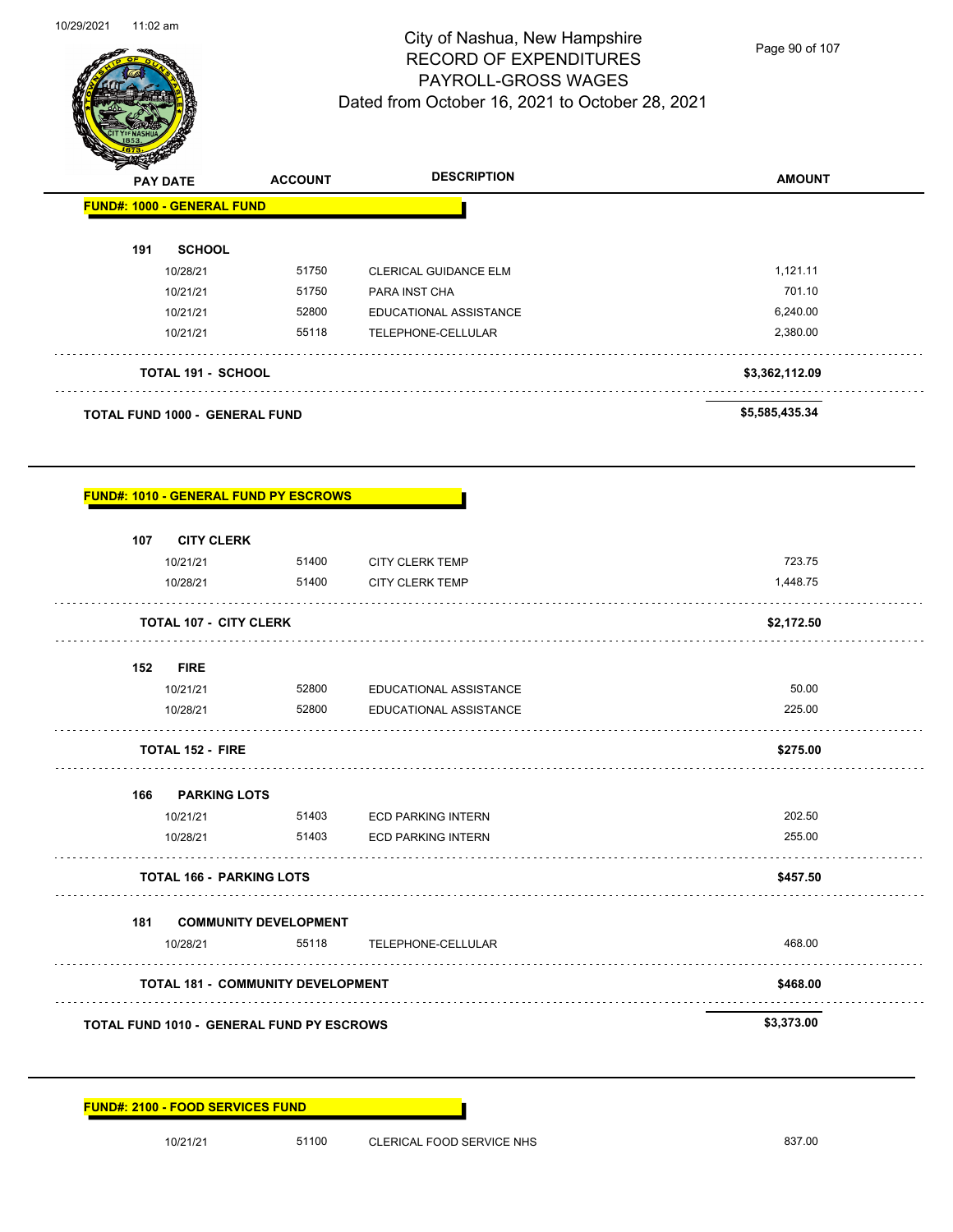# City of Nashua, New Hampshire
## RECORD OF EXPENDITURES
## PAYROLL-GROSS WAGES
### Dated from October 16, 2021 to October 28, 2021

| PAY DATE | ACCOUNT | DESCRIPTION | AMOUNT |
|---|---|---|---|
| **FUND#: 1000 - GENERAL FUND** | | | |
| **191 SCHOOL** | | | |
| 10/28/21 | 51750 | CLERICAL GUIDANCE ELM | 1,121.11 |
| 10/21/21 | 51750 | PARA INST CHA | 701.10 |
| 10/21/21 | 52800 | EDUCATIONAL ASSISTANCE | 6,240.00 |
| 10/21/21 | 55118 | TELEPHONE-CELLULAR | 2,380.00 |
| **TOTAL 191 - SCHOOL** | | | **$3,362,112.09** |
| **TOTAL FUND 1000 - GENERAL FUND** | | | **$5,585,435.34** |

| PAY DATE | ACCOUNT | DESCRIPTION | AMOUNT |
|---|---|---|---|
| **FUND#: 1010 - GENERAL FUND PY ESCROWS** | | | |
| **107 CITY CLERK** | | | |
| 10/21/21 | 51400 | CITY CLERK TEMP | 723.75 |
| 10/28/21 | 51400 | CITY CLERK TEMP | 1,448.75 |
| **TOTAL 107 - CITY CLERK** | | | **$2,172.50** |
| **152 FIRE** | | | |
| 10/21/21 | 52800 | EDUCATIONAL ASSISTANCE | 50.00 |
| 10/28/21 | 52800 | EDUCATIONAL ASSISTANCE | 225.00 |
| **TOTAL 152 - FIRE** | | | **$275.00** |
| **166 PARKING LOTS** | | | |
| 10/21/21 | 51403 | ECD PARKING INTERN | 202.50 |
| 10/28/21 | 51403 | ECD PARKING INTERN | 255.00 |
| **TOTAL 166 - PARKING LOTS** | | | **$457.50** |
| **181 COMMUNITY DEVELOPMENT** | | | |
| 10/28/21 | 55118 | TELEPHONE-CELLULAR | 468.00 |
| **TOTAL 181 - COMMUNITY DEVELOPMENT** | | | **$468.00** |
| **TOTAL FUND 1010 - GENERAL FUND PY ESCROWS** | | | **$3,373.00** |

| PAY DATE | ACCOUNT | DESCRIPTION | AMOUNT |
|---|---|---|---|
| **FUND#: 2100 - FOOD SERVICES FUND** | | | |
| 10/21/21 | 51100 | CLERICAL FOOD SERVICE NHS | 837.00 |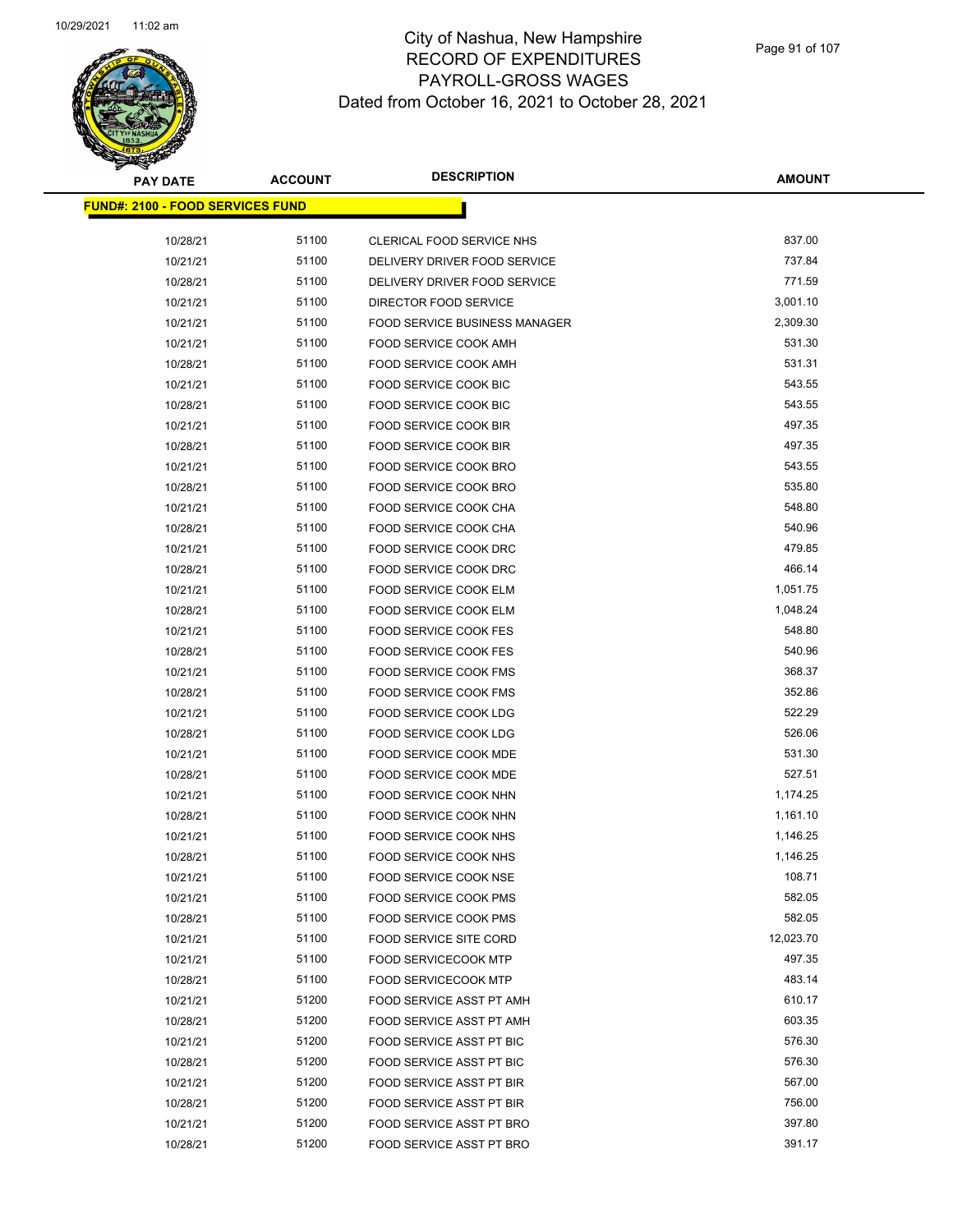# City of Nashua, New Hampshire
## RECORD OF EXPENDITURES
## PAYROLL-GROSS WAGES
### Dated from October 16, 2021 to October 28, 2021

| PAY DATE | ACCOUNT | DESCRIPTION | AMOUNT |
|---|---|---|---|
| **FUND#: 2100 - FOOD SERVICES FUND** | | | |
| 10/28/21 | 51100 | CLERICAL FOOD SERVICE NHS | 837.00 |
| 10/21/21 | 51100 | DELIVERY DRIVER FOOD SERVICE | 737.84 |
| 10/28/21 | 51100 | DELIVERY DRIVER FOOD SERVICE | 771.59 |
| 10/21/21 | 51100 | DIRECTOR FOOD SERVICE | 3,001.10 |
| 10/21/21 | 51100 | FOOD SERVICE BUSINESS MANAGER | 2,309.30 |
| 10/21/21 | 51100 | FOOD SERVICE COOK AMH | 531.30 |
| 10/28/21 | 51100 | FOOD SERVICE COOK AMH | 531.31 |
| 10/21/21 | 51100 | FOOD SERVICE COOK BIC | 543.55 |
| 10/28/21 | 51100 | FOOD SERVICE COOK BIC | 543.55 |
| 10/21/21 | 51100 | FOOD SERVICE COOK BIR | 497.35 |
| 10/28/21 | 51100 | FOOD SERVICE COOK BIR | 497.35 |
| 10/21/21 | 51100 | FOOD SERVICE COOK BRO | 543.55 |
| 10/28/21 | 51100 | FOOD SERVICE COOK BRO | 535.80 |
| 10/21/21 | 51100 | FOOD SERVICE COOK CHA | 548.80 |
| 10/28/21 | 51100 | FOOD SERVICE COOK CHA | 540.96 |
| 10/21/21 | 51100 | FOOD SERVICE COOK DRC | 479.85 |
| 10/28/21 | 51100 | FOOD SERVICE COOK DRC | 466.14 |
| 10/21/21 | 51100 | FOOD SERVICE COOK ELM | 1,051.75 |
| 10/28/21 | 51100 | FOOD SERVICE COOK ELM | 1,048.24 |
| 10/21/21 | 51100 | FOOD SERVICE COOK FES | 548.80 |
| 10/28/21 | 51100 | FOOD SERVICE COOK FES | 540.96 |
| 10/21/21 | 51100 | FOOD SERVICE COOK FMS | 368.37 |
| 10/28/21 | 51100 | FOOD SERVICE COOK FMS | 352.86 |
| 10/21/21 | 51100 | FOOD SERVICE COOK LDG | 522.29 |
| 10/28/21 | 51100 | FOOD SERVICE COOK LDG | 526.06 |
| 10/21/21 | 51100 | FOOD SERVICE COOK MDE | 531.30 |
| 10/28/21 | 51100 | FOOD SERVICE COOK MDE | 527.51 |
| 10/21/21 | 51100 | FOOD SERVICE COOK NHN | 1,174.25 |
| 10/28/21 | 51100 | FOOD SERVICE COOK NHN | 1,161.10 |
| 10/21/21 | 51100 | FOOD SERVICE COOK NHS | 1,146.25 |
| 10/28/21 | 51100 | FOOD SERVICE COOK NHS | 1,146.25 |
| 10/21/21 | 51100 | FOOD SERVICE COOK NSE | 108.71 |
| 10/21/21 | 51100 | FOOD SERVICE COOK PMS | 582.05 |
| 10/28/21 | 51100 | FOOD SERVICE COOK PMS | 582.05 |
| 10/21/21 | 51100 | FOOD SERVICE SITE CORD | 12,023.70 |
| 10/21/21 | 51100 | FOOD SERVICECOOK MTP | 497.35 |
| 10/28/21 | 51100 | FOOD SERVICECOOK MTP | 483.14 |
| 10/21/21 | 51200 | FOOD SERVICE ASST PT AMH | 610.17 |
| 10/28/21 | 51200 | FOOD SERVICE ASST PT AMH | 603.35 |
| 10/21/21 | 51200 | FOOD SERVICE ASST PT BIC | 576.30 |
| 10/28/21 | 51200 | FOOD SERVICE ASST PT BIC | 576.30 |
| 10/21/21 | 51200 | FOOD SERVICE ASST PT BIR | 567.00 |
| 10/28/21 | 51200 | FOOD SERVICE ASST PT BIR | 756.00 |
| 10/21/21 | 51200 | FOOD SERVICE ASST PT BRO | 397.80 |
| 10/28/21 | 51200 | FOOD SERVICE ASST PT BRO | 391.17 |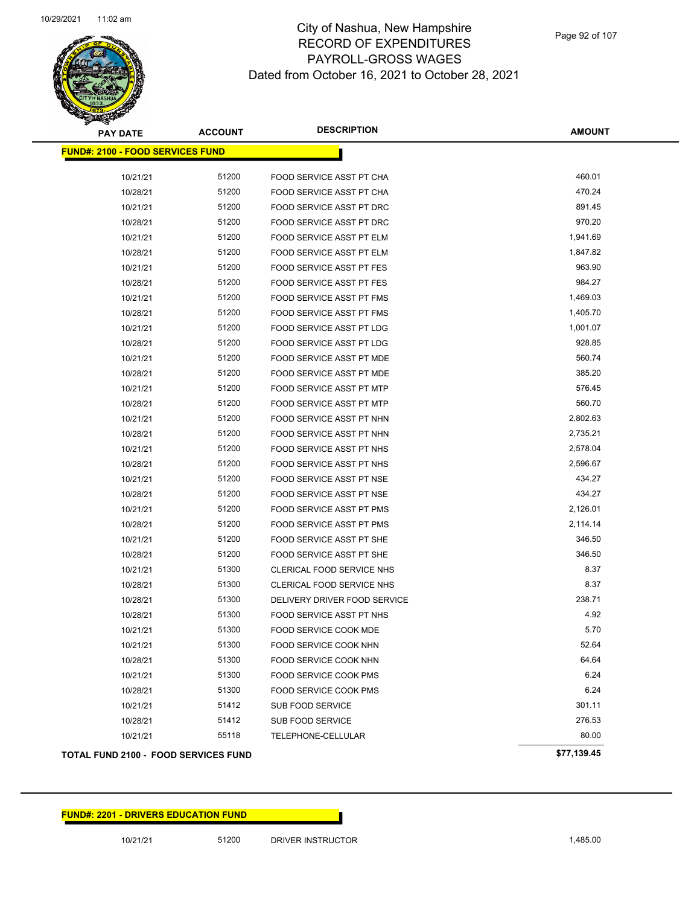# City of Nashua, New Hampshire
## RECORD OF EXPENDITURES
## PAYROLL-GROSS WAGES
## Dated from October 16, 2021 to October 28, 2021

| PAY DATE | ACCOUNT | DESCRIPTION | AMOUNT |
|---|---|---|---|
| **FUND#: 2100 - FOOD SERVICES FUND** | | | |
| 10/21/21 | 51200 | FOOD SERVICE ASST PT CHA | 460.01 |
| 10/28/21 | 51200 | FOOD SERVICE ASST PT CHA | 470.24 |
| 10/21/21 | 51200 | FOOD SERVICE ASST PT DRC | 891.45 |
| 10/28/21 | 51200 | FOOD SERVICE ASST PT DRC | 970.20 |
| 10/21/21 | 51200 | FOOD SERVICE ASST PT ELM | 1,941.69 |
| 10/28/21 | 51200 | FOOD SERVICE ASST PT ELM | 1,847.82 |
| 10/21/21 | 51200 | FOOD SERVICE ASST PT FES | 963.90 |
| 10/28/21 | 51200 | FOOD SERVICE ASST PT FES | 984.27 |
| 10/21/21 | 51200 | FOOD SERVICE ASST PT FMS | 1,469.03 |
| 10/28/21 | 51200 | FOOD SERVICE ASST PT FMS | 1,405.70 |
| 10/21/21 | 51200 | FOOD SERVICE ASST PT LDG | 1,001.07 |
| 10/28/21 | 51200 | FOOD SERVICE ASST PT LDG | 928.85 |
| 10/21/21 | 51200 | FOOD SERVICE ASST PT MDE | 560.74 |
| 10/28/21 | 51200 | FOOD SERVICE ASST PT MDE | 385.20 |
| 10/21/21 | 51200 | FOOD SERVICE ASST PT MTP | 576.45 |
| 10/28/21 | 51200 | FOOD SERVICE ASST PT MTP | 560.70 |
| 10/21/21 | 51200 | FOOD SERVICE ASST PT NHN | 2,802.63 |
| 10/28/21 | 51200 | FOOD SERVICE ASST PT NHN | 2,735.21 |
| 10/21/21 | 51200 | FOOD SERVICE ASST PT NHS | 2,578.04 |
| 10/28/21 | 51200 | FOOD SERVICE ASST PT NHS | 2,596.67 |
| 10/21/21 | 51200 | FOOD SERVICE ASST PT NSE | 434.27 |
| 10/28/21 | 51200 | FOOD SERVICE ASST PT NSE | 434.27 |
| 10/21/21 | 51200 | FOOD SERVICE ASST PT PMS | 2,126.01 |
| 10/28/21 | 51200 | FOOD SERVICE ASST PT PMS | 2,114.14 |
| 10/21/21 | 51200 | FOOD SERVICE ASST PT SHE | 346.50 |
| 10/28/21 | 51200 | FOOD SERVICE ASST PT SHE | 346.50 |
| 10/21/21 | 51300 | CLERICAL FOOD SERVICE NHS | 8.37 |
| 10/28/21 | 51300 | CLERICAL FOOD SERVICE NHS | 8.37 |
| 10/28/21 | 51300 | DELIVERY DRIVER FOOD SERVICE | 238.71 |
| 10/28/21 | 51300 | FOOD SERVICE ASST PT NHS | 4.92 |
| 10/21/21 | 51300 | FOOD SERVICE COOK MDE | 5.70 |
| 10/21/21 | 51300 | FOOD SERVICE COOK NHN | 52.64 |
| 10/28/21 | 51300 | FOOD SERVICE COOK NHN | 64.64 |
| 10/21/21 | 51300 | FOOD SERVICE COOK PMS | 6.24 |
| 10/28/21 | 51300 | FOOD SERVICE COOK PMS | 6.24 |
| 10/21/21 | 51412 | SUB FOOD SERVICE | 301.11 |
| 10/28/21 | 51412 | SUB FOOD SERVICE | 276.53 |
| 10/21/21 | 55118 | TELEPHONE-CELLULAR | 80.00 |
| **TOTAL FUND 2100 - FOOD SERVICES FUND** | | | **$77,139.45** |

| PAY DATE | ACCOUNT | DESCRIPTION | AMOUNT |
|---|---|---|---|
| **FUND#: 2201 - DRIVERS EDUCATION FUND** | | | |
| 10/21/21 | 51200 | DRIVER INSTRUCTOR | 1,485.00 |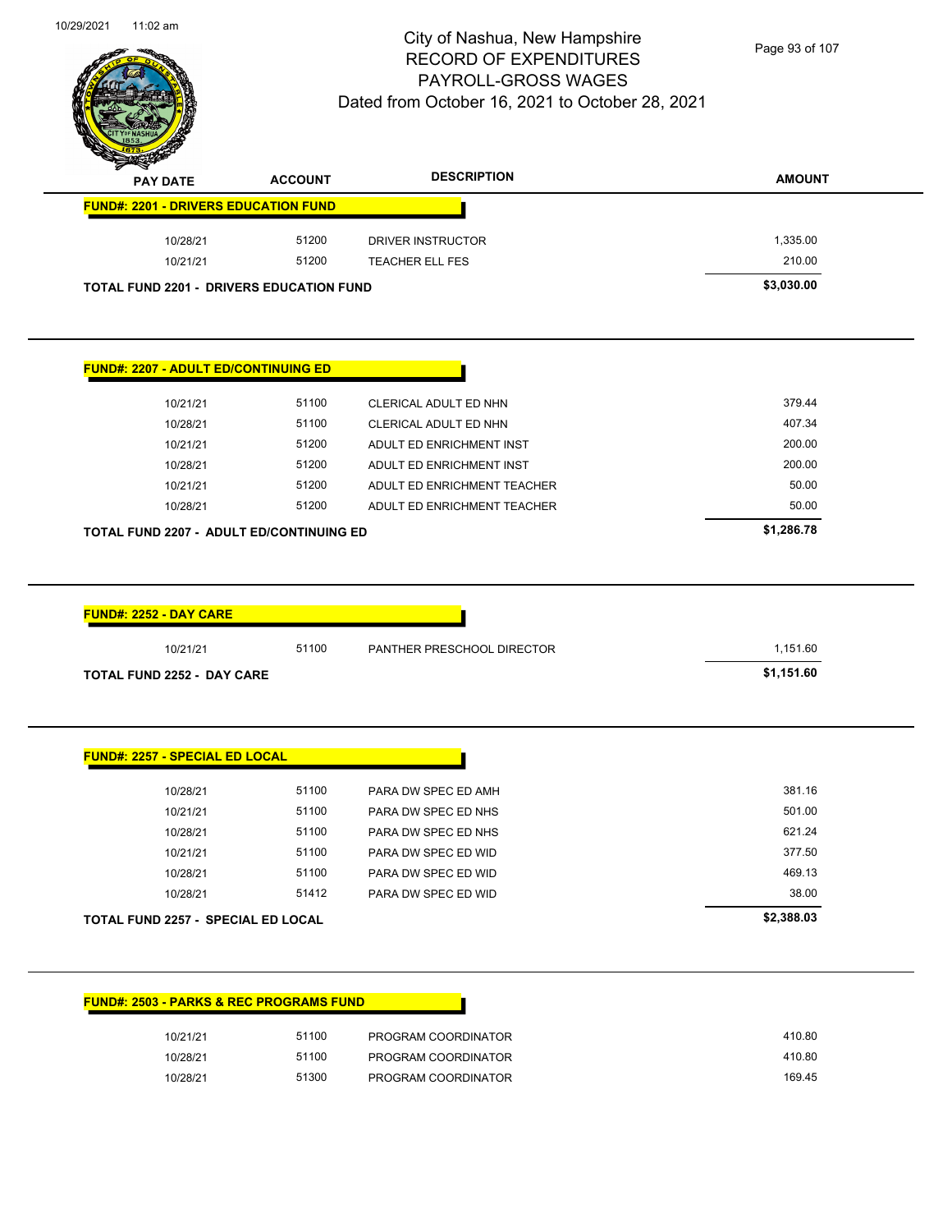# City of Nashua, New Hampshire
## RECORD OF EXPENDITURES
## PAYROLL-GROSS WAGES
### Dated from October 16, 2021 to October 28, 2021

**FUND#: 2201 - DRIVERS EDUCATION FUND**

| PAY DATE | ACCOUNT | DESCRIPTION | AMOUNT |
|---|---|---|---|
| 10/28/21 | 51200 | DRIVER INSTRUCTOR | 1,335.00 |
| 10/21/21 | 51200 | TEACHER ELL FES | 210.00 |
| **TOTAL FUND 2201 - DRIVERS EDUCATION FUND** | | | **$3,030.00** |

**FUND#: 2207 - ADULT ED/CONTINUING ED**

| PAY DATE | ACCOUNT | DESCRIPTION | AMOUNT |
|---|---|---|---|
| 10/21/21 | 51100 | CLERICAL ADULT ED NHN | 379.44 |
| 10/28/21 | 51100 | CLERICAL ADULT ED NHN | 407.34 |
| 10/21/21 | 51200 | ADULT ED ENRICHMENT INST | 200.00 |
| 10/28/21 | 51200 | ADULT ED ENRICHMENT INST | 200.00 |
| 10/21/21 | 51200 | ADULT ED ENRICHMENT TEACHER | 50.00 |
| 10/28/21 | 51200 | ADULT ED ENRICHMENT TEACHER | 50.00 |
| **TOTAL FUND 2207 - ADULT ED/CONTINUING ED** | | | **$1,286.78** |

**FUND#: 2252 - DAY CARE**

| PAY DATE | ACCOUNT | DESCRIPTION | AMOUNT |
|---|---|---|---|
| 10/21/21 | 51100 | PANTHER PRESCHOOL DIRECTOR | 1,151.60 |
| **TOTAL FUND 2252 - DAY CARE** | | | **$1,151.60** |

**FUND#: 2257 - SPECIAL ED LOCAL**

| PAY DATE | ACCOUNT | DESCRIPTION | AMOUNT |
|---|---|---|---|
| 10/28/21 | 51100 | PARA DW SPEC ED AMH | 381.16 |
| 10/21/21 | 51100 | PARA DW SPEC ED NHS | 501.00 |
| 10/28/21 | 51100 | PARA DW SPEC ED NHS | 621.24 |
| 10/21/21 | 51100 | PARA DW SPEC ED WID | 377.50 |
| 10/28/21 | 51100 | PARA DW SPEC ED WID | 469.13 |
| 10/28/21 | 51412 | PARA DW SPEC ED WID | 38.00 |
| **TOTAL FUND 2257 - SPECIAL ED LOCAL** | | | **$2,388.03** |

**FUND#: 2503 - PARKS & REC PROGRAMS FUND**

| PAY DATE | ACCOUNT | DESCRIPTION | AMOUNT |
|---|---|---|---|
| 10/21/21 | 51100 | PROGRAM COORDINATOR | 410.80 |
| 10/28/21 | 51100 | PROGRAM COORDINATOR | 410.80 |
| 10/28/21 | 51300 | PROGRAM COORDINATOR | 169.45 |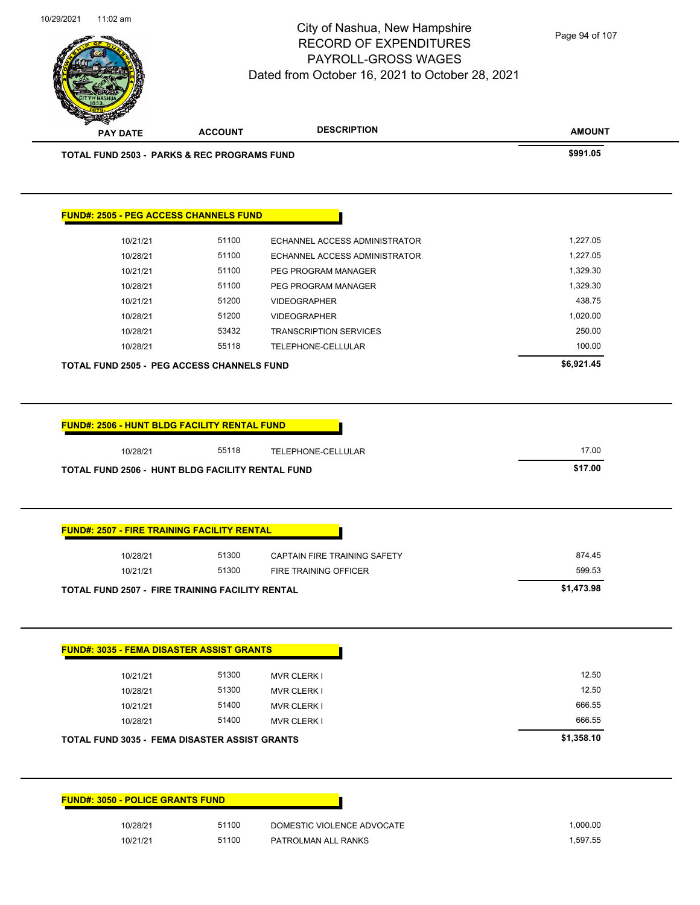# City of Nashua, New Hampshire
## RECORD OF EXPENDITURES
## PAYROLL-GROSS WAGES
### Dated from October 16, 2021 to October 28, 2021

| PAY DATE | ACCOUNT | DESCRIPTION | AMOUNT |
|---|---|---|---|
| **TOTAL FUND 2503 - PARKS & REC PROGRAMS FUND** | | | **$991.05** |

**FUND#: 2505 - PEG ACCESS CHANNELS FUND**

| PAY DATE | ACCOUNT | DESCRIPTION | AMOUNT |
|---|---|---|---|
| 10/21/21 | 51100 | ECHANNEL ACCESS ADMINISTRATOR | 1,227.05 |
| 10/28/21 | 51100 | ECHANNEL ACCESS ADMINISTRATOR | 1,227.05 |
| 10/21/21 | 51100 | PEG PROGRAM MANAGER | 1,329.30 |
| 10/28/21 | 51100 | PEG PROGRAM MANAGER | 1,329.30 |
| 10/21/21 | 51200 | VIDEOGRAPHER | 438.75 |
| 10/28/21 | 51200 | VIDEOGRAPHER | 1,020.00 |
| 10/28/21 | 53432 | TRANSCRIPTION SERVICES | 250.00 |
| 10/28/21 | 55118 | TELEPHONE-CELLULAR | 100.00 |
| **TOTAL FUND 2505 - PEG ACCESS CHANNELS FUND** | | | **$6,921.45** |

**FUND#: 2506 - HUNT BLDG FACILITY RENTAL FUND**

| PAY DATE | ACCOUNT | DESCRIPTION | AMOUNT |
|---|---|---|---|
| 10/28/21 | 55118 | TELEPHONE-CELLULAR | 17.00 |
| **TOTAL FUND 2506 - HUNT BLDG FACILITY RENTAL FUND** | | | **$17.00** |

**FUND#: 2507 - FIRE TRAINING FACILITY RENTAL**

| PAY DATE | ACCOUNT | DESCRIPTION | AMOUNT |
|---|---|---|---|
| 10/28/21 | 51300 | CAPTAIN FIRE TRAINING SAFETY | 874.45 |
| 10/21/21 | 51300 | FIRE TRAINING OFFICER | 599.53 |
| **TOTAL FUND 2507 - FIRE TRAINING FACILITY RENTAL** | | | **$1,473.98** |

**FUND#: 3035 - FEMA DISASTER ASSIST GRANTS**

| PAY DATE | ACCOUNT | DESCRIPTION | AMOUNT |
|---|---|---|---|
| 10/21/21 | 51300 | MVR CLERK I | 12.50 |
| 10/28/21 | 51300 | MVR CLERK I | 12.50 |
| 10/21/21 | 51400 | MVR CLERK I | 666.55 |
| 10/28/21 | 51400 | MVR CLERK I | 666.55 |
| **TOTAL FUND 3035 - FEMA DISASTER ASSIST GRANTS** | | | **$1,358.10** |

**FUND#: 3050 - POLICE GRANTS FUND**

| PAY DATE | ACCOUNT | DESCRIPTION | AMOUNT |
|---|---|---|---|
| 10/28/21 | 51100 | DOMESTIC VIOLENCE ADVOCATE | 1,000.00 |
| 10/21/21 | 51100 | PATROLMAN ALL RANKS | 1,597.55 |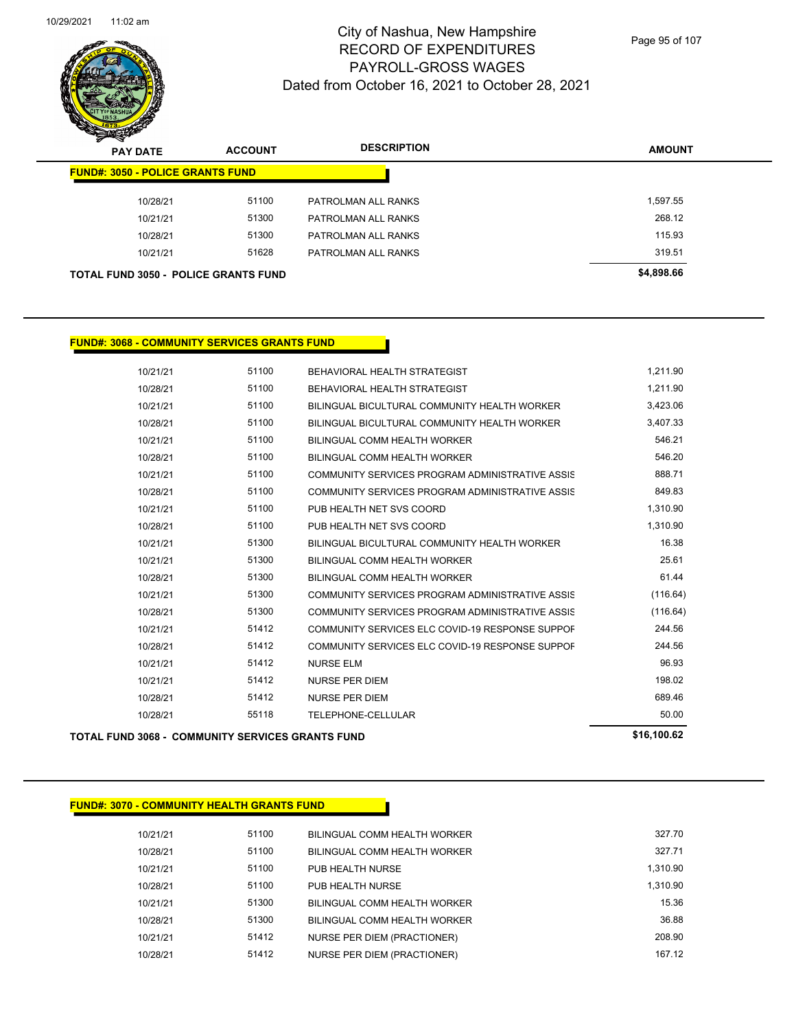# City of Nashua, New Hampshire
## RECORD OF EXPENDITURES
## PAYROLL-GROSS WAGES
## Dated from October 16, 2021 to October 28, 2021

| PAY DATE | ACCOUNT | DESCRIPTION | AMOUNT |
|---|---|---|---|
| **FUND#: 3050 - POLICE GRANTS FUND** | | | |
| 10/28/21 | 51100 | PATROLMAN ALL RANKS | 1,597.55 |
| 10/21/21 | 51300 | PATROLMAN ALL RANKS | 268.12 |
| 10/28/21 | 51300 | PATROLMAN ALL RANKS | 115.93 |
| 10/21/21 | 51628 | PATROLMAN ALL RANKS | 319.51 |
| **TOTAL FUND 3050 - POLICE GRANTS FUND** | | | **$4,898.66** |

| PAY DATE | ACCOUNT | DESCRIPTION | AMOUNT |
|---|---|---|---|
| **FUND#: 3068 - COMMUNITY SERVICES GRANTS FUND** | | | |
| 10/21/21 | 51100 | BEHAVIORAL HEALTH STRATEGIST | 1,211.90 |
| 10/28/21 | 51100 | BEHAVIORAL HEALTH STRATEGIST | 1,211.90 |
| 10/21/21 | 51100 | BILINGUAL BICULTURAL COMMUNITY HEALTH WORKER | 3,423.06 |
| 10/28/21 | 51100 | BILINGUAL BICULTURAL COMMUNITY HEALTH WORKER | 3,407.33 |
| 10/21/21 | 51100 | BILINGUAL COMM HEALTH WORKER | 546.21 |
| 10/28/21 | 51100 | BILINGUAL COMM HEALTH WORKER | 546.20 |
| 10/21/21 | 51100 | COMMUNITY SERVICES PROGRAM ADMINISTRATIVE ASSIS | 888.71 |
| 10/28/21 | 51100 | COMMUNITY SERVICES PROGRAM ADMINISTRATIVE ASSIS | 849.83 |
| 10/21/21 | 51100 | PUB HEALTH NET SVS COORD | 1,310.90 |
| 10/28/21 | 51100 | PUB HEALTH NET SVS COORD | 1,310.90 |
| 10/21/21 | 51300 | BILINGUAL BICULTURAL COMMUNITY HEALTH WORKER | 16.38 |
| 10/21/21 | 51300 | BILINGUAL COMM HEALTH WORKER | 25.61 |
| 10/28/21 | 51300 | BILINGUAL COMM HEALTH WORKER | 61.44 |
| 10/21/21 | 51300 | COMMUNITY SERVICES PROGRAM ADMINISTRATIVE ASSIS | (116.64) |
| 10/28/21 | 51300 | COMMUNITY SERVICES PROGRAM ADMINISTRATIVE ASSIS | (116.64) |
| 10/21/21 | 51412 | COMMUNITY SERVICES ELC COVID-19 RESPONSE SUPPOF | 244.56 |
| 10/28/21 | 51412 | COMMUNITY SERVICES ELC COVID-19 RESPONSE SUPPOF | 244.56 |
| 10/21/21 | 51412 | NURSE ELM | 96.93 |
| 10/21/21 | 51412 | NURSE PER DIEM | 198.02 |
| 10/28/21 | 51412 | NURSE PER DIEM | 689.46 |
| 10/28/21 | 55118 | TELEPHONE-CELLULAR | 50.00 |
| **TOTAL FUND 3068 - COMMUNITY SERVICES GRANTS FUND** | | | **$16,100.62** |

| PAY DATE | ACCOUNT | DESCRIPTION | AMOUNT |
|---|---|---|---|
| **FUND#: 3070 - COMMUNITY HEALTH GRANTS FUND** | | | |
| 10/21/21 | 51100 | BILINGUAL COMM HEALTH WORKER | 327.70 |
| 10/28/21 | 51100 | BILINGUAL COMM HEALTH WORKER | 327.71 |
| 10/21/21 | 51100 | PUB HEALTH NURSE | 1,310.90 |
| 10/28/21 | 51100 | PUB HEALTH NURSE | 1,310.90 |
| 10/21/21 | 51300 | BILINGUAL COMM HEALTH WORKER | 15.36 |
| 10/28/21 | 51300 | BILINGUAL COMM HEALTH WORKER | 36.88 |
| 10/21/21 | 51412 | NURSE PER DIEM (PRACTIONER) | 208.90 |
| 10/28/21 | 51412 | NURSE PER DIEM (PRACTIONER) | 167.12 |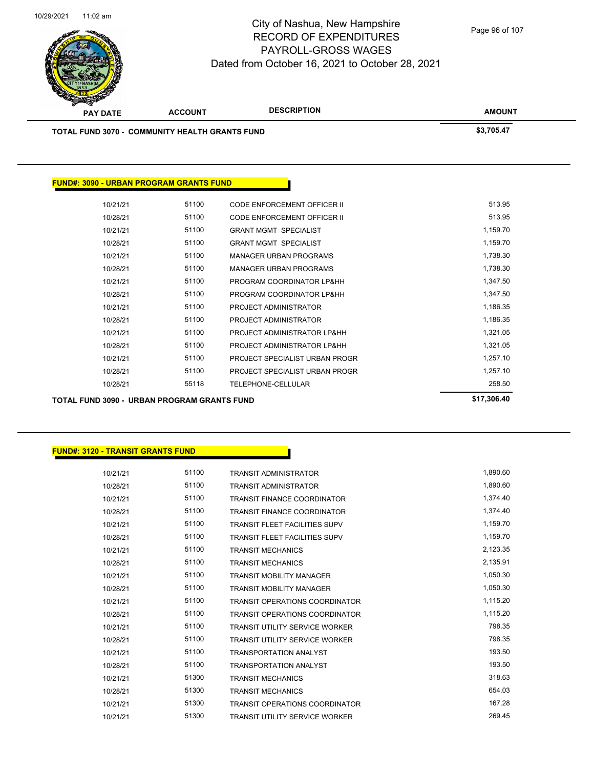# City of Nashua, New Hampshire
## RECORD OF EXPENDITURES
## PAYROLL-GROSS WAGES
### Dated from October 16, 2021 to October 28, 2021

| PAY DATE | ACCOUNT | DESCRIPTION | AMOUNT |
|---|---|---|---|
| **TOTAL FUND 3070 - COMMUNITY HEALTH GRANTS FUND** | | | **$3,705.47** |

**FUND#: 3090 - URBAN PROGRAM GRANTS FUND**

| PAY DATE | ACCOUNT | DESCRIPTION | AMOUNT |
|---|---|---|---|
| 10/21/21 | 51100 | CODE ENFORCEMENT OFFICER II | 513.95 |
| 10/28/21 | 51100 | CODE ENFORCEMENT OFFICER II | 513.95 |
| 10/21/21 | 51100 | GRANT MGMT SPECIALIST | 1,159.70 |
| 10/28/21 | 51100 | GRANT MGMT SPECIALIST | 1,159.70 |
| 10/21/21 | 51100 | MANAGER URBAN PROGRAMS | 1,738.30 |
| 10/28/21 | 51100 | MANAGER URBAN PROGRAMS | 1,738.30 |
| 10/21/21 | 51100 | PROGRAM COORDINATOR LP&HH | 1,347.50 |
| 10/28/21 | 51100 | PROGRAM COORDINATOR LP&HH | 1,347.50 |
| 10/21/21 | 51100 | PROJECT ADMINISTRATOR | 1,186.35 |
| 10/28/21 | 51100 | PROJECT ADMINISTRATOR | 1,186.35 |
| 10/21/21 | 51100 | PROJECT ADMINISTRATOR LP&HH | 1,321.05 |
| 10/28/21 | 51100 | PROJECT ADMINISTRATOR LP&HH | 1,321.05 |
| 10/21/21 | 51100 | PROJECT SPECIALIST URBAN PROGR | 1,257.10 |
| 10/28/21 | 51100 | PROJECT SPECIALIST URBAN PROGR | 1,257.10 |
| 10/28/21 | 55118 | TELEPHONE-CELLULAR | 258.50 |
| **TOTAL FUND 3090 - URBAN PROGRAM GRANTS FUND** | | | **$17,306.40** |

**FUND#: 3120 - TRANSIT GRANTS FUND**

| PAY DATE | ACCOUNT | DESCRIPTION | AMOUNT |
|---|---|---|---|
| 10/21/21 | 51100 | TRANSIT ADMINISTRATOR | 1,890.60 |
| 10/28/21 | 51100 | TRANSIT ADMINISTRATOR | 1,890.60 |
| 10/21/21 | 51100 | TRANSIT FINANCE COORDINATOR | 1,374.40 |
| 10/28/21 | 51100 | TRANSIT FINANCE COORDINATOR | 1,374.40 |
| 10/21/21 | 51100 | TRANSIT FLEET FACILITIES SUPV | 1,159.70 |
| 10/28/21 | 51100 | TRANSIT FLEET FACILITIES SUPV | 1,159.70 |
| 10/21/21 | 51100 | TRANSIT MECHANICS | 2,123.35 |
| 10/28/21 | 51100 | TRANSIT MECHANICS | 2,135.91 |
| 10/21/21 | 51100 | TRANSIT MOBILITY MANAGER | 1,050.30 |
| 10/28/21 | 51100 | TRANSIT MOBILITY MANAGER | 1,050.30 |
| 10/21/21 | 51100 | TRANSIT OPERATIONS COORDINATOR | 1,115.20 |
| 10/28/21 | 51100 | TRANSIT OPERATIONS COORDINATOR | 1,115.20 |
| 10/21/21 | 51100 | TRANSIT UTILITY SERVICE WORKER | 798.35 |
| 10/28/21 | 51100 | TRANSIT UTILITY SERVICE WORKER | 798.35 |
| 10/21/21 | 51100 | TRANSPORTATION ANALYST | 193.50 |
| 10/28/21 | 51100 | TRANSPORTATION ANALYST | 193.50 |
| 10/21/21 | 51300 | TRANSIT MECHANICS | 318.63 |
| 10/28/21 | 51300 | TRANSIT MECHANICS | 654.03 |
| 10/21/21 | 51300 | TRANSIT OPERATIONS COORDINATOR | 167.28 |
| 10/21/21 | 51300 | TRANSIT UTILITY SERVICE WORKER | 269.45 |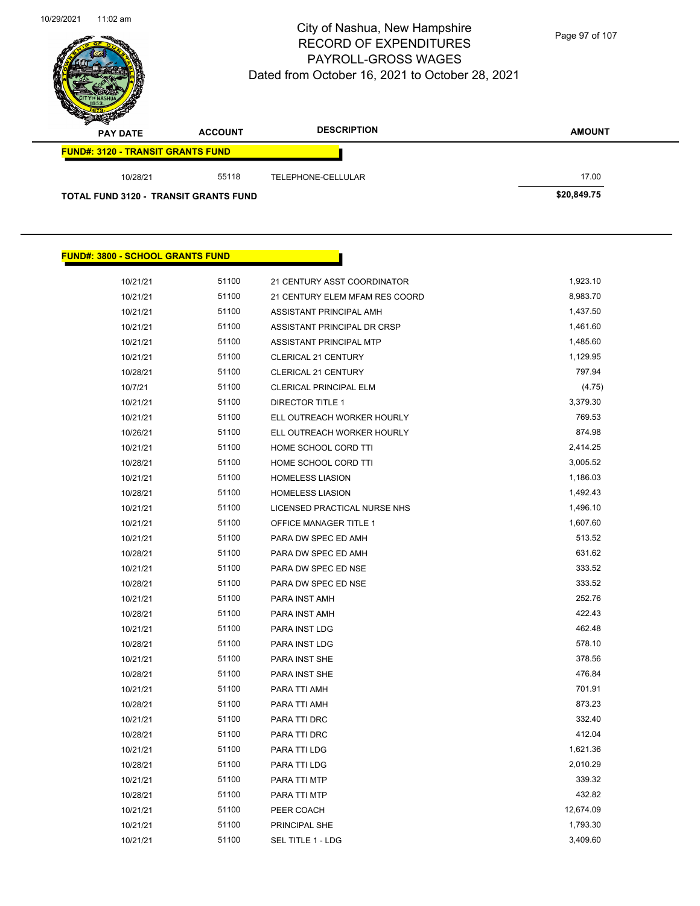# City of Nashua, New Hampshire
## RECORD OF EXPENDITURES
## PAYROLL-GROSS WAGES
## Dated from October 16, 2021 to October 28, 2021

| PAY DATE | ACCOUNT | DESCRIPTION | AMOUNT |
|---|---|---|---|
| **FUND#: 3120 - TRANSIT GRANTS FUND** | | | |
| 10/28/21 | 55118 | TELEPHONE-CELLULAR | 17.00 |
| **TOTAL FUND 3120 - TRANSIT GRANTS FUND** | | | **$20,849.75** |

**FUND#: 3800 - SCHOOL GRANTS FUND**

| PAY DATE | ACCOUNT | DESCRIPTION | AMOUNT |
|---|---|---|---|
| 10/21/21 | 51100 | 21 CENTURY ASST COORDINATOR | 1,923.10 |
| 10/21/21 | 51100 | 21 CENTURY ELEM MFAM RES COORD | 8,983.70 |
| 10/21/21 | 51100 | ASSISTANT PRINCIPAL AMH | 1,437.50 |
| 10/21/21 | 51100 | ASSISTANT PRINCIPAL DR CRSP | 1,461.60 |
| 10/21/21 | 51100 | ASSISTANT PRINCIPAL MTP | 1,485.60 |
| 10/21/21 | 51100 | CLERICAL 21 CENTURY | 1,129.95 |
| 10/28/21 | 51100 | CLERICAL 21 CENTURY | 797.94 |
| 10/7/21 | 51100 | CLERICAL PRINCIPAL ELM | (4.75) |
| 10/21/21 | 51100 | DIRECTOR TITLE 1 | 3,379.30 |
| 10/21/21 | 51100 | ELL OUTREACH WORKER HOURLY | 769.53 |
| 10/26/21 | 51100 | ELL OUTREACH WORKER HOURLY | 874.98 |
| 10/21/21 | 51100 | HOME SCHOOL CORD TTI | 2,414.25 |
| 10/28/21 | 51100 | HOME SCHOOL CORD TTI | 3,005.52 |
| 10/21/21 | 51100 | HOMELESS LIASION | 1,186.03 |
| 10/28/21 | 51100 | HOMELESS LIASION | 1,492.43 |
| 10/21/21 | 51100 | LICENSED PRACTICAL NURSE NHS | 1,496.10 |
| 10/21/21 | 51100 | OFFICE MANAGER TITLE 1 | 1,607.60 |
| 10/21/21 | 51100 | PARA DW SPEC ED AMH | 513.52 |
| 10/28/21 | 51100 | PARA DW SPEC ED AMH | 631.62 |
| 10/21/21 | 51100 | PARA DW SPEC ED NSE | 333.52 |
| 10/28/21 | 51100 | PARA DW SPEC ED NSE | 333.52 |
| 10/21/21 | 51100 | PARA INST AMH | 252.76 |
| 10/28/21 | 51100 | PARA INST AMH | 422.43 |
| 10/21/21 | 51100 | PARA INST LDG | 462.48 |
| 10/28/21 | 51100 | PARA INST LDG | 578.10 |
| 10/21/21 | 51100 | PARA INST SHE | 378.56 |
| 10/28/21 | 51100 | PARA INST SHE | 476.84 |
| 10/21/21 | 51100 | PARA TTI AMH | 701.91 |
| 10/28/21 | 51100 | PARA TTI AMH | 873.23 |
| 10/21/21 | 51100 | PARA TTI DRC | 332.40 |
| 10/28/21 | 51100 | PARA TTI DRC | 412.04 |
| 10/21/21 | 51100 | PARA TTI LDG | 1,621.36 |
| 10/28/21 | 51100 | PARA TTI LDG | 2,010.29 |
| 10/21/21 | 51100 | PARA TTI MTP | 339.32 |
| 10/28/21 | 51100 | PARA TTI MTP | 432.82 |
| 10/21/21 | 51100 | PEER COACH | 12,674.09 |
| 10/21/21 | 51100 | PRINCIPAL SHE | 1,793.30 |
| 10/21/21 | 51100 | SEL TITLE 1 - LDG | 3,409.60 |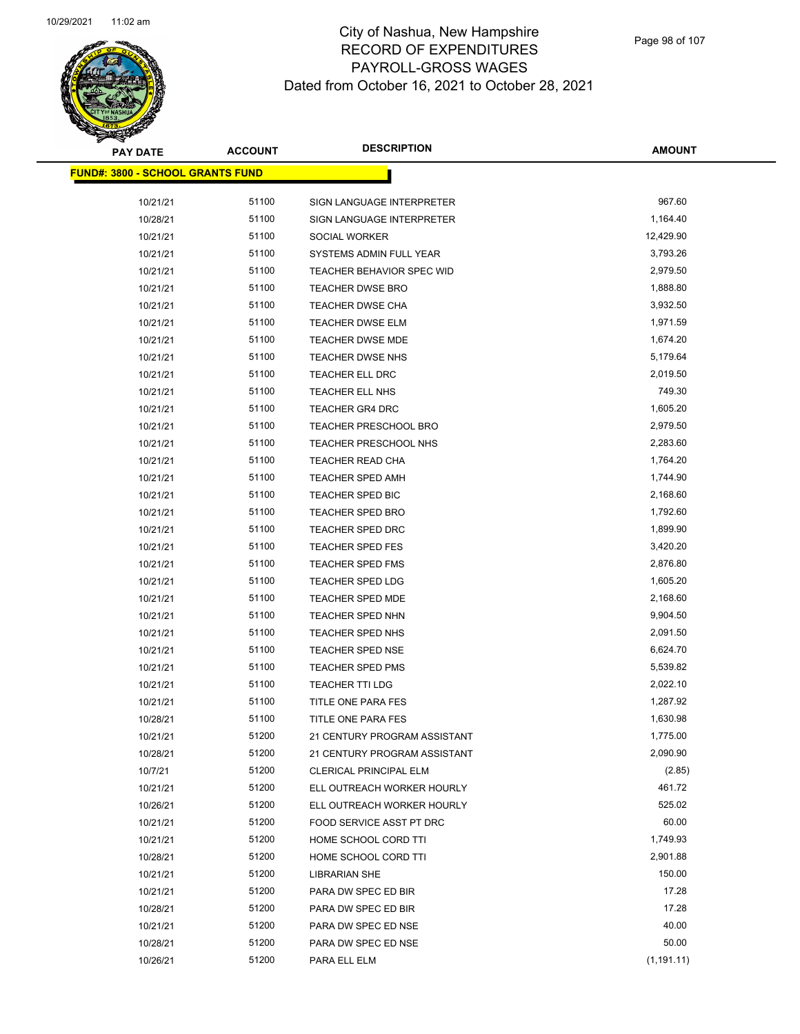# City of Nashua, New Hampshire
# RECORD OF EXPENDITURES
# PAYROLL-GROSS WAGES
# Dated from October 16, 2021 to October 28, 2021

10/29/2021 11:02 am

| PAY DATE | ACCOUNT | DESCRIPTION | AMOUNT |
|---|---|---|---|
| **FUND#: 3800 - SCHOOL GRANTS FUND** | | | |
| 10/21/21 | 51100 | SIGN LANGUAGE INTERPRETER | 967.60 |
| 10/28/21 | 51100 | SIGN LANGUAGE INTERPRETER | 1,164.40 |
| 10/21/21 | 51100 | SOCIAL WORKER | 12,429.90 |
| 10/21/21 | 51100 | SYSTEMS ADMIN FULL YEAR | 3,793.26 |
| 10/21/21 | 51100 | TEACHER BEHAVIOR SPEC WID | 2,979.50 |
| 10/21/21 | 51100 | TEACHER DWSE BRO | 1,888.80 |
| 10/21/21 | 51100 | TEACHER DWSE CHA | 3,932.50 |
| 10/21/21 | 51100 | TEACHER DWSE ELM | 1,971.59 |
| 10/21/21 | 51100 | TEACHER DWSE MDE | 1,674.20 |
| 10/21/21 | 51100 | TEACHER DWSE NHS | 5,179.64 |
| 10/21/21 | 51100 | TEACHER ELL DRC | 2,019.50 |
| 10/21/21 | 51100 | TEACHER ELL NHS | 749.30 |
| 10/21/21 | 51100 | TEACHER GR4 DRC | 1,605.20 |
| 10/21/21 | 51100 | TEACHER PRESCHOOL BRO | 2,979.50 |
| 10/21/21 | 51100 | TEACHER PRESCHOOL NHS | 2,283.60 |
| 10/21/21 | 51100 | TEACHER READ CHA | 1,764.20 |
| 10/21/21 | 51100 | TEACHER SPED AMH | 1,744.90 |
| 10/21/21 | 51100 | TEACHER SPED BIC | 2,168.60 |
| 10/21/21 | 51100 | TEACHER SPED BRO | 1,792.60 |
| 10/21/21 | 51100 | TEACHER SPED DRC | 1,899.90 |
| 10/21/21 | 51100 | TEACHER SPED FES | 3,420.20 |
| 10/21/21 | 51100 | TEACHER SPED FMS | 2,876.80 |
| 10/21/21 | 51100 | TEACHER SPED LDG | 1,605.20 |
| 10/21/21 | 51100 | TEACHER SPED MDE | 2,168.60 |
| 10/21/21 | 51100 | TEACHER SPED NHN | 9,904.50 |
| 10/21/21 | 51100 | TEACHER SPED NHS | 2,091.50 |
| 10/21/21 | 51100 | TEACHER SPED NSE | 6,624.70 |
| 10/21/21 | 51100 | TEACHER SPED PMS | 5,539.82 |
| 10/21/21 | 51100 | TEACHER TTI LDG | 2,022.10 |
| 10/21/21 | 51100 | TITLE ONE PARA FES | 1,287.92 |
| 10/28/21 | 51100 | TITLE ONE PARA FES | 1,630.98 |
| 10/21/21 | 51200 | 21 CENTURY PROGRAM ASSISTANT | 1,775.00 |
| 10/28/21 | 51200 | 21 CENTURY PROGRAM ASSISTANT | 2,090.90 |
| 10/7/21 | 51200 | CLERICAL PRINCIPAL ELM | (2.85) |
| 10/21/21 | 51200 | ELL OUTREACH WORKER HOURLY | 461.72 |
| 10/26/21 | 51200 | ELL OUTREACH WORKER HOURLY | 525.02 |
| 10/21/21 | 51200 | FOOD SERVICE ASST PT DRC | 60.00 |
| 10/21/21 | 51200 | HOME SCHOOL CORD TTI | 1,749.93 |
| 10/28/21 | 51200 | HOME SCHOOL CORD TTI | 2,901.88 |
| 10/21/21 | 51200 | LIBRARIAN SHE | 150.00 |
| 10/21/21 | 51200 | PARA DW SPEC ED BIR | 17.28 |
| 10/28/21 | 51200 | PARA DW SPEC ED BIR | 17.28 |
| 10/21/21 | 51200 | PARA DW SPEC ED NSE | 40.00 |
| 10/28/21 | 51200 | PARA DW SPEC ED NSE | 50.00 |
| 10/26/21 | 51200 | PARA ELL ELM | (1,191.11) |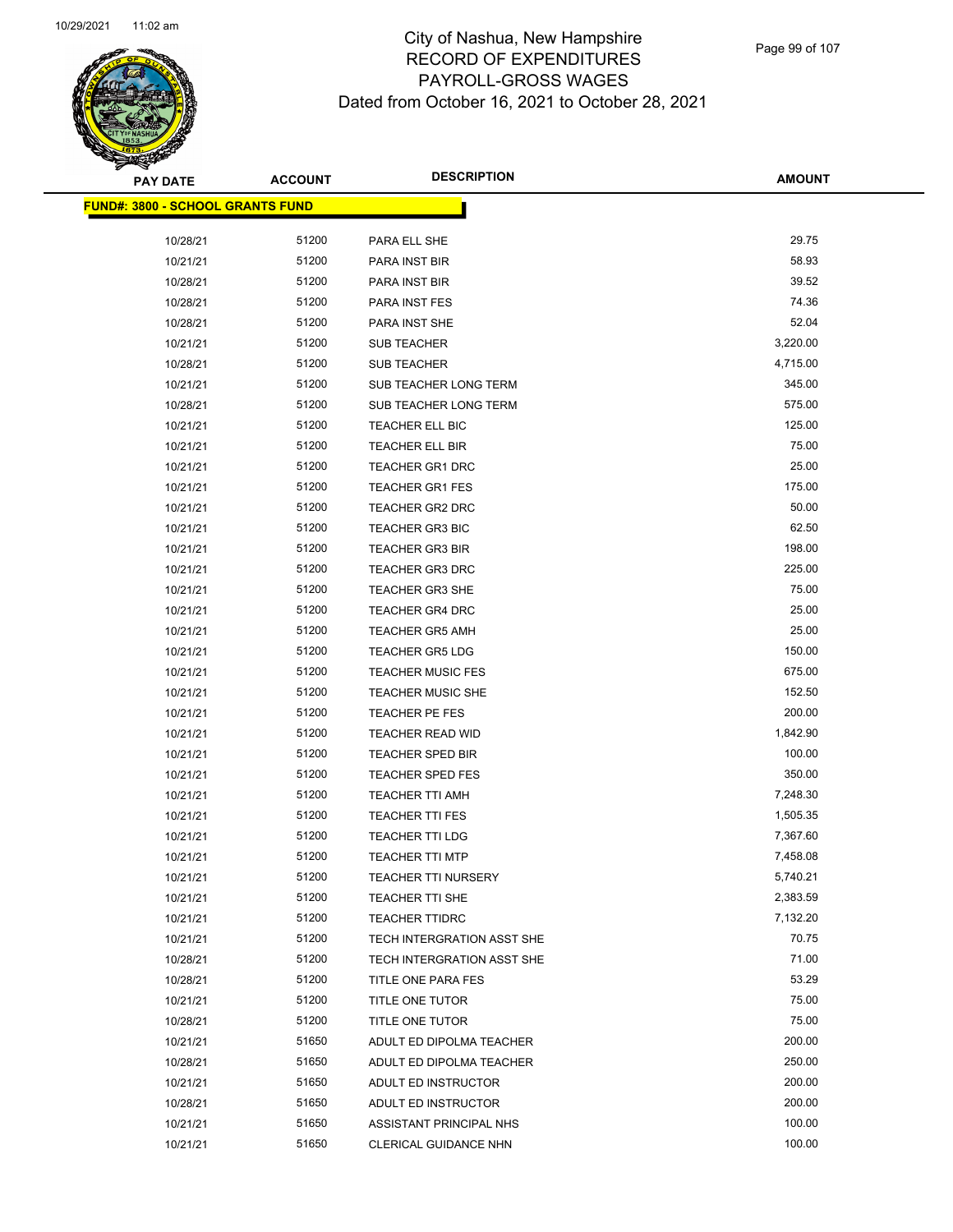# City of Nashua, New Hampshire
# RECORD OF EXPENDITURES
# PAYROLL-GROSS WAGES
Dated from October 16, 2021 to October 28, 2021

| PAY DATE | ACCOUNT | DESCRIPTION | AMOUNT |
|---|---|---|---|
| **FUND#: 3800 - SCHOOL GRANTS FUND** | | | |
| 10/28/21 | 51200 | PARA ELL SHE | 29.75 |
| 10/21/21 | 51200 | PARA INST BIR | 58.93 |
| 10/28/21 | 51200 | PARA INST BIR | 39.52 |
| 10/28/21 | 51200 | PARA INST FES | 74.36 |
| 10/28/21 | 51200 | PARA INST SHE | 52.04 |
| 10/21/21 | 51200 | SUB TEACHER | 3,220.00 |
| 10/28/21 | 51200 | SUB TEACHER | 4,715.00 |
| 10/21/21 | 51200 | SUB TEACHER LONG TERM | 345.00 |
| 10/28/21 | 51200 | SUB TEACHER LONG TERM | 575.00 |
| 10/21/21 | 51200 | TEACHER ELL BIC | 125.00 |
| 10/21/21 | 51200 | TEACHER ELL BIR | 75.00 |
| 10/21/21 | 51200 | TEACHER GR1 DRC | 25.00 |
| 10/21/21 | 51200 | TEACHER GR1 FES | 175.00 |
| 10/21/21 | 51200 | TEACHER GR2 DRC | 50.00 |
| 10/21/21 | 51200 | TEACHER GR3 BIC | 62.50 |
| 10/21/21 | 51200 | TEACHER GR3 BIR | 198.00 |
| 10/21/21 | 51200 | TEACHER GR3 DRC | 225.00 |
| 10/21/21 | 51200 | TEACHER GR3 SHE | 75.00 |
| 10/21/21 | 51200 | TEACHER GR4 DRC | 25.00 |
| 10/21/21 | 51200 | TEACHER GR5 AMH | 25.00 |
| 10/21/21 | 51200 | TEACHER GR5 LDG | 150.00 |
| 10/21/21 | 51200 | TEACHER MUSIC FES | 675.00 |
| 10/21/21 | 51200 | TEACHER MUSIC SHE | 152.50 |
| 10/21/21 | 51200 | TEACHER PE FES | 200.00 |
| 10/21/21 | 51200 | TEACHER READ WID | 1,842.90 |
| 10/21/21 | 51200 | TEACHER SPED BIR | 100.00 |
| 10/21/21 | 51200 | TEACHER SPED FES | 350.00 |
| 10/21/21 | 51200 | TEACHER TTI AMH | 7,248.30 |
| 10/21/21 | 51200 | TEACHER TTI FES | 1,505.35 |
| 10/21/21 | 51200 | TEACHER TTI LDG | 7,367.60 |
| 10/21/21 | 51200 | TEACHER TTI MTP | 7,458.08 |
| 10/21/21 | 51200 | TEACHER TTI NURSERY | 5,740.21 |
| 10/21/21 | 51200 | TEACHER TTI SHE | 2,383.59 |
| 10/21/21 | 51200 | TEACHER TTIDRC | 7,132.20 |
| 10/21/21 | 51200 | TECH INTERGRATION ASST SHE | 70.75 |
| 10/28/21 | 51200 | TECH INTERGRATION ASST SHE | 71.00 |
| 10/28/21 | 51200 | TITLE ONE PARA FES | 53.29 |
| 10/21/21 | 51200 | TITLE ONE TUTOR | 75.00 |
| 10/28/21 | 51200 | TITLE ONE TUTOR | 75.00 |
| 10/21/21 | 51650 | ADULT ED DIPOLMA TEACHER | 200.00 |
| 10/28/21 | 51650 | ADULT ED DIPOLMA TEACHER | 250.00 |
| 10/21/21 | 51650 | ADULT ED INSTRUCTOR | 200.00 |
| 10/28/21 | 51650 | ADULT ED INSTRUCTOR | 200.00 |
| 10/21/21 | 51650 | ASSISTANT PRINCIPAL NHS | 100.00 |
| 10/21/21 | 51650 | CLERICAL GUIDANCE NHN | 100.00 |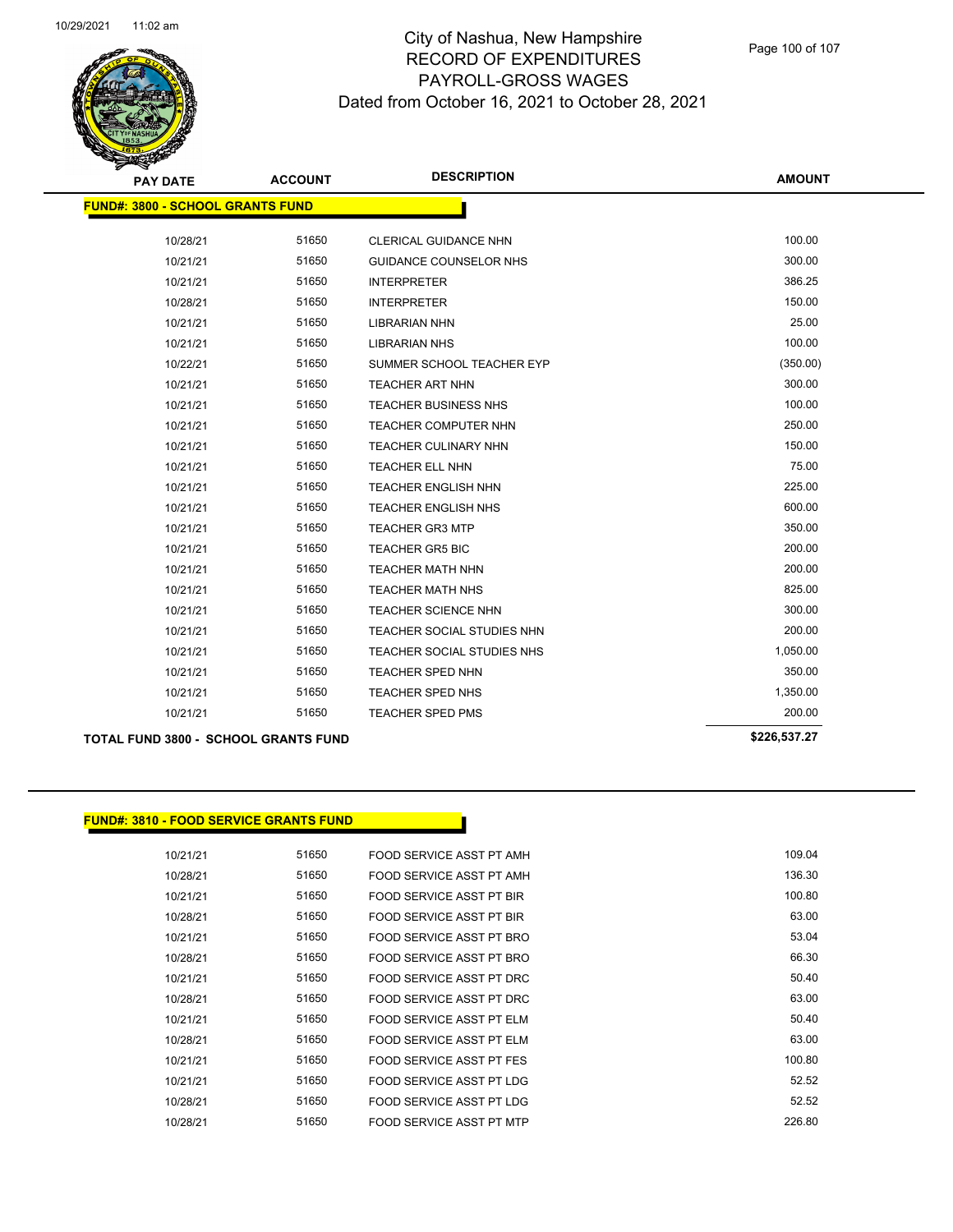# City of Nashua, New Hampshire
# RECORD OF EXPENDITURES
# PAYROLL-GROSS WAGES
## Dated from October 16, 2021 to October 28, 2021

| PAY DATE | ACCOUNT | DESCRIPTION | AMOUNT |
|---|---|---|---|
| **FUND#: 3800 - SCHOOL GRANTS FUND** | | | |
| 10/28/21 | 51650 | CLERICAL GUIDANCE NHN | 100.00 |
| 10/21/21 | 51650 | GUIDANCE COUNSELOR NHS | 300.00 |
| 10/21/21 | 51650 | INTERPRETER | 386.25 |
| 10/28/21 | 51650 | INTERPRETER | 150.00 |
| 10/21/21 | 51650 | LIBRARIAN NHN | 25.00 |
| 10/21/21 | 51650 | LIBRARIAN NHS | 100.00 |
| 10/22/21 | 51650 | SUMMER SCHOOL TEACHER EYP | (350.00) |
| 10/21/21 | 51650 | TEACHER ART NHN | 300.00 |
| 10/21/21 | 51650 | TEACHER BUSINESS NHS | 100.00 |
| 10/21/21 | 51650 | TEACHER COMPUTER NHN | 250.00 |
| 10/21/21 | 51650 | TEACHER CULINARY NHN | 150.00 |
| 10/21/21 | 51650 | TEACHER ELL NHN | 75.00 |
| 10/21/21 | 51650 | TEACHER ENGLISH NHN | 225.00 |
| 10/21/21 | 51650 | TEACHER ENGLISH NHS | 600.00 |
| 10/21/21 | 51650 | TEACHER GR3 MTP | 350.00 |
| 10/21/21 | 51650 | TEACHER GR5 BIC | 200.00 |
| 10/21/21 | 51650 | TEACHER MATH NHN | 200.00 |
| 10/21/21 | 51650 | TEACHER MATH NHS | 825.00 |
| 10/21/21 | 51650 | TEACHER SCIENCE NHN | 300.00 |
| 10/21/21 | 51650 | TEACHER SOCIAL STUDIES NHN | 200.00 |
| 10/21/21 | 51650 | TEACHER SOCIAL STUDIES NHS | 1,050.00 |
| 10/21/21 | 51650 | TEACHER SPED NHN | 350.00 |
| 10/21/21 | 51650 | TEACHER SPED NHS | 1,350.00 |
| 10/21/21 | 51650 | TEACHER SPED PMS | 200.00 |
| **TOTAL FUND 3800 - SCHOOL GRANTS FUND** | | | **$226,537.27** |

| PAY DATE | ACCOUNT | DESCRIPTION | AMOUNT |
|---|---|---|---|
| **FUND#: 3810 - FOOD SERVICE GRANTS FUND** | | | |
| 10/21/21 | 51650 | FOOD SERVICE ASST PT AMH | 109.04 |
| 10/28/21 | 51650 | FOOD SERVICE ASST PT AMH | 136.30 |
| 10/21/21 | 51650 | FOOD SERVICE ASST PT BIR | 100.80 |
| 10/28/21 | 51650 | FOOD SERVICE ASST PT BIR | 63.00 |
| 10/21/21 | 51650 | FOOD SERVICE ASST PT BRO | 53.04 |
| 10/28/21 | 51650 | FOOD SERVICE ASST PT BRO | 66.30 |
| 10/21/21 | 51650 | FOOD SERVICE ASST PT DRC | 50.40 |
| 10/28/21 | 51650 | FOOD SERVICE ASST PT DRC | 63.00 |
| 10/21/21 | 51650 | FOOD SERVICE ASST PT ELM | 50.40 |
| 10/28/21 | 51650 | FOOD SERVICE ASST PT ELM | 63.00 |
| 10/21/21 | 51650 | FOOD SERVICE ASST PT FES | 100.80 |
| 10/21/21 | 51650 | FOOD SERVICE ASST PT LDG | 52.52 |
| 10/28/21 | 51650 | FOOD SERVICE ASST PT LDG | 52.52 |
| 10/28/21 | 51650 | FOOD SERVICE ASST PT MTP | 226.80 |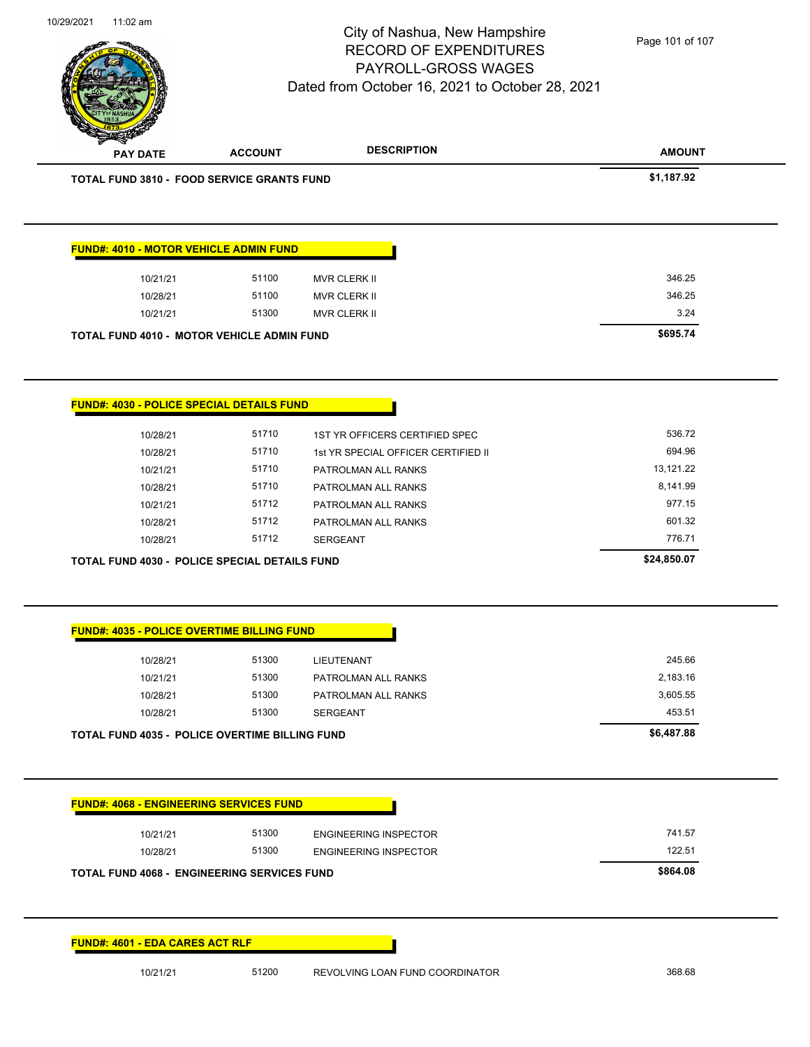City of Nashua, New Hampshire
RECORD OF EXPENDITURES
PAYROLL-GROSS WAGES
Dated from October 16, 2021 to October 28, 2021

| PAY DATE | ACCOUNT | DESCRIPTION | AMOUNT |
|---|---|---|---|
| **TOTAL FUND 3810 - FOOD SERVICE GRANTS FUND** | | | **$1,187.92** |

**FUND#: 4010 - MOTOR VEHICLE ADMIN FUND**

| PAY DATE | ACCOUNT | DESCRIPTION | AMOUNT |
|---|---|---|---|
| 10/21/21 | 51100 | MVR CLERK II | 346.25 |
| 10/28/21 | 51100 | MVR CLERK II | 346.25 |
| 10/21/21 | 51300 | MVR CLERK II | 3.24 |
| **TOTAL FUND 4010 - MOTOR VEHICLE ADMIN FUND** | | | **$695.74** |

**FUND#: 4030 - POLICE SPECIAL DETAILS FUND**

| PAY DATE | ACCOUNT | DESCRIPTION | AMOUNT |
|---|---|---|---|
| 10/28/21 | 51710 | 1ST YR OFFICERS CERTIFIED SPEC | 536.72 |
| 10/28/21 | 51710 | 1st YR SPECIAL OFFICER CERTIFIED II | 694.96 |
| 10/21/21 | 51710 | PATROLMAN ALL RANKS | 13,121.22 |
| 10/28/21 | 51710 | PATROLMAN ALL RANKS | 8,141.99 |
| 10/21/21 | 51712 | PATROLMAN ALL RANKS | 977.15 |
| 10/28/21 | 51712 | PATROLMAN ALL RANKS | 601.32 |
| 10/28/21 | 51712 | SERGEANT | 776.71 |
| **TOTAL FUND 4030 - POLICE SPECIAL DETAILS FUND** | | | **$24,850.07** |

**FUND#: 4035 - POLICE OVERTIME BILLING FUND**

| PAY DATE | ACCOUNT | DESCRIPTION | AMOUNT |
|---|---|---|---|
| 10/28/21 | 51300 | LIEUTENANT | 245.66 |
| 10/21/21 | 51300 | PATROLMAN ALL RANKS | 2,183.16 |
| 10/28/21 | 51300 | PATROLMAN ALL RANKS | 3,605.55 |
| 10/28/21 | 51300 | SERGEANT | 453.51 |
| **TOTAL FUND 4035 - POLICE OVERTIME BILLING FUND** | | | **$6,487.88** |

**FUND#: 4068 - ENGINEERING SERVICES FUND**

| PAY DATE | ACCOUNT | DESCRIPTION | AMOUNT |
|---|---|---|---|
| 10/21/21 | 51300 | ENGINEERING INSPECTOR | 741.57 |
| 10/28/21 | 51300 | ENGINEERING INSPECTOR | 122.51 |
| **TOTAL FUND 4068 - ENGINEERING SERVICES FUND** | | | **$864.08** |

**FUND#: 4601 - EDA CARES ACT RLF**

| PAY DATE | ACCOUNT | DESCRIPTION | AMOUNT |
|---|---|---|---|
| 10/21/21 | 51200 | REVOLVING LOAN FUND COORDINATOR | 368.68 |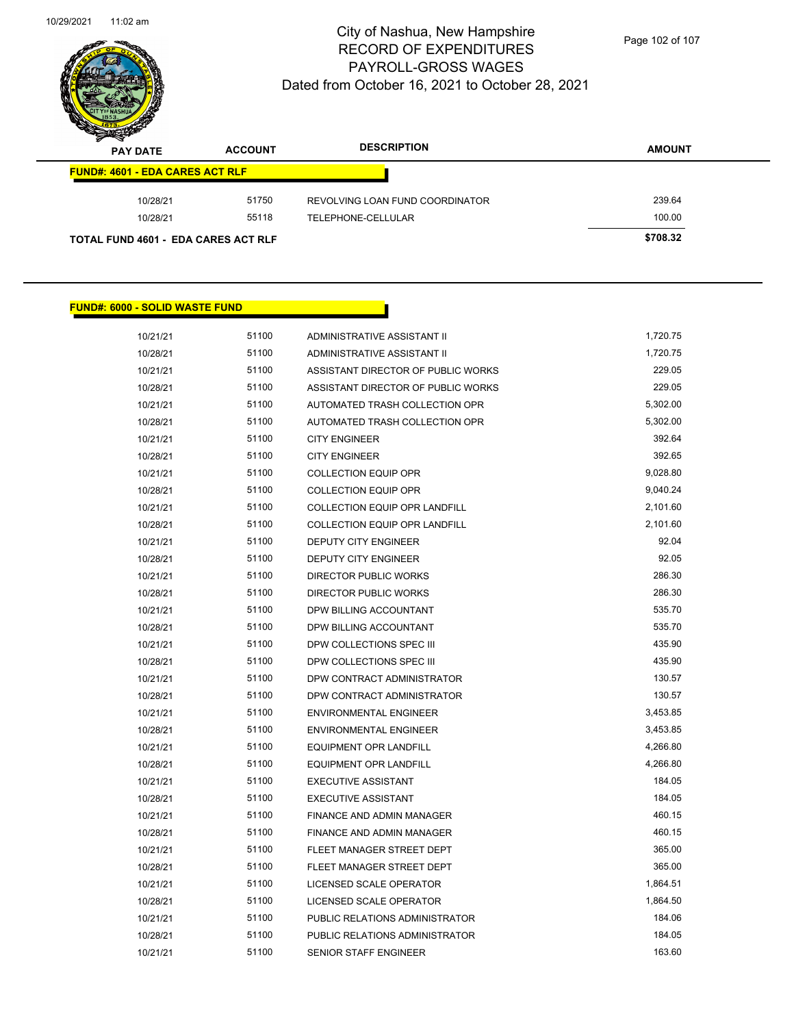# City of Nashua, New Hampshire
## RECORD OF EXPENDITURES
## PAYROLL-GROSS WAGES
## Dated from October 16, 2021 to October 28, 2021

| PAY DATE | ACCOUNT | DESCRIPTION | AMOUNT |
|---|---|---|---|
| **FUND#: 4601 - EDA CARES ACT RLF** | | | |
| 10/28/21 | 51750 | REVOLVING LOAN FUND COORDINATOR | 239.64 |
| 10/28/21 | 55118 | TELEPHONE-CELLULAR | 100.00 |
| **TOTAL FUND 4601 - EDA CARES ACT RLF** | | | **$708.32** |

| PAY DATE | ACCOUNT | DESCRIPTION | AMOUNT |
|---|---|---|---|
| **FUND#: 6000 - SOLID WASTE FUND** | | | |
| 10/21/21 | 51100 | ADMINISTRATIVE ASSISTANT II | 1,720.75 |
| 10/28/21 | 51100 | ADMINISTRATIVE ASSISTANT II | 1,720.75 |
| 10/21/21 | 51100 | ASSISTANT DIRECTOR OF PUBLIC WORKS | 229.05 |
| 10/28/21 | 51100 | ASSISTANT DIRECTOR OF PUBLIC WORKS | 229.05 |
| 10/21/21 | 51100 | AUTOMATED TRASH COLLECTION OPR | 5,302.00 |
| 10/28/21 | 51100 | AUTOMATED TRASH COLLECTION OPR | 5,302.00 |
| 10/21/21 | 51100 | CITY ENGINEER | 392.64 |
| 10/28/21 | 51100 | CITY ENGINEER | 392.65 |
| 10/21/21 | 51100 | COLLECTION EQUIP OPR | 9,028.80 |
| 10/28/21 | 51100 | COLLECTION EQUIP OPR | 9,040.24 |
| 10/21/21 | 51100 | COLLECTION EQUIP OPR LANDFILL | 2,101.60 |
| 10/28/21 | 51100 | COLLECTION EQUIP OPR LANDFILL | 2,101.60 |
| 10/21/21 | 51100 | DEPUTY CITY ENGINEER | 92.04 |
| 10/28/21 | 51100 | DEPUTY CITY ENGINEER | 92.05 |
| 10/21/21 | 51100 | DIRECTOR PUBLIC WORKS | 286.30 |
| 10/28/21 | 51100 | DIRECTOR PUBLIC WORKS | 286.30 |
| 10/21/21 | 51100 | DPW BILLING ACCOUNTANT | 535.70 |
| 10/28/21 | 51100 | DPW BILLING ACCOUNTANT | 535.70 |
| 10/21/21 | 51100 | DPW COLLECTIONS SPEC III | 435.90 |
| 10/28/21 | 51100 | DPW COLLECTIONS SPEC III | 435.90 |
| 10/21/21 | 51100 | DPW CONTRACT ADMINISTRATOR | 130.57 |
| 10/28/21 | 51100 | DPW CONTRACT ADMINISTRATOR | 130.57 |
| 10/21/21 | 51100 | ENVIRONMENTAL ENGINEER | 3,453.85 |
| 10/28/21 | 51100 | ENVIRONMENTAL ENGINEER | 3,453.85 |
| 10/21/21 | 51100 | EQUIPMENT OPR LANDFILL | 4,266.80 |
| 10/28/21 | 51100 | EQUIPMENT OPR LANDFILL | 4,266.80 |
| 10/21/21 | 51100 | EXECUTIVE ASSISTANT | 184.05 |
| 10/28/21 | 51100 | EXECUTIVE ASSISTANT | 184.05 |
| 10/21/21 | 51100 | FINANCE AND ADMIN MANAGER | 460.15 |
| 10/28/21 | 51100 | FINANCE AND ADMIN MANAGER | 460.15 |
| 10/21/21 | 51100 | FLEET MANAGER STREET DEPT | 365.00 |
| 10/28/21 | 51100 | FLEET MANAGER STREET DEPT | 365.00 |
| 10/21/21 | 51100 | LICENSED SCALE OPERATOR | 1,864.51 |
| 10/28/21 | 51100 | LICENSED SCALE OPERATOR | 1,864.50 |
| 10/21/21 | 51100 | PUBLIC RELATIONS ADMINISTRATOR | 184.06 |
| 10/28/21 | 51100 | PUBLIC RELATIONS ADMINISTRATOR | 184.05 |
| 10/21/21 | 51100 | SENIOR STAFF ENGINEER | 163.60 |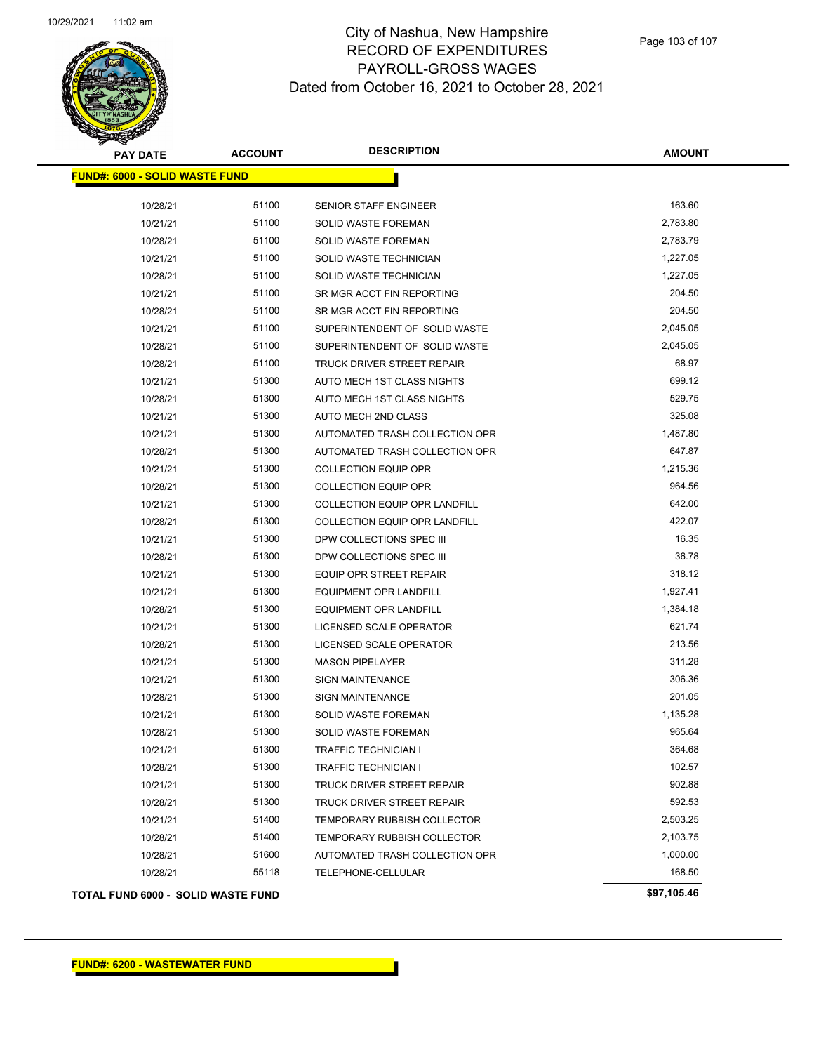# City of Nashua, New Hampshire
## RECORD OF EXPENDITURES
## PAYROLL-GROSS WAGES
### Dated from October 16, 2021 to October 28, 2021

| PAY DATE | ACCOUNT | DESCRIPTION | AMOUNT |
|---|---|---|---|
| **FUND#: 6000 - SOLID WASTE FUND** | | | |
| 10/28/21 | 51100 | SENIOR STAFF ENGINEER | 163.60 |
| 10/21/21 | 51100 | SOLID WASTE FOREMAN | 2,783.80 |
| 10/28/21 | 51100 | SOLID WASTE FOREMAN | 2,783.79 |
| 10/21/21 | 51100 | SOLID WASTE TECHNICIAN | 1,227.05 |
| 10/28/21 | 51100 | SOLID WASTE TECHNICIAN | 1,227.05 |
| 10/21/21 | 51100 | SR MGR ACCT FIN REPORTING | 204.50 |
| 10/28/21 | 51100 | SR MGR ACCT FIN REPORTING | 204.50 |
| 10/21/21 | 51100 | SUPERINTENDENT OF SOLID WASTE | 2,045.05 |
| 10/28/21 | 51100 | SUPERINTENDENT OF SOLID WASTE | 2,045.05 |
| 10/28/21 | 51100 | TRUCK DRIVER STREET REPAIR | 68.97 |
| 10/21/21 | 51300 | AUTO MECH 1ST CLASS NIGHTS | 699.12 |
| 10/28/21 | 51300 | AUTO MECH 1ST CLASS NIGHTS | 529.75 |
| 10/21/21 | 51300 | AUTO MECH 2ND CLASS | 325.08 |
| 10/21/21 | 51300 | AUTOMATED TRASH COLLECTION OPR | 1,487.80 |
| 10/28/21 | 51300 | AUTOMATED TRASH COLLECTION OPR | 647.87 |
| 10/21/21 | 51300 | COLLECTION EQUIP OPR | 1,215.36 |
| 10/28/21 | 51300 | COLLECTION EQUIP OPR | 964.56 |
| 10/21/21 | 51300 | COLLECTION EQUIP OPR LANDFILL | 642.00 |
| 10/28/21 | 51300 | COLLECTION EQUIP OPR LANDFILL | 422.07 |
| 10/21/21 | 51300 | DPW COLLECTIONS SPEC III | 16.35 |
| 10/28/21 | 51300 | DPW COLLECTIONS SPEC III | 36.78 |
| 10/21/21 | 51300 | EQUIP OPR STREET REPAIR | 318.12 |
| 10/21/21 | 51300 | EQUIPMENT OPR LANDFILL | 1,927.41 |
| 10/28/21 | 51300 | EQUIPMENT OPR LANDFILL | 1,384.18 |
| 10/21/21 | 51300 | LICENSED SCALE OPERATOR | 621.74 |
| 10/28/21 | 51300 | LICENSED SCALE OPERATOR | 213.56 |
| 10/21/21 | 51300 | MASON PIPELAYER | 311.28 |
| 10/21/21 | 51300 | SIGN MAINTENANCE | 306.36 |
| 10/28/21 | 51300 | SIGN MAINTENANCE | 201.05 |
| 10/21/21 | 51300 | SOLID WASTE FOREMAN | 1,135.28 |
| 10/28/21 | 51300 | SOLID WASTE FOREMAN | 965.64 |
| 10/21/21 | 51300 | TRAFFIC TECHNICIAN I | 364.68 |
| 10/28/21 | 51300 | TRAFFIC TECHNICIAN I | 102.57 |
| 10/21/21 | 51300 | TRUCK DRIVER STREET REPAIR | 902.88 |
| 10/28/21 | 51300 | TRUCK DRIVER STREET REPAIR | 592.53 |
| 10/21/21 | 51400 | TEMPORARY RUBBISH COLLECTOR | 2,503.25 |
| 10/28/21 | 51400 | TEMPORARY RUBBISH COLLECTOR | 2,103.75 |
| 10/28/21 | 51600 | AUTOMATED TRASH COLLECTION OPR | 1,000.00 |
| 10/28/21 | 55118 | TELEPHONE-CELLULAR | 168.50 |
| **TOTAL FUND 6000 - SOLID WASTE FUND** | | | **$97,105.46** |

**FUND#: 6200 - WASTEWATER FUND**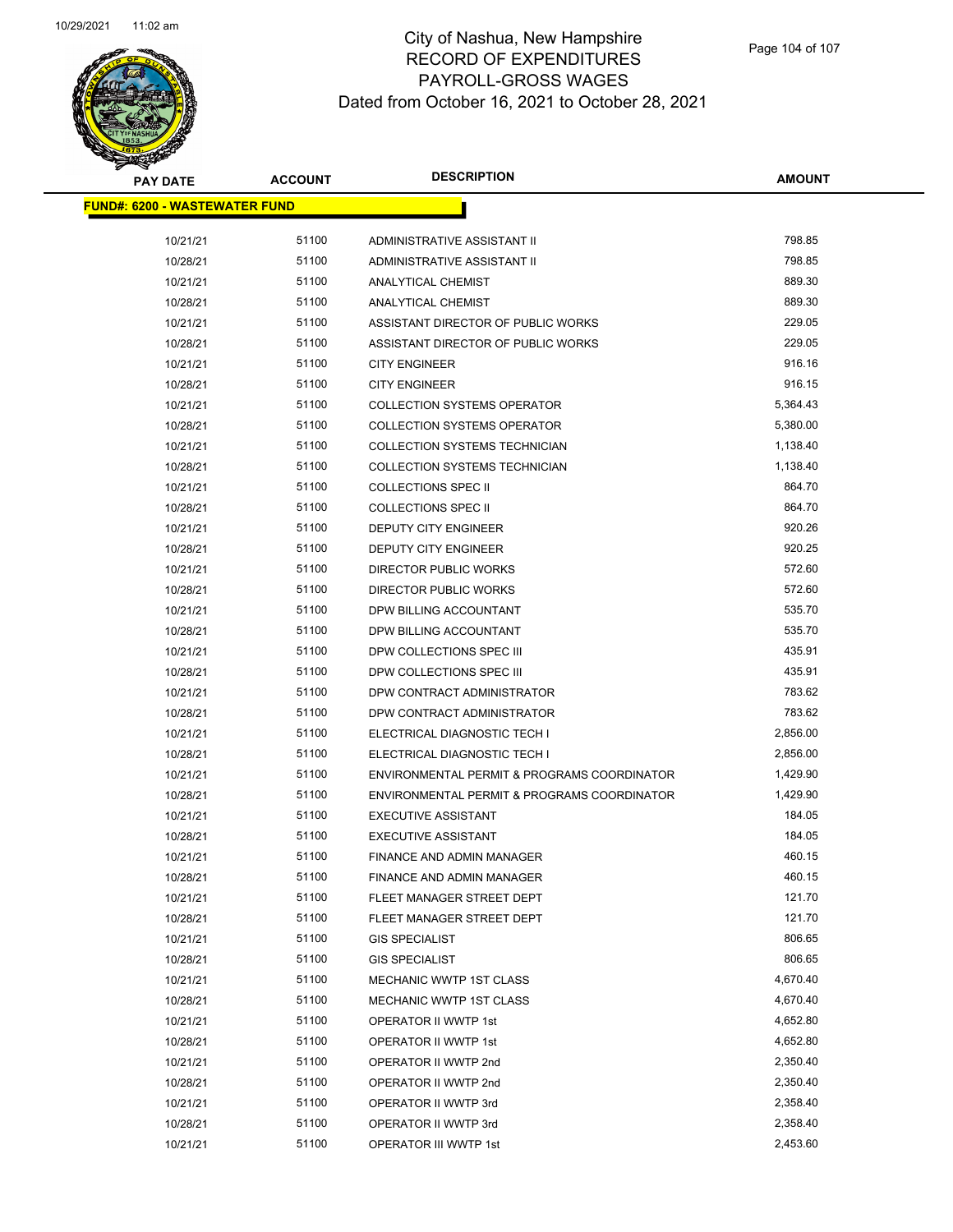# City of Nashua, New Hampshire
## RECORD OF EXPENDITURES
## PAYROLL-GROSS WAGES
### Dated from October 16, 2021 to October 28, 2021

| PAY DATE | ACCOUNT | DESCRIPTION | AMOUNT |
|---|---|---|---|
| **FUND#: 6200 - WASTEWATER FUND** | | | |
| 10/21/21 | 51100 | ADMINISTRATIVE ASSISTANT II | 798.85 |
| 10/28/21 | 51100 | ADMINISTRATIVE ASSISTANT II | 798.85 |
| 10/21/21 | 51100 | ANALYTICAL CHEMIST | 889.30 |
| 10/28/21 | 51100 | ANALYTICAL CHEMIST | 889.30 |
| 10/21/21 | 51100 | ASSISTANT DIRECTOR OF PUBLIC WORKS | 229.05 |
| 10/28/21 | 51100 | ASSISTANT DIRECTOR OF PUBLIC WORKS | 229.05 |
| 10/21/21 | 51100 | CITY ENGINEER | 916.16 |
| 10/28/21 | 51100 | CITY ENGINEER | 916.15 |
| 10/21/21 | 51100 | COLLECTION SYSTEMS OPERATOR | 5,364.43 |
| 10/28/21 | 51100 | COLLECTION SYSTEMS OPERATOR | 5,380.00 |
| 10/21/21 | 51100 | COLLECTION SYSTEMS TECHNICIAN | 1,138.40 |
| 10/28/21 | 51100 | COLLECTION SYSTEMS TECHNICIAN | 1,138.40 |
| 10/21/21 | 51100 | COLLECTIONS SPEC II | 864.70 |
| 10/28/21 | 51100 | COLLECTIONS SPEC II | 864.70 |
| 10/21/21 | 51100 | DEPUTY CITY ENGINEER | 920.26 |
| 10/28/21 | 51100 | DEPUTY CITY ENGINEER | 920.25 |
| 10/21/21 | 51100 | DIRECTOR PUBLIC WORKS | 572.60 |
| 10/28/21 | 51100 | DIRECTOR PUBLIC WORKS | 572.60 |
| 10/21/21 | 51100 | DPW BILLING ACCOUNTANT | 535.70 |
| 10/28/21 | 51100 | DPW BILLING ACCOUNTANT | 535.70 |
| 10/21/21 | 51100 | DPW COLLECTIONS SPEC III | 435.91 |
| 10/28/21 | 51100 | DPW COLLECTIONS SPEC III | 435.91 |
| 10/21/21 | 51100 | DPW CONTRACT ADMINISTRATOR | 783.62 |
| 10/28/21 | 51100 | DPW CONTRACT ADMINISTRATOR | 783.62 |
| 10/21/21 | 51100 | ELECTRICAL DIAGNOSTIC TECH I | 2,856.00 |
| 10/28/21 | 51100 | ELECTRICAL DIAGNOSTIC TECH I | 2,856.00 |
| 10/21/21 | 51100 | ENVIRONMENTAL PERMIT & PROGRAMS COORDINATOR | 1,429.90 |
| 10/28/21 | 51100 | ENVIRONMENTAL PERMIT & PROGRAMS COORDINATOR | 1,429.90 |
| 10/21/21 | 51100 | EXECUTIVE ASSISTANT | 184.05 |
| 10/28/21 | 51100 | EXECUTIVE ASSISTANT | 184.05 |
| 10/21/21 | 51100 | FINANCE AND ADMIN MANAGER | 460.15 |
| 10/28/21 | 51100 | FINANCE AND ADMIN MANAGER | 460.15 |
| 10/21/21 | 51100 | FLEET MANAGER STREET DEPT | 121.70 |
| 10/28/21 | 51100 | FLEET MANAGER STREET DEPT | 121.70 |
| 10/21/21 | 51100 | GIS SPECIALIST | 806.65 |
| 10/28/21 | 51100 | GIS SPECIALIST | 806.65 |
| 10/21/21 | 51100 | MECHANIC WWTP 1ST CLASS | 4,670.40 |
| 10/28/21 | 51100 | MECHANIC WWTP 1ST CLASS | 4,670.40 |
| 10/21/21 | 51100 | OPERATOR II WWTP 1st | 4,652.80 |
| 10/28/21 | 51100 | OPERATOR II WWTP 1st | 4,652.80 |
| 10/21/21 | 51100 | OPERATOR II WWTP 2nd | 2,350.40 |
| 10/28/21 | 51100 | OPERATOR II WWTP 2nd | 2,350.40 |
| 10/21/21 | 51100 | OPERATOR II WWTP 3rd | 2,358.40 |
| 10/28/21 | 51100 | OPERATOR II WWTP 3rd | 2,358.40 |
| 10/21/21 | 51100 | OPERATOR III WWTP 1st | 2,453.60 |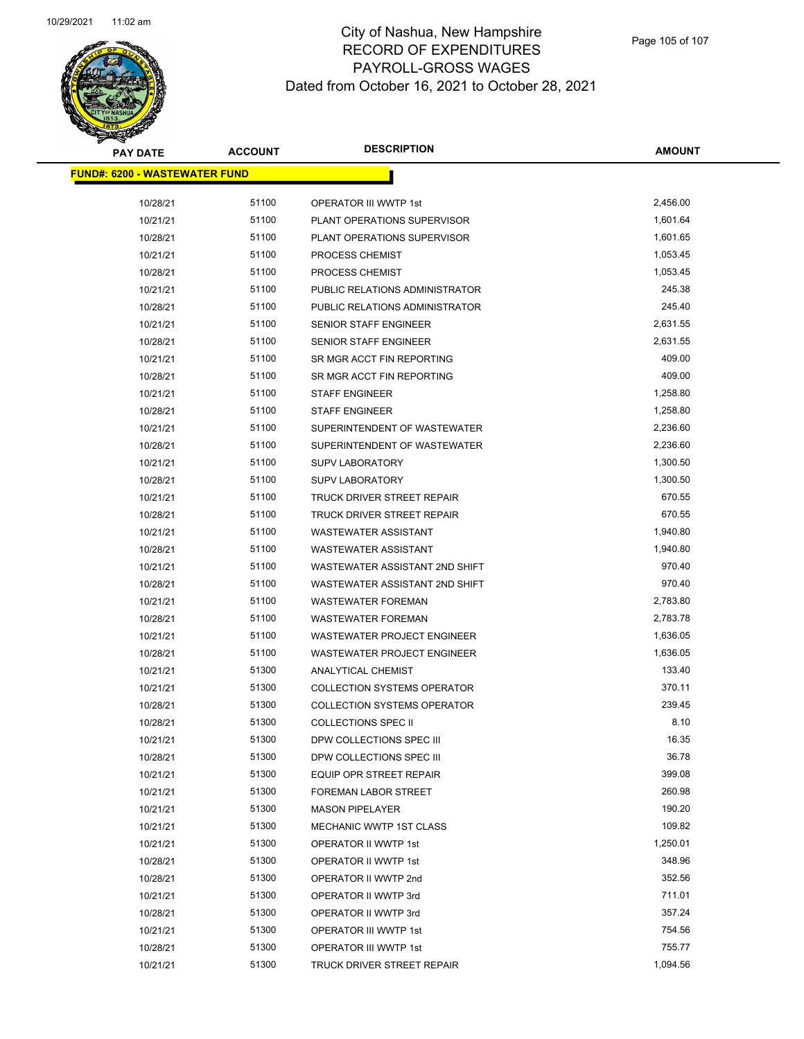# City of Nashua, New Hampshire
## RECORD OF EXPENDITURES
## PAYROLL-GROSS WAGES
## Dated from October 16, 2021 to October 28, 2021

| PAY DATE | ACCOUNT | DESCRIPTION | AMOUNT |
|---|---|---|---|
| **FUND#: 6200 - WASTEWATER FUND** | | | |
| 10/28/21 | 51100 | OPERATOR III WWTP 1st | 2,456.00 |
| 10/21/21 | 51100 | PLANT OPERATIONS SUPERVISOR | 1,601.64 |
| 10/28/21 | 51100 | PLANT OPERATIONS SUPERVISOR | 1,601.65 |
| 10/21/21 | 51100 | PROCESS CHEMIST | 1,053.45 |
| 10/28/21 | 51100 | PROCESS CHEMIST | 1,053.45 |
| 10/21/21 | 51100 | PUBLIC RELATIONS ADMINISTRATOR | 245.38 |
| 10/28/21 | 51100 | PUBLIC RELATIONS ADMINISTRATOR | 245.40 |
| 10/21/21 | 51100 | SENIOR STAFF ENGINEER | 2,631.55 |
| 10/28/21 | 51100 | SENIOR STAFF ENGINEER | 2,631.55 |
| 10/21/21 | 51100 | SR MGR ACCT FIN REPORTING | 409.00 |
| 10/28/21 | 51100 | SR MGR ACCT FIN REPORTING | 409.00 |
| 10/21/21 | 51100 | STAFF ENGINEER | 1,258.80 |
| 10/28/21 | 51100 | STAFF ENGINEER | 1,258.80 |
| 10/21/21 | 51100 | SUPERINTENDENT OF WASTEWATER | 2,236.60 |
| 10/28/21 | 51100 | SUPERINTENDENT OF WASTEWATER | 2,236.60 |
| 10/21/21 | 51100 | SUPV LABORATORY | 1,300.50 |
| 10/28/21 | 51100 | SUPV LABORATORY | 1,300.50 |
| 10/21/21 | 51100 | TRUCK DRIVER STREET REPAIR | 670.55 |
| 10/28/21 | 51100 | TRUCK DRIVER STREET REPAIR | 670.55 |
| 10/21/21 | 51100 | WASTEWATER ASSISTANT | 1,940.80 |
| 10/28/21 | 51100 | WASTEWATER ASSISTANT | 1,940.80 |
| 10/21/21 | 51100 | WASTEWATER ASSISTANT 2ND SHIFT | 970.40 |
| 10/28/21 | 51100 | WASTEWATER ASSISTANT 2ND SHIFT | 970.40 |
| 10/21/21 | 51100 | WASTEWATER FOREMAN | 2,783.80 |
| 10/28/21 | 51100 | WASTEWATER FOREMAN | 2,783.78 |
| 10/21/21 | 51100 | WASTEWATER PROJECT ENGINEER | 1,636.05 |
| 10/28/21 | 51100 | WASTEWATER PROJECT ENGINEER | 1,636.05 |
| 10/21/21 | 51300 | ANALYTICAL CHEMIST | 133.40 |
| 10/21/21 | 51300 | COLLECTION SYSTEMS OPERATOR | 370.11 |
| 10/28/21 | 51300 | COLLECTION SYSTEMS OPERATOR | 239.45 |
| 10/28/21 | 51300 | COLLECTIONS SPEC II | 8.10 |
| 10/21/21 | 51300 | DPW COLLECTIONS SPEC III | 16.35 |
| 10/28/21 | 51300 | DPW COLLECTIONS SPEC III | 36.78 |
| 10/21/21 | 51300 | EQUIP OPR STREET REPAIR | 399.08 |
| 10/21/21 | 51300 | FOREMAN LABOR STREET | 260.98 |
| 10/21/21 | 51300 | MASON PIPELAYER | 190.20 |
| 10/21/21 | 51300 | MECHANIC WWTP 1ST CLASS | 109.82 |
| 10/21/21 | 51300 | OPERATOR II WWTP 1st | 1,250.01 |
| 10/28/21 | 51300 | OPERATOR II WWTP 1st | 348.96 |
| 10/28/21 | 51300 | OPERATOR II WWTP 2nd | 352.56 |
| 10/21/21 | 51300 | OPERATOR II WWTP 3rd | 711.01 |
| 10/28/21 | 51300 | OPERATOR II WWTP 3rd | 357.24 |
| 10/21/21 | 51300 | OPERATOR III WWTP 1st | 754.56 |
| 10/28/21 | 51300 | OPERATOR III WWTP 1st | 755.77 |
| 10/21/21 | 51300 | TRUCK DRIVER STREET REPAIR | 1,094.56 |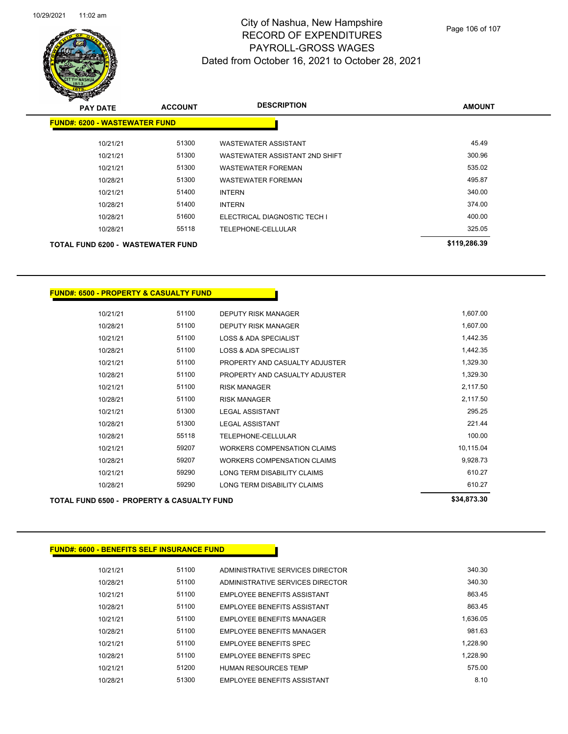# City of Nashua, New Hampshire
## RECORD OF EXPENDITURES
## PAYROLL-GROSS WAGES
### Dated from October 16, 2021 to October 28, 2021

**FUND#: 6200 - WASTEWATER FUND**

| PAY DATE | ACCOUNT | DESCRIPTION | AMOUNT |
|---|---|---|---|
| 10/21/21 | 51300 | WASTEWATER ASSISTANT | 45.49 |
| 10/21/21 | 51300 | WASTEWATER ASSISTANT 2ND SHIFT | 300.96 |
| 10/21/21 | 51300 | WASTEWATER FOREMAN | 535.02 |
| 10/28/21 | 51300 | WASTEWATER FOREMAN | 495.87 |
| 10/21/21 | 51400 | INTERN | 340.00 |
| 10/28/21 | 51400 | INTERN | 374.00 |
| 10/28/21 | 51600 | ELECTRICAL DIAGNOSTIC TECH I | 400.00 |
| 10/28/21 | 55118 | TELEPHONE-CELLULAR | 325.05 |
| **TOTAL FUND 6200 - WASTEWATER FUND** | | | **$119,286.39** |

**FUND#: 6500 - PROPERTY & CASUALTY FUND**

| PAY DATE | ACCOUNT | DESCRIPTION | AMOUNT |
|---|---|---|---|
| 10/21/21 | 51100 | DEPUTY RISK MANAGER | 1,607.00 |
| 10/28/21 | 51100 | DEPUTY RISK MANAGER | 1,607.00 |
| 10/21/21 | 51100 | LOSS & ADA SPECIALIST | 1,442.35 |
| 10/28/21 | 51100 | LOSS & ADA SPECIALIST | 1,442.35 |
| 10/21/21 | 51100 | PROPERTY AND CASUALTY ADJUSTER | 1,329.30 |
| 10/28/21 | 51100 | PROPERTY AND CASUALTY ADJUSTER | 1,329.30 |
| 10/21/21 | 51100 | RISK MANAGER | 2,117.50 |
| 10/28/21 | 51100 | RISK MANAGER | 2,117.50 |
| 10/21/21 | 51300 | LEGAL ASSISTANT | 295.25 |
| 10/28/21 | 51300 | LEGAL ASSISTANT | 221.44 |
| 10/28/21 | 55118 | TELEPHONE-CELLULAR | 100.00 |
| 10/21/21 | 59207 | WORKERS COMPENSATION CLAIMS | 10,115.04 |
| 10/28/21 | 59207 | WORKERS COMPENSATION CLAIMS | 9,928.73 |
| 10/21/21 | 59290 | LONG TERM DISABILITY CLAIMS | 610.27 |
| 10/28/21 | 59290 | LONG TERM DISABILITY CLAIMS | 610.27 |
| **TOTAL FUND 6500 - PROPERTY & CASUALTY FUND** | | | **$34,873.30** |

**FUND#: 6600 - BENEFITS SELF INSURANCE FUND**

| PAY DATE | ACCOUNT | DESCRIPTION | AMOUNT |
|---|---|---|---|
| 10/21/21 | 51100 | ADMINISTRATIVE SERVICES DIRECTOR | 340.30 |
| 10/28/21 | 51100 | ADMINISTRATIVE SERVICES DIRECTOR | 340.30 |
| 10/21/21 | 51100 | EMPLOYEE BENEFITS ASSISTANT | 863.45 |
| 10/28/21 | 51100 | EMPLOYEE BENEFITS ASSISTANT | 863.45 |
| 10/21/21 | 51100 | EMPLOYEE BENEFITS MANAGER | 1,636.05 |
| 10/28/21 | 51100 | EMPLOYEE BENEFITS MANAGER | 981.63 |
| 10/21/21 | 51100 | EMPLOYEE BENEFITS SPEC | 1,228.90 |
| 10/28/21 | 51100 | EMPLOYEE BENEFITS SPEC | 1,228.90 |
| 10/21/21 | 51200 | HUMAN RESOURCES TEMP | 575.00 |
| 10/28/21 | 51300 | EMPLOYEE BENEFITS ASSISTANT | 8.10 |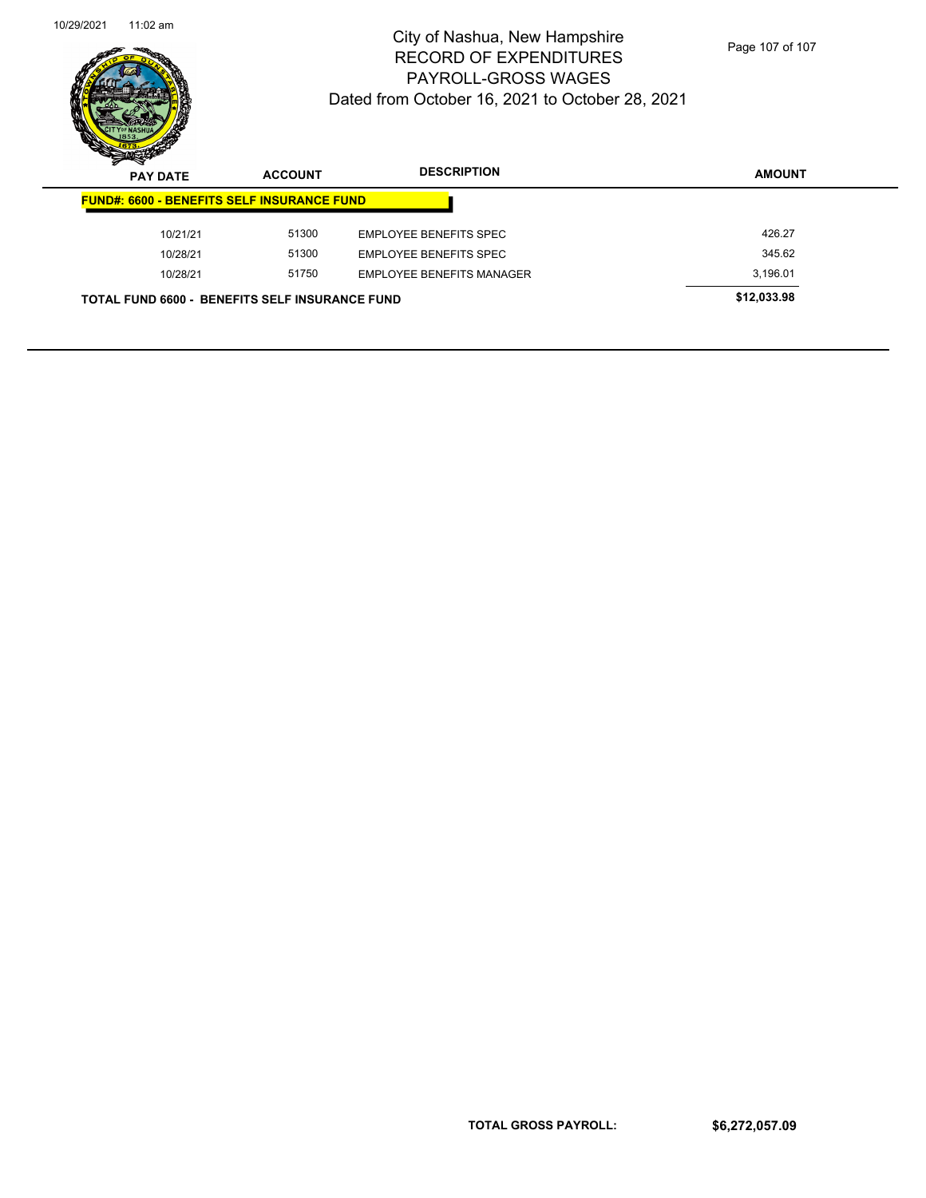# City of Nashua, New Hampshire
## RECORD OF EXPENDITURES
## PAYROLL-GROSS WAGES
### Dated from October 16, 2021 to October 28, 2021

| PAY DATE | ACCOUNT | DESCRIPTION | AMOUNT |
|---|---|---|---|
| **FUND#: 6600 - BENEFITS SELF INSURANCE FUND** | | | |
| 10/21/21 | 51300 | EMPLOYEE BENEFITS SPEC | 426.27 |
| 10/28/21 | 51300 | EMPLOYEE BENEFITS SPEC | 345.62 |
| 10/28/21 | 51750 | EMPLOYEE BENEFITS MANAGER | 3,196.01 |
| **TOTAL FUND 6600 - BENEFITS SELF INSURANCE FUND** | | | **$12,033.98** |

**TOTAL GROSS PAYROLL: $6,272,057.09**